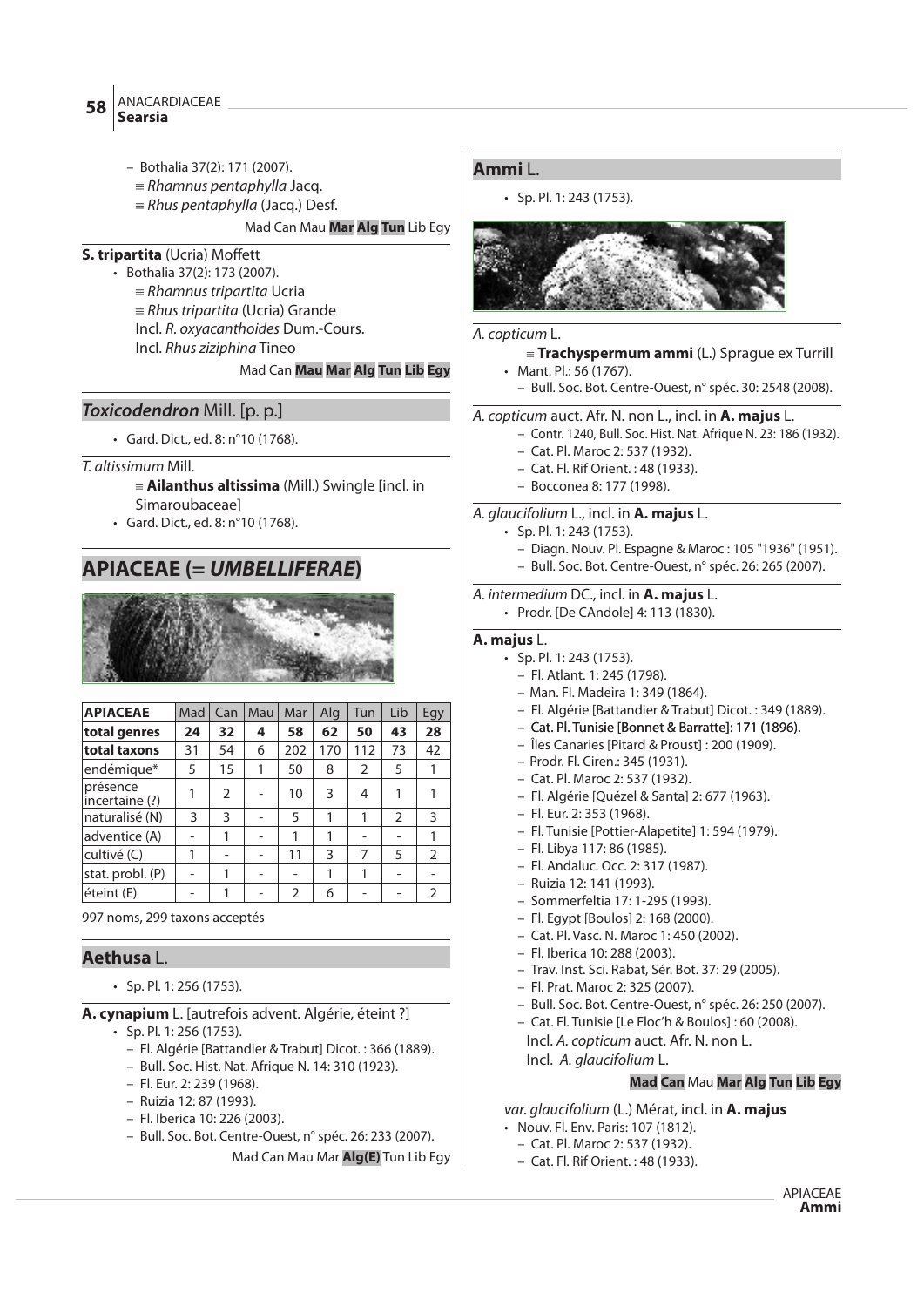– Bothalia 37(2): 171 (2007).

≡ *Rhamnus pentaphylla* Jacq.

≡ *Rhus pentaphylla* (Jacq.) Desf.

Mad Can Mau **Mar** **Alg** **Tun** Lib Egy

**S. tripartita** (Ucria) Moffett

- Bothalia 37(2): 173 (2007).

≡ *Rhamnus tripartita* Ucria

≡ *Rhus tripartita* (Ucria) Grande

Incl. *R. oxyacanthoides* Dum.-Cours.

Incl. *Rhus ziziphina* Tineo

Mad Can **Mau** **Mar** **Alg** **Tun** **Lib** **Egy**

## *Toxicodendron* Mill. [p. p.]

- Gard. Dict., ed. 8: n°10 (1768).

*T. altissimum* Mill.

≡ **Ailanthus altissima** (Mill.) Swingle [incl. in Simaroubaceae]

- Gard. Dict., ed. 8: n°10 (1768).

# APIACEAE (= *UMBELLIFERAE*)

| APIACEAE | Mad | Can | Mau | Mar | Alg | Tun | Lib | Egy |
|---|---|---|---|---|---|---|---|---|
| **total genres** | **24** | **32** | **4** | **58** | **62** | **50** | **43** | **28** |
| **total taxons** | 31 | 54 | 6 | 202 | 170 | 112 | 73 | 42 |
| endémique* | 5 | 15 | 1 | 50 | 8 | 2 | 5 | 1 |
| présence incertaine (?) | 1 | 2 | - | 10 | 3 | 4 | 1 | 1 |
| naturalisé (N) | 3 | 3 | - | 5 | 1 | 1 | 2 | 3 |
| adventice (A) | - | 1 | - | 1 | 1 | - | - | 1 |
| cultivé (C) | 1 | - | - | 11 | 3 | 7 | 5 | 2 |
| stat. probl. (P) | - | 1 | - | - | 1 | 1 | - | - |
| éteint (E) | - | 1 | - | 2 | 6 | - | - | 2 |

997 noms, 299 taxons acceptés

## Aethusa L.

- Sp. Pl. 1: 256 (1753).

**A. cynapium** L. [autrefois advent. Algérie, éteint ?]

- Sp. Pl. 1: 256 (1753).
  - Fl. Algérie [Battandier & Trabut] Dicot. : 366 (1889).
  - Bull. Soc. Hist. Nat. Afrique N. 14: 310 (1923).
  - Fl. Eur. 2: 239 (1968).
  - Ruizia 12: 87 (1993).
  - Fl. Iberica 10: 226 (2003).
  - Bull. Soc. Bot. Centre-Ouest, n° spéc. 26: 233 (2007).

Mad Can Mau Mar **Alg(E)** Tun Lib Egy

## Ammi L.

- Sp. Pl. 1: 243 (1753).

*A. copticum* L.

≡ **Trachyspermum ammi** (L.) Sprague ex Turrill

- Mant. Pl.: 56 (1767).
  - Bull. Soc. Bot. Centre-Ouest, n° spéc. 30: 2548 (2008).

*A. copticum* auct. Afr. N. non L., incl. in **A. majus** L.

- Contr. 1240, Bull. Soc. Hist. Nat. Afrique N. 23: 186 (1932).
- Cat. Pl. Maroc 2: 537 (1932).
- Cat. Fl. Rif Orient. : 48 (1933).
- Bocconea 8: 177 (1998).

*A. glaucifolium* L., incl. in **A. majus** L.

- Sp. Pl. 1: 243 (1753).
  - Diagn. Nouv. Pl. Espagne & Maroc : 105 "1936" (1951).
  - Bull. Soc. Bot. Centre-Ouest, n° spéc. 26: 265 (2007).

*A. intermedium* DC., incl. in **A. majus** L.

- Prodr. [De CAndole] 4: 113 (1830).

**A. majus** L.

- Sp. Pl. 1: 243 (1753).
  - Fl. Atlant. 1: 245 (1798).
  - Man. Fl. Madeira 1: 349 (1864).
  - Fl. Algérie [Battandier & Trabut] Dicot. : 349 (1889).
  - Cat. Pl. Tunisie [Bonnet & Barratte]: 171 (1896).
  - Îles Canaries [Pitard & Proust] : 200 (1909).
  - Prodr. Fl. Ciren.: 345 (1931).
  - Cat. Pl. Maroc 2: 537 (1932).
  - Fl. Algérie [Quézel & Santa] 2: 677 (1963).
  - Fl. Eur. 2: 353 (1968).
  - Fl. Tunisie [Pottier-Alapetite] 1: 594 (1979).
  - Fl. Libya 117: 86 (1985).
  - Fl. Andaluc. Occ. 2: 317 (1987).
  - Ruizia 12: 141 (1993).
  - Sommerfeltia 17: 1-295 (1993).
  - Fl. Egypt [Boulos] 2: 168 (2000).
  - Cat. Pl. Vasc. N. Maroc 1: 450 (2002).
  - Fl. Iberica 10: 288 (2003).
  - Trav. Inst. Sci. Rabat, Sér. Bot. 37: 29 (2005).
  - Fl. Prat. Maroc 2: 325 (2007).
  - Bull. Soc. Bot. Centre-Ouest, n° spéc. 26: 250 (2007).
  - Cat. Fl. Tunisie [Le Floc'h & Boulos] : 60 (2008).

Incl. *A. copticum* auct. Afr. N. non L.

Incl. *A. glaucifolium* L.

**Mad** **Can** Mau **Mar** **Alg** **Tun** **Lib** **Egy**

*var. glaucifolium* (L.) Mérat, incl. in **A. majus**

- Nouv. Fl. Env. Paris: 107 (1812).
  - Cat. Pl. Maroc 2: 537 (1932).
  - Cat. Fl. Rif Orient. : 48 (1933).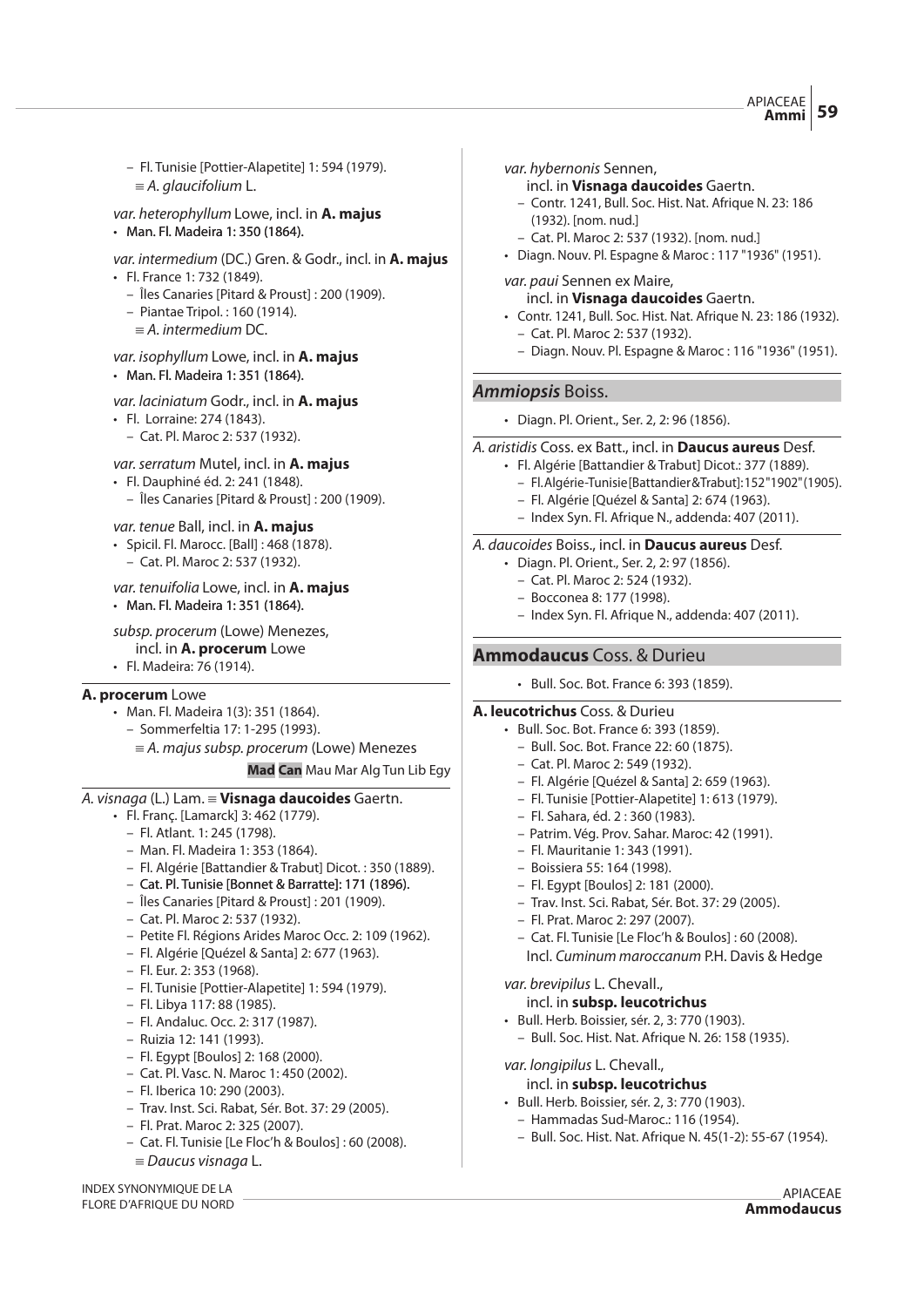– Fl. Tunisie [Pottier-Alapetite] 1: 594 (1979).
≡ *A. glaucifolium* L.

*var. heterophyllum* Lowe, incl. in **A. majus**
- Man. Fl. Madeira 1: 350 (1864).

*var. intermedium* (DC.) Gren. & Godr., incl. in **A. majus**
- Fl. France 1: 732 (1849).
  – Îles Canaries [Pitard & Proust] : 200 (1909).
  – Piantae Tripol. : 160 (1914).
  ≡ *A. intermedium* DC.

*var. isophyllum* Lowe, incl. in **A. majus**
- Man. Fl. Madeira 1: 351 (1864).

*var. laciniatum* Godr., incl. in **A. majus**
- Fl. Lorraine: 274 (1843).
  – Cat. Pl. Maroc 2: 537 (1932).

*var. serratum* Mutel, incl. in **A. majus**
- Fl. Dauphiné éd. 2: 241 (1848).
  – Îles Canaries [Pitard & Proust] : 200 (1909).

*var. tenue* Ball, incl. in **A. majus**
- Spicil. Fl. Marocc. [Ball] : 468 (1878).
  – Cat. Pl. Maroc 2: 537 (1932).

*var. tenuifolia* Lowe, incl. in **A. majus**
- Man. Fl. Madeira 1: 351 (1864).

*subsp. procerum* (Lowe) Menezes,
incl. in **A. procerum** Lowe
- Fl. Madeira: 76 (1914).

**A. procerum** Lowe
- Man. Fl. Madeira 1(3): 351 (1864).
  – Sommerfeltia 17: 1-295 (1993).
  ≡ *A. majus subsp. procerum* (Lowe) Menezes

**Mad** **Can** Mau Mar Alg Tun Lib Egy

*A. visnaga* (L.) Lam. ≡ **Visnaga daucoides** Gaertn.
- Fl. Franç. [Lamarck] 3: 462 (1779).
  – Fl. Atlant. 1: 245 (1798).
  – Man. Fl. Madeira 1: 353 (1864).
  – Fl. Algérie [Battandier & Trabut] Dicot. : 350 (1889).
  – Cat. Pl. Tunisie [Bonnet & Barratte]: 171 (1896).
  – Îles Canaries [Pitard & Proust] : 201 (1909).
  – Cat. Pl. Maroc 2: 537 (1932).
  – Petite Fl. Régions Arides Maroc Occ. 2: 109 (1962).
  – Fl. Algérie [Quézel & Santa] 2: 677 (1963).
  – Fl. Eur. 2: 353 (1968).
  – Fl. Tunisie [Pottier-Alapetite] 1: 594 (1979).
  – Fl. Libya 117: 88 (1985).
  – Fl. Andaluc. Occ. 2: 317 (1987).
  – Ruizia 12: 141 (1993).
  – Fl. Egypt [Boulos] 2: 168 (2000).
  – Cat. Pl. Vasc. N. Maroc 1: 450 (2002).
  – Fl. Iberica 10: 290 (2003).
  – Trav. Inst. Sci. Rabat, Sér. Bot. 37: 29 (2005).
  – Fl. Prat. Maroc 2: 325 (2007).
  – Cat. Fl. Tunisie [Le Floc'h & Boulos] : 60 (2008).
  ≡ *Daucus visnaga* L.

*var. hybernonis* Sennen,
incl. in **Visnaga daucoides** Gaertn.
  – Contr. 1241, Bull. Soc. Hist. Nat. Afrique N. 23: 186 (1932). [nom. nud.]
  – Cat. Pl. Maroc 2: 537 (1932). [nom. nud.]
- Diagn. Nouv. Pl. Espagne & Maroc : 117 "1936" (1951).

*var. paui* Sennen ex Maire,
incl. in **Visnaga daucoides** Gaertn.
- Contr. 1241, Bull. Soc. Hist. Nat. Afrique N. 23: 186 (1932).
  – Cat. Pl. Maroc 2: 537 (1932).
  – Diagn. Nouv. Pl. Espagne & Maroc : 116 "1936" (1951).

## *Ammiopsis* Boiss.

- Diagn. Pl. Orient., Ser. 2, 2: 96 (1856).

*A. aristidis* Coss. ex Batt., incl. in **Daucus aureus** Desf.
- Fl. Algérie [Battandier & Trabut] Dicot.: 377 (1889).
  – Fl. Algérie-Tunisie [Battandier & Trabut]: 152 "1902" (1905).
  – Fl. Algérie [Quézel & Santa] 2: 674 (1963).
  – Index Syn. Fl. Afrique N., addenda: 407 (2011).

*A. daucoides* Boiss., incl. in **Daucus aureus** Desf.
- Diagn. Pl. Orient., Ser. 2, 2: 97 (1856).
  – Cat. Pl. Maroc 2: 524 (1932).
  – Bocconea 8: 177 (1998).
  – Index Syn. Fl. Afrique N., addenda: 407 (2011).

## **Ammodaucus** Coss. & Durieu

- Bull. Soc. Bot. France 6: 393 (1859).

**A. leucotrichus** Coss. & Durieu
- Bull. Soc. Bot. France 6: 393 (1859).
  – Bull. Soc. Bot. France 22: 60 (1875).
  – Cat. Pl. Maroc 2: 549 (1932).
  – Fl. Algérie [Quézel & Santa] 2: 659 (1963).
  – Fl. Tunisie [Pottier-Alapetite] 1: 613 (1979).
  – Fl. Sahara, éd. 2 : 360 (1983).
  – Patrim. Vég. Prov. Sahar. Maroc: 42 (1991).
  – Fl. Mauritanie 1: 343 (1991).
  – Boissiera 55: 164 (1998).
  – Fl. Egypt [Boulos] 2: 181 (2000).
  – Trav. Inst. Sci. Rabat, Sér. Bot. 37: 29 (2005).
  – Fl. Prat. Maroc 2: 297 (2007).
  – Cat. Fl. Tunisie [Le Floc'h & Boulos] : 60 (2008).
  Incl. *Cuminum maroccanum* P.H. Davis & Hedge

*var. brevipilus* L. Chevall.,
incl. in **subsp. leucotrichus**
- Bull. Herb. Boissier, sér. 2, 3: 770 (1903).
  – Bull. Soc. Hist. Nat. Afrique N. 26: 158 (1935).

*var. longipilus* L. Chevall.,
incl. in **subsp. leucotrichus**
- Bull. Herb. Boissier, sér. 2, 3: 770 (1903).
  – Hammadas Sud-Maroc.: 116 (1954).
  – Bull. Soc. Hist. Nat. Afrique N. 45(1-2): 55-67 (1954).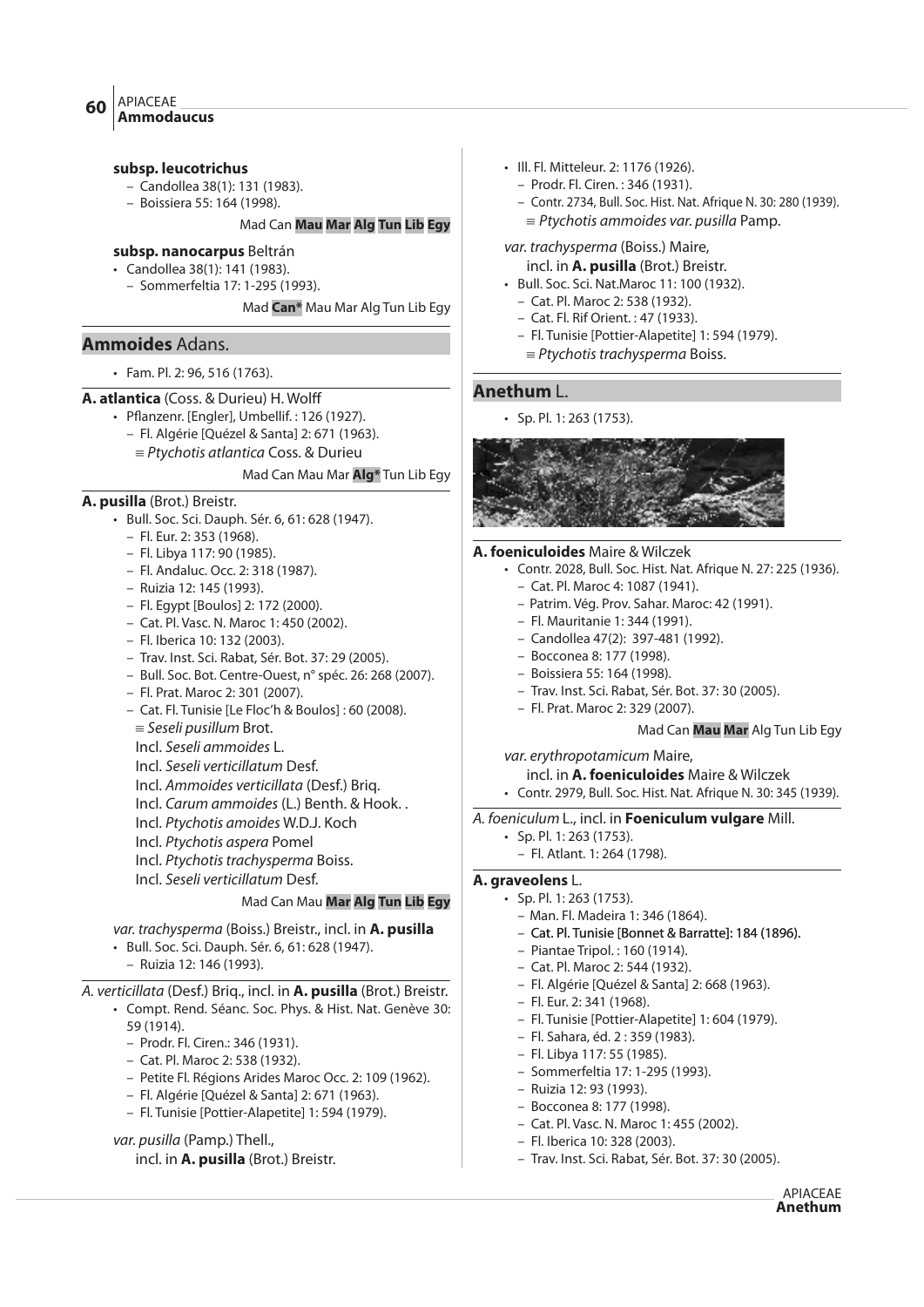**subsp. leucotrichus**

– Candollea 38(1): 131 (1983).
– Boissiera 55: 164 (1998).

Mad Can **Mau** **Mar** **Alg** **Tun** **Lib** **Egy**

**subsp. nanocarpus** Beltrán

- Candollea 38(1): 141 (1983).
  – Sommerfeltia 17: 1-295 (1993).

Mad **Can*** Mau Mar Alg Tun Lib Egy

## **Ammoides** Adans.

- Fam. Pl. 2: 96, 516 (1763).

**A. atlantica** (Coss. & Durieu) H. Wolff

- Pflanzenr. [Engler], Umbellif. : 126 (1927).
  – Fl. Algérie [Quézel & Santa] 2: 671 (1963).
  ≡ *Ptychotis atlantica* Coss. & Durieu

Mad Can Mau Mar **Alg*** Tun Lib Egy

**A. pusilla** (Brot.) Breistr.

- Bull. Soc. Sci. Dauph. Sér. 6, 61: 628 (1947).
  – Fl. Eur. 2: 353 (1968).
  – Fl. Libya 117: 90 (1985).
  – Fl. Andaluc. Occ. 2: 318 (1987).
  – Ruizia 12: 145 (1993).
  – Fl. Egypt [Boulos] 2: 172 (2000).
  – Cat. Pl. Vasc. N. Maroc 1: 450 (2002).
  – Fl. Iberica 10: 132 (2003).
  – Trav. Inst. Sci. Rabat, Sér. Bot. 37: 29 (2005).
  – Bull. Soc. Bot. Centre-Ouest, n° spéc. 26: 268 (2007).
  – Fl. Prat. Maroc 2: 301 (2007).
  – Cat. Fl. Tunisie [Le Floc'h & Boulos] : 60 (2008).
  ≡ *Seseli pusillum* Brot.
  Incl. *Seseli ammoides* L.
  Incl. *Seseli verticillatum* Desf.
  Incl. *Ammoides verticillata* (Desf.) Briq.
  Incl. *Carum ammoides* (L.) Benth. & Hook. .
  Incl. *Ptychotis amoides* W.D.J. Koch
  Incl. *Ptychotis aspera* Pomel
  Incl. *Ptychotis trachysperma* Boiss.
  Incl. *Seseli verticillatum* Desf.

Mad Can Mau **Mar** **Alg** **Tun** **Lib** **Egy**

*var. trachysperma* (Boiss.) Breistr., incl. in **A. pusilla**

- Bull. Soc. Sci. Dauph. Sér. 6, 61: 628 (1947).
  – Ruizia 12: 146 (1993).

*A. verticillata* (Desf.) Briq., incl. in **A. pusilla** (Brot.) Breistr.

- Compt. Rend. Séanc. Soc. Phys. & Hist. Nat. Genève 30: 59 (1914).
  – Prodr. Fl. Ciren.: 346 (1931).
  – Cat. Pl. Maroc 2: 538 (1932).
  – Petite Fl. Régions Arides Maroc Occ. 2: 109 (1962).
  – Fl. Algérie [Quézel & Santa] 2: 671 (1963).
  – Fl. Tunisie [Pottier-Alapetite] 1: 594 (1979).

*var. pusilla* (Pamp.) Thell.,
incl. in **A. pusilla** (Brot.) Breistr.

- Ill. Fl. Mitteleur. 2: 1176 (1926).
  – Prodr. Fl. Ciren. : 346 (1931).
  – Contr. 2734, Bull. Soc. Hist. Nat. Afrique N. 30: 280 (1939).
  ≡ *Ptychotis ammoides var. pusilla* Pamp.

*var. trachysperma* (Boiss.) Maire,
incl. in **A. pusilla** (Brot.) Breistr.

- Bull. Soc. Sci. Nat.Maroc 11: 100 (1932).
  – Cat. Pl. Maroc 2: 538 (1932).
  – Cat. Fl. Rif Orient. : 47 (1933).
  – Fl. Tunisie [Pottier-Alapetite] 1: 594 (1979).
  ≡ *Ptychotis trachysperma* Boiss.

## **Anethum** L.

- Sp. Pl. 1: 263 (1753).

**A. foeniculoides** Maire & Wilczek

- Contr. 2028, Bull. Soc. Hist. Nat. Afrique N. 27: 225 (1936).
  – Cat. Pl. Maroc 4: 1087 (1941).
  – Patrim. Vég. Prov. Sahar. Maroc: 42 (1991).
  – Fl. Mauritanie 1: 344 (1991).
  – Candollea 47(2): 397-481 (1992).
  – Bocconea 8: 177 (1998).
  – Boissiera 55: 164 (1998).
  – Trav. Inst. Sci. Rabat, Sér. Bot. 37: 30 (2005).
  – Fl. Prat. Maroc 2: 329 (2007).

Mad Can **Mau** **Mar** Alg Tun Lib Egy

*var. erythropotamicum* Maire,
incl. in **A. foeniculoides** Maire & Wilczek

- Contr. 2979, Bull. Soc. Hist. Nat. Afrique N. 30: 345 (1939).

*A. foeniculum* L., incl. in **Foeniculum vulgare** Mill.

- Sp. Pl. 1: 263 (1753).
  – Fl. Atlant. 1: 264 (1798).

**A. graveolens** L.

- Sp. Pl. 1: 263 (1753).
  – Man. Fl. Madeira 1: 346 (1864).
  – Cat. Pl. Tunisie [Bonnet & Barratte]: 184 (1896).
  – Piantae Tripol. : 160 (1914).
  – Cat. Pl. Maroc 2: 544 (1932).
  – Fl. Algérie [Quézel & Santa] 2: 668 (1963).
  – Fl. Eur. 2: 341 (1968).
  – Fl. Tunisie [Pottier-Alapetite] 1: 604 (1979).
  – Fl. Sahara, éd. 2 : 359 (1983).
  – Fl. Libya 117: 55 (1985).
  – Sommerfeltia 17: 1-295 (1993).
  – Ruizia 12: 93 (1993).
  – Bocconea 8: 177 (1998).
  – Cat. Pl. Vasc. N. Maroc 1: 455 (2002).
  – Fl. Iberica 10: 328 (2003).
  – Trav. Inst. Sci. Rabat, Sér. Bot. 37: 30 (2005).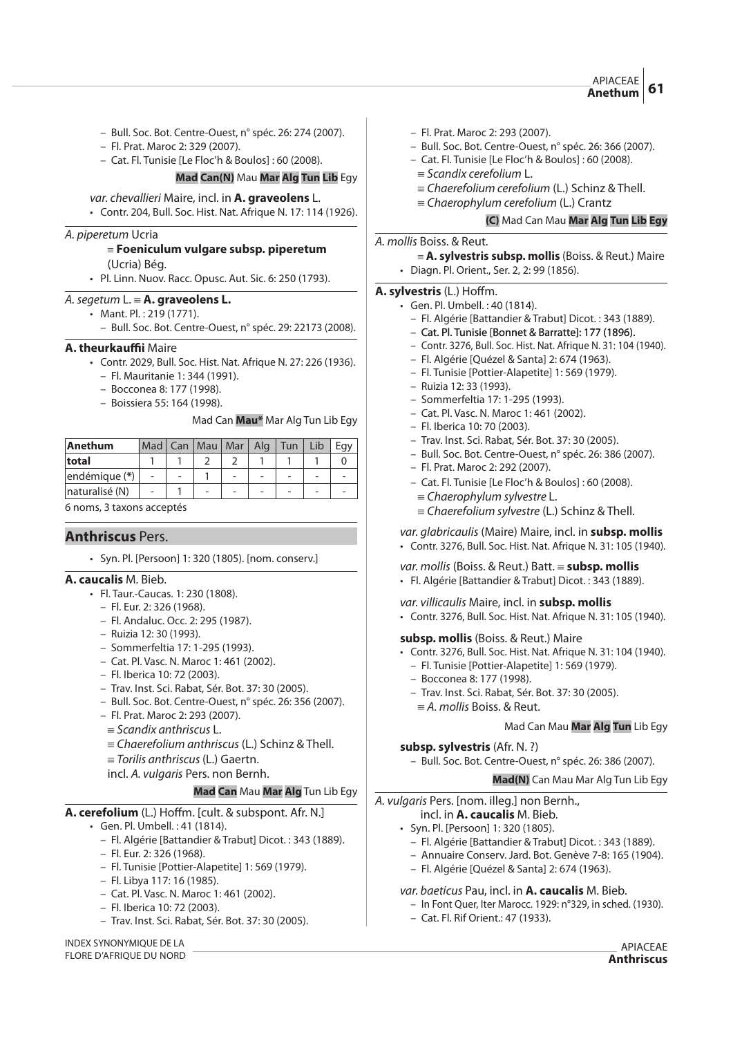– Bull. Soc. Bot. Centre-Ouest, n° spéc. 26: 274 (2007).
– Fl. Prat. Maroc 2: 329 (2007).
– Cat. Fl. Tunisie [Le Floc'h & Boulos] : 60 (2008).

**Mad** **Can(N)** Mau **Mar** **Alg** **Tun** **Lib** Egy

*var. chevallieri* Maire, incl. in **A. graveolens** L.
- Contr. 204, Bull. Soc. Hist. Nat. Afrique N. 17: 114 (1926).

*A. piperetum* Ucria
≡ **Foeniculum vulgare subsp. piperetum** (Ucria) Bég.
- Pl. Linn. Nuov. Racc. Opusc. Aut. Sic. 6: 250 (1793).

*A. segetum* L. ≡ **A. graveolens L.**
- Mant. Pl. : 219 (1771).
  – Bull. Soc. Bot. Centre-Ouest, n° spéc. 29: 22173 (2008).

**A. theurkauffii** Maire
- Contr. 2029, Bull. Soc. Hist. Nat. Afrique N. 27: 226 (1936).
  – Fl. Mauritanie 1: 344 (1991).
  – Bocconea 8: 177 (1998).
  – Boissiera 55: 164 (1998).

Mad Can **Mau*** Mar Alg Tun Lib Egy

| Anethum | Mad | Can | Mau | Mar | Alg | Tun | Lib | Egy |
|---|---|---|---|---|---|---|---|---|
| total | 1 | 1 | 2 | 2 | 1 | 1 | 1 | 0 |
| endémique (*) | - | - | 1 | - | - | - | - | - |
| naturalisé (N) | - | 1 | - | - | - | - | - | - |

6 noms, 3 taxons acceptés

## Anthriscus Pers.

- Syn. Pl. [Persoon] 1: 320 (1805). [nom. conserv.]

**A. caucalis** M. Bieb.
- Fl. Taur.-Caucas. 1: 230 (1808).
  – Fl. Eur. 2: 326 (1968).
  – Fl. Andaluc. Occ. 2: 295 (1987).
  – Ruizia 12: 30 (1993).
  – Sommerfeltia 17: 1-295 (1993).
  – Cat. Pl. Vasc. N. Maroc 1: 461 (2002).
  – Fl. Iberica 10: 72 (2003).
  – Trav. Inst. Sci. Rabat, Sér. Bot. 37: 30 (2005).
  – Bull. Soc. Bot. Centre-Ouest, n° spéc. 26: 356 (2007).
  – Fl. Prat. Maroc 2: 293 (2007).
  ≡ *Scandix anthriscus* L.
  ≡ *Chaerefolium anthriscus* (L.) Schinz & Thell.
  ≡ *Torilis anthriscus* (L.) Gaertn.
  incl. *A. vulgaris* Pers. non Bernh.

**Mad** **Can** Mau **Mar** **Alg** Tun Lib Egy

**A. cerefolium** (L.) Hoffm. [cult. & subspont. Afr. N.]
- Gen. Pl. Umbell. : 41 (1814).
  – Fl. Algérie [Battandier & Trabut] Dicot. : 343 (1889).
  – Fl. Eur. 2: 326 (1968).
  – Fl. Tunisie [Pottier-Alapetite] 1: 569 (1979).
  – Fl. Libya 117: 16 (1985).
  – Cat. Pl. Vasc. N. Maroc 1: 461 (2002).
  – Fl. Iberica 10: 72 (2003).
  – Trav. Inst. Sci. Rabat, Sér. Bot. 37: 30 (2005).
  – Fl. Prat. Maroc 2: 293 (2007).
  – Bull. Soc. Bot. Centre-Ouest, n° spéc. 26: 366 (2007).
  – Cat. Fl. Tunisie [Le Floc'h & Boulos] : 60 (2008).
  ≡ *Scandix cerefolium* L.
  ≡ *Chaerefolium cerefolium* (L.) Schinz & Thell.
  ≡ *Chaerophylum cerefolium* (L.) Crantz

**(C)** Mad Can Mau **Mar** **Alg** **Tun** **Lib** **Egy**

*A. mollis* Boiss. & Reut.
≡ **A. sylvestris subsp. mollis** (Boiss. & Reut.) Maire
- Diagn. Pl. Orient., Ser. 2, 2: 99 (1856).

**A. sylvestris** (L.) Hoffm.
- Gen. Pl. Umbell. : 40 (1814).
  – Fl. Algérie [Battandier & Trabut] Dicot. : 343 (1889).
  – Cat. Pl. Tunisie [Bonnet & Barratte]: 177 (1896).
  – Contr. 3276, Bull. Soc. Hist. Nat. Afrique N. 31: 104 (1940).
  – Fl. Algérie [Quézel & Santa] 2: 674 (1963).
  – Fl. Tunisie [Pottier-Alapetite] 1: 569 (1979).
  – Ruizia 12: 33 (1993).
  – Sommerfeltia 17: 1-295 (1993).
  – Cat. Pl. Vasc. N. Maroc 1: 461 (2002).
  – Fl. Iberica 10: 70 (2003).
  – Trav. Inst. Sci. Rabat, Sér. Bot. 37: 30 (2005).
  – Bull. Soc. Bot. Centre-Ouest, n° spéc. 26: 386 (2007).
  – Fl. Prat. Maroc 2: 292 (2007).
  – Cat. Fl. Tunisie [Le Floc'h & Boulos] : 60 (2008).
  ≡ *Chaerophylum sylvestre* L.
  ≡ *Chaerefolium sylvestre* (L.) Schinz & Thell.

*var. glabricaulis* (Maire) Maire, incl. in **subsp. mollis**
- Contr. 3276, Bull. Soc. Hist. Nat. Afrique N. 31: 105 (1940).

*var. mollis* (Boiss. & Reut.) Batt. ≡ **subsp. mollis**
- Fl. Algérie [Battandier & Trabut] Dicot. : 343 (1889).

*var. villicaulis* Maire, incl. in **subsp. mollis**
- Contr. 3276, Bull. Soc. Hist. Nat. Afrique N. 31: 105 (1940).

**subsp. mollis** (Boiss. & Reut.) Maire
- Contr. 3276, Bull. Soc. Hist. Nat. Afrique N. 31: 104 (1940).
  – Fl. Tunisie [Pottier-Alapetite] 1: 569 (1979).
  – Bocconea 8: 177 (1998).
  – Trav. Inst. Sci. Rabat, Sér. Bot. 37: 30 (2005).
  ≡ *A. mollis* Boiss. & Reut.

Mad Can Mau **Mar** **Alg** **Tun** Lib Egy

**subsp. sylvestris** (Afr. N. ?)
  – Bull. Soc. Bot. Centre-Ouest, n° spéc. 26: 386 (2007).

**Mad(N)** Can Mau Mar Alg Tun Lib Egy

*A. vulgaris* Pers. [nom. illeg.] non Bernh., incl. in **A. caucalis** M. Bieb.
- Syn. Pl. [Persoon] 1: 320 (1805).
  – Fl. Algérie [Battandier & Trabut] Dicot. : 343 (1889).
  – Annuaire Conserv. Jard. Bot. Genève 7-8: 165 (1904).
  – Fl. Algérie [Quézel & Santa] 2: 674 (1963).

*var. baeticus* Pau, incl. in **A. caucalis** M. Bieb.
  – In Font Quer, Iter Marocc. 1929: n°329, in sched. (1930).
  – Cat. Fl. Rif Orient.: 47 (1933).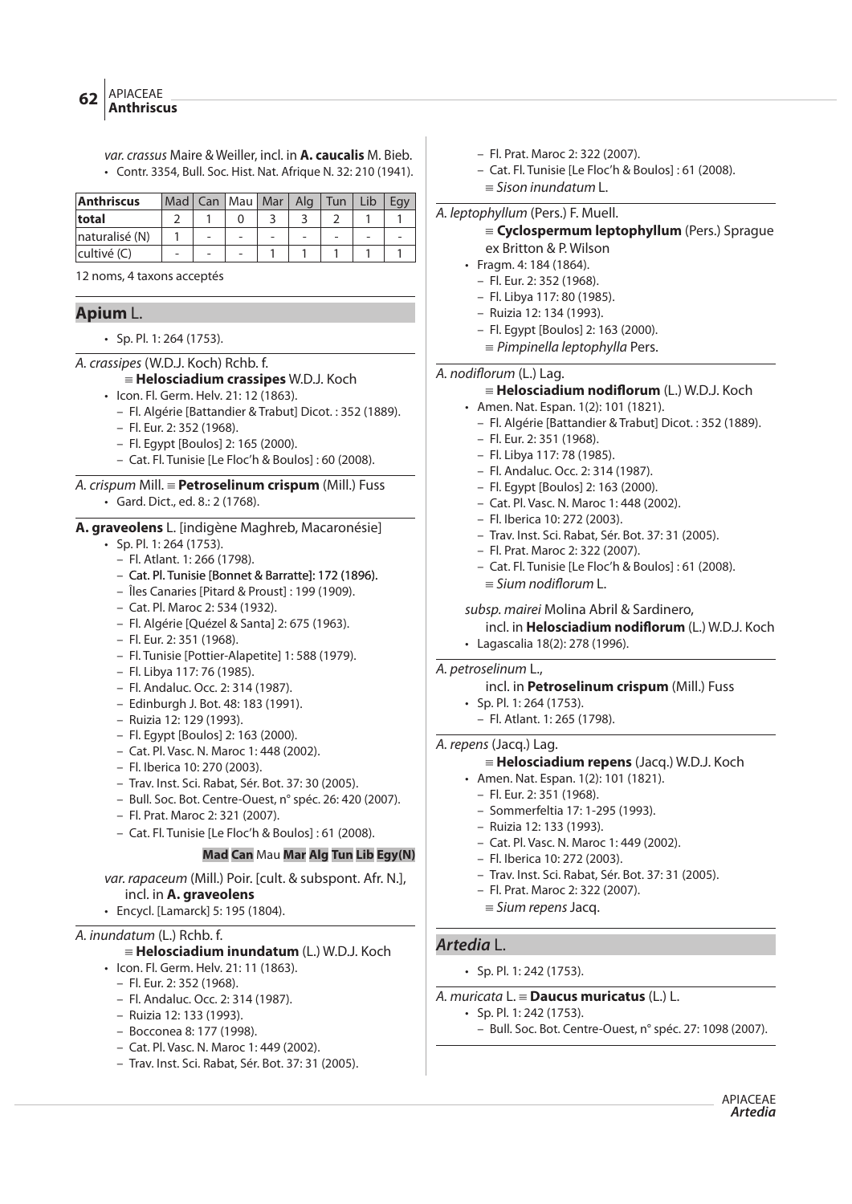*var. crassus* Maire & Weiller, incl. in **A. caucalis** M. Bieb.

- Contr. 3354, Bull. Soc. Hist. Nat. Afrique N. 32: 210 (1941).

| Anthriscus | Mad | Can | Mau | Mar | Alg | Tun | Lib | Egy |
|---|---|---|---|---|---|---|---|---|
| total | 2 | 1 | 0 | 3 | 3 | 2 | 1 | 1 |
| naturalisé (N) | 1 | - | - | - | - | - | - | - |
| cultivé (C) | - | - | - | 1 | 1 | 1 | 1 | 1 |

12 noms, 4 taxons acceptés

## Apium L.

- Sp. Pl. 1: 264 (1753).

*A. crassipes* (W.D.J. Koch) Rchb. f.
≡ **Helosciadium crassipes** W.D.J. Koch
- Icon. Fl. Germ. Helv. 21: 12 (1863).
  - Fl. Algérie [Battandier & Trabut] Dicot. : 352 (1889).
  - Fl. Eur. 2: 352 (1968).
  - Fl. Egypt [Boulos] 2: 165 (2000).
  - Cat. Fl. Tunisie [Le Floc'h & Boulos] : 60 (2008).

*A. crispum* Mill. ≡ **Petroselinum crispum** (Mill.) Fuss
- Gard. Dict., ed. 8.: 2 (1768).

**A. graveolens** L. [indigène Maghreb, Macaronésie]
- Sp. Pl. 1: 264 (1753).
  - Fl. Atlant. 1: 266 (1798).
  - Cat. Pl. Tunisie [Bonnet & Barratte]: 172 (1896).
  - Îles Canaries [Pitard & Proust] : 199 (1909).
  - Cat. Pl. Maroc 2: 534 (1932).
  - Fl. Algérie [Quézel & Santa] 2: 675 (1963).
  - Fl. Eur. 2: 351 (1968).
  - Fl. Tunisie [Pottier-Alapetite] 1: 588 (1979).
  - Fl. Libya 117: 76 (1985).
  - Fl. Andaluc. Occ. 2: 314 (1987).
  - Edinburgh J. Bot. 48: 183 (1991).
  - Ruizia 12: 129 (1993).
  - Fl. Egypt [Boulos] 2: 163 (2000).
  - Cat. Pl. Vasc. N. Maroc 1: 448 (2002).
  - Fl. Iberica 10: 270 (2003).
  - Trav. Inst. Sci. Rabat, Sér. Bot. 37: 30 (2005).
  - Bull. Soc. Bot. Centre-Ouest, n° spéc. 26: 420 (2007).
  - Fl. Prat. Maroc 2: 321 (2007).
  - Cat. Fl. Tunisie [Le Floc'h & Boulos] : 61 (2008).

**Mad Can** Mau **Mar Alg Tun Lib Egy(N)**

*var. rapaceum* (Mill.) Poir. [cult. & subspont. Afr. N.], incl. in **A. graveolens**
- Encycl. [Lamarck] 5: 195 (1804).

*A. inundatum* (L.) Rchb. f.
≡ **Helosciadium inundatum** (L.) W.D.J. Koch
- Icon. Fl. Germ. Helv. 21: 11 (1863).
  - Fl. Eur. 2: 352 (1968).
  - Fl. Andaluc. Occ. 2: 314 (1987).
  - Ruizia 12: 133 (1993).
  - Bocconea 8: 177 (1998).
  - Cat. Pl. Vasc. N. Maroc 1: 449 (2002).
  - Trav. Inst. Sci. Rabat, Sér. Bot. 37: 31 (2005).
  - Fl. Prat. Maroc 2: 322 (2007).
  - Cat. Fl. Tunisie [Le Floc'h & Boulos] : 61 (2008).

≡ *Sison inundatum* L.

*A. leptophyllum* (Pers.) F. Muell.
≡ **Cyclospermum leptophyllum** (Pers.) Sprague ex Britton & P. Wilson
- Fragm. 4: 184 (1864).
  - Fl. Eur. 2: 352 (1968).
  - Fl. Libya 117: 80 (1985).
  - Ruizia 12: 134 (1993).
  - Fl. Egypt [Boulos] 2: 163 (2000).

≡ *Pimpinella leptophylla* Pers.

*A. nodiflorum* (L.) Lag.
≡ **Helosciadium nodiflorum** (L.) W.D.J. Koch
- Amen. Nat. Espan. 1(2): 101 (1821).
  - Fl. Algérie [Battandier & Trabut] Dicot. : 352 (1889).
  - Fl. Eur. 2: 351 (1968).
  - Fl. Libya 117: 78 (1985).
  - Fl. Andaluc. Occ. 2: 314 (1987).
  - Fl. Egypt [Boulos] 2: 163 (2000).
  - Cat. Pl. Vasc. N. Maroc 1: 448 (2002).
  - Fl. Iberica 10: 272 (2003).
  - Trav. Inst. Sci. Rabat, Sér. Bot. 37: 31 (2005).
  - Fl. Prat. Maroc 2: 322 (2007).
  - Cat. Fl. Tunisie [Le Floc'h & Boulos] : 61 (2008).

≡ *Sium nodiflorum* L.

*subsp. mairei* Molina Abril & Sardinero, incl. in **Helosciadium nodiflorum** (L.) W.D.J. Koch
- Lagascalia 18(2): 278 (1996).

*A. petroselinum* L., incl. in **Petroselinum crispum** (Mill.) Fuss
- Sp. Pl. 1: 264 (1753).
  - Fl. Atlant. 1: 265 (1798).

*A. repens* (Jacq.) Lag.
≡ **Helosciadium repens** (Jacq.) W.D.J. Koch
- Amen. Nat. Espan. 1(2): 101 (1821).
  - Fl. Eur. 2: 351 (1968).
  - Sommerfeltia 17: 1-295 (1993).
  - Ruizia 12: 133 (1993).
  - Cat. Pl. Vasc. N. Maroc 1: 449 (2002).
  - Fl. Iberica 10: 272 (2003).
  - Trav. Inst. Sci. Rabat, Sér. Bot. 37: 31 (2005).
  - Fl. Prat. Maroc 2: 322 (2007).

≡ *Sium repens* Jacq.

## *Artedia* L.

- Sp. Pl. 1: 242 (1753).

*A. muricata* L. ≡ **Daucus muricatus** (L.) L.
- Sp. Pl. 1: 242 (1753).
  - Bull. Soc. Bot. Centre-Ouest, n° spéc. 27: 1098 (2007).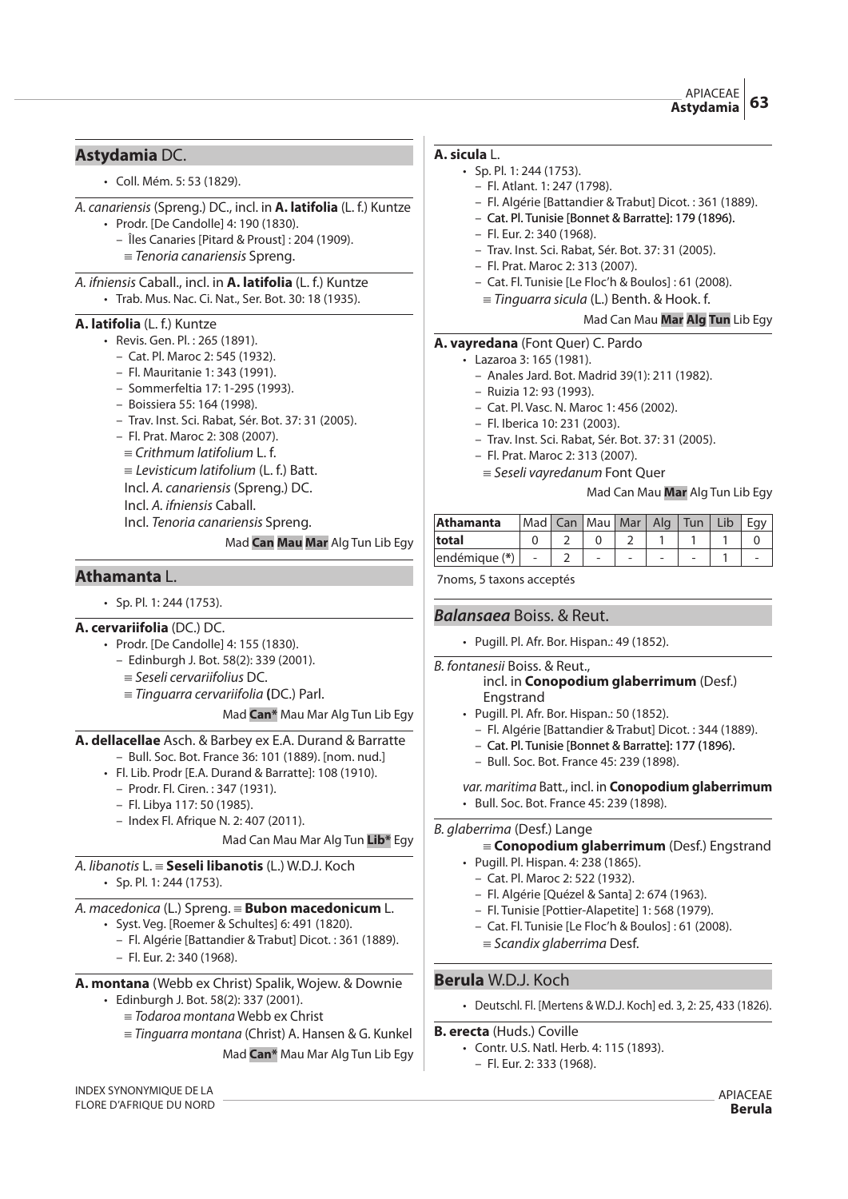## Astydamia DC.

- Coll. Mém. 5: 53 (1829).

*A. canariensis* (Spreng.) DC., incl. in **A. latifolia** (L. f.) Kuntze

- Prodr. [De Candolle] 4: 190 (1830).
  - Îles Canaries [Pitard & Proust] : 204 (1909).
  - ≡ *Tenoria canariensis* Spreng.

*A. ifniensis* Caball., incl. in **A. latifolia** (L. f.) Kuntze

- Trab. Mus. Nac. Ci. Nat., Ser. Bot. 30: 18 (1935).

**A. latifolia** (L. f.) Kuntze

- Revis. Gen. Pl. : 265 (1891).
  - Cat. Pl. Maroc 2: 545 (1932).
  - Fl. Mauritanie 1: 343 (1991).
  - Sommerfeltia 17: 1-295 (1993).
  - Boissiera 55: 164 (1998).
  - Trav. Inst. Sci. Rabat, Sér. Bot. 37: 31 (2005).
  - Fl. Prat. Maroc 2: 308 (2007).
  - ≡ *Crithmum latifolium* L. f.
  - ≡ *Levisticum latifolium* (L. f.) Batt.
  - Incl. *A. canariensis* (Spreng.) DC.
  - Incl. *A. ifniensis* Caball.
  - Incl. *Tenoria canariensis* Spreng.

Mad **Can** **Mau** **Mar** Alg Tun Lib Egy

## Athamanta L.

- Sp. Pl. 1: 244 (1753).

**A. cervariifolia** (DC.) DC.

- Prodr. [De Candolle] 4: 155 (1830).
  - Edinburgh J. Bot. 58(2): 339 (2001).
  - ≡ *Seseli cervariifolius* DC.
  - ≡ *Tinguarra cervariifolia* (DC.) Parl.

Mad **Can*** Mau Mar Alg Tun Lib Egy

**A. dellacellae** Asch. & Barbey ex E.A. Durand & Barratte

- Bull. Soc. Bot. France 36: 101 (1889). [nom. nud.]
- Fl. Lib. Prodr [E.A. Durand & Barratte]: 108 (1910).
  - Prodr. Fl. Ciren. : 347 (1931).
  - Fl. Libya 117: 50 (1985).
  - Index Fl. Afrique N. 2: 407 (2011).

Mad Can Mau Mar Alg Tun **Lib*** Egy

*A. libanotis* L. ≡ **Seseli libanotis** (L.) W.D.J. Koch

- Sp. Pl. 1: 244 (1753).

*A. macedonica* (L.) Spreng. ≡ **Bubon macedonicum** L.

- Syst. Veg. [Roemer & Schultes] 6: 491 (1820).
  - Fl. Algérie [Battandier & Trabut] Dicot. : 361 (1889).
  - Fl. Eur. 2: 340 (1968).

**A. montana** (Webb ex Christ) Spalik, Wojew. & Downie

- Edinburgh J. Bot. 58(2): 337 (2001).
  - ≡ *Todaroa montana* Webb ex Christ
  - ≡ *Tinguarra montana* (Christ) A. Hansen & G. Kunkel

Mad **Can*** Mau Mar Alg Tun Lib Egy

**A. sicula** L.

- Sp. Pl. 1: 244 (1753).
  - Fl. Atlant. 1: 247 (1798).
  - Fl. Algérie [Battandier & Trabut] Dicot. : 361 (1889).
  - Cat. Pl. Tunisie [Bonnet & Barratte]: 179 (1896).
  - Fl. Eur. 2: 340 (1968).
  - Trav. Inst. Sci. Rabat, Sér. Bot. 37: 31 (2005).
  - Fl. Prat. Maroc 2: 313 (2007).
  - Cat. Fl. Tunisie [Le Floc'h & Boulos] : 61 (2008).
  - ≡ *Tinguarra sicula* (L.) Benth. & Hook. f.

Mad Can Mau **Mar** **Alg** **Tun** Lib Egy

**A. vayredana** (Font Quer) C. Pardo

- Lazaroa 3: 165 (1981).
  - Anales Jard. Bot. Madrid 39(1): 211 (1982).
  - Ruizia 12: 93 (1993).
  - Cat. Pl. Vasc. N. Maroc 1: 456 (2002).
  - Fl. Iberica 10: 231 (2003).
  - Trav. Inst. Sci. Rabat, Sér. Bot. 37: 31 (2005).
  - Fl. Prat. Maroc 2: 313 (2007).
  - ≡ *Seseli vayredanum* Font Quer

Mad Can Mau **Mar** Alg Tun Lib Egy

| Athamanta | Mad | Can | Mau | Mar | Alg | Tun | Lib | Egy |
|---|---|---|---|---|---|---|---|---|
| total | 0 | 2 | 0 | 2 | 1 | 1 | 1 | 0 |
| endémique (*) | - | 2 | - | - | - | - | 1 | - |

7noms, 5 taxons acceptés

## *Balansaea* Boiss. & Reut.

- Pugill. Pl. Afr. Bor. Hispan.: 49 (1852).

*B. fontanesii* Boiss. & Reut., incl. in **Conopodium glaberrimum** (Desf.) Engstrand

- Pugill. Pl. Afr. Bor. Hispan.: 50 (1852).
  - Fl. Algérie [Battandier & Trabut] Dicot. : 344 (1889).
  - Cat. Pl. Tunisie [Bonnet & Barratte]: 177 (1896).
  - Bull. Soc. Bot. France 45: 239 (1898).

*var. maritima* Batt., incl. in **Conopodium glaberrimum**

- Bull. Soc. Bot. France 45: 239 (1898).

*B. glaberrima* (Desf.) Lange

≡ **Conopodium glaberrimum** (Desf.) Engstrand

- Pugill. Pl. Hispan. 4: 238 (1865).
  - Cat. Pl. Maroc 2: 522 (1932).
  - Fl. Algérie [Quézel & Santa] 2: 674 (1963).
  - Fl. Tunisie [Pottier-Alapetite] 1: 568 (1979).
  - Cat. Fl. Tunisie [Le Floc'h & Boulos] : 61 (2008).
  - ≡ *Scandix glaberrima* Desf.

## Berula W.D.J. Koch

- Deutschl. Fl. [Mertens & W.D.J. Koch] ed. 3, 2: 25, 433 (1826).

**B. erecta** (Huds.) Coville

- Contr. U.S. Natl. Herb. 4: 115 (1893).
  - Fl. Eur. 2: 333 (1968).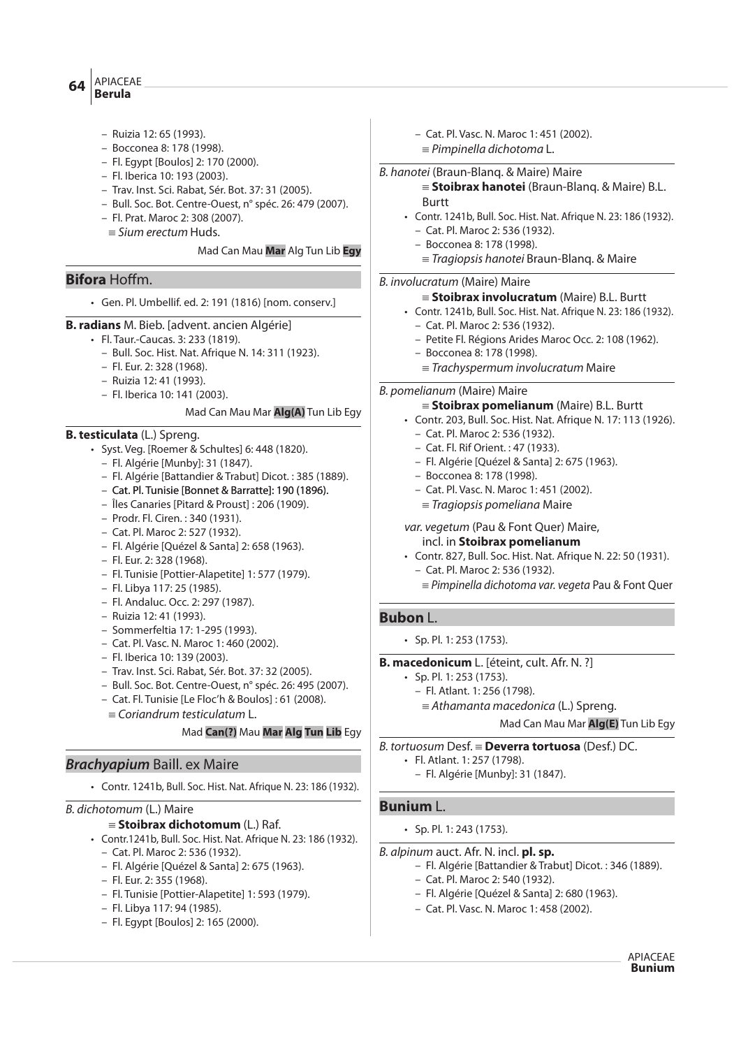– Ruizia 12: 65 (1993).
– Bocconea 8: 178 (1998).
– Fl. Egypt [Boulos] 2: 170 (2000).
– Fl. Iberica 10: 193 (2003).
– Trav. Inst. Sci. Rabat, Sér. Bot. 37: 31 (2005).
– Bull. Soc. Bot. Centre-Ouest, n° spéc. 26: 479 (2007).
– Fl. Prat. Maroc 2: 308 (2007).
≡ *Sium erectum* Huds.

Mad Can Mau **Mar** Alg Tun Lib **Egy**

## **Bifora** Hoffm.

- Gen. Pl. Umbellif. ed. 2: 191 (1816) [nom. conserv.]

**B. radians** M. Bieb. [advent. ancien Algérie]

- Fl. Taur.-Caucas. 3: 233 (1819).
  – Bull. Soc. Hist. Nat. Afrique N. 14: 311 (1923).
  – Fl. Eur. 2: 328 (1968).
  – Ruizia 12: 41 (1993).
  – Fl. Iberica 10: 141 (2003).

Mad Can Mau Mar **Alg(A)** Tun Lib Egy

**B. testiculata** (L.) Spreng.

- Syst. Veg. [Roemer & Schultes] 6: 448 (1820).
  – Fl. Algérie [Munby]: 31 (1847).
  – Fl. Algérie [Battandier & Trabut] Dicot. : 385 (1889).
  – Cat. Pl. Tunisie [Bonnet & Barratte]: 190 (1896).
  – Îles Canaries [Pitard & Proust] : 206 (1909).
  – Prodr. Fl. Ciren. : 340 (1931).
  – Cat. Pl. Maroc 2: 527 (1932).
  – Fl. Algérie [Quézel & Santa] 2: 658 (1963).
  – Fl. Eur. 2: 328 (1968).
  – Fl. Tunisie [Pottier-Alapetite] 1: 577 (1979).
  – Fl. Libya 117: 25 (1985).
  – Fl. Andaluc. Occ. 2: 297 (1987).
  – Ruizia 12: 41 (1993).
  – Sommerfeltia 17: 1-295 (1993).
  – Cat. Pl. Vasc. N. Maroc 1: 460 (2002).
  – Fl. Iberica 10: 139 (2003).
  – Trav. Inst. Sci. Rabat, Sér. Bot. 37: 32 (2005).
  – Bull. Soc. Bot. Centre-Ouest, n° spéc. 26: 495 (2007).
  – Cat. Fl. Tunisie [Le Floc'h & Boulos] : 61 (2008).
  ≡ *Coriandrum testiculatum* L.

Mad **Can(?)** Mau **Mar Alg Tun Lib** Egy

## ***Brachyapium*** Baill. ex Maire

- Contr. 1241b, Bull. Soc. Hist. Nat. Afrique N. 23: 186 (1932).

*B. dichotomum* (L.) Maire
≡ **Stoibrax dichotomum** (L.) Raf.

- Contr.1241b, Bull. Soc. Hist. Nat. Afrique N. 23: 186 (1932).
  – Cat. Pl. Maroc 2: 536 (1932).
  – Fl. Algérie [Quézel & Santa] 2: 675 (1963).
  – Fl. Eur. 2: 355 (1968).
  – Fl. Tunisie [Pottier-Alapetite] 1: 593 (1979).
  – Fl. Libya 117: 94 (1985).
  – Fl. Egypt [Boulos] 2: 165 (2000).
  – Cat. Pl. Vasc. N. Maroc 1: 451 (2002).
  ≡ *Pimpinella dichotoma* L.

*B. hanotei* (Braun-Blanq. & Maire) Maire
≡ **Stoibrax hanotei** (Braun-Blanq. & Maire) B.L. Burtt

- Contr. 1241b, Bull. Soc. Hist. Nat. Afrique N. 23: 186 (1932).
  – Cat. Pl. Maroc 2: 536 (1932).
  – Bocconea 8: 178 (1998).
  ≡ *Tragiopsis hanotei* Braun-Blanq. & Maire

*B. involucratum* (Maire) Maire
≡ **Stoibrax involucratum** (Maire) B.L. Burtt

- Contr. 1241b, Bull. Soc. Hist. Nat. Afrique N. 23: 186 (1932).
  – Cat. Pl. Maroc 2: 536 (1932).
  – Petite Fl. Régions Arides Maroc Occ. 2: 108 (1962).
  – Bocconea 8: 178 (1998).
  ≡ *Trachyspermum involucratum* Maire

*B. pomelianum* (Maire) Maire
≡ **Stoibrax pomelianum** (Maire) B.L. Burtt

- Contr. 203, Bull. Soc. Hist. Nat. Afrique N. 17: 113 (1926).
  – Cat. Pl. Maroc 2: 536 (1932).
  – Cat. Fl. Rif Orient. : 47 (1933).
  – Fl. Algérie [Quézel & Santa] 2: 675 (1963).
  – Bocconea 8: 178 (1998).
  – Cat. Pl. Vasc. N. Maroc 1: 451 (2002).
  ≡ *Tragiopsis pomeliana* Maire

*var. vegetum* (Pau & Font Quer) Maire,
incl. in **Stoibrax pomelianum**

- Contr. 827, Bull. Soc. Hist. Nat. Afrique N. 22: 50 (1931).
  – Cat. Pl. Maroc 2: 536 (1932).
  ≡ *Pimpinella dichotoma var. vegeta* Pau & Font Quer

## **Bubon** L.

- Sp. Pl. 1: 253 (1753).

**B. macedonicum** L. [éteint, cult. Afr. N. ?]

- Sp. Pl. 1: 253 (1753).
  – Fl. Atlant. 1: 256 (1798).
  ≡ *Athamanta macedonica* (L.) Spreng.

Mad Can Mau Mar **Alg(E)** Tun Lib Egy

*B. tortuosum* Desf. ≡ **Deverra tortuosa** (Desf.) DC.

- Fl. Atlant. 1: 257 (1798).
  – Fl. Algérie [Munby]: 31 (1847).

## **Bunium** L.

- Sp. Pl. 1: 243 (1753).

*B. alpinum* auct. Afr. N. incl. **pl. sp.**

– Fl. Algérie [Battandier & Trabut] Dicot. : 346 (1889).
– Cat. Pl. Maroc 2: 540 (1932).
– Fl. Algérie [Quézel & Santa] 2: 680 (1963).
– Cat. Pl. Vasc. N. Maroc 1: 458 (2002).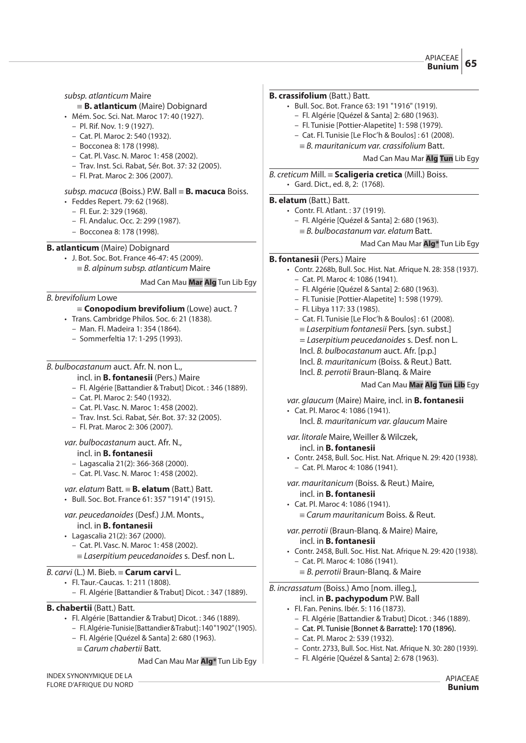*subsp. atlanticum* Maire

≡ **B. atlanticum** (Maire) Dobignard

- Mém. Soc. Sci. Nat. Maroc 17: 40 (1927).
  - Pl. Rif. Nov. 1: 9 (1927).
  - Cat. Pl. Maroc 2: 540 (1932).
  - Bocconea 8: 178 (1998).
  - Cat. Pl. Vasc. N. Maroc 1: 458 (2002).
  - Trav. Inst. Sci. Rabat, Sér. Bot. 37: 32 (2005).
  - Fl. Prat. Maroc 2: 306 (2007).

*subsp. macuca* (Boiss.) P.W. Ball ≡ **B. macuca** Boiss.

- Feddes Repert. 79: 62 (1968).
  - Fl. Eur. 2: 329 (1968).
  - Fl. Andaluc. Occ. 2: 299 (1987).
  - Bocconea 8: 178 (1998).

**B. atlanticum** (Maire) Dobignard

- J. Bot. Soc. Bot. France 46-47: 45 (2009).

≡ *B. alpinum subsp. atlanticum* Maire

Mad Can Mau **Mar** **Alg** Tun Lib Egy

*B. brevifolium* Lowe

≡ **Conopodium brevifolium** (Lowe) auct. ?

- Trans. Cambridge Philos. Soc. 6: 21 (1838).
  - Man. Fl. Madeira 1: 354 (1864).
  - Sommerfeltia 17: 1-295 (1993).

*B. bulbocastanum* auct. Afr. N. non L.,

incl. in **B. fontanesii** (Pers.) Maire

- Fl. Algérie [Battandier & Trabut] Dicot. : 346 (1889).
- Cat. Pl. Maroc 2: 540 (1932).
- Cat. Pl. Vasc. N. Maroc 1: 458 (2002).
- Trav. Inst. Sci. Rabat, Sér. Bot. 37: 32 (2005).
- Fl. Prat. Maroc 2: 306 (2007).

*var. bulbocastanum* auct. Afr. N.,

incl. in **B. fontanesii**

- Lagascalia 21(2): 366-368 (2000).
- Cat. Pl. Vasc. N. Maroc 1: 458 (2002).

*var. elatum* Batt. ≡ **B. elatum** (Batt.) Batt.

- Bull. Soc. Bot. France 61: 357 "1914" (1915).

*var. peucedanoides* (Desf.) J.M. Monts.,

incl. in **B. fontanesii**

- Lagascalia 21(2): 367 (2000).
  - Cat. Pl. Vasc. N. Maroc 1: 458 (2002).

≡ *Laserpitium peucedanoides* s. Desf. non L.

*B. carvi* (L.) M. Bieb. ≡ **Carum carvi** L.

- Fl. Taur.-Caucas. 1: 211 (1808).
  - Fl. Algérie [Battandier & Trabut] Dicot. : 347 (1889).

**B. chabertii** (Batt.) Batt.

- Fl. Algérie [Battandier & Trabut] Dicot. : 346 (1889).
  - Fl. Algérie-Tunisie [Battandier & Trabut] : 140 "1902" (1905).
  - Fl. Algérie [Quézel & Santa] 2: 680 (1963).

≡ *Carum chabertii* Batt.

Mad Can Mau Mar **Alg\*** Tun Lib Egy

**B. crassifolium** (Batt.) Batt.

- Bull. Soc. Bot. France 63: 191 "1916" (1919).
  - Fl. Algérie [Quézel & Santa] 2: 680 (1963).
  - Fl. Tunisie [Pottier-Alapetite] 1: 598 (1979).
  - Cat. Fl. Tunisie [Le Floc'h & Boulos] : 61 (2008).

≡ *B. mauritanicum var. crassifolium* Batt.

Mad Can Mau Mar **Alg** **Tun** Lib Egy

*B. creticum* Mill. ≡ **Scaligeria cretica** (Mill.) Boiss.

- Gard. Dict., ed. 8, 2: (1768).

**B. elatum** (Batt.) Batt.

- Contr. Fl. Atlant. : 37 (1919).
  - Fl. Algérie [Quézel & Santa] 2: 680 (1963).

≡ *B. bulbocastanum var. elatum* Batt.

Mad Can Mau Mar **Alg\*** Tun Lib Egy

**B. fontanesii** (Pers.) Maire

- Contr. 2268b, Bull. Soc. Hist. Nat. Afrique N. 28: 358 (1937).
  - Cat. Pl. Maroc 4: 1086 (1941).
  - Fl. Algérie [Quézel & Santa] 2: 680 (1963).
  - Fl. Tunisie [Pottier-Alapetite] 1: 598 (1979).
  - Fl. Libya 117: 33 (1985).
  - Cat. Fl. Tunisie [Le Floc'h & Boulos] : 61 (2008).

≡ *Laserpitium fontanesii* Pers. [syn. subst.]

= *Laserpitium peucedanoides* s. Desf. non L.

Incl. *B. bulbocastanum* auct. Afr. [p.p.]

Incl. *B. mauritanicum* (Boiss. & Reut.) Batt.

Incl. *B. perrotii* Braun-Blanq. & Maire

Mad Can Mau **Mar** **Alg** **Tun** **Lib** Egy

*var. glaucum* (Maire) Maire, incl. in **B. fontanesii**

- Cat. Pl. Maroc 4: 1086 (1941).

Incl. *B. mauritanicum var. glaucum* Maire

*var. litorale* Maire, Weiller & Wilczek,

incl. in **B. fontanesii**

- Contr. 2458, Bull. Soc. Hist. Nat. Afrique N. 29: 420 (1938).
  - Cat. Pl. Maroc 4: 1086 (1941).

*var. mauritanicum* (Boiss. & Reut.) Maire,

incl. in **B. fontanesii**

- Cat. Pl. Maroc 4: 1086 (1941).

≡ *Carum mauritanicum* Boiss. & Reut.

*var. perrotii* (Braun-Blanq. & Maire) Maire,

incl. in **B. fontanesii**

- Contr. 2458, Bull. Soc. Hist. Nat. Afrique N. 29: 420 (1938).
  - Cat. Pl. Maroc 4: 1086 (1941).

≡ *B. perrotii* Braun-Blanq. & Maire

*B. incrassatum* (Boiss.) Amo [nom. illeg.],

incl. in **B. pachypodum** P.W. Ball

- Fl. Fan. Penins. Ibér. 5: 116 (1873).
  - Fl. Algérie [Battandier & Trabut] Dicot. : 346 (1889).
  - Cat. Pl. Tunisie [Bonnet & Barratte]: 170 (1896).
  - Cat. Pl. Maroc 2: 539 (1932).
  - Contr. 2733, Bull. Soc. Hist. Nat. Afrique N. 30: 280 (1939).
  - Fl. Algérie [Quézel & Santa] 2: 678 (1963).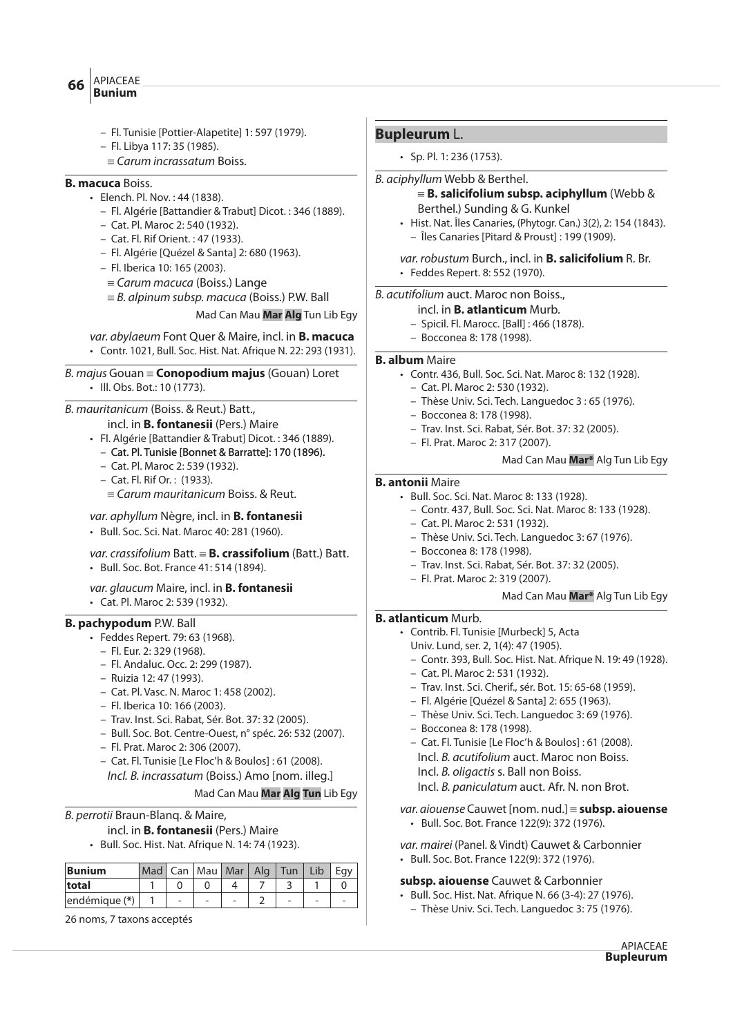– Fl. Tunisie [Pottier-Alapetite] 1: 597 (1979).
– Fl. Libya 117: 35 (1985).
≡ *Carum incrassatum* Boiss.

**B. macuca** Boiss.

- Elench. Pl. Nov. : 44 (1838).
  - – Fl. Algérie [Battandier & Trabut] Dicot. : 346 (1889).
  - – Cat. Pl. Maroc 2: 540 (1932).
  - – Cat. Fl. Rif Orient. : 47 (1933).
  - – Fl. Algérie [Quézel & Santa] 2: 680 (1963).
  - – Fl. Iberica 10: 165 (2003).
  - ≡ *Carum macuca* (Boiss.) Lange
  - ≡ *B. alpinum subsp. macuca* (Boiss.) P.W. Ball

Mad Can Mau **Mar** **Alg** Tun Lib Egy

*var. abylaeum* Font Quer & Maire, incl. in **B. macuca**

- Contr. 1021, Bull. Soc. Hist. Nat. Afrique N. 22: 293 (1931).

*B. majus* Gouan ≡ **Conopodium majus** (Gouan) Loret

- Ill. Obs. Bot.: 10 (1773).

*B. mauritanicum* (Boiss. & Reut.) Batt., incl. in **B. fontanesii** (Pers.) Maire

- Fl. Algérie [Battandier & Trabut] Dicot. : 346 (1889).
  - – Cat. Pl. Tunisie [Bonnet & Barratte]: 170 (1896).
  - – Cat. Pl. Maroc 2: 539 (1932).
  - – Cat. Fl. Rif Or. : (1933).
  - ≡ *Carum mauritanicum* Boiss. & Reut.

*var. aphyllum* Nègre, incl. in **B. fontanesii**

- Bull. Soc. Sci. Nat. Maroc 40: 281 (1960).

*var. crassifolium* Batt. ≡ **B. crassifolium** (Batt.) Batt.

- Bull. Soc. Bot. France 41: 514 (1894).

*var. glaucum* Maire, incl. in **B. fontanesii**

- Cat. Pl. Maroc 2: 539 (1932).

**B. pachypodum** P.W. Ball

- Feddes Repert. 79: 63 (1968).
  - – Fl. Eur. 2: 329 (1968).
  - – Fl. Andaluc. Occ. 2: 299 (1987).
  - – Ruizia 12: 47 (1993).
  - – Cat. Pl. Vasc. N. Maroc 1: 458 (2002).
  - – Fl. Iberica 10: 166 (2003).
  - – Trav. Inst. Sci. Rabat, Sér. Bot. 37: 32 (2005).
  - – Bull. Soc. Bot. Centre-Ouest, n° spéc. 26: 532 (2007).
  - – Fl. Prat. Maroc 2: 306 (2007).
  - – Cat. Fl. Tunisie [Le Floc'h & Boulos] : 61 (2008).
  - *Incl. B. incrassatum* (Boiss.) Amo [nom. illeg.]

Mad Can Mau **Mar** **Alg** **Tun** Lib Egy

*B. perrotii* Braun-Blanq. & Maire, incl. in **B. fontanesii** (Pers.) Maire

- Bull. Soc. Hist. Nat. Afrique N. 14: 74 (1923).

| **Bunium** | Mad | Can | Mau | Mar | Alg | Tun | Lib | Egy |
|---|---|---|---|---|---|---|---|---|
| **total** | 1 | 0 | 0 | 4 | 7 | 3 | 1 | 0 |
| endémique (*) | 1 | - | - | - | 2 | - | - | - |

26 noms, 7 taxons acceptés

## Bupleurum L.

- Sp. Pl. 1: 236 (1753).

*B. aciphyllum* Webb & Berthel.
≡ **B. salicifolium subsp. aciphyllum** (Webb & Berthel.) Sunding & G. Kunkel

- Hist. Nat. Îles Canaries, (Phytogr. Can.) 3(2), 2: 154 (1843).
  - – Îles Canaries [Pitard & Proust] : 199 (1909).

*var. robustum* Burch., incl. in **B. salicifolium** R. Br.

- Feddes Repert. 8: 552 (1970).

*B. acutifolium* auct. Maroc non Boiss., incl. in **B. atlanticum** Murb.

- – Spicil. Fl. Marocc. [Ball] : 466 (1878).
- – Bocconea 8: 178 (1998).

**B. album** Maire

- Contr. 436, Bull. Soc. Sci. Nat. Maroc 8: 132 (1928).
  - – Cat. Pl. Maroc 2: 530 (1932).
  - – Thèse Univ. Sci. Tech. Languedoc 3 : 65 (1976).
  - – Bocconea 8: 178 (1998).
  - – Trav. Inst. Sci. Rabat, Sér. Bot. 37: 32 (2005).
  - – Fl. Prat. Maroc 2: 317 (2007).

Mad Can Mau **Mar*** Alg Tun Lib Egy

**B. antonii** Maire

- Bull. Soc. Sci. Nat. Maroc 8: 133 (1928).
  - – Contr. 437, Bull. Soc. Sci. Nat. Maroc 8: 133 (1928).
  - – Cat. Pl. Maroc 2: 531 (1932).
  - – Thèse Univ. Sci. Tech. Languedoc 3: 67 (1976).
  - – Bocconea 8: 178 (1998).
  - – Trav. Inst. Sci. Rabat, Sér. Bot. 37: 32 (2005).
  - – Fl. Prat. Maroc 2: 319 (2007).

Mad Can Mau **Mar*** Alg Tun Lib Egy

**B. atlanticum** Murb.

- Contrib. Fl. Tunisie [Murbeck] 5, Acta Univ. Lund, ser. 2, 1(4): 47 (1905).
  - – Contr. 393, Bull. Soc. Hist. Nat. Afrique N. 19: 49 (1928).
  - – Cat. Pl. Maroc 2: 531 (1932).
  - – Trav. Inst. Sci. Cherif., sér. Bot. 15: 65-68 (1959).
  - – Fl. Algérie [Quézel & Santa] 2: 655 (1963).
  - – Thèse Univ. Sci. Tech. Languedoc 3: 69 (1976).
  - – Bocconea 8: 178 (1998).
  - – Cat. Fl. Tunisie [Le Floc'h & Boulos] : 61 (2008).
  - Incl. *B. acutifolium* auct. Maroc non Boiss.
  - Incl. *B. oligactis* s. Ball non Boiss.
  - Incl. *B. paniculatum* auct. Afr. N. non Brot.

*var. aiouense* Cauwet [nom. nud.] ≡ **subsp. aiouense**

- Bull. Soc. Bot. France 122(9): 372 (1976).

*var. mairei* (Panel. & Vindt) Cauwet & Carbonnier

- Bull. Soc. Bot. France 122(9): 372 (1976).

**subsp. aiouense** Cauwet & Carbonnier

- Bull. Soc. Hist. Nat. Afrique N. 66 (3-4): 27 (1976).
  - – Thèse Univ. Sci. Tech. Languedoc 3: 75 (1976).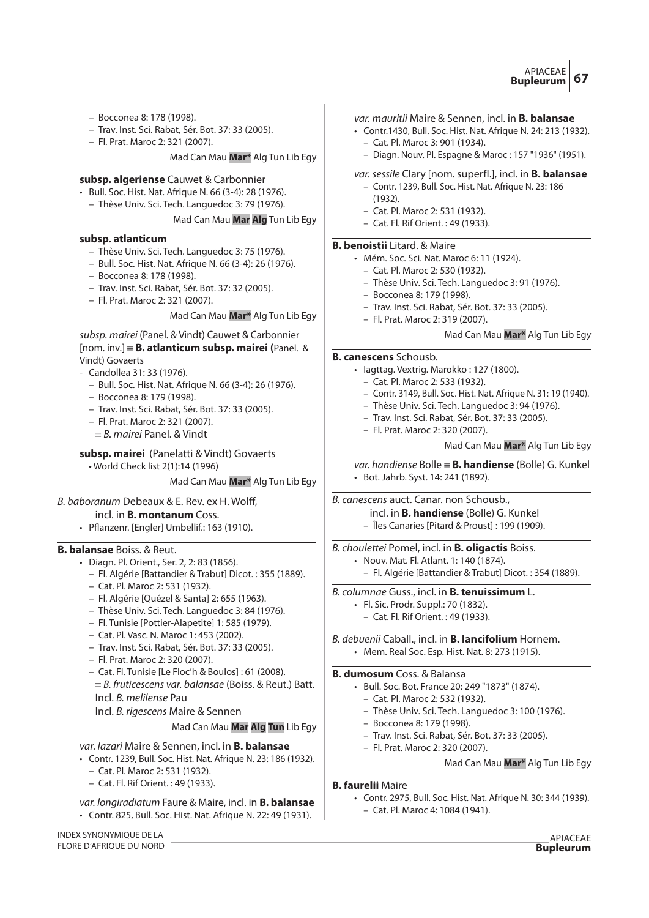– Bocconea 8: 178 (1998).
– Trav. Inst. Sci. Rabat, Sér. Bot. 37: 33 (2005).
– Fl. Prat. Maroc 2: 321 (2007).

Mad Can Mau **Mar*** Alg Tun Lib Egy

**subsp. algeriense** Cauwet & Carbonnier

- Bull. Soc. Hist. Nat. Afrique N. 66 (3-4): 28 (1976).
  – Thèse Univ. Sci. Tech. Languedoc 3: 79 (1976).

Mad Can Mau **Mar** **Alg** Tun Lib Egy

**subsp. atlanticum**

– Thèse Univ. Sci. Tech. Languedoc 3: 75 (1976).
– Bull. Soc. Hist. Nat. Afrique N. 66 (3-4): 26 (1976).
– Bocconea 8: 178 (1998).
– Trav. Inst. Sci. Rabat, Sér. Bot. 37: 32 (2005).
– Fl. Prat. Maroc 2: 321 (2007).

Mad Can Mau **Mar*** Alg Tun Lib Egy

*subsp. mairei* (Panel. & Vindt) Cauwet & Carbonnier [nom. inv.] ≡ **B. atlanticum subsp. mairei (**Panel. & Vindt) Govaerts

- Candollea 31: 33 (1976).
  – Bull. Soc. Hist. Nat. Afrique N. 66 (3-4): 26 (1976).
  – Bocconea 8: 179 (1998).
  – Trav. Inst. Sci. Rabat, Sér. Bot. 37: 33 (2005).
  – Fl. Prat. Maroc 2: 321 (2007).
  ≡ *B. mairei* Panel. & Vindt

**subsp. mairei** (Panelatti & Vindt) Govaerts

- World Check list 2(1):14 (1996)

Mad Can Mau **Mar*** Alg Tun Lib Egy

*B. baboranum* Debeaux & E. Rev. ex H. Wolff, incl. in **B. montanum** Coss.

- Pflanzenr. [Engler] Umbellif.: 163 (1910).

**B. balansae** Boiss. & Reut.

- Diagn. Pl. Orient., Ser. 2, 2: 83 (1856).
  – Fl. Algérie [Battandier & Trabut] Dicot. : 355 (1889).
  – Cat. Pl. Maroc 2: 531 (1932).
  – Fl. Algérie [Quézel & Santa] 2: 655 (1963).
  – Thèse Univ. Sci. Tech. Languedoc 3: 84 (1976).
  – Fl. Tunisie [Pottier-Alapetite] 1: 585 (1979).
  – Cat. Pl. Vasc. N. Maroc 1: 453 (2002).
  – Trav. Inst. Sci. Rabat, Sér. Bot. 37: 33 (2005).
  – Fl. Prat. Maroc 2: 320 (2007).
  – Cat. Fl. Tunisie [Le Floc'h & Boulos] : 61 (2008).
  ≡ *B. fruticescens var. balansae* (Boiss. & Reut.) Batt.
  Incl. *B. melilense* Pau
  Incl. *B. rigescens* Maire & Sennen

Mad Can Mau **Mar** **Alg** **Tun** Lib Egy

*var. lazari* Maire & Sennen, incl. in **B. balansae**

- Contr. 1239, Bull. Soc. Hist. Nat. Afrique N. 23: 186 (1932).
  – Cat. Pl. Maroc 2: 531 (1932).
  – Cat. Fl. Rif Orient. : 49 (1933).

*var. longiradiatum* Faure & Maire, incl. in **B. balansae**

- Contr. 825, Bull. Soc. Hist. Nat. Afrique N. 22: 49 (1931).

*var. mauritii* Maire & Sennen, incl. in **B. balansae**

- Contr.1430, Bull. Soc. Hist. Nat. Afrique N. 24: 213 (1932).
  – Cat. Pl. Maroc 3: 901 (1934).
  – Diagn. Nouv. Pl. Espagne & Maroc : 157 "1936" (1951).

*var. sessile* Clary [nom. superfl.], incl. in **B. balansae**

– Contr. 1239, Bull. Soc. Hist. Nat. Afrique N. 23: 186 (1932).
– Cat. Pl. Maroc 2: 531 (1932).
– Cat. Fl. Rif Orient. : 49 (1933).

**B. benoistii** Litard. & Maire

- Mém. Soc. Sci. Nat. Maroc 6: 11 (1924).
  – Cat. Pl. Maroc 2: 530 (1932).
  – Thèse Univ. Sci. Tech. Languedoc 3: 91 (1976).
  – Bocconea 8: 179 (1998).
  – Trav. Inst. Sci. Rabat, Sér. Bot. 37: 33 (2005).
  – Fl. Prat. Maroc 2: 319 (2007).

Mad Can Mau **Mar*** Alg Tun Lib Egy

**B. canescens** Schousb.

- Iagttag. Vextrig. Marokko : 127 (1800).
  – Cat. Pl. Maroc 2: 533 (1932).
  – Contr. 3149, Bull. Soc. Hist. Nat. Afrique N. 31: 19 (1940).
  – Thèse Univ. Sci. Tech. Languedoc 3: 94 (1976).
  – Trav. Inst. Sci. Rabat, Sér. Bot. 37: 33 (2005).
  – Fl. Prat. Maroc 2: 320 (2007).

Mad Can Mau **Mar*** Alg Tun Lib Egy

*var. handiense* Bolle ≡ **B. handiense** (Bolle) G. Kunkel

- Bot. Jahrb. Syst. 14: 241 (1892).

*B. canescens* auct. Canar. non Schousb., incl. in **B. handiense** (Bolle) G. Kunkel

– Îles Canaries [Pitard & Proust] : 199 (1909).

*B. choulettei* Pomel, incl. in **B. oligactis** Boiss.

- Nouv. Mat. Fl. Atlant. 1: 140 (1874).
  – Fl. Algérie [Battandier & Trabut] Dicot. : 354 (1889).

*B. columnae* Guss., incl. in **B. tenuissimum** L.

- Fl. Sic. Prodr. Suppl.: 70 (1832).
  – Cat. Fl. Rif Orient. : 49 (1933).

*B. debuenii* Caball., incl. in **B. lancifolium** Hornem.

- Mem. Real Soc. Esp. Hist. Nat. 8: 273 (1915).

**B. dumosum** Coss. & Balansa

- Bull. Soc. Bot. France 20: 249 "1873" (1874).
  – Cat. Pl. Maroc 2: 532 (1932).
  – Thèse Univ. Sci. Tech. Languedoc 3: 100 (1976).
  – Bocconea 8: 179 (1998).
  – Trav. Inst. Sci. Rabat, Sér. Bot. 37: 33 (2005).
  – Fl. Prat. Maroc 2: 320 (2007).

Mad Can Mau **Mar*** Alg Tun Lib Egy

**B. faurelii** Maire

- Contr. 2975, Bull. Soc. Hist. Nat. Afrique N. 30: 344 (1939).
  – Cat. Pl. Maroc 4: 1084 (1941).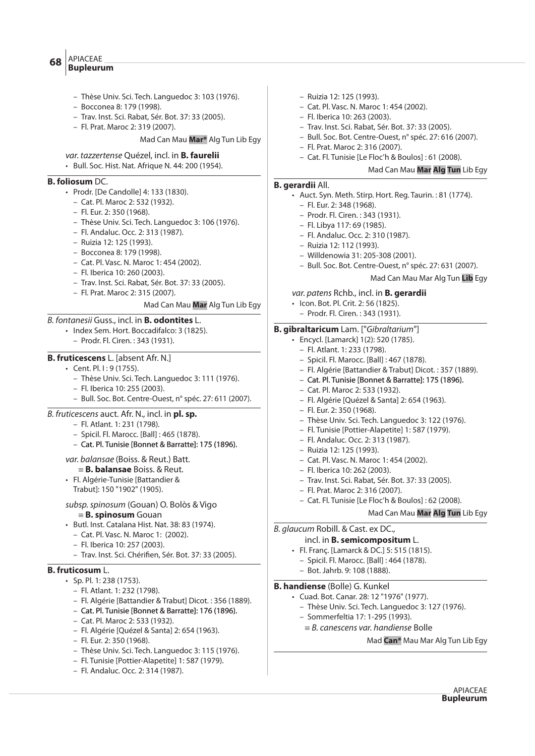- Thèse Univ. Sci. Tech. Languedoc 3: 103 (1976).
- Bocconea 8: 179 (1998).
- Trav. Inst. Sci. Rabat, Sér. Bot. 37: 33 (2005).
- Fl. Prat. Maroc 2: 319 (2007).

Mad Can Mau **Mar*** Alg Tun Lib Egy

*var. tazzertense* Quézel, incl. in **B. faurelii**

- Bull. Soc. Hist. Nat. Afrique N. 44: 200 (1954).

**B. foliosum** DC.

- Prodr. [De Candolle] 4: 133 (1830).
  - Cat. Pl. Maroc 2: 532 (1932).
  - Fl. Eur. 2: 350 (1968).
  - Thèse Univ. Sci. Tech. Languedoc 3: 106 (1976).
  - Fl. Andaluc. Occ. 2: 313 (1987).
  - Ruizia 12: 125 (1993).
  - Bocconea 8: 179 (1998).
  - Cat. Pl. Vasc. N. Maroc 1: 454 (2002).
  - Fl. Iberica 10: 260 (2003).
  - Trav. Inst. Sci. Rabat, Sér. Bot. 37: 33 (2005).
  - Fl. Prat. Maroc 2: 315 (2007).

Mad Can Mau **Mar** Alg Tun Lib Egy

*B. fontanesii* Guss., incl. in **B. odontites** L.

- Index Sem. Hort. Boccadifalco: 3 (1825).
  - Prodr. Fl. Ciren. : 343 (1931).

**B. fruticescens** L. [absent Afr. N.]

- Cent. Pl. I : 9 (1755).
  - Thèse Univ. Sci. Tech. Languedoc 3: 111 (1976).
  - Fl. Iberica 10: 255 (2003).
  - Bull. Soc. Bot. Centre-Ouest, n° spéc. 27: 611 (2007).

*B. fruticescens* auct. Afr. N., incl. in **pl. sp.**

- Fl. Atlant. 1: 231 (1798).
- Spicil. Fl. Marocc. [Ball] : 465 (1878).
- Cat. Pl. Tunisie [Bonnet & Barratte]: 175 (1896).

*var. balansae* (Boiss. & Reut.) Batt.
≡ **B. balansae** Boiss. & Reut.

- Fl. Algérie-Tunisie [Battandier & Trabut]: 150 "1902" (1905).

*subsp. spinosum* (Gouan) O. Bolòs & Vigo
≡ **B. spinosum** Gouan

- Butl. Inst. Catalana Hist. Nat. 38: 83 (1974).
  - Cat. Pl. Vasc. N. Maroc 1: (2002).
  - Fl. Iberica 10: 257 (2003).
  - Trav. Inst. Sci. Chérifien, Sér. Bot. 37: 33 (2005).

**B. fruticosum** L.

- Sp. Pl. 1: 238 (1753).
  - Fl. Atlant. 1: 232 (1798).
  - Fl. Algérie [Battandier & Trabut] Dicot. : 356 (1889).
  - Cat. Pl. Tunisie [Bonnet & Barratte]: 176 (1896).
  - Cat. Pl. Maroc 2: 533 (1932).
  - Fl. Algérie [Quézel & Santa] 2: 654 (1963).
  - Fl. Eur. 2: 350 (1968).
  - Thèse Univ. Sci. Tech. Languedoc 3: 115 (1976).
  - Fl. Tunisie [Pottier-Alapetite] 1: 587 (1979).
  - Fl. Andaluc. Occ. 2: 314 (1987).
  - Ruizia 12: 125 (1993).
  - Cat. Pl. Vasc. N. Maroc 1: 454 (2002).
  - Fl. Iberica 10: 263 (2003).
  - Trav. Inst. Sci. Rabat, Sér. Bot. 37: 33 (2005).
  - Bull. Soc. Bot. Centre-Ouest, n° spéc. 27: 616 (2007).
  - Fl. Prat. Maroc 2: 316 (2007).
  - Cat. Fl. Tunisie [Le Floc'h & Boulos] : 61 (2008).

Mad Can Mau **Mar** **Alg** **Tun** Lib Egy

**B. gerardii** All.

- Auct. Syn. Meth. Stirp. Hort. Reg. Taurin. : 81 (1774).
  - Fl. Eur. 2: 348 (1968).
  - Prodr. Fl. Ciren. : 343 (1931).
  - Fl. Libya 117: 69 (1985).
  - Fl. Andaluc. Occ. 2: 310 (1987).
  - Ruizia 12: 112 (1993).
  - Willdenowia 31: 205-308 (2001).
  - Bull. Soc. Bot. Centre-Ouest, n° spéc. 27: 631 (2007).

Mad Can Mau Mar Alg Tun **Lib** Egy

*var. patens* Rchb., incl. in **B. gerardii**

- Icon. Bot. Pl. Crit. 2: 56 (1825).
  - Prodr. Fl. Ciren. : 343 (1931).

**B. gibraltaricum** Lam. ["*Gibraltarium*"]

- Encycl. [Lamarck] 1(2): 520 (1785).
  - Fl. Atlant. 1: 233 (1798).
  - Spicil. Fl. Marocc. [Ball] : 467 (1878).
  - Fl. Algérie [Battandier & Trabut] Dicot. : 357 (1889).
  - Cat. Pl. Tunisie [Bonnet & Barratte]: 175 (1896).
  - Cat. Pl. Maroc 2: 533 (1932).
  - Fl. Algérie [Quézel & Santa] 2: 654 (1963).
  - Fl. Eur. 2: 350 (1968).
  - Thèse Univ. Sci. Tech. Languedoc 3: 122 (1976).
  - Fl. Tunisie [Pottier-Alapetite] 1: 587 (1979).
  - Fl. Andaluc. Occ. 2: 313 (1987).
  - Ruizia 12: 125 (1993).
  - Cat. Pl. Vasc. N. Maroc 1: 454 (2002).
  - Fl. Iberica 10: 262 (2003).
  - Trav. Inst. Sci. Rabat, Sér. Bot. 37: 33 (2005).
  - Fl. Prat. Maroc 2: 316 (2007).
  - Cat. Fl. Tunisie [Le Floc'h & Boulos] : 62 (2008).

Mad Can Mau **Mar** **Alg** **Tun** Lib Egy

*B. glaucum* Robill. & Cast. ex DC., incl. in **B. semicompositum** L.

- Fl. Franç. [Lamarck & DC.] 5: 515 (1815).
  - Spicil. Fl. Marocc. [Ball] : 464 (1878).
  - Bot. Jahrb. 9: 108 (1888).

**B. handiense** (Bolle) G. Kunkel

- Cuad. Bot. Canar. 28: 12 "1976" (1977).
  - Thèse Univ. Sci. Tech. Languedoc 3: 127 (1976).
  - Sommerfeltia 17: 1-295 (1993).
  - ≡ *B. canescens var. handiense* Bolle

Mad **Can*** Mau Mar Alg Tun Lib Egy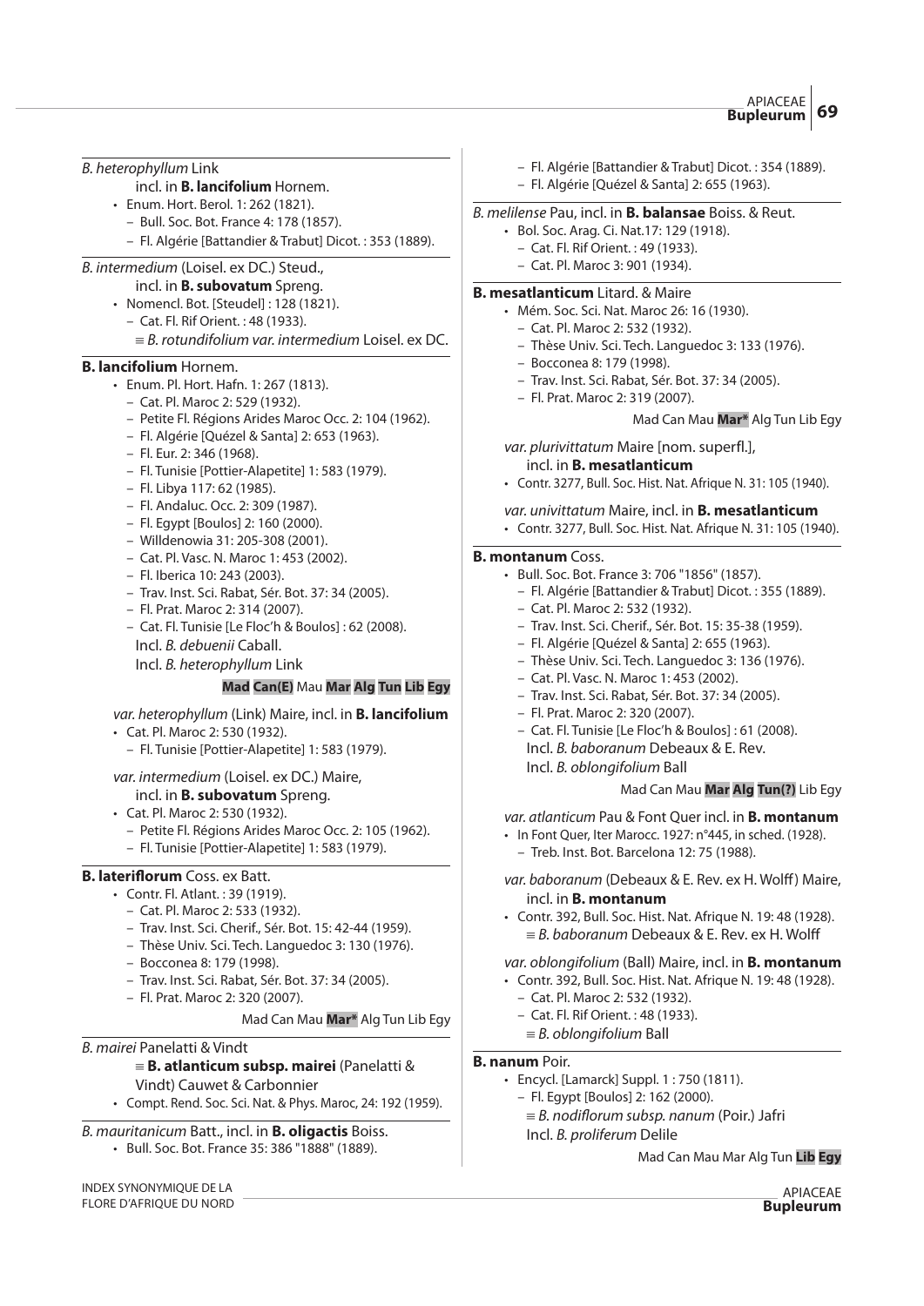*B. heterophyllum* Link
incl. in **B. lancifolium** Hornem.

- Enum. Hort. Berol. 1: 262 (1821).
  - – Bull. Soc. Bot. France 4: 178 (1857).
  - – Fl. Algérie [Battandier & Trabut] Dicot. : 353 (1889).

*B. intermedium* (Loisel. ex DC.) Steud.,
incl. in **B. subovatum** Spreng.

- Nomencl. Bot. [Steudel] : 128 (1821).
  - – Cat. Fl. Rif Orient. : 48 (1933).
  - ≡ *B. rotundifolium var. intermedium* Loisel. ex DC.

**B. lancifolium** Hornem.

- Enum. Pl. Hort. Hafn. 1: 267 (1813).
  - – Cat. Pl. Maroc 2: 529 (1932).
  - – Petite Fl. Régions Arides Maroc Occ. 2: 104 (1962).
  - – Fl. Algérie [Quézel & Santa] 2: 653 (1963).
  - – Fl. Eur. 2: 346 (1968).
  - – Fl. Tunisie [Pottier-Alapetite] 1: 583 (1979).
  - – Fl. Libya 117: 62 (1985).
  - – Fl. Andaluc. Occ. 2: 309 (1987).
  - – Fl. Egypt [Boulos] 2: 160 (2000).
  - – Willdenowia 31: 205-308 (2001).
  - – Cat. Pl. Vasc. N. Maroc 1: 453 (2002).
  - – Fl. Iberica 10: 243 (2003).
  - – Trav. Inst. Sci. Rabat, Sér. Bot. 37: 34 (2005).
  - – Fl. Prat. Maroc 2: 314 (2007).
  - – Cat. Fl. Tunisie [Le Floc'h & Boulos] : 62 (2008).
  - Incl. *B. debuenii* Caball.
  - Incl. *B. heterophyllum* Link

**Mad** **Can(E)** Mau **Mar** **Alg** **Tun** **Lib** **Egy**

*var. heterophyllum* (Link) Maire, incl. in **B. lancifolium**

- Cat. Pl. Maroc 2: 530 (1932).
  - – Fl. Tunisie [Pottier-Alapetite] 1: 583 (1979).

*var. intermedium* (Loisel. ex DC.) Maire,
incl. in **B. subovatum** Spreng.

- Cat. Pl. Maroc 2: 530 (1932).
  - – Petite Fl. Régions Arides Maroc Occ. 2: 105 (1962).
  - – Fl. Tunisie [Pottier-Alapetite] 1: 583 (1979).

**B. lateriflorum** Coss. ex Batt.

- Contr. Fl. Atlant. : 39 (1919).
  - – Cat. Pl. Maroc 2: 533 (1932).
  - – Trav. Inst. Sci. Cherif., Sér. Bot. 15: 42-44 (1959).
  - – Thèse Univ. Sci. Tech. Languedoc 3: 130 (1976).
  - – Bocconea 8: 179 (1998).
  - – Trav. Inst. Sci. Rabat, Sér. Bot. 37: 34 (2005).
  - – Fl. Prat. Maroc 2: 320 (2007).

Mad Can Mau **Mar\*** Alg Tun Lib Egy

*B. mairei* Panelatti & Vindt
≡ **B. atlanticum subsp. mairei** (Panelatti & Vindt) Cauwet & Carbonnier

- Compt. Rend. Soc. Sci. Nat. & Phys. Maroc, 24: 192 (1959).

*B. mauritanicum* Batt., incl. in **B. oligactis** Boiss.

- Bull. Soc. Bot. France 35: 386 "1888" (1889).
  - – Fl. Algérie [Battandier & Trabut] Dicot. : 354 (1889).
  - – Fl. Algérie [Quézel & Santa] 2: 655 (1963).

*B. melilense* Pau, incl. in **B. balansae** Boiss. & Reut.

- Bol. Soc. Arag. Ci. Nat.17: 129 (1918).
  - – Cat. Fl. Rif Orient. : 49 (1933).
  - – Cat. Pl. Maroc 3: 901 (1934).

**B. mesatlanticum** Litard. & Maire

- Mém. Soc. Sci. Nat. Maroc 26: 16 (1930).
  - – Cat. Pl. Maroc 2: 532 (1932).
  - – Thèse Univ. Sci. Tech. Languedoc 3: 133 (1976).
  - – Bocconea 8: 179 (1998).
  - – Trav. Inst. Sci. Rabat, Sér. Bot. 37: 34 (2005).
  - – Fl. Prat. Maroc 2: 319 (2007).

Mad Can Mau **Mar\*** Alg Tun Lib Egy

*var. plurivittatum* Maire [nom. superfl.],
incl. in **B. mesatlanticum**

- Contr. 3277, Bull. Soc. Hist. Nat. Afrique N. 31: 105 (1940).

*var. univittatum* Maire, incl. in **B. mesatlanticum**

- Contr. 3277, Bull. Soc. Hist. Nat. Afrique N. 31: 105 (1940).

**B. montanum** Coss.

- Bull. Soc. Bot. France 3: 706 "1856" (1857).
  - – Fl. Algérie [Battandier & Trabut] Dicot. : 355 (1889).
  - – Cat. Pl. Maroc 2: 532 (1932).
  - – Trav. Inst. Sci. Cherif., Sér. Bot. 15: 35-38 (1959).
  - – Fl. Algérie [Quézel & Santa] 2: 655 (1963).
  - – Thèse Univ. Sci. Tech. Languedoc 3: 136 (1976).
  - – Cat. Pl. Vasc. N. Maroc 1: 453 (2002).
  - – Trav. Inst. Sci. Rabat, Sér. Bot. 37: 34 (2005).
  - – Fl. Prat. Maroc 2: 320 (2007).
  - – Cat. Fl. Tunisie [Le Floc'h & Boulos] : 61 (2008).
  - Incl. *B. baboranum* Debeaux & E. Rev.
  - Incl. *B. oblongifolium* Ball

Mad Can Mau **Mar** **Alg** **Tun(?)** Lib Egy

*var. atlanticum* Pau & Font Quer incl. in **B. montanum**

- In Font Quer, Iter Marocc. 1927: n°445, in sched. (1928).
  - – Treb. Inst. Bot. Barcelona 12: 75 (1988).

*var. baboranum* (Debeaux & E. Rev. ex H. Wolff) Maire,
incl. in **B. montanum**

- Contr. 392, Bull. Soc. Hist. Nat. Afrique N. 19: 48 (1928).
  - ≡ *B. baboranum* Debeaux & E. Rev. ex H. Wolff

*var. oblongifolium* (Ball) Maire, incl. in **B. montanum**

- Contr. 392, Bull. Soc. Hist. Nat. Afrique N. 19: 48 (1928).
  - – Cat. Pl. Maroc 2: 532 (1932).
  - – Cat. Fl. Rif Orient. : 48 (1933).
  - ≡ *B. oblongifolium* Ball

**B. nanum** Poir.

- Encycl. [Lamarck] Suppl. 1 : 750 (1811).
  - – Fl. Egypt [Boulos] 2: 162 (2000).
  - ≡ *B. nodiflorum subsp. nanum* (Poir.) Jafri
  - Incl. *B. proliferum* Delile

Mad Can Mau Mar Alg Tun **Lib** **Egy**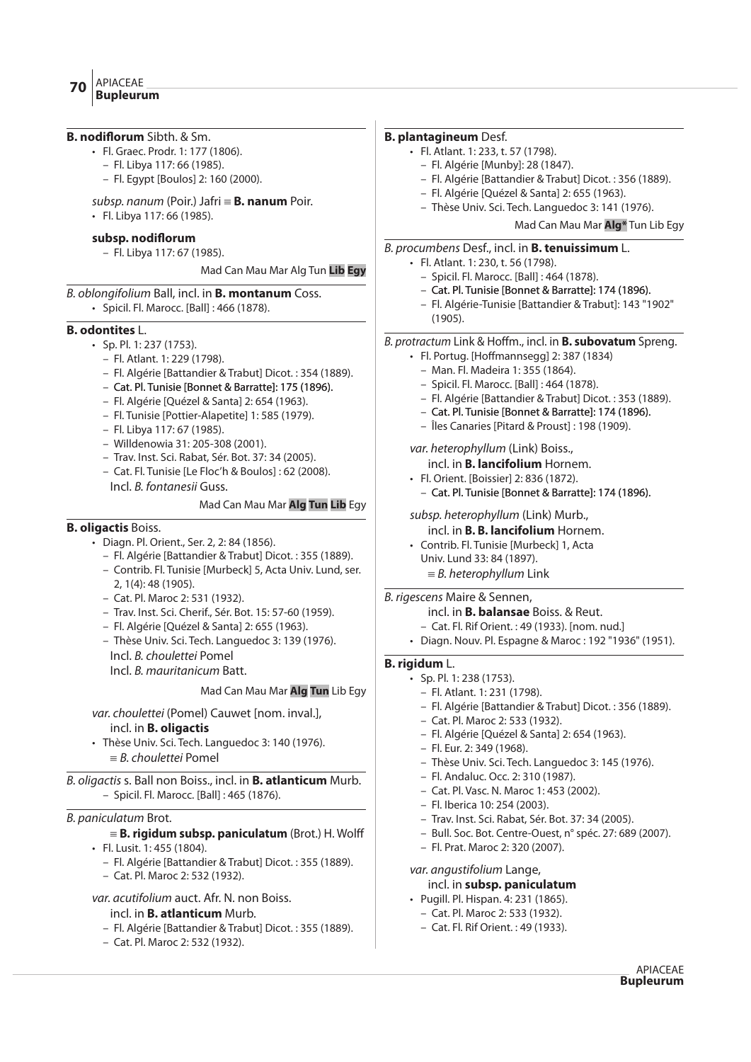**B. nodiflorum** Sibth. & Sm.

- Fl. Graec. Prodr. 1: 177 (1806).
  - Fl. Libya 117: 66 (1985).
  - Fl. Egypt [Boulos] 2: 160 (2000).

*subsp. nanum* (Poir.) Jafri ≡ **B. nanum** Poir.

- Fl. Libya 117: 66 (1985).

**subsp. nodiflorum**

- Fl. Libya 117: 67 (1985).

Mad Can Mau Mar Alg Tun **Lib** **Egy**

*B. oblongifolium* Ball, incl. in **B. montanum** Coss.

- Spicil. Fl. Marocc. [Ball] : 466 (1878).

**B. odontites** L.

- Sp. Pl. 1: 237 (1753).
  - Fl. Atlant. 1: 229 (1798).
  - Fl. Algérie [Battandier & Trabut] Dicot. : 354 (1889).
  - Cat. Pl. Tunisie [Bonnet & Barratte]: 175 (1896).
  - Fl. Algérie [Quézel & Santa] 2: 654 (1963).
  - Fl. Tunisie [Pottier-Alapetite] 1: 585 (1979).
  - Fl. Libya 117: 67 (1985).
  - Willdenowia 31: 205-308 (2001).
  - Trav. Inst. Sci. Rabat, Sér. Bot. 37: 34 (2005).
  - Cat. Fl. Tunisie [Le Floc'h & Boulos] : 62 (2008).

Incl. *B. fontanesii* Guss.

Mad Can Mau Mar **Alg** **Tun** **Lib** Egy

**B. oligactis** Boiss.

- Diagn. Pl. Orient., Ser. 2, 2: 84 (1856).
  - Fl. Algérie [Battandier & Trabut] Dicot. : 355 (1889).
  - Contrib. Fl. Tunisie [Murbeck] 5, Acta Univ. Lund, ser. 2, 1(4): 48 (1905).
  - Cat. Pl. Maroc 2: 531 (1932).
  - Trav. Inst. Sci. Cherif., Sér. Bot. 15: 57-60 (1959).
  - Fl. Algérie [Quézel & Santa] 2: 655 (1963).
  - Thèse Univ. Sci. Tech. Languedoc 3: 139 (1976).

Incl. *B. choulettei* Pomel

Incl. *B. mauritanicum* Batt.

Mad Can Mau Mar **Alg** **Tun** Lib Egy

*var. choulettei* (Pomel) Cauwet [nom. inval.], incl. in **B. oligactis**

- Thèse Univ. Sci. Tech. Languedoc 3: 140 (1976).

≡ *B. choulettei* Pomel

*B. oligactis* s. Ball non Boiss., incl. in **B. atlanticum** Murb.

- Spicil. Fl. Marocc. [Ball] : 465 (1876).

*B. paniculatum* Brot.

≡ **B. rigidum subsp. paniculatum** (Brot.) H. Wolff

- Fl. Lusit. 1: 455 (1804).
  - Fl. Algérie [Battandier & Trabut] Dicot. : 355 (1889).
  - Cat. Pl. Maroc 2: 532 (1932).

*var. acutifolium* auct. Afr. N. non Boiss. incl. in **B. atlanticum** Murb.

- Fl. Algérie [Battandier & Trabut] Dicot. : 355 (1889).
- Cat. Pl. Maroc 2: 532 (1932).

**B. plantagineum** Desf.

- Fl. Atlant. 1: 233, t. 57 (1798).
  - Fl. Algérie [Munby]: 28 (1847).
  - Fl. Algérie [Battandier & Trabut] Dicot. : 356 (1889).
  - Fl. Algérie [Quézel & Santa] 2: 655 (1963).
  - Thèse Univ. Sci. Tech. Languedoc 3: 141 (1976).

Mad Can Mau Mar **Alg*** Tun Lib Egy

*B. procumbens* Desf., incl. in **B. tenuissimum** L.

- Fl. Atlant. 1: 230, t. 56 (1798).
  - Spicil. Fl. Marocc. [Ball] : 464 (1878).
  - Cat. Pl. Tunisie [Bonnet & Barratte]: 174 (1896).
  - Fl. Algérie-Tunisie [Battandier & Trabut]: 143 "1902" (1905).

*B. protractum* Link & Hoffm., incl. in **B. subovatum** Spreng.

- Fl. Portug. [Hoffmannsegg] 2: 387 (1834)
  - Man. Fl. Madeira 1: 355 (1864).
  - Spicil. Fl. Marocc. [Ball] : 464 (1878).
  - Fl. Algérie [Battandier & Trabut] Dicot. : 353 (1889).
  - Cat. Pl. Tunisie [Bonnet & Barratte]: 174 (1896).
  - Îles Canaries [Pitard & Proust] : 198 (1909).

*var. heterophyllum* (Link) Boiss., incl. in **B. lancifolium** Hornem.

- Fl. Orient. [Boissier] 2: 836 (1872).
  - Cat. Pl. Tunisie [Bonnet & Barratte]: 174 (1896).

*subsp. heterophyllum* (Link) Murb., incl. in **B. B. lancifolium** Hornem.

- Contrib. Fl. Tunisie [Murbeck] 1, Acta Univ. Lund 33: 84 (1897).

≡ *B. heterophyllum* Link

*B. rigescens* Maire & Sennen, incl. in **B. balansae** Boiss. & Reut.

- Cat. Fl. Rif Orient. : 49 (1933). [nom. nud.]
- Diagn. Nouv. Pl. Espagne & Maroc : 192 "1936" (1951).

**B. rigidum** L.

- Sp. Pl. 1: 238 (1753).
  - Fl. Atlant. 1: 231 (1798).
  - Fl. Algérie [Battandier & Trabut] Dicot. : 356 (1889).
  - Cat. Pl. Maroc 2: 533 (1932).
  - Fl. Algérie [Quézel & Santa] 2: 654 (1963).
  - Fl. Eur. 2: 349 (1968).
  - Thèse Univ. Sci. Tech. Languedoc 3: 145 (1976).
  - Fl. Andaluc. Occ. 2: 310 (1987).
  - Cat. Pl. Vasc. N. Maroc 1: 453 (2002).
  - Fl. Iberica 10: 254 (2003).
  - Trav. Inst. Sci. Rabat, Sér. Bot. 37: 34 (2005).
  - Bull. Soc. Bot. Centre-Ouest, n° spéc. 27: 689 (2007).
  - Fl. Prat. Maroc 2: 320 (2007).

*var. angustifolium* Lange, incl. in **subsp. paniculatum**

- Pugill. Pl. Hispan. 4: 231 (1865).
  - Cat. Pl. Maroc 2: 533 (1932).
  - Cat. Fl. Rif Orient. : 49 (1933).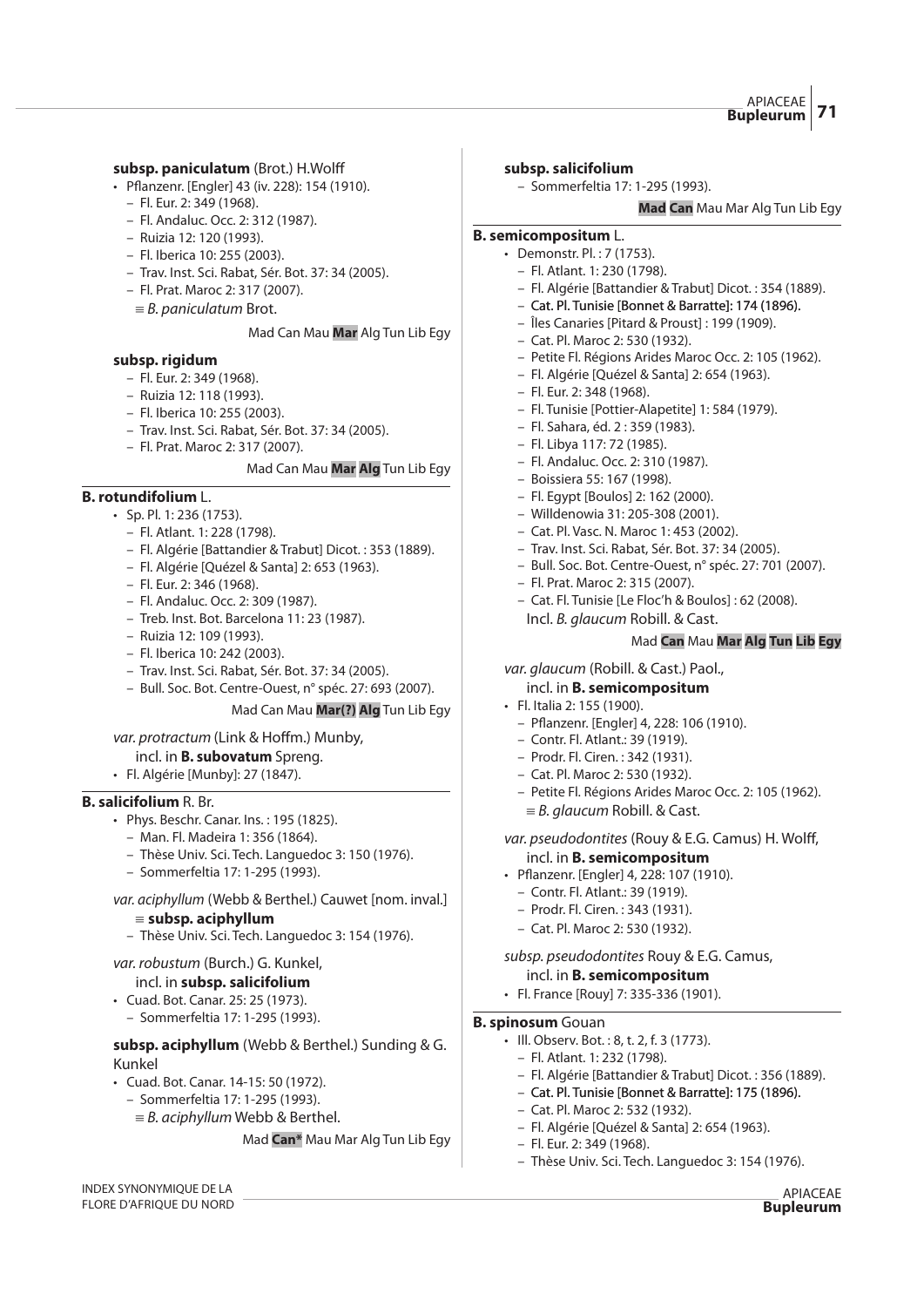**subsp. paniculatum** (Brot.) H.Wolff

- Pflanzenr. [Engler] 43 (iv. 228): 154 (1910).
  - Fl. Eur. 2: 349 (1968).
  - Fl. Andaluc. Occ. 2: 312 (1987).
  - Ruizia 12: 120 (1993).
  - Fl. Iberica 10: 255 (2003).
  - Trav. Inst. Sci. Rabat, Sér. Bot. 37: 34 (2005).
  - Fl. Prat. Maroc 2: 317 (2007).
  - ≡ *B. paniculatum* Brot.

Mad Can Mau **Mar** Alg Tun Lib Egy

**subsp. rigidum**

- Fl. Eur. 2: 349 (1968).
- Ruizia 12: 118 (1993).
- Fl. Iberica 10: 255 (2003).
- Trav. Inst. Sci. Rabat, Sér. Bot. 37: 34 (2005).
- Fl. Prat. Maroc 2: 317 (2007).

Mad Can Mau **Mar** **Alg** Tun Lib Egy

**B. rotundifolium** L.

- Sp. Pl. 1: 236 (1753).
  - Fl. Atlant. 1: 228 (1798).
  - Fl. Algérie [Battandier & Trabut] Dicot. : 353 (1889).
  - Fl. Algérie [Quézel & Santa] 2: 653 (1963).
  - Fl. Eur. 2: 346 (1968).
  - Fl. Andaluc. Occ. 2: 309 (1987).
  - Treb. Inst. Bot. Barcelona 11: 23 (1987).
  - Ruizia 12: 109 (1993).
  - Fl. Iberica 10: 242 (2003).
  - Trav. Inst. Sci. Rabat, Sér. Bot. 37: 34 (2005).
  - Bull. Soc. Bot. Centre-Ouest, n° spéc. 27: 693 (2007).

Mad Can Mau **Mar(?)** **Alg** Tun Lib Egy

*var. protractum* (Link & Hoffm.) Munby, incl. in **B. subovatum** Spreng.

- Fl. Algérie [Munby]: 27 (1847).

**B. salicifolium** R. Br.

- Phys. Beschr. Canar. Ins. : 195 (1825).
  - Man. Fl. Madeira 1: 356 (1864).
  - Thèse Univ. Sci. Tech. Languedoc 3: 150 (1976).
  - Sommerfeltia 17: 1-295 (1993).

*var. aciphyllum* (Webb & Berthel.) Cauwet [nom. inval.] ≡ **subsp. aciphyllum**

- Thèse Univ. Sci. Tech. Languedoc 3: 154 (1976).

*var. robustum* (Burch.) G. Kunkel, incl. in **subsp. salicifolium**

- Cuad. Bot. Canar. 25: 25 (1973).
  - Sommerfeltia 17: 1-295 (1993).

**subsp. aciphyllum** (Webb & Berthel.) Sunding & G. Kunkel

- Cuad. Bot. Canar. 14-15: 50 (1972).
  - Sommerfeltia 17: 1-295 (1993).
  - ≡ *B. aciphyllum* Webb & Berthel.

Mad **Can*** Mau Mar Alg Tun Lib Egy

**subsp. salicifolium**

- Sommerfeltia 17: 1-295 (1993).

**Mad** **Can** Mau Mar Alg Tun Lib Egy

**B. semicompositum** L.

- Demonstr. Pl. : 7 (1753).
  - Fl. Atlant. 1: 230 (1798).
  - Fl. Algérie [Battandier & Trabut] Dicot. : 354 (1889).
  - Cat. Pl. Tunisie [Bonnet & Barratte]: 174 (1896).
  - Îles Canaries [Pitard & Proust] : 199 (1909).
  - Cat. Pl. Maroc 2: 530 (1932).
  - Petite Fl. Régions Arides Maroc Occ. 2: 105 (1962).
  - Fl. Algérie [Quézel & Santa] 2: 654 (1963).
  - Fl. Eur. 2: 348 (1968).
  - Fl. Tunisie [Pottier-Alapetite] 1: 584 (1979).
  - Fl. Sahara, éd. 2 : 359 (1983).
  - Fl. Libya 117: 72 (1985).
  - Fl. Andaluc. Occ. 2: 310 (1987).
  - Boissiera 55: 167 (1998).
  - Fl. Egypt [Boulos] 2: 162 (2000).
  - Willdenowia 31: 205-308 (2001).
  - Cat. Pl. Vasc. N. Maroc 1: 453 (2002).
  - Trav. Inst. Sci. Rabat, Sér. Bot. 37: 34 (2005).
  - Bull. Soc. Bot. Centre-Ouest, n° spéc. 27: 701 (2007).
  - Fl. Prat. Maroc 2: 315 (2007).
  - Cat. Fl. Tunisie [Le Floc'h & Boulos] : 62 (2008).
  - Incl. *B. glaucum* Robill. & Cast.

Mad **Can** Mau **Mar** **Alg** **Tun** **Lib** **Egy**

*var. glaucum* (Robill. & Cast.) Paol., incl. in **B. semicompositum**

- Fl. Italia 2: 155 (1900).
  - Pflanzenr. [Engler] 4, 228: 106 (1910).
  - Contr. Fl. Atlant.: 39 (1919).
  - Prodr. Fl. Ciren. : 342 (1931).
  - Cat. Pl. Maroc 2: 530 (1932).
  - Petite Fl. Régions Arides Maroc Occ. 2: 105 (1962).
  - ≡ *B. glaucum* Robill. & Cast.

*var. pseudodontites* (Rouy & E.G. Camus) H. Wolff, incl. in **B. semicompositum**

- Pflanzenr. [Engler] 4, 228: 107 (1910).
  - Contr. Fl. Atlant.: 39 (1919).
  - Prodr. Fl. Ciren. : 343 (1931).
  - Cat. Pl. Maroc 2: 530 (1932).

*subsp. pseudodontites* Rouy & E.G. Camus, incl. in **B. semicompositum**

- Fl. France [Rouy] 7: 335-336 (1901).

**B. spinosum** Gouan

- Ill. Observ. Bot. : 8, t. 2, f. 3 (1773).
  - Fl. Atlant. 1: 232 (1798).
  - Fl. Algérie [Battandier & Trabut] Dicot. : 356 (1889).
  - Cat. Pl. Tunisie [Bonnet & Barratte]: 175 (1896).
  - Cat. Pl. Maroc 2: 532 (1932).
  - Fl. Algérie [Quézel & Santa] 2: 654 (1963).
  - Fl. Eur. 2: 349 (1968).
  - Thèse Univ. Sci. Tech. Languedoc 3: 154 (1976).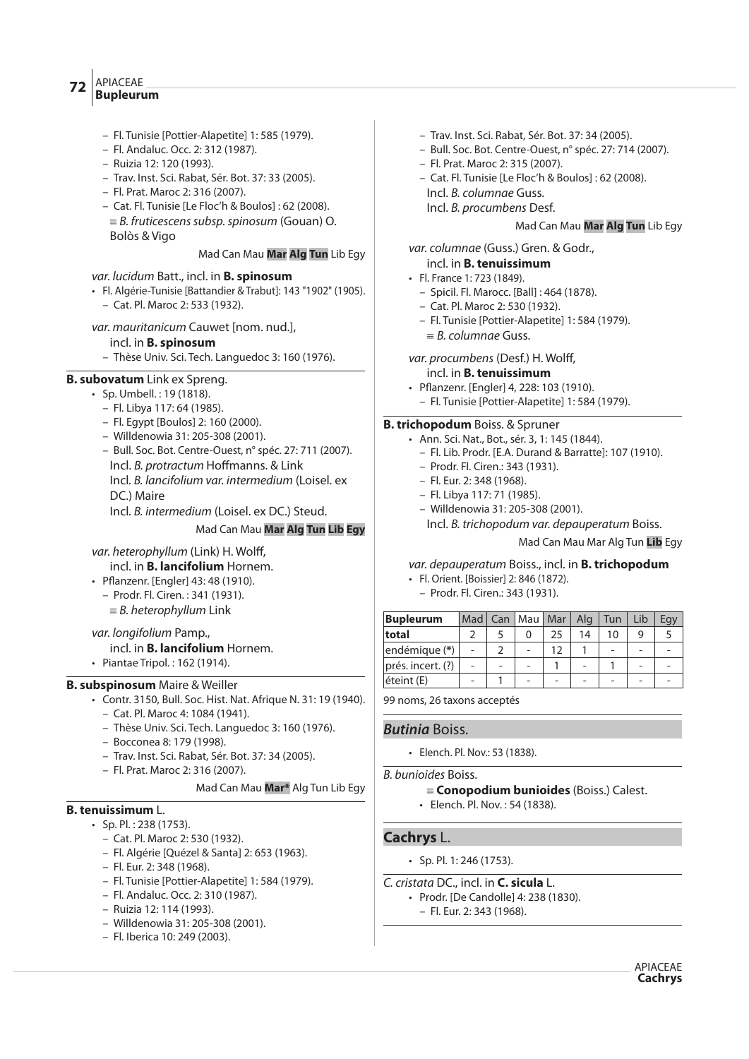- – Fl. Tunisie [Pottier-Alapetite] 1: 585 (1979).
- – Fl. Andaluc. Occ. 2: 312 (1987).
- – Ruizia 12: 120 (1993).
- – Trav. Inst. Sci. Rabat, Sér. Bot. 37: 33 (2005).
- – Fl. Prat. Maroc 2: 316 (2007).
- – Cat. Fl. Tunisie [Le Floc'h & Boulos] : 62 (2008).

≡ *B. fruticescens subsp. spinosum* (Gouan) O. Bolòs & Vigo

Mad Can Mau **Mar** **Alg** **Tun** Lib Egy

*var. lucidum* Batt., incl. in **B. spinosum**
- Fl. Algérie-Tunisie [Battandier & Trabut]: 143 "1902" (2005).
  - – Cat. Pl. Maroc 2: 533 (1932).

*var. mauritanicum* Cauwet [nom. nud.], incl. in **B. spinosum**
- – Thèse Univ. Sci. Tech. Languedoc 3: 160 (1976).

**B. subovatum** Link ex Spreng.
- Sp. Umbell. : 19 (1818).
  - – Fl. Libya 117: 64 (1985).
  - – Fl. Egypt [Boulos] 2: 160 (2000).
  - – Willdenowia 31: 205-308 (2001).
  - – Bull. Soc. Bot. Centre-Ouest, n° spéc. 27: 711 (2007).

Incl. *B. protractum* Hoffmanns. & Link
Incl. *B. lancifolium var. intermedium* (Loisel. ex DC.) Maire
Incl. *B. intermedium* (Loisel. ex DC.) Steud.

Mad Can Mau **Mar** **Alg** **Tun** **Lib** **Egy**

*var. heterophyllum* (Link) H. Wolff, incl. in **B. lancifolium** Hornem.
- Pflanzenr. [Engler] 43: 48 (1910).
  - – Prodr. Fl. Ciren. : 341 (1931).

≡ *B. heterophyllum* Link

*var. longifolium* Pamp., incl. in **B. lancifolium** Hornem.
- Piantae Tripol. : 162 (1914).

**B. subspinosum** Maire & Weiller
- Contr. 3150, Bull. Soc. Hist. Nat. Afrique N. 31: 19 (1940).
  - – Cat. Pl. Maroc 4: 1084 (1941).
  - – Thèse Univ. Sci. Tech. Languedoc 3: 160 (1976).
  - – Bocconea 8: 179 (1998).
  - – Trav. Inst. Sci. Rabat, Sér. Bot. 37: 34 (2005).
  - – Fl. Prat. Maroc 2: 316 (2007).

Mad Can Mau **Mar*** Alg Tun Lib Egy

**B. tenuissimum** L.
- Sp. Pl. : 238 (1753).
  - – Cat. Pl. Maroc 2: 530 (1932).
  - – Fl. Algérie [Quézel & Santa] 2: 653 (1963).
  - – Fl. Eur. 2: 348 (1968).
  - – Fl. Tunisie [Pottier-Alapetite] 1: 584 (1979).
  - – Fl. Andaluc. Occ. 2: 310 (1987).
  - – Ruizia 12: 114 (1993).
  - – Willdenowia 31: 205-308 (2001).
  - – Fl. Iberica 10: 249 (2003).
  - – Trav. Inst. Sci. Rabat, Sér. Bot. 37: 34 (2005).
  - – Bull. Soc. Bot. Centre-Ouest, n° spéc. 27: 714 (2007).
  - – Fl. Prat. Maroc 2: 315 (2007).
  - – Cat. Fl. Tunisie [Le Floc'h & Boulos] : 62 (2008).

Incl. *B. columnae* Guss.
Incl. *B. procumbens* Desf.

Mad Can Mau **Mar** **Alg** **Tun** Lib Egy

*var. columnae* (Guss.) Gren. & Godr., incl. in **B. tenuissimum**
- Fl. France 1: 723 (1849).
  - – Spicil. Fl. Marocc. [Ball] : 464 (1878).
  - – Cat. Pl. Maroc 2: 530 (1932).
  - – Fl. Tunisie [Pottier-Alapetite] 1: 584 (1979).

≡ *B. columnae* Guss.

*var. procumbens* (Desf.) H. Wolff, incl. in **B. tenuissimum**
- Pflanzenr. [Engler] 4, 228: 103 (1910).
  - – Fl. Tunisie [Pottier-Alapetite] 1: 584 (1979).

**B. trichopodum** Boiss. & Spruner
- Ann. Sci. Nat., Bot., sér. 3, 1: 145 (1844).
  - – Fl. Lib. Prodr. [E.A. Durand & Barratte]: 107 (1910).
  - – Prodr. Fl. Ciren.: 343 (1931).
  - – Fl. Eur. 2: 348 (1968).
  - – Fl. Libya 117: 71 (1985).
  - – Willdenowia 31: 205-308 (2001).

Incl. *B. trichopodum var. depauperatum* Boiss.

Mad Can Mau Mar Alg Tun **Lib** Egy

*var. depauperatum* Boiss., incl. in **B. trichopodum**
- Fl. Orient. [Boissier] 2: 846 (1872).
  - – Prodr. Fl. Ciren.: 343 (1931).

| **Bupleurum** | Mad | Can | Mau | Mar | Alg | Tun | Lib | Egy |
|---|---|---|---|---|---|---|---|---|
| **total** | 2 | 5 | 0 | 25 | 14 | 10 | 9 | 5 |
| endémique (*) | - | 2 | - | 12 | 1 | - | - | - |
| prés. incert. (?) | - | - | - | 1 | - | 1 | - | - |
| éteint (E) | - | 1 | - | - | - | - | - | - |

99 noms, 26 taxons acceptés

## *Butinia* Boiss.

- Elench. Pl. Nov.: 53 (1838).

*B. bunioides* Boiss.

≡ **Conopodium bunioides** (Boiss.) Calest.
- Elench. Pl. Nov. : 54 (1838).

## **Cachrys** L.

- Sp. Pl. 1: 246 (1753).

*C. cristata* DC., incl. in **C. sicula** L.
- Prodr. [De Candolle] 4: 238 (1830).
  - – Fl. Eur. 2: 343 (1968).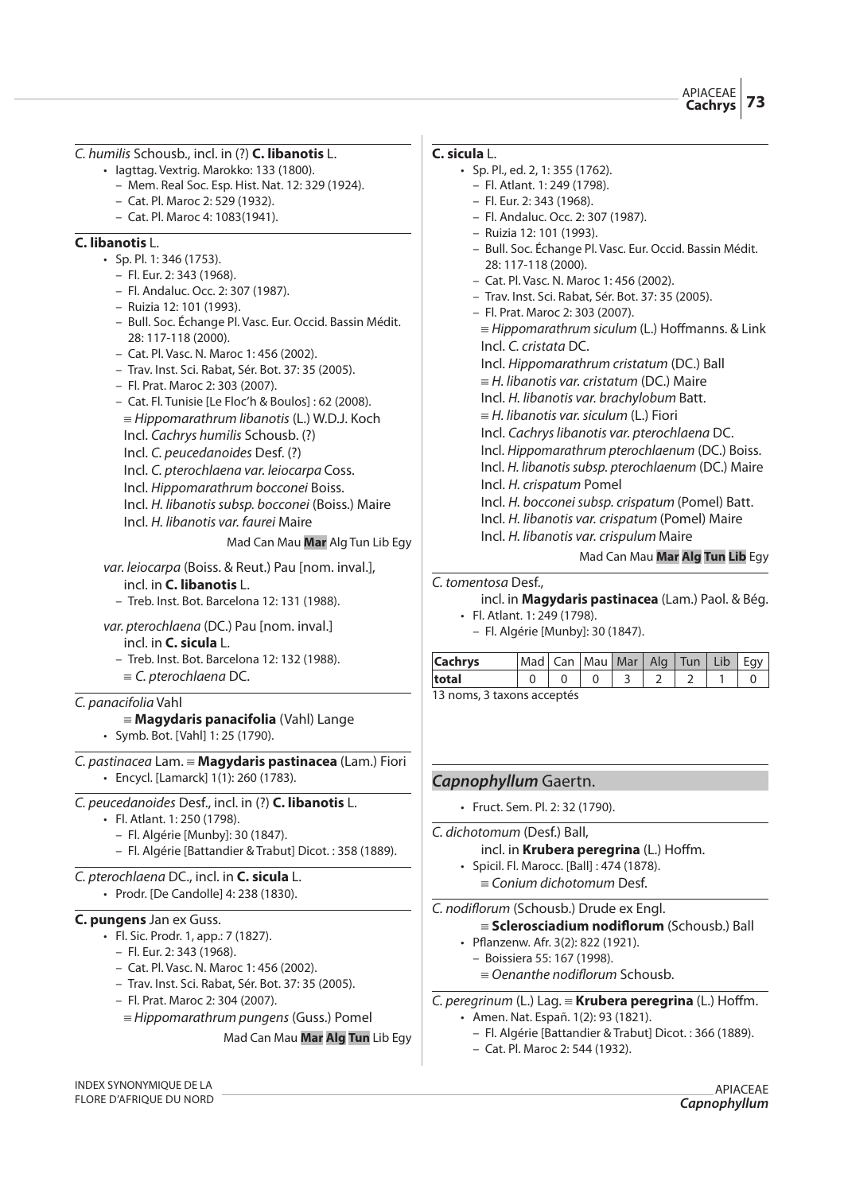*C. humilis* Schousb., incl. in (?) **C. libanotis** L.

- Iagttag. Vextrig. Marokko: 133 (1800).
  - Mem. Real Soc. Esp. Hist. Nat. 12: 329 (1924).
  - Cat. Pl. Maroc 2: 529 (1932).
  - Cat. Pl. Maroc 4: 1083(1941).

**C. libanotis** L.

- Sp. Pl. 1: 346 (1753).
  - Fl. Eur. 2: 343 (1968).
  - Fl. Andaluc. Occ. 2: 307 (1987).
  - Ruizia 12: 101 (1993).
  - Bull. Soc. Échange Pl. Vasc. Eur. Occid. Bassin Médit. 28: 117-118 (2000).
  - Cat. Pl. Vasc. N. Maroc 1: 456 (2002).
  - Trav. Inst. Sci. Rabat, Sér. Bot. 37: 35 (2005).
  - Fl. Prat. Maroc 2: 303 (2007).
  - Cat. Fl. Tunisie [Le Floc'h & Boulos] : 62 (2008).

  ≡ *Hippomarathrum libanotis* (L.) W.D.J. Koch
  Incl. *Cachrys humilis* Schousb. (?)
  Incl. *C. peucedanoides* Desf. (?)
  Incl. *C. pterochlaena var. leiocarpa* Coss.
  Incl. *Hippomarathrum bocconei* Boiss.
  Incl. *H. libanotis subsp. bocconei* (Boiss.) Maire
  Incl. *H. libanotis var. faurei* Maire

Mad Can Mau **Mar** Alg Tun Lib Egy

*var. leiocarpa* (Boiss. & Reut.) Pau [nom. inval.], incl. in **C. libanotis** L.
- Treb. Inst. Bot. Barcelona 12: 131 (1988).

*var. pterochlaena* (DC.) Pau [nom. inval.] incl. in **C. sicula** L.
- Treb. Inst. Bot. Barcelona 12: 132 (1988).

≡ *C. pterochlaena* DC.

*C. panacifolia* Vahl

≡ **Magydaris panacifolia** (Vahl) Lange
- Symb. Bot. [Vahl] 1: 25 (1790).

*C. pastinacea* Lam. ≡ **Magydaris pastinacea** (Lam.) Fiori
- Encycl. [Lamarck] 1(1): 260 (1783).

*C. peucedanoides* Desf., incl. in (?) **C. libanotis** L.
- Fl. Atlant. 1: 250 (1798).
  - Fl. Algérie [Munby]: 30 (1847).
  - Fl. Algérie [Battandier & Trabut] Dicot. : 358 (1889).

*C. pterochlaena* DC., incl. in **C. sicula** L.
- Prodr. [De Candolle] 4: 238 (1830).

**C. pungens** Jan ex Guss.

- Fl. Sic. Prodr. 1, app.: 7 (1827).
  - Fl. Eur. 2: 343 (1968).
  - Cat. Pl. Vasc. N. Maroc 1: 456 (2002).
  - Trav. Inst. Sci. Rabat, Sér. Bot. 37: 35 (2005).
  - Fl. Prat. Maroc 2: 304 (2007).

  ≡ *Hippomarathrum pungens* (Guss.) Pomel

Mad Can Mau **Mar** **Alg** **Tun** Lib Egy

**C. sicula** L.

- Sp. Pl., ed. 2, 1: 355 (1762).
  - Fl. Atlant. 1: 249 (1798).
  - Fl. Eur. 2: 343 (1968).
  - Fl. Andaluc. Occ. 2: 307 (1987).
  - Ruizia 12: 101 (1993).
  - Bull. Soc. Échange Pl. Vasc. Eur. Occid. Bassin Médit. 28: 117-118 (2000).
  - Cat. Pl. Vasc. N. Maroc 1: 456 (2002).
  - Trav. Inst. Sci. Rabat, Sér. Bot. 37: 35 (2005).
  - Fl. Prat. Maroc 2: 303 (2007).

  ≡ *Hippomarathrum siculum* (L.) Hoffmanns. & Link
  Incl. *C. cristata* DC.
  Incl. *Hippomarathrum cristatum* (DC.) Ball
  ≡ *H. libanotis var. cristatum* (DC.) Maire
  Incl. *H. libanotis var. brachylobum* Batt.
  ≡ *H. libanotis var. siculum* (L.) Fiori
  Incl. *Cachrys libanotis var. pterochlaena* DC.
  Incl. *Hippomarathrum pterochlaenum* (DC.) Boiss.
  Incl. *H. libanotis subsp. pterochlaenum* (DC.) Maire
  Incl. *H. crispatum* Pomel
  Incl. *H. bocconei subsp. crispatum* (Pomel) Batt.
  Incl. *H. libanotis var. crispatum* (Pomel) Maire
  Incl. *H. libanotis var. crispulum* Maire

Mad Can Mau **Mar** **Alg** **Tun** **Lib** Egy

*C. tomentosa* Desf., incl. in **Magydaris pastinacea** (Lam.) Paol. & Bég.
- Fl. Atlant. 1: 249 (1798).
  - Fl. Algérie [Munby]: 30 (1847).

| **Cachrys** | Mad | Can | Mau | Mar | Alg | Tun | Lib | Egy |
|---|---|---|---|---|---|---|---|---|
| **total** | 0 | 0 | 0 | 3 | 2 | 2 | 1 | 0 |

13 noms, 3 taxons acceptés

## *Capnophyllum* Gaertn.

- Fruct. Sem. Pl. 2: 32 (1790).

*C. dichotomum* (Desf.) Ball, incl. in **Krubera peregrina** (L.) Hoffm.
- Spicil. Fl. Marocc. [Ball] : 474 (1878).

≡ *Conium dichotomum* Desf.

*C. nodiflorum* (Schousb.) Drude ex Engl.

≡ **Sclerosciadium nodiflorum** (Schousb.) Ball
- Pflanzenw. Afr. 3(2): 822 (1921).
  - Boissiera 55: 167 (1998).

  ≡ *Oenanthe nodiflorum* Schousb.

*C. peregrinum* (L.) Lag. ≡ **Krubera peregrina** (L.) Hoffm.
- Amen. Nat. Españ. 1(2): 93 (1821).
  - Fl. Algérie [Battandier & Trabut] Dicot. : 366 (1889).
  - Cat. Pl. Maroc 2: 544 (1932).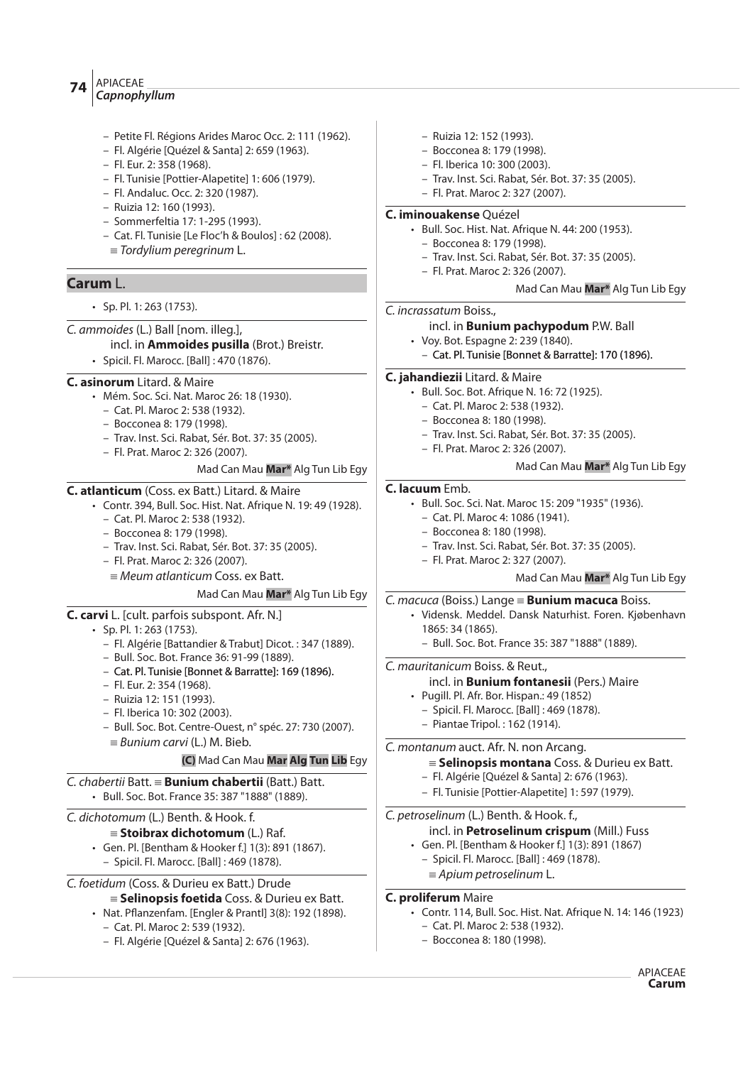– Petite Fl. Régions Arides Maroc Occ. 2: 111 (1962).
– Fl. Algérie [Quézel & Santa] 2: 659 (1963).
– Fl. Eur. 2: 358 (1968).
– Fl. Tunisie [Pottier-Alapetite] 1: 606 (1979).
– Fl. Andaluc. Occ. 2: 320 (1987).
– Ruizia 12: 160 (1993).
– Sommerfeltia 17: 1-295 (1993).
– Cat. Fl. Tunisie [Le Floc'h & Boulos] : 62 (2008).
≡ *Tordylium peregrinum* L.

## **Carum** L.

- Sp. Pl. 1: 263 (1753).

*C. ammoides* (L.) Ball [nom. illeg.],
incl. in **Ammoides pusilla** (Brot.) Breistr.
- Spicil. Fl. Marocc. [Ball] : 470 (1876).

**C. asinorum** Litard. & Maire
- Mém. Soc. Sci. Nat. Maroc 26: 18 (1930).
  – Cat. Pl. Maroc 2: 538 (1932).
  – Bocconea 8: 179 (1998).
  – Trav. Inst. Sci. Rabat, Sér. Bot. 37: 35 (2005).
  – Fl. Prat. Maroc 2: 326 (2007).

Mad Can Mau **Mar*** Alg Tun Lib Egy

**C. atlanticum** (Coss. ex Batt.) Litard. & Maire
- Contr. 394, Bull. Soc. Hist. Nat. Afrique N. 19: 49 (1928).
  – Cat. Pl. Maroc 2: 538 (1932).
  – Bocconea 8: 179 (1998).
  – Trav. Inst. Sci. Rabat, Sér. Bot. 37: 35 (2005).
  – Fl. Prat. Maroc 2: 326 (2007).
  ≡ *Meum atlanticum* Coss. ex Batt.

Mad Can Mau **Mar*** Alg Tun Lib Egy

**C. carvi** L. [cult. parfois subspont. Afr. N.]
- Sp. Pl. 1: 263 (1753).
  – Fl. Algérie [Battandier & Trabut] Dicot. : 347 (1889).
  – Bull. Soc. Bot. France 36: 91-99 (1889).
  – Cat. Pl. Tunisie [Bonnet & Barratte]: 169 (1896).
  – Fl. Eur. 2: 354 (1968).
  – Ruizia 12: 151 (1993).
  – Fl. Iberica 10: 302 (2003).
  – Bull. Soc. Bot. Centre-Ouest, n° spéc. 27: 730 (2007).
  ≡ *Bunium carvi* (L.) M. Bieb.

**(C)** Mad Can Mau **Mar** **Alg** **Tun** **Lib** Egy

*C. chabertii* Batt. ≡ **Bunium chabertii** (Batt.) Batt.
- Bull. Soc. Bot. France 35: 387 "1888" (1889).

*C. dichotomum* (L.) Benth. & Hook. f.
≡ **Stoibrax dichotomum** (L.) Raf.
- Gen. Pl. [Bentham & Hooker f.] 1(3): 891 (1867).
  – Spicil. Fl. Marocc. [Ball] : 469 (1878).

*C. foetidum* (Coss. & Durieu ex Batt.) Drude
≡ **Selinopsis foetida** Coss. & Durieu ex Batt.
- Nat. Pflanzenfam. [Engler & Prantl] 3(8): 192 (1898).
  – Cat. Pl. Maroc 2: 539 (1932).
  – Fl. Algérie [Quézel & Santa] 2: 676 (1963).
  – Ruizia 12: 152 (1993).
  – Bocconea 8: 179 (1998).
  – Fl. Iberica 10: 300 (2003).
  – Trav. Inst. Sci. Rabat, Sér. Bot. 37: 35 (2005).
  – Fl. Prat. Maroc 2: 327 (2007).

**C. iminouakense** Quézel
- Bull. Soc. Hist. Nat. Afrique N. 44: 200 (1953).
  – Bocconea 8: 179 (1998).
  – Trav. Inst. Sci. Rabat, Sér. Bot. 37: 35 (2005).
  – Fl. Prat. Maroc 2: 326 (2007).

Mad Can Mau **Mar*** Alg Tun Lib Egy

*C. incrassatum* Boiss.,
incl. in **Bunium pachypodum** P.W. Ball
- Voy. Bot. Espagne 2: 239 (1840).
  – Cat. Pl. Tunisie [Bonnet & Barratte]: 170 (1896).

**C. jahandiezii** Litard. & Maire
- Bull. Soc. Bot. Afrique N. 16: 72 (1925).
  – Cat. Pl. Maroc 2: 538 (1932).
  – Bocconea 8: 180 (1998).
  – Trav. Inst. Sci. Rabat, Sér. Bot. 37: 35 (2005).
  – Fl. Prat. Maroc 2: 326 (2007).

Mad Can Mau **Mar*** Alg Tun Lib Egy

**C. lacuum** Emb.
- Bull. Soc. Sci. Nat. Maroc 15: 209 "1935" (1936).
  – Cat. Pl. Maroc 4: 1086 (1941).
  – Bocconea 8: 180 (1998).
  – Trav. Inst. Sci. Rabat, Sér. Bot. 37: 35 (2005).
  – Fl. Prat. Maroc 2: 327 (2007).

Mad Can Mau **Mar*** Alg Tun Lib Egy

*C. macuca* (Boiss.) Lange ≡ **Bunium macuca** Boiss.
- Vidensk. Meddel. Dansk Naturhist. Foren. Kjøbenhavn 1865: 34 (1865).
  – Bull. Soc. Bot. France 35: 387 "1888" (1889).

*C. mauritanicum* Boiss. & Reut.,
incl. in **Bunium fontanesii** (Pers.) Maire
- Pugill. Pl. Afr. Bor. Hispan.: 49 (1852)
  – Spicil. Fl. Marocc. [Ball] : 469 (1878).
  – Piantae Tripol. : 162 (1914).

*C. montanum* auct. Afr. N. non Arcang.
≡ **Selinopsis montana** Coss. & Durieu ex Batt.
  – Fl. Algérie [Quézel & Santa] 2: 676 (1963).
  – Fl. Tunisie [Pottier-Alapetite] 1: 597 (1979).

*C. petroselinum* (L.) Benth. & Hook. f.,
incl. in **Petroselinum crispum** (Mill.) Fuss
- Gen. Pl. [Bentham & Hooker f.] 1(3): 891 (1867)
  – Spicil. Fl. Marocc. [Ball] : 469 (1878).
  ≡ *Apium petroselinum* L.

**C. proliferum** Maire
- Contr. 114, Bull. Soc. Hist. Nat. Afrique N. 14: 146 (1923)
  – Cat. Pl. Maroc 2: 538 (1932).
  – Bocconea 8: 180 (1998).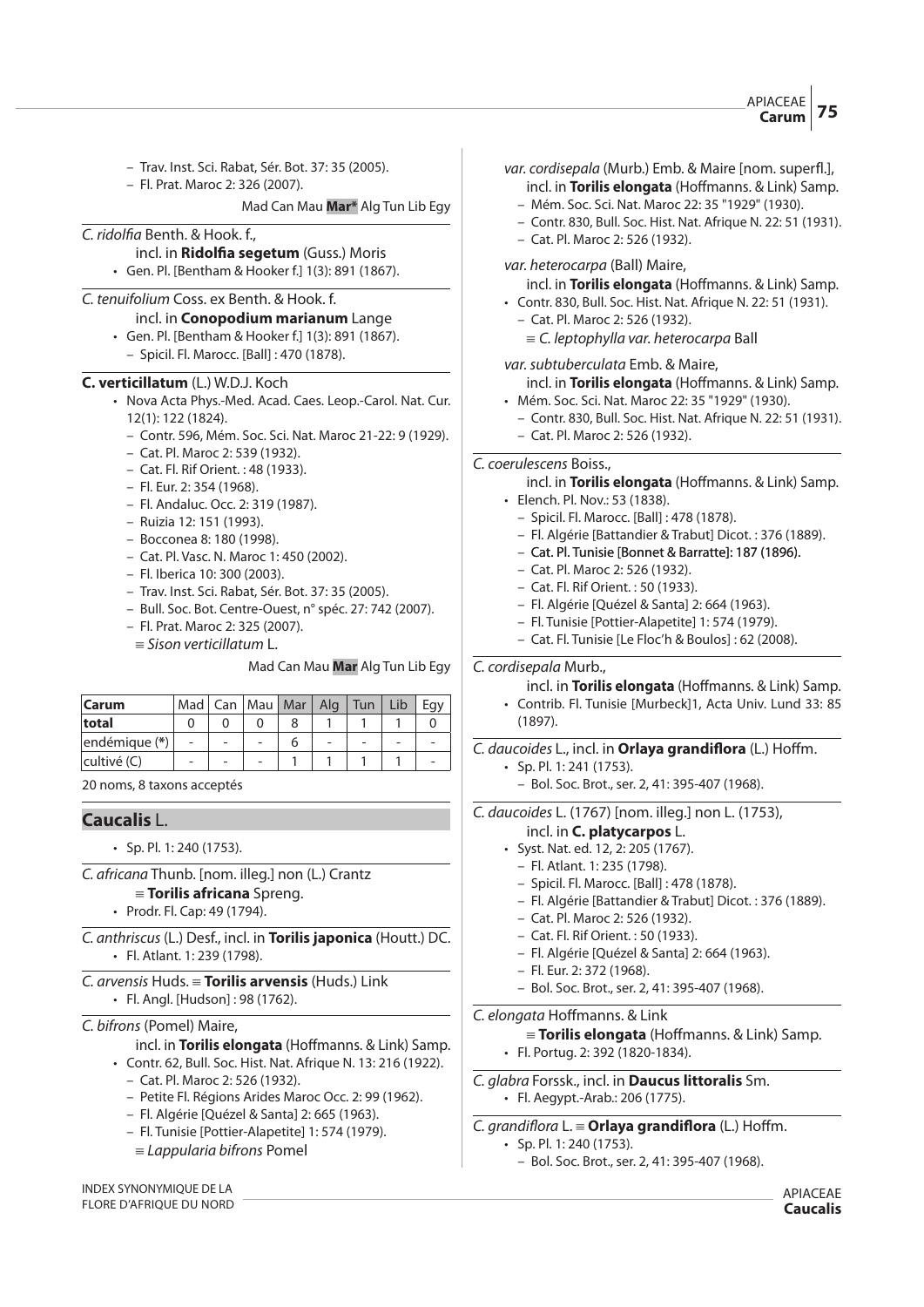– Trav. Inst. Sci. Rabat, Sér. Bot. 37: 35 (2005).
– Fl. Prat. Maroc 2: 326 (2007).

Mad Can Mau **Mar*** Alg Tun Lib Egy

*C. ridolfia* Benth. & Hook. f.,
incl. in **Ridolfia segetum** (Guss.) Moris
- Gen. Pl. [Bentham & Hooker f.] 1(3): 891 (1867).

*C. tenuifolium* Coss. ex Benth. & Hook. f.
incl. in **Conopodium marianum** Lange
- Gen. Pl. [Bentham & Hooker f.] 1(3): 891 (1867).
  – Spicil. Fl. Marocc. [Ball] : 470 (1878).

**C. verticillatum** (L.) W.D.J. Koch
- Nova Acta Phys.-Med. Acad. Caes. Leop.-Carol. Nat. Cur. 12(1): 122 (1824).
  – Contr. 596, Mém. Soc. Sci. Nat. Maroc 21-22: 9 (1929).
  – Cat. Pl. Maroc 2: 539 (1932).
  – Cat. Fl. Rif Orient. : 48 (1933).
  – Fl. Eur. 2: 354 (1968).
  – Fl. Andaluc. Occ. 2: 319 (1987).
  – Ruizia 12: 151 (1993).
  – Bocconea 8: 180 (1998).
  – Cat. Pl. Vasc. N. Maroc 1: 450 (2002).
  – Fl. Iberica 10: 300 (2003).
  – Trav. Inst. Sci. Rabat, Sér. Bot. 37: 35 (2005).
  – Bull. Soc. Bot. Centre-Ouest, n° spéc. 27: 742 (2007).
  – Fl. Prat. Maroc 2: 325 (2007).
  ≡ *Sison verticillatum* L.

Mad Can Mau **Mar** Alg Tun Lib Egy

| Carum | Mad | Can | Mau | Mar | Alg | Tun | Lib | Egy |
|---|---|---|---|---|---|---|---|---|
| total | 0 | 0 | 0 | 8 | 1 | 1 | 1 | 0 |
| endémique (*) | - | - | - | 6 | - | - | - | - |
| cultivé (C) | - | - | - | 1 | 1 | 1 | 1 | - |

20 noms, 8 taxons acceptés

## Caucalis L.

- Sp. Pl. 1: 240 (1753).

*C. africana* Thunb. [nom. illeg.] non (L.) Crantz
≡ **Torilis africana** Spreng.
- Prodr. Fl. Cap: 49 (1794).

*C. anthriscus* (L.) Desf., incl. in **Torilis japonica** (Houtt.) DC.
- Fl. Atlant. 1: 239 (1798).

*C. arvensis* Huds. ≡ **Torilis arvensis** (Huds.) Link
- Fl. Angl. [Hudson] : 98 (1762).

*C. bifrons* (Pomel) Maire,
incl. in **Torilis elongata** (Hoffmanns. & Link) Samp.
- Contr. 62, Bull. Soc. Hist. Nat. Afrique N. 13: 216 (1922).
  – Cat. Pl. Maroc 2: 526 (1932).
  – Petite Fl. Régions Arides Maroc Occ. 2: 99 (1962).
  – Fl. Algérie [Quézel & Santa] 2: 665 (1963).
  – Fl. Tunisie [Pottier-Alapetite] 1: 574 (1979).
  ≡ *Lappularia bifrons* Pomel

*var. cordisepala* (Murb.) Emb. & Maire [nom. superfl.],
incl. in **Torilis elongata** (Hoffmanns. & Link) Samp.
  – Mém. Soc. Sci. Nat. Maroc 22: 35 "1929" (1930).
  – Contr. 830, Bull. Soc. Hist. Nat. Afrique N. 22: 51 (1931).
  – Cat. Pl. Maroc 2: 526 (1932).

*var. heterocarpa* (Ball) Maire,
incl. in **Torilis elongata** (Hoffmanns. & Link) Samp.
- Contr. 830, Bull. Soc. Hist. Nat. Afrique N. 22: 51 (1931).
  – Cat. Pl. Maroc 2: 526 (1932).
  ≡ *C. leptophylla var. heterocarpa* Ball

*var. subtuberculata* Emb. & Maire,
incl. in **Torilis elongata** (Hoffmanns. & Link) Samp.
- Mém. Soc. Sci. Nat. Maroc 22: 35 "1929" (1930).
  – Contr. 830, Bull. Soc. Hist. Nat. Afrique N. 22: 51 (1931).
  – Cat. Pl. Maroc 2: 526 (1932).

*C. coerulescens* Boiss.,
incl. in **Torilis elongata** (Hoffmanns. & Link) Samp.
- Elench. Pl. Nov.: 53 (1838).
  – Spicil. Fl. Marocc. [Ball] : 478 (1878).
  – Fl. Algérie [Battandier & Trabut] Dicot. : 376 (1889).
  – Cat. Pl. Tunisie [Bonnet & Barratte]: 187 (1896).
  – Cat. Pl. Maroc 2: 526 (1932).
  – Cat. Fl. Rif Orient. : 50 (1933).
  – Fl. Algérie [Quézel & Santa] 2: 664 (1963).
  – Fl. Tunisie [Pottier-Alapetite] 1: 574 (1979).
  – Cat. Fl. Tunisie [Le Floc'h & Boulos] : 62 (2008).

*C. cordisepala* Murb.,
incl. in **Torilis elongata** (Hoffmanns. & Link) Samp.
- Contrib. Fl. Tunisie [Murbeck]1, Acta Univ. Lund 33: 85 (1897).

*C. daucoides* L., incl. in **Orlaya grandiflora** (L.) Hoffm.
- Sp. Pl. 1: 241 (1753).
  – Bol. Soc. Brot., ser. 2, 41: 395-407 (1968).

*C. daucoides* L. (1767) [nom. illeg.] non L. (1753),
incl. in **C. platycarpos** L.
- Syst. Nat. ed. 12, 2: 205 (1767).
  – Fl. Atlant. 1: 235 (1798).
  – Spicil. Fl. Marocc. [Ball] : 478 (1878).
  – Fl. Algérie [Battandier & Trabut] Dicot. : 376 (1889).
  – Cat. Pl. Maroc 2: 526 (1932).
  – Cat. Fl. Rif Orient. : 50 (1933).
  – Fl. Algérie [Quézel & Santa] 2: 664 (1963).
  – Fl. Eur. 2: 372 (1968).
  – Bol. Soc. Brot., ser. 2, 41: 395-407 (1968).

*C. elongata* Hoffmanns. & Link
≡ **Torilis elongata** (Hoffmanns. & Link) Samp.
- Fl. Portug. 2: 392 (1820-1834).

*C. glabra* Forssk., incl. in **Daucus littoralis** Sm.
- Fl. Aegypt.-Arab.: 206 (1775).

*C. grandiflora* L. ≡ **Orlaya grandiflora** (L.) Hoffm.
- Sp. Pl. 1: 240 (1753).
  – Bol. Soc. Brot., ser. 2, 41: 395-407 (1968).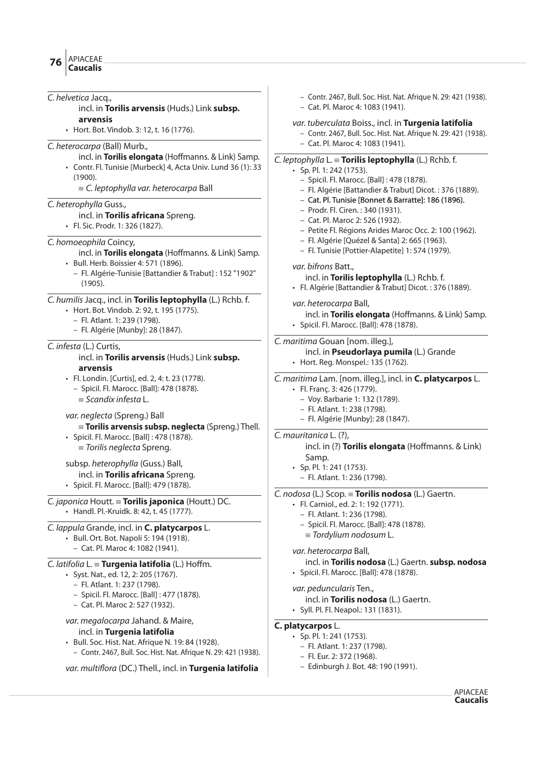*C. helvetica* Jacq.,
incl. in **Torilis arvensis** (Huds.) Link **subsp. arvensis**

- Hort. Bot. Vindob. 3: 12, t. 16 (1776).

*C. heterocarpa* (Ball) Murb.,
incl. in **Torilis elongata** (Hoffmanns. & Link) Samp.

- Contr. Fl. Tunisie [Murbeck] 4, Acta Univ. Lund 36 (1): 33 (1900).
  ≡ *C. leptophylla var. heterocarpa* Ball

*C. heterophylla* Guss.,
incl. in **Torilis africana** Spreng.

- Fl. Sic. Prodr. 1: 326 (1827).

*C. homoeophila* Coincy,
incl. in **Torilis elongata** (Hoffmanns. & Link) Samp.

- Bull. Herb. Boissier 4: 571 (1896).
  - Fl. Algérie-Tunisie [Battandier & Trabut] : 152 "1902" (1905).

*C. humilis* Jacq., incl. in **Torilis leptophylla** (L.) Rchb. f.

- Hort. Bot. Vindob. 2: 92, t. 195 (1775).
  - Fl. Atlant. 1: 239 (1798).
  - Fl. Algérie [Munby]: 28 (1847).

*C. infesta* (L.) Curtis,
incl. in **Torilis arvensis** (Huds.) Link **subsp. arvensis**

- Fl. Londin. [Curtis], ed. 2, 4: t. 23 (1778).
  - Spicil. Fl. Marocc. [Ball]: 478 (1878).
  ≡ *Scandix infesta* L.

*var. neglecta* (Spreng.) Ball
≡ **Torilis arvensis subsp. neglecta** (Spreng.) Thell.

- Spicil. Fl. Marocc. [Ball] : 478 (1878).
  ≡ *Torilis neglecta* Spreng.

subsp. *heterophylla* (Guss.) Ball,
incl. in **Torilis africana** Spreng.

- Spicil. Fl. Marocc. [Ball]: 479 (1878).

*C. japonica* Houtt. ≡ **Torilis japonica** (Houtt.) DC.

- Handl. Pl.-Kruidk. 8: 42, t. 45 (1777).

*C. lappula* Grande, incl. in **C. platycarpos** L.

- Bull. Ort. Bot. Napoli 5: 194 (1918).
  - Cat. Pl. Maroc 4: 1082 (1941).

*C. latifolia* L. ≡ **Turgenia latifolia** (L.) Hoffm.

- Syst. Nat., ed. 12, 2: 205 (1767).
  - Fl. Atlant. 1: 237 (1798).
  - Spicil. Fl. Marocc. [Ball] : 477 (1878).
  - Cat. Pl. Maroc 2: 527 (1932).

*var. megalocarpa* Jahand. & Maire,
incl. in **Turgenia latifolia**

- Bull. Soc. Hist. Nat. Afrique N. 19: 84 (1928).
  - Contr. 2467, Bull. Soc. Hist. Nat. Afrique N. 29: 421 (1938).

*var. multiflora* (DC.) Thell., incl. in **Turgenia latifolia**

- Contr. 2467, Bull. Soc. Hist. Nat. Afrique N. 29: 421 (1938).
- Cat. Pl. Maroc 4: 1083 (1941).

*var. tuberculata* Boiss., incl. in **Turgenia latifolia**

- Contr. 2467, Bull. Soc. Hist. Nat. Afrique N. 29: 421 (1938).
- Cat. Pl. Maroc 4: 1083 (1941).

*C. leptophylla* L. ≡ **Torilis leptophylla** (L.) Rchb. f.

- Sp. Pl. 1: 242 (1753).
  - Spicil. Fl. Marocc. [Ball] : 478 (1878).
  - Fl. Algérie [Battandier & Trabut] Dicot. : 376 (1889).
  - Cat. Pl. Tunisie [Bonnet & Barratte]: 186 (1896).
  - Prodr. Fl. Ciren. : 340 (1931).
  - Cat. Pl. Maroc 2: 526 (1932).
  - Petite Fl. Régions Arides Maroc Occ. 2: 100 (1962).
  - Fl. Algérie [Quézel & Santa] 2: 665 (1963).
  - Fl. Tunisie [Pottier-Alapetite] 1: 574 (1979).

*var. bifrons* Batt.,
incl. in **Torilis leptophylla** (L.) Rchb. f.

- Fl. Algérie [Battandier & Trabut] Dicot. : 376 (1889).

*var. heterocarpa* Ball,
incl. in **Torilis elongata** (Hoffmanns. & Link) Samp.

- Spicil. Fl. Marocc. [Ball]: 478 (1878).

*C. maritima* Gouan [nom. illeg.],
incl. in **Pseudorlaya pumila** (L.) Grande

- Hort. Reg. Monspel.: 135 (1762).

*C. maritima* Lam. [nom. illeg.], incl. in **C. platycarpos** L.

- Fl. Franç. 3: 426 (1779).
  - Voy. Barbarie 1: 132 (1789).
  - Fl. Atlant. 1: 238 (1798).
  - Fl. Algérie [Munby]: 28 (1847).

*C. mauritanica* L. (?),
incl. in (?) **Torilis elongata** (Hoffmanns. & Link) Samp.

- Sp. Pl. 1: 241 (1753).
  - Fl. Atlant. 1: 236 (1798).

*C. nodosa* (L.) Scop. ≡ **Torilis nodosa** (L.) Gaertn.

- Fl. Carniol., ed. 2: 1: 192 (1771).
  - Fl. Atlant. 1: 236 (1798).
  - Spicil. Fl. Marocc. [Ball]: 478 (1878).
  ≡ *Tordylium nodosum* L.

*var. heterocarpa* Ball,
incl. in **Torilis nodosa** (L.) Gaertn. **subsp. nodosa**

- Spicil. Fl. Marocc. [Ball]: 478 (1878).

*var. peduncularis* Ten.,
incl. in **Torilis nodosa** (L.) Gaertn.

- Syll. Pl. Fl. Neapol.: 131 (1831).

**C. platycarpos** L.

- Sp. Pl. 1: 241 (1753).
  - Fl. Atlant. 1: 237 (1798).
  - Fl. Eur. 2: 372 (1968).
  - Edinburgh J. Bot. 48: 190 (1991).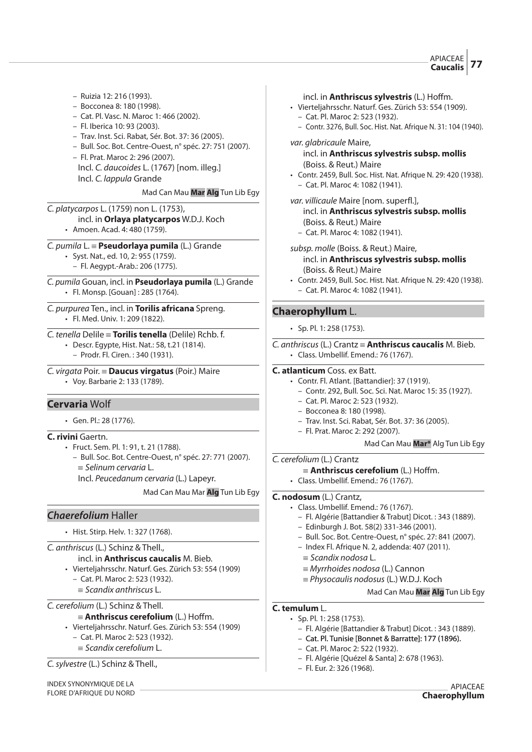– Ruizia 12: 216 (1993).
– Bocconea 8: 180 (1998).
– Cat. Pl. Vasc. N. Maroc 1: 466 (2002).
– Fl. Iberica 10: 93 (2003).
– Trav. Inst. Sci. Rabat, Sér. Bot. 37: 36 (2005).
– Bull. Soc. Bot. Centre-Ouest, n° spéc. 27: 751 (2007).
– Fl. Prat. Maroc 2: 296 (2007).
Incl. *C. daucoides* L. (1767) [nom. illeg.]
Incl. *C. lappula* Grande

Mad Can Mau **Mar** **Alg** Tun Lib Egy

---

*C. platycarpos* L. (1759) non L. (1753),
incl. in **Orlaya platycarpos** W.D.J. Koch
- Amoen. Acad. 4: 480 (1759).

---

*C. pumila* L. ≡ **Pseudorlaya pumila** (L.) Grande
- Syst. Nat., ed. 10, 2: 955 (1759).
  – Fl. Aegypt.-Arab.: 206 (1775).

---

*C. pumila* Gouan, incl. in **Pseudorlaya pumila** (L.) Grande
- Fl. Monsp. [Gouan] : 285 (1764).

---

*C. purpurea* Ten., incl. in **Torilis africana** Spreng.
- Fl. Med. Univ. 1: 209 (1822).

---

*C. tenella* Delile ≡ **Torilis tenella** (Delile) Rchb. f.
- Descr. Egypte, Hist. Nat.: 58, t.21 (1814).
  – Prodr. Fl. Ciren. : 340 (1931).

---

*C. virgata* Poir. ≡ **Daucus virgatus** (Poir.) Maire
- Voy. Barbarie 2: 133 (1789).

## Cervaria Wolf

- Gen. Pl.: 28 (1776).

---

**C. rivini** Gaertn.
- Fruct. Sem. Pl. 1: 91, t. 21 (1788).
  – Bull. Soc. Bot. Centre-Ouest, n° spéc. 27: 771 (2007).
  ≡ *Selinum cervaria* L.
  Incl. *Peucedanum cervaria* (L.) Lapeyr.

Mad Can Mau Mar **Alg** Tun Lib Egy

## *Chaerefolium* Haller

- Hist. Stirp. Helv. 1: 327 (1768).

---

*C. anthriscus* (L.) Schinz & Thell.,
incl. in **Anthriscus caucalis** M. Bieb.
- Vierteljahrsschr. Naturf. Ges. Zürich 53: 554 (1909)
  – Cat. Pl. Maroc 2: 523 (1932).
  ≡ *Scandix anthriscus* L.

---

*C. cerefolium* (L.) Schinz & Thell.
≡ **Anthriscus cerefolium** (L.) Hoffm.
- Vierteljahrsschr. Naturf. Ges. Zürich 53: 554 (1909)
  – Cat. Pl. Maroc 2: 523 (1932).
  ≡ *Scandix cerefolium* L.

---

*C. sylvestre* (L.) Schinz & Thell.,
incl. in **Anthriscus sylvestris** (L.) Hoffm.
- Vierteljahrsschr. Naturf. Ges. Zürich 53: 554 (1909).
  – Cat. Pl. Maroc 2: 523 (1932).
  – Contr. 3276, Bull. Soc. Hist. Nat. Afrique N. 31: 104 (1940).

*var. glabricaule* Maire,
incl. in **Anthriscus sylvestris subsp. mollis** (Boiss. & Reut.) Maire
- Contr. 2459, Bull. Soc. Hist. Nat. Afrique N. 29: 420 (1938).
  – Cat. Pl. Maroc 4: 1082 (1941).

*var. villicaule* Maire [nom. superfl.],
incl. in **Anthriscus sylvestris subsp. mollis** (Boiss. & Reut.) Maire
  – Cat. Pl. Maroc 4: 1082 (1941).

*subsp. molle* (Boiss. & Reut.) Maire,
incl. in **Anthriscus sylvestris subsp. mollis** (Boiss. & Reut.) Maire
- Contr. 2459, Bull. Soc. Hist. Nat. Afrique N. 29: 420 (1938).
  – Cat. Pl. Maroc 4: 1082 (1941).

## Chaerophyllum L.

- Sp. Pl. 1: 258 (1753).

---

*C. anthriscus* (L.) Crantz ≡ **Anthriscus caucalis** M. Bieb.
- Class. Umbellif. Emend.: 76 (1767).

---

**C. atlanticum** Coss. ex Batt.
- Contr. Fl. Atlant. [Battandier]: 37 (1919).
  – Contr. 292, Bull. Soc. Sci. Nat. Maroc 15: 35 (1927).
  – Cat. Pl. Maroc 2: 523 (1932).
  – Bocconea 8: 180 (1998).
  – Trav. Inst. Sci. Rabat, Sér. Bot. 37: 36 (2005).
  – Fl. Prat. Maroc 2: 292 (2007).

Mad Can Mau **Mar*** Alg Tun Lib Egy

---

*C. cerefolium* (L.) Crantz
≡ **Anthriscus cerefolium** (L.) Hoffm.
- Class. Umbellif. Emend.: 76 (1767).

---

**C. nodosum** (L.) Crantz,
- Class. Umbellif. Emend.: 76 (1767).
  – Fl. Algérie [Battandier & Trabut] Dicot. : 343 (1889).
  – Edinburgh J. Bot. 58(2) 331-346 (2001).
  – Bull. Soc. Bot. Centre-Ouest, n° spéc. 27: 841 (2007).
  – Index Fl. Afrique N. 2, addenda: 407 (2011).
  ≡ *Scandix nodosa* L.
  ≡ *Myrrhoides nodosa* (L.) Cannon
  ≡ *Physocaulis nodosus* (L.) W.D.J. Koch

Mad Can Mau **Mar** **Alg** Tun Lib Egy

---

**C. temulum** L.
- Sp. Pl. 1: 258 (1753).
  – Fl. Algérie [Battandier & Trabut] Dicot. : 343 (1889).
  – Cat. Pl. Tunisie [Bonnet & Barratte]: 177 (1896).
  – Cat. Pl. Maroc 2: 522 (1932).
  – Fl. Algérie [Quézel & Santa] 2: 678 (1963).
  – Fl. Eur. 2: 326 (1968).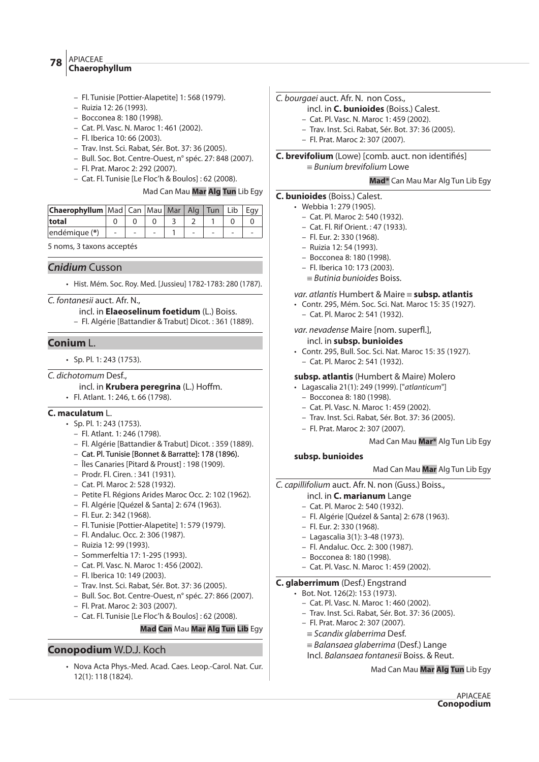– Fl. Tunisie [Pottier-Alapetite] 1: 568 (1979).
– Ruizia 12: 26 (1993).
– Bocconea 8: 180 (1998).
– Cat. Pl. Vasc. N. Maroc 1: 461 (2002).
– Fl. Iberica 10: 66 (2003).
– Trav. Inst. Sci. Rabat, Sér. Bot. 37: 36 (2005).
– Bull. Soc. Bot. Centre-Ouest, n° spéc. 27: 848 (2007).
– Fl. Prat. Maroc 2: 292 (2007).
– Cat. Fl. Tunisie [Le Floc'h & Boulos] : 62 (2008).

Mad Can Mau **Mar** **Alg** **Tun** Lib Egy

| Chaerophyllum | Mad | Can | Mau | Mar | Alg | Tun | Lib | Egy |
|---|---|---|---|---|---|---|---|---|
| total | 0 | 0 | 0 | 3 | 2 | 1 | 0 | 0 |
| endémique (*) | - | - | - | 1 | - | - | - | - |

5 noms, 3 taxons acceptés

## *Cnidium* Cusson

• Hist. Mém. Soc. Roy. Med. [Jussieu] 1782-1783: 280 (1787).

*C. fontanesii* auct. Afr. N.,
incl. in **Elaeoselinum foetidum** (L.) Boiss.
– Fl. Algérie [Battandier & Trabut] Dicot. : 361 (1889).

## **Conium** L.

• Sp. Pl. 1: 243 (1753).

*C. dichotomum* Desf.,
incl. in **Krubera peregrina** (L.) Hoffm.
• Fl. Atlant. 1: 246, t. 66 (1798).

**C. maculatum** L.
• Sp. Pl. 1: 243 (1753).
– Fl. Atlant. 1: 246 (1798).
– Fl. Algérie [Battandier & Trabut] Dicot. : 359 (1889).
– Cat. Pl. Tunisie [Bonnet & Barratte]: 178 (1896).
– Îles Canaries [Pitard & Proust] : 198 (1909).
– Prodr. Fl. Ciren. : 341 (1931).
– Cat. Pl. Maroc 2: 528 (1932).
– Petite Fl. Régions Arides Maroc Occ. 2: 102 (1962).
– Fl. Algérie [Quézel & Santa] 2: 674 (1963).
– Fl. Eur. 2: 342 (1968).
– Fl. Tunisie [Pottier-Alapetite] 1: 579 (1979).
– Fl. Andaluc. Occ. 2: 306 (1987).
– Ruizia 12: 99 (1993).
– Sommerfeltia 17: 1-295 (1993).
– Cat. Pl. Vasc. N. Maroc 1: 456 (2002).
– Fl. Iberica 10: 149 (2003).
– Trav. Inst. Sci. Rabat, Sér. Bot. 37: 36 (2005).
– Bull. Soc. Bot. Centre-Ouest, n° spéc. 27: 866 (2007).
– Fl. Prat. Maroc 2: 303 (2007).
– Cat. Fl. Tunisie [Le Floc'h & Boulos] : 62 (2008).

**Mad** **Can** Mau **Mar** **Alg** **Tun** **Lib** Egy

## **Conopodium** W.D.J. Koch

• Nova Acta Phys.-Med. Acad. Caes. Leop.-Carol. Nat. Cur. 12(1): 118 (1824).

*C. bourgaei* auct. Afr. N. non Coss.,
incl. in **C. bunioides** (Boiss.) Calest.
– Cat. Pl. Vasc. N. Maroc 1: 459 (2002).
– Trav. Inst. Sci. Rabat, Sér. Bot. 37: 36 (2005).
– Fl. Prat. Maroc 2: 307 (2007).

**C. brevifolium** (Lowe) [comb. auct. non identifiés]
≡ *Bunium brevifolium* Lowe

**Mad*** Can Mau Mar Alg Tun Lib Egy

**C. bunioides** (Boiss.) Calest.
• Webbia 1: 279 (1905).
– Cat. Pl. Maroc 2: 540 (1932).
– Cat. Fl. Rif Orient. : 47 (1933).
– Fl. Eur. 2: 330 (1968).
– Ruizia 12: 54 (1993).
– Bocconea 8: 180 (1998).
– Fl. Iberica 10: 173 (2003).
≡ *Butinia bunioides* Boiss.

*var. atlantis* Humbert & Maire ≡ **subsp. atlantis**
• Contr. 295, Mém. Soc. Sci. Nat. Maroc 15: 35 (1927).
– Cat. Pl. Maroc 2: 541 (1932).

*var. nevadense* Maire [nom. superfl.],
incl. in **subsp. bunioides**
• Contr. 295, Bull. Soc. Sci. Nat. Maroc 15: 35 (1927).
– Cat. Pl. Maroc 2: 541 (1932).

**subsp. atlantis** (Humbert & Maire) Molero
• Lagascalia 21(1): 249 (1999). ["*atlanticum*"]
– Bocconea 8: 180 (1998).
– Cat. Pl. Vasc. N. Maroc 1: 459 (2002).
– Trav. Inst. Sci. Rabat, Sér. Bot. 37: 36 (2005).
– Fl. Prat. Maroc 2: 307 (2007).

Mad Can Mau **Mar*** Alg Tun Lib Egy

**subsp. bunioides**

Mad Can Mau **Mar** Alg Tun Lib Egy

*C. capillifolium* auct. Afr. N. non (Guss.) Boiss.,
incl. in **C. marianum** Lange
– Cat. Pl. Maroc 2: 540 (1932).
– Fl. Algérie [Quézel & Santa] 2: 678 (1963).
– Fl. Eur. 2: 330 (1968).
– Lagascalia 3(1): 3-48 (1973).
– Fl. Andaluc. Occ. 2: 300 (1987).
– Bocconea 8: 180 (1998).
– Cat. Pl. Vasc. N. Maroc 1: 459 (2002).

**C. glaberrimum** (Desf.) Engstrand
• Bot. Not. 126(2): 153 (1973).
– Cat. Pl. Vasc. N. Maroc 1: 460 (2002).
– Trav. Inst. Sci. Rabat, Sér. Bot. 37: 36 (2005).
– Fl. Prat. Maroc 2: 307 (2007).
≡ *Scandix glaberrima* Desf.
≡ *Balansaea glaberrima* (Desf.) Lange
Incl. *Balansaea fontanesii* Boiss. & Reut.

Mad Can Mau **Mar** **Alg** **Tun** Lib Egy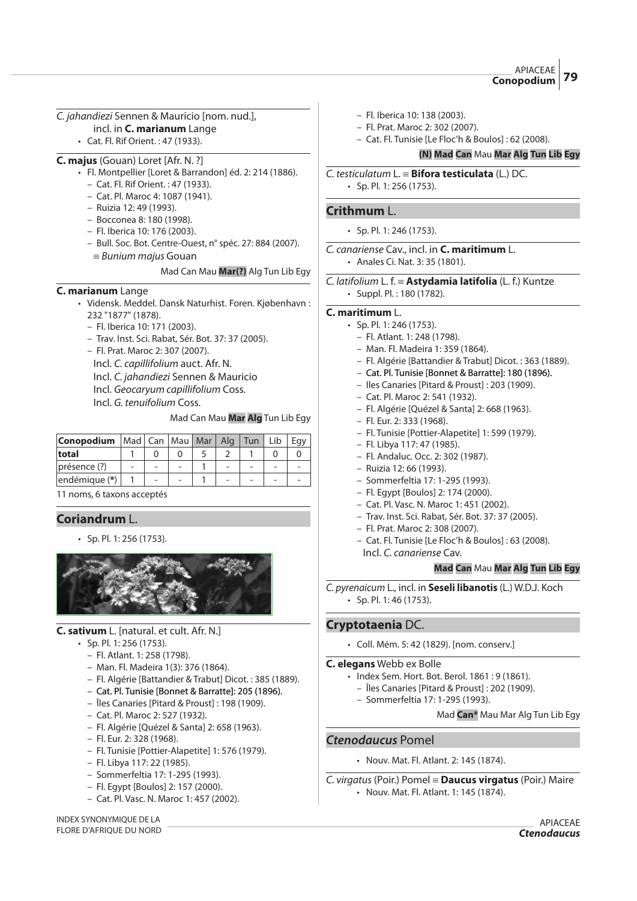*C. jahandiezi* Sennen & Mauricio [nom. nud.],
incl. in **C. marianum** Lange

- Cat. Fl. Rif Orient. : 47 (1933).

**C. majus** (Gouan) Loret [Afr. N. ?]

- Fl. Montpellier [Loret & Barrandon] éd. 2: 214 (1886).
  - Cat. Fl. Rif Orient. : 47 (1933).
  - Cat. Pl. Maroc 4: 1087 (1941).
  - Ruizia 12: 49 (1993).
  - Bocconea 8: 180 (1998).
  - Fl. Iberica 10: 176 (2003).
  - Bull. Soc. Bot. Centre-Ouest, n° spéc. 27: 884 (2007).

≡ *Bunium majus* Gouan

Mad Can Mau **Mar(?)** Alg Tun Lib Egy

**C. marianum** Lange

- Vidensk. Meddel. Dansk Naturhist. Foren. Kjøbenhavn : 232 "1877" (1878).
  - Fl. Iberica 10: 171 (2003).
  - Trav. Inst. Sci. Rabat, Sér. Bot. 37: 37 (2005).
  - Fl. Prat. Maroc 2: 307 (2007).

Incl. *C. capillifolium* auct. Afr. N.
Incl. *C. jahandiezi* Sennen & Mauricio
Incl. *Geocaryum capillifolium* Coss.
Incl. *G. tenuifolium* Coss.

Mad Can Mau **Mar** **Alg** Tun Lib Egy

| Conopodium | Mad | Can | Mau | Mar | Alg | Tun | Lib | Egy |
|---|---|---|---|---|---|---|---|---|
| total | 1 | 0 | 0 | 5 | 2 | 1 | 0 | 0 |
| présence (?) | - | - | - | 1 | - | - | - | - |
| endémique (*) | 1 | - | - | 1 | - | - | - | - |

11 noms, 6 taxons acceptés

## Coriandrum L.

- Sp. Pl. 1: 256 (1753).

**C. sativum** L. [natural. et cult. Afr. N.]

- Sp. Pl. 1: 256 (1753).
  - Fl. Atlant. 1: 258 (1798).
  - Man. Fl. Madeira 1(3): 376 (1864).
  - Fl. Algérie [Battandier & Trabut] Dicot. : 385 (1889).
  - Cat. Pl. Tunisie [Bonnet & Barratte]: 205 (1896).
  - Îles Canaries [Pitard & Proust] : 198 (1909).
  - Cat. Pl. Maroc 2: 527 (1932).
  - Fl. Algérie [Quézel & Santa] 2: 658 (1963).
  - Fl. Eur. 2: 328 (1968).
  - Fl. Tunisie [Pottier-Alapetite] 1: 576 (1979).
  - Fl. Libya 117: 22 (1985).
  - Sommerfeltia 17: 1-295 (1993).
  - Fl. Egypt [Boulos] 2: 157 (2000).
  - Cat. Pl. Vasc. N. Maroc 1: 457 (2002).
  - Fl. Iberica 10: 138 (2003).
  - Fl. Prat. Maroc 2: 302 (2007).
  - Cat. Fl. Tunisie [Le Floc'h & Boulos] : 62 (2008).

**(N) Mad Can** Mau **Mar Alg Tun Lib Egy**

*C. testiculatum* L. ≡ **Bifora testiculata** (L.) DC.

- Sp. Pl. 1: 256 (1753).

## Crithmum L.

- Sp. Pl. 1: 246 (1753).

*C. canariense* Cav., incl. in **C. maritimum** L.

- Anales Ci. Nat. 3: 35 (1801).

*C. latifolium* L. f. ≡ **Astydamia latifolia** (L. f.) Kuntze

- Suppl. Pl. : 180 (1782).

**C. maritimum** L.

- Sp. Pl. 1: 246 (1753).
  - Fl. Atlant. 1: 248 (1798).
  - Man. Fl. Madeira 1: 359 (1864).
  - Fl. Algérie [Battandier & Trabut] Dicot. : 363 (1889).
  - Cat. Pl. Tunisie [Bonnet & Barratte]: 180 (1896).
  - Iles Canaries [Pitard & Proust] : 203 (1909).
  - Cat. Pl. Maroc 2: 541 (1932).
  - Fl. Algérie [Quézel & Santa] 2: 668 (1963).
  - Fl. Eur. 2: 333 (1968).
  - Fl. Tunisie [Pottier-Alapetite] 1: 599 (1979).
  - Fl. Libya 117: 47 (1985).
  - Fl. Andaluc. Occ. 2: 302 (1987).
  - Ruizia 12: 66 (1993).
  - Sommerfeltia 17: 1-295 (1993).
  - Fl. Egypt [Boulos] 2: 174 (2000).
  - Cat. Pl. Vasc. N. Maroc 1: 451 (2002).
  - Trav. Inst. Sci. Rabat, Sér. Bot. 37: 37 (2005).
  - Fl. Prat. Maroc 2: 308 (2007).
  - Cat. Fl. Tunisie [Le Floc'h & Boulos] : 63 (2008).

Incl. *C. canariense* Cav.

**Mad Can** Mau **Mar Alg Tun Lib Egy**

*C. pyrenaicum* L., incl. in **Seseli libanotis** (L.) W.D.J. Koch

- Sp. Pl. 1: 46 (1753).

## Cryptotaenia DC.

- Coll. Mém. 5: 42 (1829). [nom. conserv.]

**C. elegans** Webb ex Bolle

- Index Sem. Hort. Bot. Berol. 1861 : 9 (1861).
  - Îles Canaries [Pitard & Proust] : 202 (1909).
  - Sommerfeltia 17: 1-295 (1993).

Mad **Can*** Mau Mar Alg Tun Lib Egy

## *Ctenodaucus* Pomel

- Nouv. Mat. Fl. Atlant. 2: 145 (1874).

*C. virgatus* (Poir.) Pomel ≡ **Daucus virgatus** (Poir.) Maire

- Nouv. Mat. Fl. Atlant. 1: 145 (1874).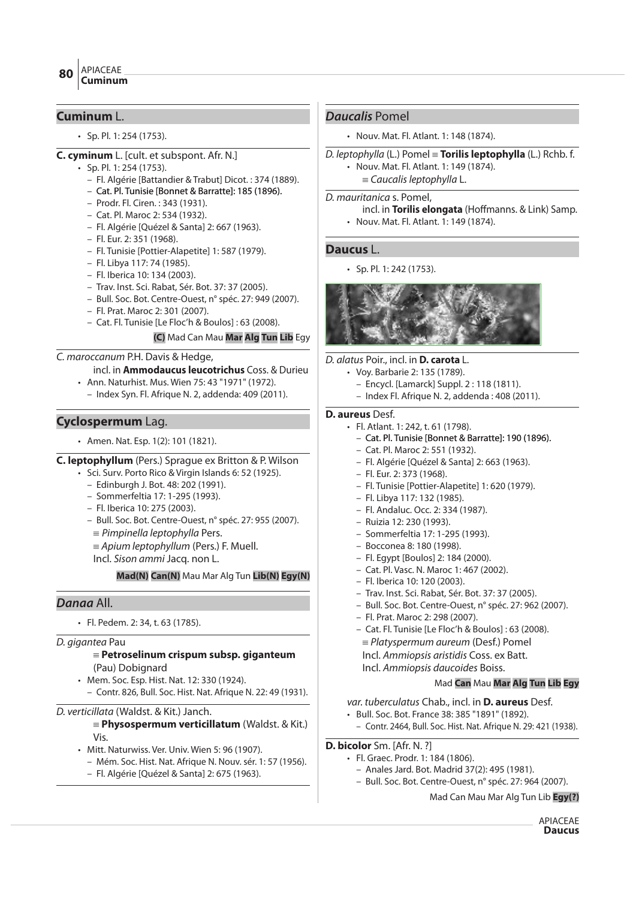## **Cuminum** L.

- Sp. Pl. 1: 254 (1753).

**C. cyminum** L. [cult. et subspont. Afr. N.]

- Sp. Pl. 1: 254 (1753).
  - Fl. Algérie [Battandier & Trabut] Dicot. : 374 (1889).
  - Cat. Pl. Tunisie [Bonnet & Barratte]: 185 (1896).
  - Prodr. Fl. Ciren. : 343 (1931).
  - Cat. Pl. Maroc 2: 534 (1932).
  - Fl. Algérie [Quézel & Santa] 2: 667 (1963).
  - Fl. Eur. 2: 351 (1968).
  - Fl. Tunisie [Pottier-Alapetite] 1: 587 (1979).
  - Fl. Libya 117: 74 (1985).
  - Fl. Iberica 10: 134 (2003).
  - Trav. Inst. Sci. Rabat, Sér. Bot. 37: 37 (2005).
  - Bull. Soc. Bot. Centre-Ouest, n° spéc. 27: 949 (2007).
  - Fl. Prat. Maroc 2: 301 (2007).
  - Cat. Fl. Tunisie [Le Floc'h & Boulos] : 63 (2008).

**(C)** Mad Can Mau **Mar** **Alg** **Tun** **Lib** Egy

*C. maroccanum* P.H. Davis & Hedge,
incl. in **Ammodaucus leucotrichus** Coss. & Durieu

- Ann. Naturhist. Mus. Wien 75: 43 "1971" (1972).
  - Index Syn. Fl. Afrique N. 2, addenda: 409 (2011).

## **Cyclospermum** Lag.

- Amen. Nat. Esp. 1(2): 101 (1821).

**C. leptophyllum** (Pers.) Sprague ex Britton & P. Wilson

- Sci. Surv. Porto Rico & Virgin Islands 6: 52 (1925).
  - Edinburgh J. Bot. 48: 202 (1991).
  - Sommerfeltia 17: 1-295 (1993).
  - Fl. Iberica 10: 275 (2003).
  - Bull. Soc. Bot. Centre-Ouest, n° spéc. 27: 955 (2007).

≡ *Pimpinella leptophylla* Pers.
≡ *Apium leptophyllum* (Pers.) F. Muell.
Incl. *Sison ammi* Jacq. non L.

**Mad(N)** **Can(N)** Mau Mar Alg Tun **Lib(N)** **Egy(N)**

## *Danaa* All.

- Fl. Pedem. 2: 34, t. 63 (1785).

*D. gigantea* Pau
≡ **Petroselinum crispum subsp. giganteum** (Pau) Dobignard

- Mem. Soc. Esp. Hist. Nat. 12: 330 (1924).
  - Contr. 826, Bull. Soc. Hist. Nat. Afrique N. 22: 49 (1931).

*D. verticillata* (Waldst. & Kit.) Janch.
≡ **Physospermum verticillatum** (Waldst. & Kit.) Vis.

- Mitt. Naturwiss. Ver. Univ. Wien 5: 96 (1907).
  - Mém. Soc. Hist. Nat. Afrique N. Nouv. sér. 1: 57 (1956).
  - Fl. Algérie [Quézel & Santa] 2: 675 (1963).

## *Daucalis* Pomel

- Nouv. Mat. Fl. Atlant. 1: 148 (1874).

*D. leptophylla* (L.) Pomel ≡ **Torilis leptophylla** (L.) Rchb. f.

- Nouv. Mat. Fl. Atlant. 1: 149 (1874).

≡ *Caucalis leptophylla* L.

*D. mauritanica* s. Pomel,
incl. in **Torilis elongata** (Hoffmanns. & Link) Samp.

- Nouv. Mat. Fl. Atlant. 1: 149 (1874).

## **Daucus** L.

- Sp. Pl. 1: 242 (1753).

*D. alatus* Poir., incl. in **D. carota** L.

- Voy. Barbarie 2: 135 (1789).
  - Encycl. [Lamarck] Suppl. 2 : 118 (1811).
  - Index Fl. Afrique N. 2, addenda : 408 (2011).

**D. aureus** Desf.

- Fl. Atlant. 1: 242, t. 61 (1798).
  - Cat. Pl. Tunisie [Bonnet & Barratte]: 190 (1896).
  - Cat. Pl. Maroc 2: 551 (1932).
  - Fl. Algérie [Quézel & Santa] 2: 663 (1963).
  - Fl. Eur. 2: 373 (1968).
  - Fl. Tunisie [Pottier-Alapetite] 1: 620 (1979).
  - Fl. Libya 117: 132 (1985).
  - Fl. Andaluc. Occ. 2: 334 (1987).
  - Ruizia 12: 230 (1993).
  - Sommerfeltia 17: 1-295 (1993).
  - Bocconea 8: 180 (1998).
  - Fl. Egypt [Boulos] 2: 184 (2000).
  - Cat. Pl. Vasc. N. Maroc 1: 467 (2002).
  - Fl. Iberica 10: 120 (2003).
  - Trav. Inst. Sci. Rabat, Sér. Bot. 37: 37 (2005).
  - Bull. Soc. Bot. Centre-Ouest, n° spéc. 27: 962 (2007).
  - Fl. Prat. Maroc 2: 298 (2007).
  - Cat. Fl. Tunisie [Le Floc'h & Boulos] : 63 (2008).

≡ *Platyspermum aureum* (Desf.) Pomel
Incl. *Ammiopsis aristidis* Coss. ex Batt.
Incl. *Ammiopsis daucoides* Boiss.

Mad **Can** Mau **Mar** **Alg** **Tun** **Lib** **Egy**

*var. tuberculatus* Chab., incl. in **D. aureus** Desf.

- Bull. Soc. Bot. France 38: 385 "1891" (1892).
  - Contr. 2464, Bull. Soc. Hist. Nat. Afrique N. 29: 421 (1938).

**D. bicolor** Sm. [Afr. N. ?]

- Fl. Graec. Prodr. 1: 184 (1806).
  - Anales Jard. Bot. Madrid 37(2): 495 (1981).
  - Bull. Soc. Bot. Centre-Ouest, n° spéc. 27: 964 (2007).

Mad Can Mau Mar Alg Tun Lib **Egy(?)**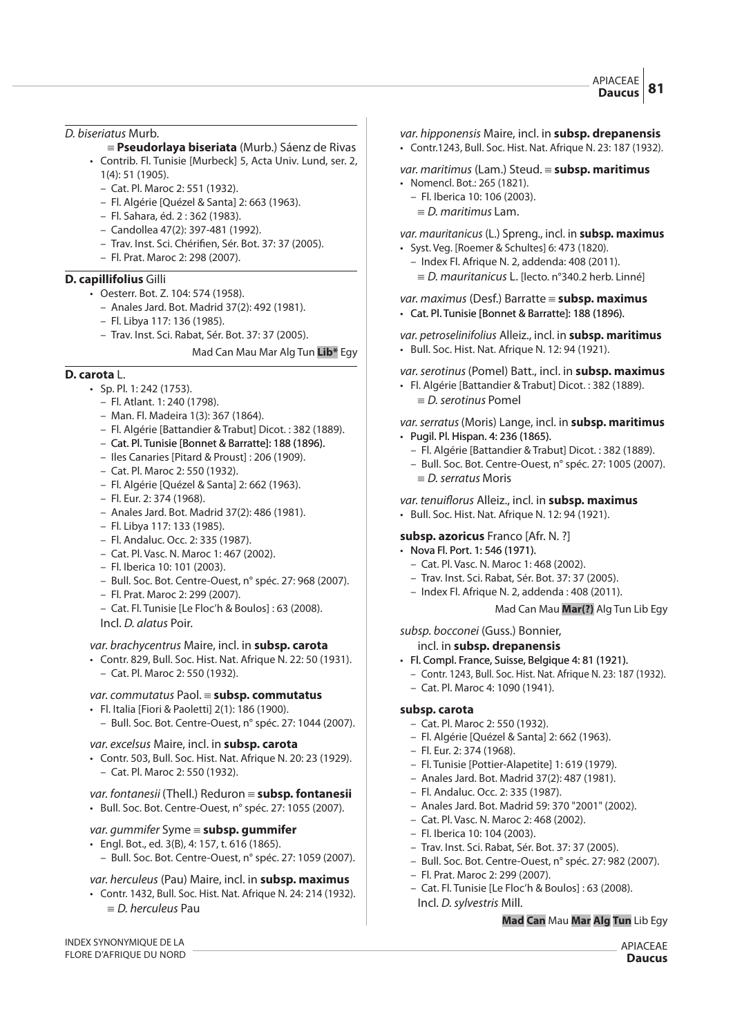*D. biseriatus* Murb.

≡ **Pseudorlaya biseriata** (Murb.) Sáenz de Rivas

- Contrib. Fl. Tunisie [Murbeck] 5, Acta Univ. Lund, ser. 2, 1(4): 51 (1905).
  - Cat. Pl. Maroc 2: 551 (1932).
  - Fl. Algérie [Quézel & Santa] 2: 663 (1963).
  - Fl. Sahara, éd. 2 : 362 (1983).
  - Candollea 47(2): 397-481 (1992).
  - Trav. Inst. Sci. Chérifien, Sér. Bot. 37: 37 (2005).
  - Fl. Prat. Maroc 2: 298 (2007).

**D. capillifolius** Gilli

- Oesterr. Bot. Z. 104: 574 (1958).
  - Anales Jard. Bot. Madrid 37(2): 492 (1981).
  - Fl. Libya 117: 136 (1985).
  - Trav. Inst. Sci. Rabat, Sér. Bot. 37: 37 (2005).

Mad Can Mau Mar Alg Tun **Lib*** Egy

**D. carota** L.

- Sp. Pl. 1: 242 (1753).
  - Fl. Atlant. 1: 240 (1798).
  - Man. Fl. Madeira 1(3): 367 (1864).
  - Fl. Algérie [Battandier & Trabut] Dicot. : 382 (1889).
  - Cat. Pl. Tunisie [Bonnet & Barratte]: 188 (1896).
  - Iles Canaries [Pitard & Proust] : 206 (1909).
  - Cat. Pl. Maroc 2: 550 (1932).
  - Fl. Algérie [Quézel & Santa] 2: 662 (1963).
  - Fl. Eur. 2: 374 (1968).
  - Anales Jard. Bot. Madrid 37(2): 486 (1981).
  - Fl. Libya 117: 133 (1985).
  - Fl. Andaluc. Occ. 2: 335 (1987).
  - Cat. Pl. Vasc. N. Maroc 1: 467 (2002).
  - Fl. Iberica 10: 101 (2003).
  - Bull. Soc. Bot. Centre-Ouest, n° spéc. 27: 968 (2007).
  - Fl. Prat. Maroc 2: 299 (2007).
  - Cat. Fl. Tunisie [Le Floc'h & Boulos] : 63 (2008).

Incl. *D. alatus* Poir.

*var. brachycentrus* Maire, incl. in **subsp. carota**

- Contr. 829, Bull. Soc. Hist. Nat. Afrique N. 22: 50 (1931).
  - Cat. Pl. Maroc 2: 550 (1932).

*var. commutatus* Paol. ≡ **subsp. commutatus**

- Fl. Italia [Fiori & Paoletti] 2(1): 186 (1900).
  - Bull. Soc. Bot. Centre-Ouest, n° spéc. 27: 1044 (2007).

*var. excelsus* Maire, incl. in **subsp. carota**

- Contr. 503, Bull. Soc. Hist. Nat. Afrique N. 20: 23 (1929).
  - Cat. Pl. Maroc 2: 550 (1932).

*var. fontanesii* (Thell.) Reduron ≡ **subsp. fontanesii**

- Bull. Soc. Bot. Centre-Ouest, n° spéc. 27: 1055 (2007).

*var. gummifer* Syme ≡ **subsp. gummifer**

- Engl. Bot., ed. 3(B), 4: 157, t. 616 (1865).
  - Bull. Soc. Bot. Centre-Ouest, n° spéc. 27: 1059 (2007).

*var. herculeus* (Pau) Maire, incl. in **subsp. maximus**

- Contr. 1432, Bull. Soc. Hist. Nat. Afrique N. 24: 214 (1932).

≡ *D. herculeus* Pau

*var. hipponensis* Maire, incl. in **subsp. drepanensis**

- Contr.1243, Bull. Soc. Hist. Nat. Afrique N. 23: 187 (1932).

*var. maritimus* (Lam.) Steud. ≡ **subsp. maritimus**

- Nomencl. Bot.: 265 (1821).
  - Fl. Iberica 10: 106 (2003).

≡ *D. maritimus* Lam.

*var. mauritanicus* (L.) Spreng., incl. in **subsp. maximus**

- Syst. Veg. [Roemer & Schultes] 6: 473 (1820).
  - Index Fl. Afrique N. 2, addenda: 408 (2011).

≡ *D. mauritanicus* L. [lecto. n°340.2 herb. Linné]

*var. maximus* (Desf.) Barratte ≡ **subsp. maximus**

- Cat. Pl. Tunisie [Bonnet & Barratte]: 188 (1896).

*var. petroselinifolius* Alleiz., incl. in **subsp. maritimus**

- Bull. Soc. Hist. Nat. Afrique N. 12: 94 (1921).

*var. serotinus* (Pomel) Batt., incl. in **subsp. maximus**

- Fl. Algérie [Battandier & Trabut] Dicot. : 382 (1889).

≡ *D. serotinus* Pomel

*var. serratus* (Moris) Lange, incl. in **subsp. maritimus**

- Pugil. Pl. Hispan. 4: 236 (1865).
  - Fl. Algérie [Battandier & Trabut] Dicot. : 382 (1889).
  - Bull. Soc. Bot. Centre-Ouest, n° spéc. 27: 1005 (2007).

≡ *D. serratus* Moris

*var. tenuiflorus* Alleiz., incl. in **subsp. maximus**

- Bull. Soc. Hist. Nat. Afrique N. 12: 94 (1921).

**subsp. azoricus** Franco [Afr. N. ?]

- Nova Fl. Port. 1: 546 (1971).
  - Cat. Pl. Vasc. N. Maroc 1: 468 (2002).
  - Trav. Inst. Sci. Rabat, Sér. Bot. 37: 37 (2005).
  - Index Fl. Afrique N. 2, addenda : 408 (2011).

Mad Can Mau **Mar(?)** Alg Tun Lib Egy

*subsp. bocconei* (Guss.) Bonnier, incl. in **subsp. drepanensis**

- Fl. Compl. France, Suisse, Belgique 4: 81 (1921).
  - Contr. 1243, Bull. Soc. Hist. Nat. Afrique N. 23: 187 (1932).
  - Cat. Pl. Maroc 4: 1090 (1941).

**subsp. carota**

- Cat. Pl. Maroc 2: 550 (1932).
- Fl. Algérie [Quézel & Santa] 2: 662 (1963).
- Fl. Eur. 2: 374 (1968).
- Fl. Tunisie [Pottier-Alapetite] 1: 619 (1979).
- Anales Jard. Bot. Madrid 37(2): 487 (1981).
- Fl. Andaluc. Occ. 2: 335 (1987).
- Anales Jard. Bot. Madrid 59: 370 "2001" (2002).
- Cat. Pl. Vasc. N. Maroc 2: 468 (2002).
- Fl. Iberica 10: 104 (2003).
- Trav. Inst. Sci. Rabat, Sér. Bot. 37: 37 (2005).
- Bull. Soc. Bot. Centre-Ouest, n° spéc. 27: 982 (2007).
- Fl. Prat. Maroc 2: 299 (2007).
- Cat. Fl. Tunisie [Le Floc'h & Boulos] : 63 (2008).

Incl. *D. sylvestris* Mill.

**Mad Can** Mau **Mar Alg Tun** Lib Egy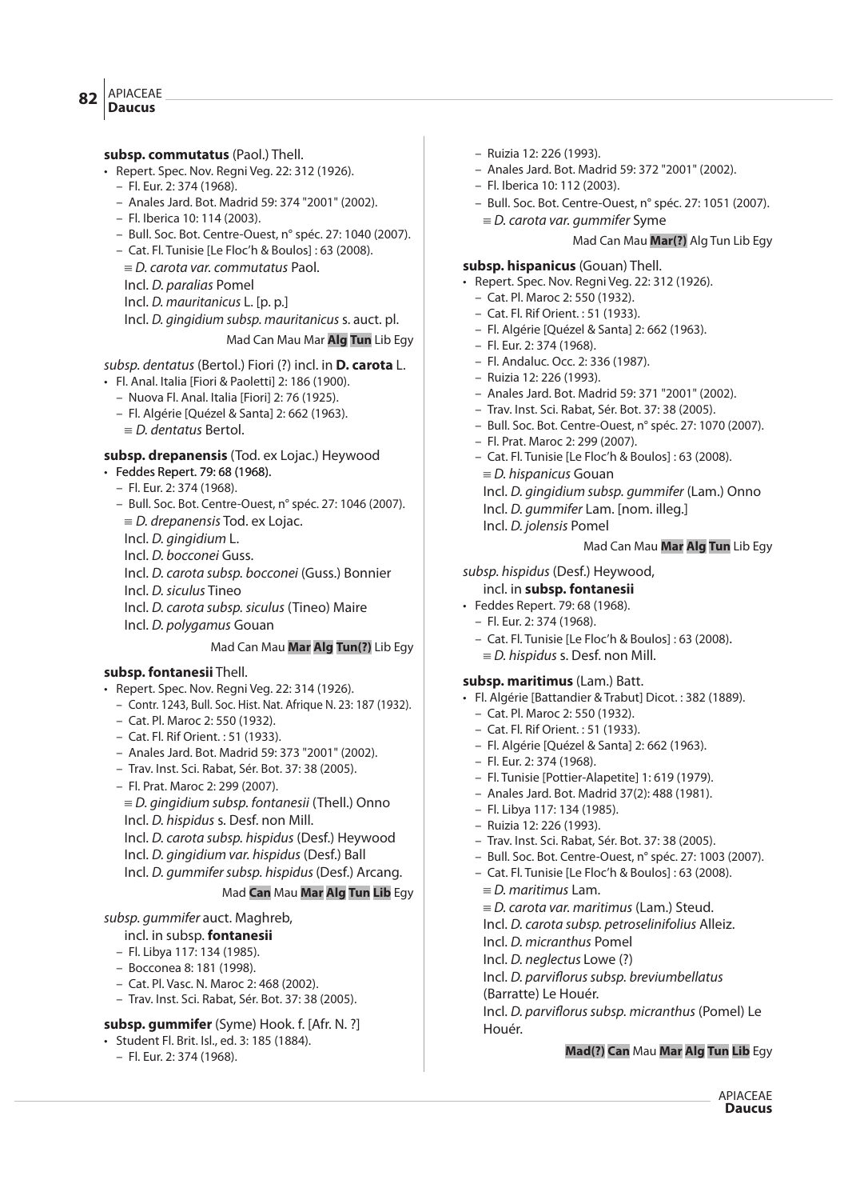**subsp. commutatus** (Paol.) Thell.

- Repert. Spec. Nov. Regni Veg. 22: 312 (1926).
  - Fl. Eur. 2: 374 (1968).
  - Anales Jard. Bot. Madrid 59: 374 "2001" (2002).
  - Fl. Iberica 10: 114 (2003).
  - Bull. Soc. Bot. Centre-Ouest, n° spéc. 27: 1040 (2007).
  - Cat. Fl. Tunisie [Le Floc'h & Boulos] : 63 (2008).

  ≡ *D. carota var. commutatus* Paol.
  Incl. *D. paralias* Pomel
  Incl. *D. mauritanicus* L. [p. p.]
  Incl. *D. gingidium subsp. mauritanicus* s. auct. pl.

Mad Can Mau Mar **Alg** **Tun** Lib Egy

*subsp. dentatus* (Bertol.) Fiori (?) incl. in **D. carota** L.

- Fl. Anal. Italia [Fiori & Paoletti] 2: 186 (1900).
  - Nuova Fl. Anal. Italia [Fiori] 2: 76 (1925).
  - Fl. Algérie [Quézel & Santa] 2: 662 (1963).

  ≡ *D. dentatus* Bertol.

**subsp. drepanensis** (Tod. ex Lojac.) Heywood

- Feddes Repert. 79: 68 (1968).
  - Fl. Eur. 2: 374 (1968).
  - Bull. Soc. Bot. Centre-Ouest, n° spéc. 27: 1046 (2007).

  ≡ *D. drepanensis* Tod. ex Lojac.
  Incl. *D. gingidium* L.
  Incl. *D. bocconei* Guss.
  Incl. *D. carota subsp. bocconei* (Guss.) Bonnier
  Incl. *D. siculus* Tineo
  Incl. *D. carota subsp. siculus* (Tineo) Maire
  Incl. *D. polygamus* Gouan

Mad Can Mau **Mar** **Alg** **Tun(?)** Lib Egy

**subsp. fontanesii** Thell.

- Repert. Spec. Nov. Regni Veg. 22: 314 (1926).
  - Contr. 1243, Bull. Soc. Hist. Nat. Afrique N. 23: 187 (1932).
  - Cat. Pl. Maroc 2: 550 (1932).
  - Cat. Fl. Rif Orient. : 51 (1933).
  - Anales Jard. Bot. Madrid 59: 373 "2001" (2002).
  - Trav. Inst. Sci. Rabat, Sér. Bot. 37: 38 (2005).
  - Fl. Prat. Maroc 2: 299 (2007).

  ≡ *D. gingidium subsp. fontanesii* (Thell.) Onno
  Incl. *D. hispidus* s. Desf. non Mill.
  Incl. *D. carota subsp. hispidus* (Desf.) Heywood
  Incl. *D. gingidium var. hispidus* (Desf.) Ball
  Incl. *D. gummifer subsp. hispidus* (Desf.) Arcang.

Mad **Can** Mau **Mar** **Alg** **Tun** **Lib** Egy

*subsp. gummifer* auct. Maghreb,
incl. in subsp. **fontanesii**

  - Fl. Libya 117: 134 (1985).
  - Bocconea 8: 181 (1998).
  - Cat. Pl. Vasc. N. Maroc 2: 468 (2002).
  - Trav. Inst. Sci. Rabat, Sér. Bot. 37: 38 (2005).

**subsp. gummifer** (Syme) Hook. f. [Afr. N. ?]

- Student Fl. Brit. Isl., ed. 3: 185 (1884).
  - Fl. Eur. 2: 374 (1968).
  - Ruizia 12: 226 (1993).
  - Anales Jard. Bot. Madrid 59: 372 "2001" (2002).
  - Fl. Iberica 10: 112 (2003).
  - Bull. Soc. Bot. Centre-Ouest, n° spéc. 27: 1051 (2007).

  ≡ *D. carota var. gummifer* Syme

Mad Can Mau **Mar(?)** Alg Tun Lib Egy

**subsp. hispanicus** (Gouan) Thell.

- Repert. Spec. Nov. Regni Veg. 22: 312 (1926).
  - Cat. Pl. Maroc 2: 550 (1932).
  - Cat. Fl. Rif Orient. : 51 (1933).
  - Fl. Algérie [Quézel & Santa] 2: 662 (1963).
  - Fl. Eur. 2: 374 (1968).
  - Fl. Andaluc. Occ. 2: 336 (1987).
  - Ruizia 12: 226 (1993).
  - Anales Jard. Bot. Madrid 59: 371 "2001" (2002).
  - Trav. Inst. Sci. Rabat, Sér. Bot. 37: 38 (2005).
  - Bull. Soc. Bot. Centre-Ouest, n° spéc. 27: 1070 (2007).
  - Fl. Prat. Maroc 2: 299 (2007).
  - Cat. Fl. Tunisie [Le Floc'h & Boulos] : 63 (2008).

  ≡ *D. hispanicus* Gouan
  Incl. *D. gingidium subsp. gummifer* (Lam.) Onno
  Incl. *D. gummifer* Lam. [nom. illeg.]
  Incl. *D. jolensis* Pomel

Mad Can Mau **Mar** **Alg** **Tun** Lib Egy

*subsp. hispidus* (Desf.) Heywood,
incl. in **subsp. fontanesii**

- Feddes Repert. 79: 68 (1968).
  - Fl. Eur. 2: 374 (1968).
  - Cat. Fl. Tunisie [Le Floc'h & Boulos] : 63 (2008).

  ≡ *D. hispidus* s. Desf. non Mill.

**subsp. maritimus** (Lam.) Batt.

- Fl. Algérie [Battandier & Trabut] Dicot. : 382 (1889).
  - Cat. Pl. Maroc 2: 550 (1932).
  - Cat. Fl. Rif Orient. : 51 (1933).
  - Fl. Algérie [Quézel & Santa] 2: 662 (1963).
  - Fl. Eur. 2: 374 (1968).
  - Fl. Tunisie [Pottier-Alapetite] 1: 619 (1979).
  - Anales Jard. Bot. Madrid 37(2): 488 (1981).
  - Fl. Libya 117: 134 (1985).
  - Ruizia 12: 226 (1993).
  - Trav. Inst. Sci. Rabat, Sér. Bot. 37: 38 (2005).
  - Bull. Soc. Bot. Centre-Ouest, n° spéc. 27: 1003 (2007).
  - Cat. Fl. Tunisie [Le Floc'h & Boulos] : 63 (2008).

  ≡ *D. maritimus* Lam.
  ≡ *D. carota var. maritimus* (Lam.) Steud.
  Incl. *D. carota subsp. petroselinifolius* Alleiz.
  Incl. *D. micranthus* Pomel
  Incl. *D. neglectus* Lowe (?)
  Incl. *D. parviflorus subsp. breviumbellatus* (Barratte) Le Houér.
  Incl. *D. parviflorus subsp. micranthus* (Pomel) Le Houér.

**Mad(?)** **Can** Mau **Mar** **Alg** **Tun** **Lib** Egy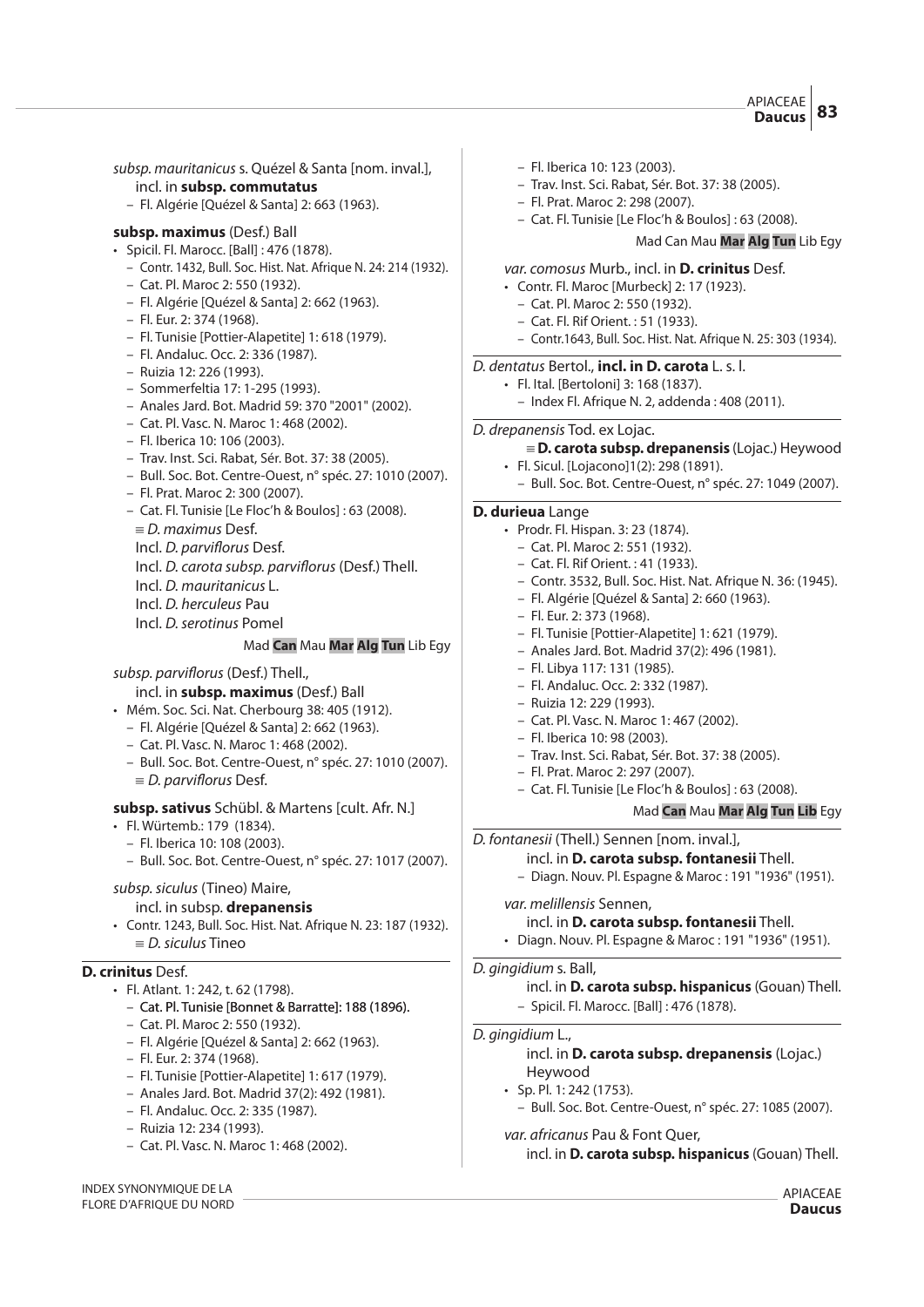*subsp. mauritanicus* s. Quézel & Santa [nom. inval.],
incl. in **subsp. commutatus**

- – Fl. Algérie [Quézel & Santa] 2: 663 (1963).

**subsp. maximus** (Desf.) Ball

- Spicil. Fl. Marocc. [Ball] : 476 (1878).
  - – Contr. 1432, Bull. Soc. Hist. Nat. Afrique N. 24: 214 (1932).
  - – Cat. Pl. Maroc 2: 550 (1932).
  - – Fl. Algérie [Quézel & Santa] 2: 662 (1963).
  - – Fl. Eur. 2: 374 (1968).
  - – Fl. Tunisie [Pottier-Alapetite] 1: 618 (1979).
  - – Fl. Andaluc. Occ. 2: 336 (1987).
  - – Ruizia 12: 226 (1993).
  - – Sommerfeltia 17: 1-295 (1993).
  - – Anales Jard. Bot. Madrid 59: 370 "2001" (2002).
  - – Cat. Pl. Vasc. N. Maroc 1: 468 (2002).
  - – Fl. Iberica 10: 106 (2003).
  - – Trav. Inst. Sci. Rabat, Sér. Bot. 37: 38 (2005).
  - – Bull. Soc. Bot. Centre-Ouest, n° spéc. 27: 1010 (2007).
  - – Fl. Prat. Maroc 2: 300 (2007).
  - – Cat. Fl. Tunisie [Le Floc'h & Boulos] : 63 (2008).

≡ *D. maximus* Desf.
Incl. *D. parviflorus* Desf.
Incl. *D. carota subsp. parviflorus* (Desf.) Thell.
Incl. *D. mauritanicus* L.
Incl. *D. herculeus* Pau
Incl. *D. serotinus* Pomel

Mad **Can** Mau **Mar** **Alg** **Tun** Lib Egy

*subsp. parviflorus* (Desf.) Thell.,
incl. in **subsp. maximus** (Desf.) Ball

- Mém. Soc. Sci. Nat. Cherbourg 38: 405 (1912).
  - – Fl. Algérie [Quézel & Santa] 2: 662 (1963).
  - – Cat. Pl. Vasc. N. Maroc 1: 468 (2002).
  - – Bull. Soc. Bot. Centre-Ouest, n° spéc. 27: 1010 (2007).

≡ *D. parviflorus* Desf.

**subsp. sativus** Schübl. & Martens [cult. Afr. N.]

- Fl. Würtemb.: 179 (1834).
  - – Fl. Iberica 10: 108 (2003).
  - – Bull. Soc. Bot. Centre-Ouest, n° spéc. 27: 1017 (2007).

*subsp. siculus* (Tineo) Maire,
incl. in subsp. **drepanensis**

- Contr. 1243, Bull. Soc. Hist. Nat. Afrique N. 23: 187 (1932).

≡ *D. siculus* Tineo

**D. crinitus** Desf.

- Fl. Atlant. 1: 242, t. 62 (1798).
  - – Cat. Pl. Tunisie [Bonnet & Barratte]: 188 (1896).
  - – Cat. Pl. Maroc 2: 550 (1932).
  - – Fl. Algérie [Quézel & Santa] 2: 662 (1963).
  - – Fl. Eur. 2: 374 (1968).
  - – Fl. Tunisie [Pottier-Alapetite] 1: 617 (1979).
  - – Anales Jard. Bot. Madrid 37(2): 492 (1981).
  - – Fl. Andaluc. Occ. 2: 335 (1987).
  - – Ruizia 12: 234 (1993).
  - – Cat. Pl. Vasc. N. Maroc 1: 468 (2002).
  - – Fl. Iberica 10: 123 (2003).
  - – Trav. Inst. Sci. Rabat, Sér. Bot. 37: 38 (2005).
  - – Fl. Prat. Maroc 2: 298 (2007).
  - – Cat. Fl. Tunisie [Le Floc'h & Boulos] : 63 (2008).

Mad Can Mau **Mar** **Alg** **Tun** Lib Egy

*var. comosus* Murb., incl. in **D. crinitus** Desf.

- Contr. Fl. Maroc [Murbeck] 2: 17 (1923).
  - – Cat. Pl. Maroc 2: 550 (1932).
  - – Cat. Fl. Rif Orient. : 51 (1933).
  - – Contr.1643, Bull. Soc. Hist. Nat. Afrique N. 25: 303 (1934).

*D. dentatus* Bertol., **incl. in D. carota** L. s. l.

- Fl. Ital. [Bertoloni] 3: 168 (1837).
  - – Index Fl. Afrique N. 2, addenda : 408 (2011).

*D. drepanensis* Tod. ex Lojac.
≡ **D. carota subsp. drepanensis** (Lojac.) Heywood

- Fl. Sicul. [Lojacono]1(2): 298 (1891).
  - – Bull. Soc. Bot. Centre-Ouest, n° spéc. 27: 1049 (2007).

**D. durieua** Lange

- Prodr. Fl. Hispan. 3: 23 (1874).
  - – Cat. Pl. Maroc 2: 551 (1932).
  - – Cat. Fl. Rif Orient. : 41 (1933).
  - – Contr. 3532, Bull. Soc. Hist. Nat. Afrique N. 36: (1945).
  - – Fl. Algérie [Quézel & Santa] 2: 660 (1963).
  - – Fl. Eur. 2: 373 (1968).
  - – Fl. Tunisie [Pottier-Alapetite] 1: 621 (1979).
  - – Anales Jard. Bot. Madrid 37(2): 496 (1981).
  - – Fl. Libya 117: 131 (1985).
  - – Fl. Andaluc. Occ. 2: 332 (1987).
  - – Ruizia 12: 229 (1993).
  - – Cat. Pl. Vasc. N. Maroc 1: 467 (2002).
  - – Fl. Iberica 10: 98 (2003).
  - – Trav. Inst. Sci. Rabat, Sér. Bot. 37: 38 (2005).
  - – Fl. Prat. Maroc 2: 297 (2007).
  - – Cat. Fl. Tunisie [Le Floc'h & Boulos] : 63 (2008).

Mad **Can** Mau **Mar** **Alg** **Tun** **Lib** Egy

*D. fontanesii* (Thell.) Sennen [nom. inval.],
incl. in **D. carota subsp. fontanesii** Thell.

- – Diagn. Nouv. Pl. Espagne & Maroc : 191 "1936" (1951).

*var. melillensis* Sennen,
incl. in **D. carota subsp. fontanesii** Thell.

- Diagn. Nouv. Pl. Espagne & Maroc : 191 "1936" (1951).

*D. gingidium* s. Ball,
incl. in **D. carota subsp. hispanicus** (Gouan) Thell.

- – Spicil. Fl. Marocc. [Ball] : 476 (1878).

*D. gingidium* L.,
incl. in **D. carota subsp. drepanensis** (Lojac.) Heywood

- Sp. Pl. 1: 242 (1753).
  - – Bull. Soc. Bot. Centre-Ouest, n° spéc. 27: 1085 (2007).

*var. africanus* Pau & Font Quer,
incl. in **D. carota subsp. hispanicus** (Gouan) Thell.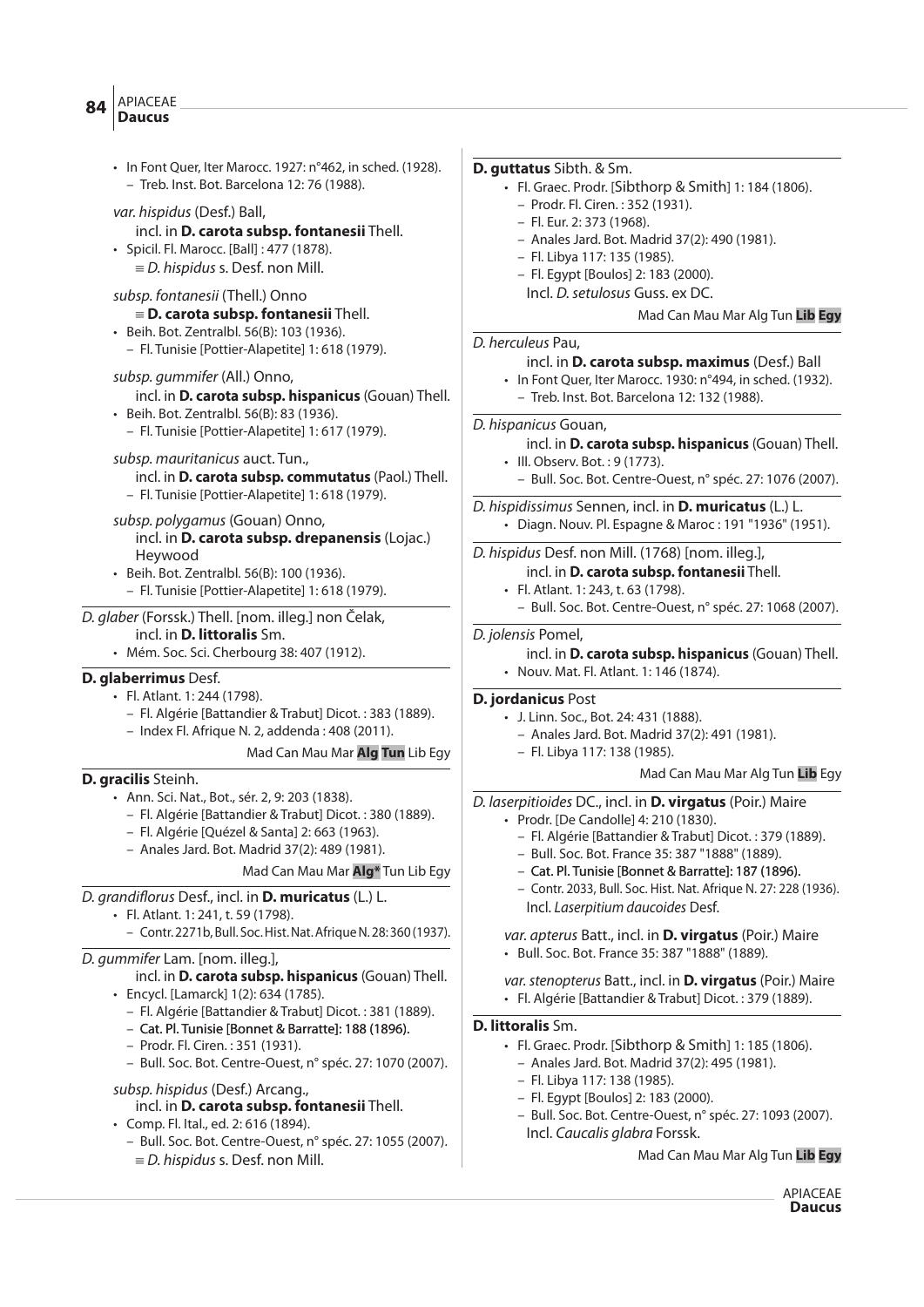- In Font Quer, Iter Marocc. 1927: n°462, in sched. (1928).
  - – Treb. Inst. Bot. Barcelona 12: 76 (1988).

*var. hispidus* (Desf.) Ball,
incl. in **D. carota subsp. fontanesii** Thell.
- Spicil. Fl. Marocc. [Ball] : 477 (1878).
  ≡ *D. hispidus* s. Desf. non Mill.

*subsp. fontanesii* (Thell.) Onno
≡ **D. carota subsp. fontanesii** Thell.
- Beih. Bot. Zentralbl. 56(B): 103 (1936).
  - – Fl. Tunisie [Pottier-Alapetite] 1: 618 (1979).

*subsp. gummifer* (All.) Onno,
incl. in **D. carota subsp. hispanicus** (Gouan) Thell.
- Beih. Bot. Zentralbl. 56(B): 83 (1936).
  - – Fl. Tunisie [Pottier-Alapetite] 1: 617 (1979).

*subsp. mauritanicus* auct. Tun.,
incl. in **D. carota subsp. commutatus** (Paol.) Thell.
  - – Fl. Tunisie [Pottier-Alapetite] 1: 618 (1979).

*subsp. polygamus* (Gouan) Onno,
incl. in **D. carota subsp. drepanensis** (Lojac.) Heywood
- Beih. Bot. Zentralbl. 56(B): 100 (1936).
  - – Fl. Tunisie [Pottier-Alapetite] 1: 618 (1979).

---

*D. glaber* (Forssk.) Thell. [nom. illeg.] non Čelak,
incl. in **D. littoralis** Sm.
- Mém. Soc. Sci. Cherbourg 38: 407 (1912).

---

**D. glaberrimus** Desf.
- Fl. Atlant. 1: 244 (1798).
  - – Fl. Algérie [Battandier & Trabut] Dicot. : 383 (1889).
  - – Index Fl. Afrique N. 2, addenda : 408 (2011).

Mad Can Mau Mar **Alg** **Tun** Lib Egy

---

**D. gracilis** Steinh.
- Ann. Sci. Nat., Bot., sér. 2, 9: 203 (1838).
  - – Fl. Algérie [Battandier & Trabut] Dicot. : 380 (1889).
  - – Fl. Algérie [Quézel & Santa] 2: 663 (1963).
  - – Anales Jard. Bot. Madrid 37(2): 489 (1981).

Mad Can Mau Mar **Alg*** Tun Lib Egy

---

*D. grandiflorus* Desf., incl. in **D. muricatus** (L.) L.
- Fl. Atlant. 1: 241, t. 59 (1798).
  - – Contr. 2271b, Bull. Soc. Hist. Nat. Afrique N. 28: 360 (1937).

---

*D. gummifer* Lam. [nom. illeg.],
incl. in **D. carota subsp. hispanicus** (Gouan) Thell.
- Encycl. [Lamarck] 1(2): 634 (1785).
  - – Fl. Algérie [Battandier & Trabut] Dicot. : 381 (1889).
  - – Cat. Pl. Tunisie [Bonnet & Barratte]: 188 (1896).
  - – Prodr. Fl. Ciren. : 351 (1931).
  - – Bull. Soc. Bot. Centre-Ouest, n° spéc. 27: 1070 (2007).

*subsp. hispidus* (Desf.) Arcang.,
incl. in **D. carota subsp. fontanesii** Thell.
- Comp. Fl. Ital., ed. 2: 616 (1894).
  - – Bull. Soc. Bot. Centre-Ouest, n° spéc. 27: 1055 (2007).
  ≡ *D. hispidus* s. Desf. non Mill.

---

**D. guttatus** Sibth. & Sm.
- Fl. Graec. Prodr. [Sibthorp & Smith] 1: 184 (1806).
  - – Prodr. Fl. Ciren. : 352 (1931).
  - – Fl. Eur. 2: 373 (1968).
  - – Anales Jard. Bot. Madrid 37(2): 490 (1981).
  - – Fl. Libya 117: 135 (1985).
  - – Fl. Egypt [Boulos] 2: 183 (2000).
  Incl. *D. setulosus* Guss. ex DC.

Mad Can Mau Mar Alg Tun **Lib** **Egy**

---

*D. herculeus* Pau,
incl. in **D. carota subsp. maximus** (Desf.) Ball
- In Font Quer, Iter Marocc. 1930: n°494, in sched. (1932).
  - – Treb. Inst. Bot. Barcelona 12: 132 (1988).

---

*D. hispanicus* Gouan,
incl. in **D. carota subsp. hispanicus** (Gouan) Thell.
- Ill. Observ. Bot. : 9 (1773).
  - – Bull. Soc. Bot. Centre-Ouest, n° spéc. 27: 1076 (2007).

---

*D. hispidissimus* Sennen, incl. in **D. muricatus** (L.) L.
- Diagn. Nouv. Pl. Espagne & Maroc : 191 "1936" (1951).

---

*D. hispidus* Desf. non Mill. (1768) [nom. illeg.],
incl. in **D. carota subsp. fontanesii** Thell.
- Fl. Atlant. 1: 243, t. 63 (1798).
  - – Bull. Soc. Bot. Centre-Ouest, n° spéc. 27: 1068 (2007).

---

*D. jolensis* Pomel,
incl. in **D. carota subsp. hispanicus** (Gouan) Thell.
- Nouv. Mat. Fl. Atlant. 1: 146 (1874).

---

**D. jordanicus** Post
- J. Linn. Soc., Bot. 24: 431 (1888).
  - – Anales Jard. Bot. Madrid 37(2): 491 (1981).
  - – Fl. Libya 117: 138 (1985).

Mad Can Mau Mar Alg Tun **Lib** Egy

---

*D. laserpitioides* DC., incl. in **D. virgatus** (Poir.) Maire
- Prodr. [De Candolle] 4: 210 (1830).
  - – Fl. Algérie [Battandier & Trabut] Dicot. : 379 (1889).
  - – Bull. Soc. Bot. France 35: 387 "1888" (1889).
  - – Cat. Pl. Tunisie [Bonnet & Barratte]: 187 (1896).
  - – Contr. 2033, Bull. Soc. Hist. Nat. Afrique N. 27: 228 (1936).
  Incl. *Laserpitium daucoides* Desf.

*var. apterus* Batt., incl. in **D. virgatus** (Poir.) Maire
- Bull. Soc. Bot. France 35: 387 "1888" (1889).

*var. stenopterus* Batt., incl. in **D. virgatus** (Poir.) Maire
- Fl. Algérie [Battandier & Trabut] Dicot. : 379 (1889).

---

**D. littoralis** Sm.
- Fl. Graec. Prodr. [Sibthorp & Smith] 1: 185 (1806).
  - – Anales Jard. Bot. Madrid 37(2): 495 (1981).
  - – Fl. Libya 117: 138 (1985).
  - – Fl. Egypt [Boulos] 2: 183 (2000).
  - – Bull. Soc. Bot. Centre-Ouest, n° spéc. 27: 1093 (2007).
  Incl. *Caucalis glabra* Forssk.

Mad Can Mau Mar Alg Tun **Lib** **Egy**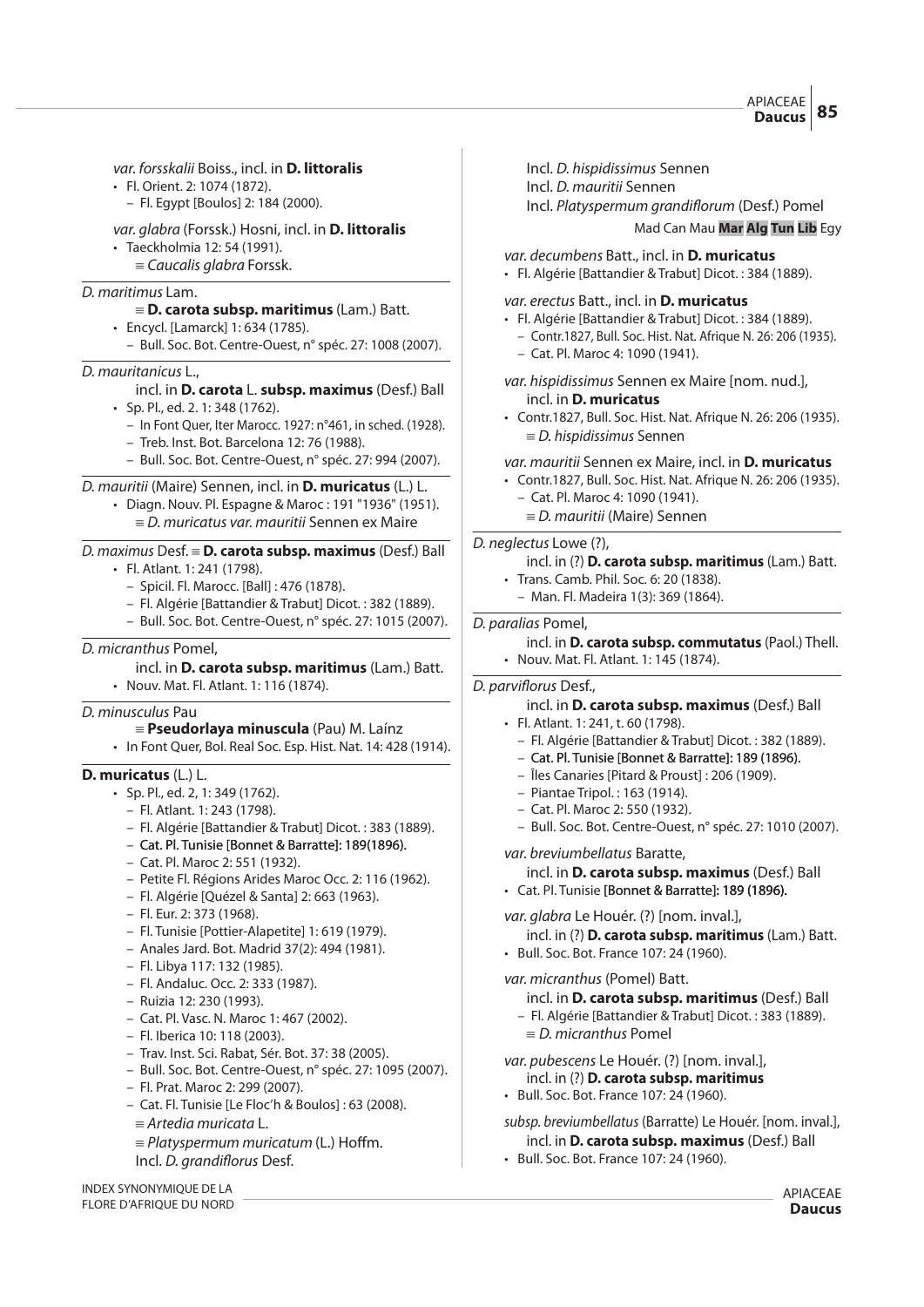*var. forsskalii* Boiss., incl. in **D. littoralis**

- Fl. Orient. 2: 1074 (1872).
  - – Fl. Egypt [Boulos] 2: 184 (2000).

*var. glabra* (Forssk.) Hosni, incl. in **D. littoralis**

- Taeckholmia 12: 54 (1991).
  - ≡ *Caucalis glabra* Forssk.

---

*D. maritimus* Lam.

≡ **D. carota subsp. maritimus** (Lam.) Batt.

- Encycl. [Lamarck] 1: 634 (1785).
  - – Bull. Soc. Bot. Centre-Ouest, n° spéc. 27: 1008 (2007).

---

*D. mauritanicus* L.,

incl. in **D. carota** L. **subsp. maximus** (Desf.) Ball

- Sp. Pl., ed. 2. 1: 348 (1762).
  - – In Font Quer, Iter Marocc. 1927: n°461, in sched. (1928).
  - – Treb. Inst. Bot. Barcelona 12: 76 (1988).
  - – Bull. Soc. Bot. Centre-Ouest, n° spéc. 27: 994 (2007).

---

*D. mauritii* (Maire) Sennen, incl. in **D. muricatus** (L.) L.

- Diagn. Nouv. Pl. Espagne & Maroc : 191 "1936" (1951).
  - ≡ *D. muricatus var. mauritii* Sennen ex Maire

---

*D. maximus* Desf. ≡ **D. carota subsp. maximus** (Desf.) Ball

- Fl. Atlant. 1: 241 (1798).
  - – Spicil. Fl. Marocc. [Ball] : 476 (1878).
  - – Fl. Algérie [Battandier & Trabut] Dicot. : 382 (1889).
  - – Bull. Soc. Bot. Centre-Ouest, n° spéc. 27: 1015 (2007).

---

*D. micranthus* Pomel,

incl. in **D. carota subsp. maritimus** (Lam.) Batt.

- Nouv. Mat. Fl. Atlant. 1: 116 (1874).

---

*D. minusculus* Pau

≡ **Pseudorlaya minuscula** (Pau) M. Laínz

- In Font Quer, Bol. Real Soc. Esp. Hist. Nat. 14: 428 (1914).

---

**D. muricatus** (L.) L.

- Sp. Pl., ed. 2, 1: 349 (1762).
  - – Fl. Atlant. 1: 243 (1798).
  - – Fl. Algérie [Battandier & Trabut] Dicot. : 383 (1889).
  - – Cat. Pl. Tunisie [Bonnet & Barratte]: 189(1896).
  - – Cat. Pl. Maroc 2: 551 (1932).
  - – Petite Fl. Régions Arides Maroc Occ. 2: 116 (1962).
  - – Fl. Algérie [Quézel & Santa] 2: 663 (1963).
  - – Fl. Eur. 2: 373 (1968).
  - – Fl. Tunisie [Pottier-Alapetite] 1: 619 (1979).
  - – Anales Jard. Bot. Madrid 37(2): 494 (1981).
  - – Fl. Libya 117: 132 (1985).
  - – Fl. Andaluc. Occ. 2: 333 (1987).
  - – Ruizia 12: 230 (1993).
  - – Cat. Pl. Vasc. N. Maroc 1: 467 (2002).
  - – Fl. Iberica 10: 118 (2003).
  - – Trav. Inst. Sci. Rabat, Sér. Bot. 37: 38 (2005).
  - – Bull. Soc. Bot. Centre-Ouest, n° spéc. 27: 1095 (2007).
  - – Fl. Prat. Maroc 2: 299 (2007).
  - – Cat. Fl. Tunisie [Le Floc'h & Boulos] : 63 (2008).
  - ≡ *Artedia muricata* L.
  - ≡ *Platyspermum muricatum* (L.) Hoffm.
  - Incl. *D. grandiflorus* Desf.
  - Incl. *D. hispidissimus* Sennen
  - Incl. *D. mauritii* Sennen
  - Incl. *Platyspermum grandiflorum* (Desf.) Pomel

Mad Can Mau **Mar** **Alg** **Tun** **Lib** Egy

*var. decumbens* Batt., incl. in **D. muricatus**

- Fl. Algérie [Battandier & Trabut] Dicot. : 384 (1889).

*var. erectus* Batt., incl. in **D. muricatus**

- Fl. Algérie [Battandier & Trabut] Dicot. : 384 (1889).
  - – Contr.1827, Bull. Soc. Hist. Nat. Afrique N. 26: 206 (1935).
  - – Cat. Pl. Maroc 4: 1090 (1941).

*var. hispidissimus* Sennen ex Maire [nom. nud.], incl. in **D. muricatus**

- Contr.1827, Bull. Soc. Hist. Nat. Afrique N. 26: 206 (1935).
  - ≡ *D. hispidissimus* Sennen

*var. mauritii* Sennen ex Maire, incl. in **D. muricatus**

- Contr.1827, Bull. Soc. Hist. Nat. Afrique N. 26: 206 (1935).
  - – Cat. Pl. Maroc 4: 1090 (1941).
  - ≡ *D. mauritii* (Maire) Sennen

---

*D. neglectus* Lowe (?),

incl. in (?) **D. carota subsp. maritimus** (Lam.) Batt.

- Trans. Camb. Phil. Soc. 6: 20 (1838).
  - – Man. Fl. Madeira 1(3): 369 (1864).

---

*D. paralias* Pomel,

incl. in **D. carota subsp. commutatus** (Paol.) Thell.

- Nouv. Mat. Fl. Atlant. 1: 145 (1874).

---

*D. parviflorus* Desf.,

incl. in **D. carota subsp. maximus** (Desf.) Ball

- Fl. Atlant. 1: 241, t. 60 (1798).
  - – Fl. Algérie [Battandier & Trabut] Dicot. : 382 (1889).
  - – Cat. Pl. Tunisie [Bonnet & Barratte]: 189 (1896).
  - – Îles Canaries [Pitard & Proust] : 206 (1909).
  - – Piantae Tripol. : 163 (1914).
  - – Cat. Pl. Maroc 2: 550 (1932).
  - – Bull. Soc. Bot. Centre-Ouest, n° spéc. 27: 1010 (2007).

*var. breviumbellatus* Baratte,

incl. in **D. carota subsp. maximus** (Desf.) Ball

- Cat. Pl. Tunisie [Bonnet & Barratte]: 189 (1896).

*var. glabra* Le Houér. (?) [nom. inval.],

incl. in (?) **D. carota subsp. maritimus** (Lam.) Batt.

- Bull. Soc. Bot. France 107: 24 (1960).

*var. micranthus* (Pomel) Batt.

incl. in **D. carota subsp. maritimus** (Desf.) Ball

- – Fl. Algérie [Battandier & Trabut] Dicot. : 383 (1889).
  - ≡ *D. micranthus* Pomel

*var. pubescens* Le Houér. (?) [nom. inval.],

incl. in (?) **D. carota subsp. maritimus**

- Bull. Soc. Bot. France 107: 24 (1960).

*subsp. breviumbellatus* (Barratte) Le Houér. [nom. inval.],

incl. in **D. carota subsp. maximus** (Desf.) Ball

- Bull. Soc. Bot. France 107: 24 (1960).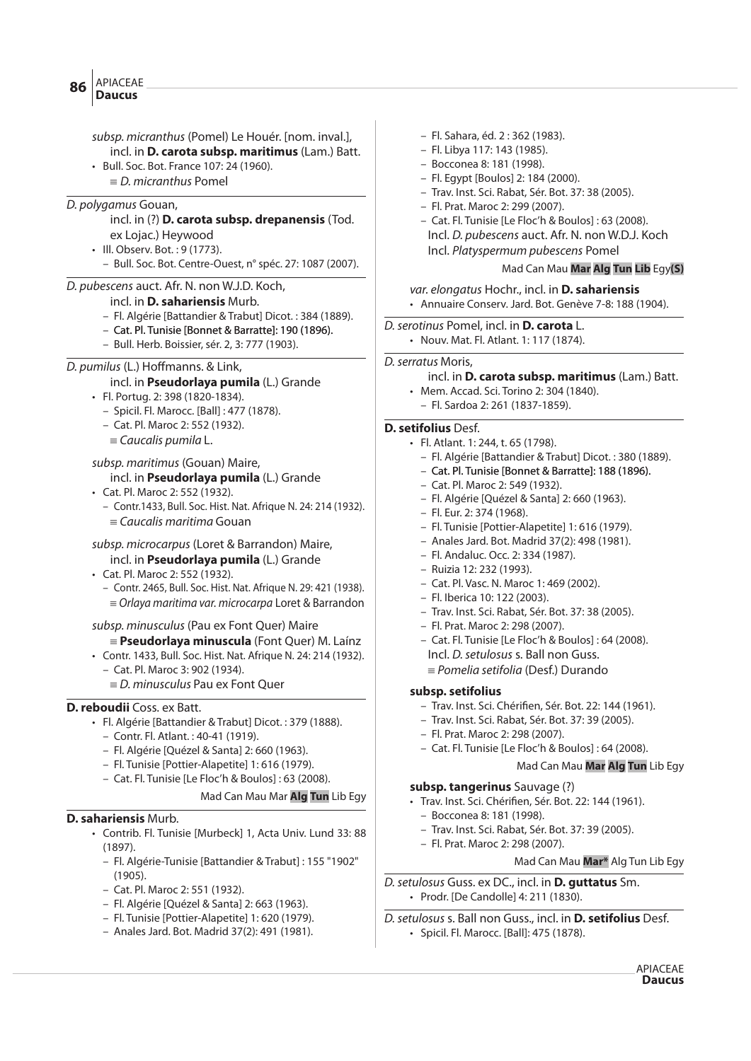*subsp. micranthus* (Pomel) Le Houér. [nom. inval.], incl. in **D. carota subsp. maritimus** (Lam.) Batt.
- Bull. Soc. Bot. France 107: 24 (1960).
  ≡ *D. micranthus* Pomel

---

*D. polygamus* Gouan,
incl. in (?) **D. carota subsp. drepanensis** (Tod. ex Lojac.) Heywood
- Ill. Observ. Bot. : 9 (1773).
  – Bull. Soc. Bot. Centre-Ouest, n° spéc. 27: 1087 (2007).

---

*D. pubescens* auct. Afr. N. non W.J.D. Koch,
incl. in **D. sahariensis** Murb.
  – Fl. Algérie [Battandier & Trabut] Dicot. : 384 (1889).
  – Cat. Pl. Tunisie [Bonnet & Barratte]: 190 (1896).
  – Bull. Herb. Boissier, sér. 2, 3: 777 (1903).

---

*D. pumilus* (L.) Hoffmanns. & Link,
incl. in **Pseudorlaya pumila** (L.) Grande
- Fl. Portug. 2: 398 (1820-1834).
  – Spicil. Fl. Marocc. [Ball] : 477 (1878).
  – Cat. Pl. Maroc 2: 552 (1932).
  ≡ *Caucalis pumila* L.

*subsp. maritimus* (Gouan) Maire,
incl. in **Pseudorlaya pumila** (L.) Grande
- Cat. Pl. Maroc 2: 552 (1932).
  – Contr.1433, Bull. Soc. Hist. Nat. Afrique N. 24: 214 (1932).
  ≡ *Caucalis maritima* Gouan

*subsp. microcarpus* (Loret & Barrandon) Maire,
incl. in **Pseudorlaya pumila** (L.) Grande
- Cat. Pl. Maroc 2: 552 (1932).
  – Contr. 2465, Bull. Soc. Hist. Nat. Afrique N. 29: 421 (1938).
  ≡ *Orlaya maritima var. microcarpa* Loret & Barrandon

*subsp. minusculus* (Pau ex Font Quer) Maire
≡ **Pseudorlaya minuscula** (Font Quer) M. Laínz
- Contr. 1433, Bull. Soc. Hist. Nat. Afrique N. 24: 214 (1932).
  – Cat. Pl. Maroc 3: 902 (1934).
  ≡ *D. minusculus* Pau ex Font Quer

---

**D. reboudii** Coss. ex Batt.
- Fl. Algérie [Battandier & Trabut] Dicot. : 379 (1888).
  – Contr. Fl. Atlant. : 40-41 (1919).
  – Fl. Algérie [Quézel & Santa] 2: 660 (1963).
  – Fl. Tunisie [Pottier-Alapetite] 1: 616 (1979).
  – Cat. Fl. Tunisie [Le Floc'h & Boulos] : 63 (2008).

Mad Can Mau Mar **Alg** **Tun** Lib Egy

---

**D. sahariensis** Murb.
- Contrib. Fl. Tunisie [Murbeck] 1, Acta Univ. Lund 33: 88 (1897).
  – Fl. Algérie-Tunisie [Battandier & Trabut] : 155 "1902" (1905).
  – Cat. Pl. Maroc 2: 551 (1932).
  – Fl. Algérie [Quézel & Santa] 2: 663 (1963).
  – Fl. Tunisie [Pottier-Alapetite] 1: 620 (1979).
  – Anales Jard. Bot. Madrid 37(2): 491 (1981).
  – Fl. Sahara, éd. 2 : 362 (1983).
  – Fl. Libya 117: 143 (1985).
  – Bocconea 8: 181 (1998).
  – Fl. Egypt [Boulos] 2: 184 (2000).
  – Trav. Inst. Sci. Rabat, Sér. Bot. 37: 38 (2005).
  – Fl. Prat. Maroc 2: 299 (2007).
  – Cat. Fl. Tunisie [Le Floc'h & Boulos] : 63 (2008).
  Incl. *D. pubescens* auct. Afr. N. non W.D.J. Koch
  Incl. *Platyspermum pubescens* Pomel

Mad Can Mau **Mar** **Alg** **Tun** **Lib** Egy**(S)**

*var. elongatus* Hochr., incl. in **D. sahariensis**
- Annuaire Conserv. Jard. Bot. Genève 7-8: 188 (1904).

---

*D. serotinus* Pomel, incl. in **D. carota** L.
- Nouv. Mat. Fl. Atlant. 1: 117 (1874).

---

*D. serratus* Moris,
incl. in **D. carota subsp. maritimus** (Lam.) Batt.
- Mem. Accad. Sci. Torino 2: 304 (1840).
  – Fl. Sardoa 2: 261 (1837-1859).

---

**D. setifolius** Desf.
- Fl. Atlant. 1: 244, t. 65 (1798).
  – Fl. Algérie [Battandier & Trabut] Dicot. : 380 (1889).
  – Cat. Pl. Tunisie [Bonnet & Barratte]: 188 (1896).
  – Cat. Pl. Maroc 2: 549 (1932).
  – Fl. Algérie [Quézel & Santa] 2: 660 (1963).
  – Fl. Eur. 2: 374 (1968).
  – Fl. Tunisie [Pottier-Alapetite] 1: 616 (1979).
  – Anales Jard. Bot. Madrid 37(2): 498 (1981).
  – Fl. Andaluc. Occ. 2: 334 (1987).
  – Ruizia 12: 232 (1993).
  – Cat. Pl. Vasc. N. Maroc 1: 469 (2002).
  – Fl. Iberica 10: 122 (2003).
  – Trav. Inst. Sci. Rabat, Sér. Bot. 37: 38 (2005).
  – Fl. Prat. Maroc 2: 298 (2007).
  – Cat. Fl. Tunisie [Le Floc'h & Boulos] : 64 (2008).
  Incl. *D. setulosus* s. Ball non Guss.
  ≡ *Pomelia setifolia* (Desf.) Durando

**subsp. setifolius**
  – Trav. Inst. Sci. Chérifien, Sér. Bot. 22: 144 (1961).
  – Trav. Inst. Sci. Rabat, Sér. Bot. 37: 39 (2005).
  – Fl. Prat. Maroc 2: 298 (2007).
  – Cat. Fl. Tunisie [Le Floc'h & Boulos] : 64 (2008).

Mad Can Mau **Mar** **Alg** **Tun** Lib Egy

**subsp. tangerinus** Sauvage (?)
- Trav. Inst. Sci. Chérifien, Sér. Bot. 22: 144 (1961).
  – Bocconea 8: 181 (1998).
  – Trav. Inst. Sci. Rabat, Sér. Bot. 37: 39 (2005).
  – Fl. Prat. Maroc 2: 298 (2007).

Mad Can Mau **Mar*** Alg Tun Lib Egy

---

*D. setulosus* Guss. ex DC., incl. in **D. guttatus** Sm.
- Prodr. [De Candolle] 4: 211 (1830).

---

*D. setulosus* s. Ball non Guss., incl. in **D. setifolius** Desf.
- Spicil. Fl. Marocc. [Ball]: 475 (1878).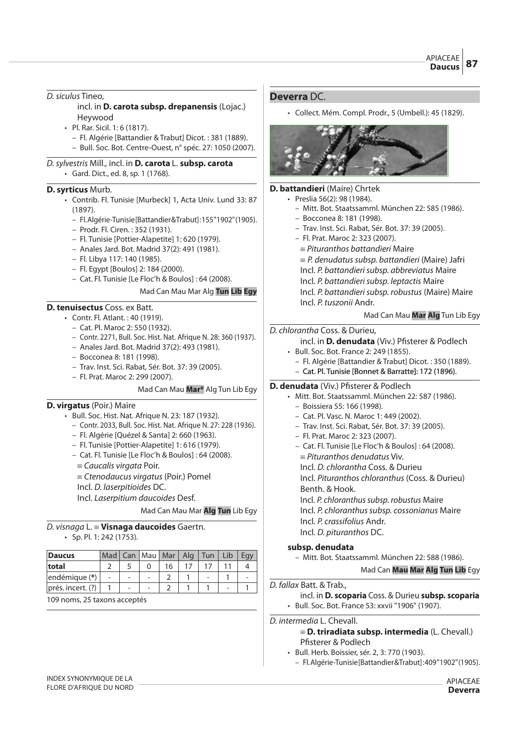*D. siculus* Tineo,

incl. in **D. carota subsp. drepanensis** (Lojac.) Heywood

- Pl. Rar. Sicil. 1: 6 (1817).
  - Fl. Algérie [Battandier & Trabut] Dicot. : 381 (1889).
  - Bull. Soc. Bot. Centre-Ouest, n° spéc. 27: 1050 (2007).

*D. sylvestris* Mill., incl. in **D. carota** L. **subsp. carota**

- Gard. Dict., ed. 8, sp. 1 (1768).

**D. syrticus** Murb.

- Contrib. Fl. Tunisie [Murbeck] 1, Acta Univ. Lund 33: 87 (1897).
  - Fl. Algérie-Tunisie [Battandier & Trabut] : 155 "1902" (1905).
  - Prodr. Fl. Ciren. : 352 (1931).
  - Fl. Tunisie [Pottier-Alapetite] 1: 620 (1979).
  - Anales Jard. Bot. Madrid 37(2): 491 (1981).
  - Fl. Libya 117: 140 (1985).
  - Fl. Egypt [Boulos] 2: 184 (2000).
  - Cat. Fl. Tunisie [Le Floc'h & Boulos] : 64 (2008).

Mad Can Mau Mar Alg **Tun** **Lib** **Egy**

**D. tenuisectus** Coss. ex Batt.

- Contr. Fl. Atlant. : 40 (1919).
  - Cat. Pl. Maroc 2: 550 (1932).
  - Contr. 2271, Bull. Soc. Hist. Nat. Afrique N. 28: 360 (1937).
  - Anales Jard. Bot. Madrid 37(2): 493 (1981).
  - Bocconea 8: 181 (1998).
  - Trav. Inst. Sci. Rabat, Sér. Bot. 37: 39 (2005).
  - Fl. Prat. Maroc 2: 299 (2007).

Mad Can Mau **Mar*** Alg Tun Lib Egy

**D. virgatus** (Poir.) Maire

- Bull. Soc. Hist. Nat. Afrique N. 23: 187 (1932).
  - Contr. 2033, Bull. Soc. Hist. Nat. Afrique N. 27: 228 (1936).
  - Fl. Algérie [Quézel & Santa] 2: 660 (1963).
  - Fl. Tunisie [Pottier-Alapetite] 1: 616 (1979).
  - Cat. Fl. Tunisie [Le Floc'h & Boulos] : 64 (2008).
  
  ≡ *Caucalis virgata* Poir.
  
  ≡ *Ctenodaucus virgatus* (Poir.) Pomel
  
  Incl. *D. laserpitioides* DC.
  
  Incl. *Laserpitium daucoides* Desf.

Mad Can Mau Mar **Alg** **Tun** Lib Egy

*D. visnaga* L. ≡ **Visnaga daucoides** Gaertn.

- Sp. Pl. 1: 242 (1753).

| **Daucus** | Mad | Can | Mau | Mar | Alg | Tun | Lib | Egy |
|---|---|---|---|---|---|---|---|---|
| **total** | 2 | 5 | 0 | 16 | 17 | 17 | 11 | 4 |
| endémique (*) | - | - | - | 2 | 1 | - | 1 | - |
| prés. incert. (?) | 1 | - | - | 2 | 1 | 1 | - | 1 |

109 noms, 25 taxons acceptés

## Deverra DC.

- Collect. Mém. Compl. Prodr., 5 (Umbell.): 45 (1829).

**D. battandieri** (Maire) Chrtek

- Preslia 56(2): 98 (1984).
  - Mitt. Bot. Staatssamml. München 22: 585 (1986).
  - Bocconea 8: 181 (1998).
  - Trav. Inst. Sci. Rabat, Sér. Bot. 37: 39 (2005).
  - Fl. Prat. Maroc 2: 323 (2007).
  
  ≡ *Pituranthos battandieri* Maire
  
  ≡ *P. denudatus subsp. battandieri* (Maire) Jafri
  
  Incl. *P. battandieri subsp. abbreviatus* Maire
  
  Incl. *P. battandieri subsp. leptactis* Maire
  
  Incl. *P. battandieri subsp. robustus* (Maire) Maire
  
  Incl. *P. tuszonii* Andr.

Mad Can Mau **Mar** **Alg** Tun Lib Egy

*D. chlorantha* Coss. & Durieu,

incl. in **D. denudata** (Viv.) Pfisterer & Podlech

- Bull. Soc. Bot. France 2: 249 (1855).
  - Fl. Algérie [Battandier & Trabut] Dicot. : 350 (1889).
  - Cat. Pl. Tunisie [Bonnet & Barratte]: 172 (1896).

**D. denudata** (Viv.) Pfisterer & Podlech

- Mitt. Bot. Staatssamml. München 22: 587 (1986).
  - Boissiera 55: 166 (1998).
  - Cat. Pl. Vasc. N. Maroc 1: 449 (2002).
  - Trav. Inst. Sci. Rabat, Sér. Bot. 37: 39 (2005).
  - Fl. Prat. Maroc 2: 323 (2007).
  - Cat. Fl. Tunisie [Le Floc'h & Boulos] : 64 (2008).
  
  ≡ *Pituranthos denudatus* Viv.
  
  Incl. *D. chlorantha* Coss. & Durieu
  
  Incl. *Pituranthos chloranthus* (Coss. & Durieu) Benth. & Hook.
  
  Incl. *P. chloranthus subsp. robustus* Maire
  
  Incl. *P. chloranthus subsp. cossonianus* Maire
  
  Incl. *P. crassifolius* Andr.
  
  Incl. *D. pituranthos* DC.

**subsp. denudata**

- Mitt. Bot. Staatssamml. München 22: 588 (1986).

Mad Can **Mau** **Mar** **Alg** **Tun** **Lib** Egy

*D. fallax* Batt. & Trab.,

incl. in **D. scoparia** Coss. & Durieu **subsp. scoparia**

- Bull. Soc. Bot. France 53: xxvii "1906" (1907).

*D. intermedia* L. Chevall.

≡ **D. triradiata subsp. intermedia** (L. Chevall.) Pfisterer & Podlech

- Bull. Herb. Boissier, sér. 2, 3: 770 (1903).
  - Fl. Algérie-Tunisie [Battandier & Trabut] : 409 "1902" (1905).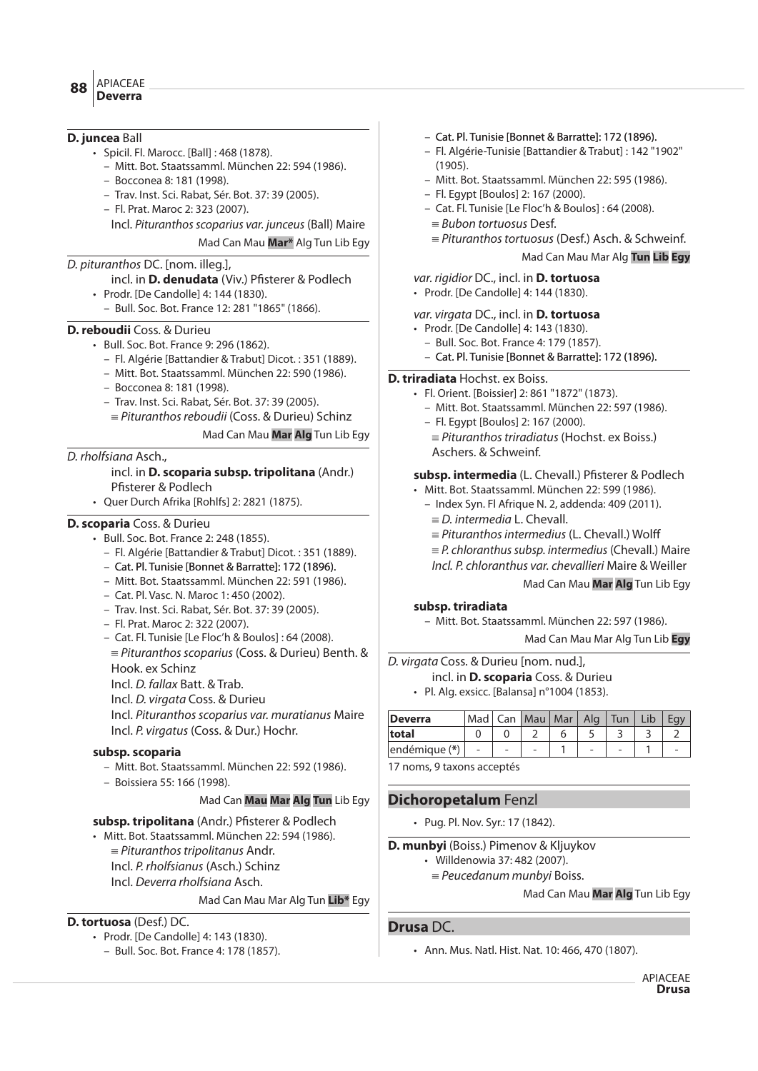**D. juncea** Ball

- Spicil. Fl. Marocc. [Ball] : 468 (1878).
  - Mitt. Bot. Staatssamml. München 22: 594 (1986).
  - Bocconea 8: 181 (1998).
  - Trav. Inst. Sci. Rabat, Sér. Bot. 37: 39 (2005).
  - Fl. Prat. Maroc 2: 323 (2007).
  
  Incl. *Pituranthos scoparius var. junceus* (Ball) Maire

Mad Can Mau **Mar*** Alg Tun Lib Egy

*D. pituranthos* DC. [nom. illeg.],
incl. in **D. denudata** (Viv.) Pfisterer & Podlech

- Prodr. [De Candolle] 4: 144 (1830).
  - Bull. Soc. Bot. France 12: 281 "1865" (1866).

**D. reboudii** Coss. & Durieu

- Bull. Soc. Bot. France 9: 296 (1862).
  - Fl. Algérie [Battandier & Trabut] Dicot. : 351 (1889).
  - Mitt. Bot. Staatssamml. München 22: 590 (1986).
  - Bocconea 8: 181 (1998).
  - Trav. Inst. Sci. Rabat, Sér. Bot. 37: 39 (2005).
  
  ≡ *Pituranthos reboudii* (Coss. & Durieu) Schinz

Mad Can Mau **Mar** **Alg** Tun Lib Egy

*D. rholfsiana* Asch.,
incl. in **D. scoparia subsp. tripolitana** (Andr.) Pfisterer & Podlech

- Quer Durch Afrika [Rohlfs] 2: 2821 (1875).

**D. scoparia** Coss. & Durieu

- Bull. Soc. Bot. France 2: 248 (1855).
  - Fl. Algérie [Battandier & Trabut] Dicot. : 351 (1889).
  - Cat. Pl. Tunisie [Bonnet & Barratte]: 172 (1896).
  - Mitt. Bot. Staatssamml. München 22: 591 (1986).
  - Cat. Pl. Vasc. N. Maroc 1: 450 (2002).
  - Trav. Inst. Sci. Rabat, Sér. Bot. 37: 39 (2005).
  - Fl. Prat. Maroc 2: 322 (2007).
  - Cat. Fl. Tunisie [Le Floc'h & Boulos] : 64 (2008).
  
  ≡ *Pituranthos scoparius* (Coss. & Durieu) Benth. & Hook. ex Schinz
  Incl. *D. fallax* Batt. & Trab.
  Incl. *D. virgata* Coss. & Durieu
  Incl. *Pituranthos scoparius var. muratianus* Maire
  Incl. *P. virgatus* (Coss. & Dur.) Hochr.

**subsp. scoparia**

- Mitt. Bot. Staatssamml. München 22: 592 (1986).
- Boissiera 55: 166 (1998).

Mad Can **Mau** **Mar** **Alg** **Tun** Lib Egy

**subsp. tripolitana** (Andr.) Pfisterer & Podlech

- Mitt. Bot. Staatssamml. München 22: 594 (1986).

  ≡ *Pituranthos tripolitanus* Andr.
  Incl. *P. rholfsianus* (Asch.) Schinz
  Incl. *Deverra rholfsiana* Asch.

Mad Can Mau Mar Alg Tun **Lib*** Egy

**D. tortuosa** (Desf.) DC.

- Prodr. [De Candolle] 4: 143 (1830).
  - Bull. Soc. Bot. France 4: 178 (1857).
  - Cat. Pl. Tunisie [Bonnet & Barratte]: 172 (1896).
  - Fl. Algérie-Tunisie [Battandier & Trabut] : 142 "1902" (1905).
  - Mitt. Bot. Staatssamml. München 22: 595 (1986).
  - Fl. Egypt [Boulos] 2: 167 (2000).
  - Cat. Fl. Tunisie [Le Floc'h & Boulos] : 64 (2008).
  
  ≡ *Bubon tortuosus* Desf.
  ≡ *Pituranthos tortuosus* (Desf.) Asch. & Schweinf.

Mad Can Mau Mar Alg **Tun** **Lib** **Egy**

*var. rigidior* DC., incl. in **D. tortuosa**

- Prodr. [De Candolle] 4: 144 (1830).

*var. virgata* DC., incl. in **D. tortuosa**

- Prodr. [De Candolle] 4: 143 (1830).
  - Bull. Soc. Bot. France 4: 179 (1857).
  - Cat. Pl. Tunisie [Bonnet & Barratte]: 172 (1896).

**D. triradiata** Hochst. ex Boiss.

- Fl. Orient. [Boissier] 2: 861 "1872" (1873).
  - Mitt. Bot. Staatssamml. München 22: 597 (1986).
  - Fl. Egypt [Boulos] 2: 167 (2000).
  
  ≡ *Pituranthos triradiatus* (Hochst. ex Boiss.) Aschers. & Schweinf.

**subsp. intermedia** (L. Chevall.) Pfisterer & Podlech

- Mitt. Bot. Staatssamml. München 22: 599 (1986).
  - Index Syn. Fl Afrique N. 2, addenda: 409 (2011).
  
  ≡ *D. intermedia* L. Chevall.
  ≡ *Pituranthos intermedius* (L. Chevall.) Wolff
  ≡ *P. chloranthus subsp. intermedius* (Chevall.) Maire
  *Incl. P. chloranthus var. chevallieri* Maire & Weiller

Mad Can Mau **Mar** **Alg** Tun Lib Egy

**subsp. triradiata**

- Mitt. Bot. Staatssamml. München 22: 597 (1986).

Mad Can Mau Mar Alg Tun Lib **Egy**

*D. virgata* Coss. & Durieu [nom. nud.],
incl. in **D. scoparia** Coss. & Durieu

- Pl. Alg. exsicc. [Balansa] n°1004 (1853).

| **Deverra** | Mad | Can | Mau | Mar | Alg | Tun | Lib | Egy |
|---|---|---|---|---|---|---|---|---|
| **total** | 0 | 0 | 2 | 6 | 5 | 3 | 3 | 2 |
| endémique (*) | - | - | - | 1 | - | - | 1 | - |

17 noms, 9 taxons acceptés

## Dichoropetalum Fenzl

- Pug. Pl. Nov. Syr.: 17 (1842).

**D. munbyi** (Boiss.) Pimenov & Kljuykov

- Willdenowia 37: 482 (2007).

  ≡ *Peucedanum munbyi* Boiss.

Mad Can Mau **Mar** **Alg** Tun Lib Egy

## Drusa DC.

- Ann. Mus. Natl. Hist. Nat. 10: 466, 470 (1807).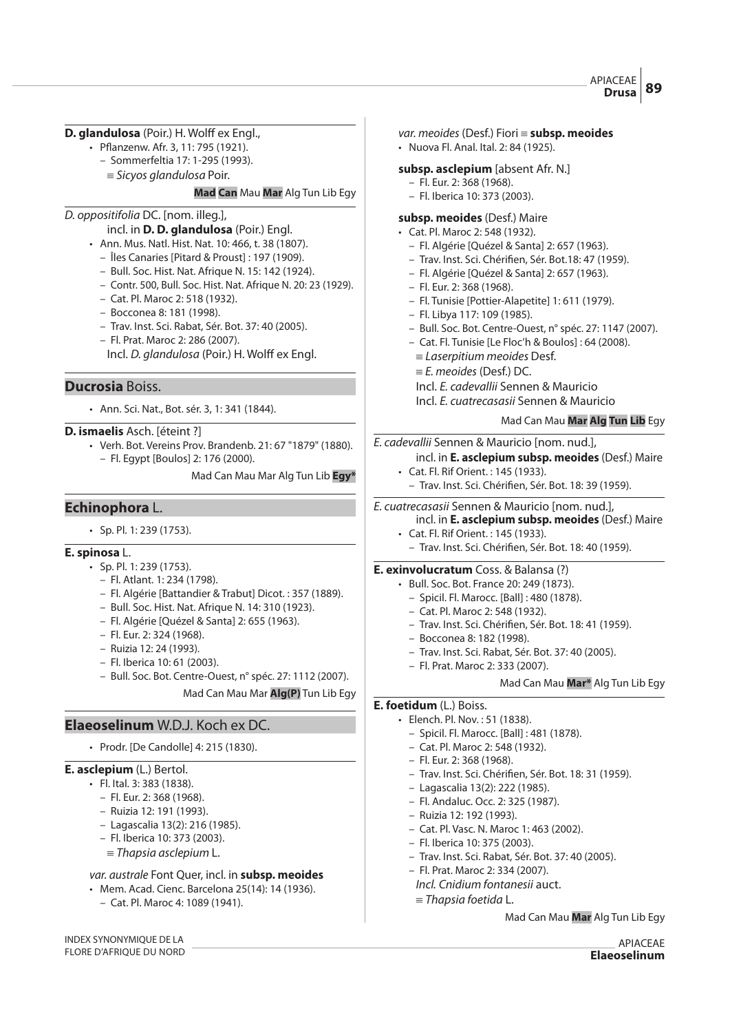**D. glandulosa** (Poir.) H. Wolff ex Engl.,

- Pflanzenw. Afr. 3, 11: 795 (1921).
  - Sommerfeltia 17: 1-295 (1993).
  - ≡ *Sicyos glandulosa* Poir.

**Mad** **Can** Mau **Mar** Alg Tun Lib Egy

*D. oppositifolia* DC. [nom. illeg.], incl. in **D. D. glandulosa** (Poir.) Engl.

- Ann. Mus. Natl. Hist. Nat. 10: 466, t. 38 (1807).
  - Îles Canaries [Pitard & Proust] : 197 (1909).
  - Bull. Soc. Hist. Nat. Afrique N. 15: 142 (1924).
  - Contr. 500, Bull. Soc. Hist. Nat. Afrique N. 20: 23 (1929).
  - Cat. Pl. Maroc 2: 518 (1932).
  - Bocconea 8: 181 (1998).
  - Trav. Inst. Sci. Rabat, Sér. Bot. 37: 40 (2005).
  - Fl. Prat. Maroc 2: 286 (2007).
  - Incl. *D. glandulosa* (Poir.) H. Wolff ex Engl.

## Ducrosia Boiss.

- Ann. Sci. Nat., Bot. sér. 3, 1: 341 (1844).

**D. ismaelis** Asch. [éteint ?]

- Verh. Bot. Vereins Prov. Brandenb. 21: 67 "1879" (1880).
  - Fl. Egypt [Boulos] 2: 176 (2000).

Mad Can Mau Mar Alg Tun Lib **Egy***

## Echinophora L.

- Sp. Pl. 1: 239 (1753).

**E. spinosa** L.

- Sp. Pl. 1: 239 (1753).
  - Fl. Atlant. 1: 234 (1798).
  - Fl. Algérie [Battandier & Trabut] Dicot. : 357 (1889).
  - Bull. Soc. Hist. Nat. Afrique N. 14: 310 (1923).
  - Fl. Algérie [Quézel & Santa] 2: 655 (1963).
  - Fl. Eur. 2: 324 (1968).
  - Ruizia 12: 24 (1993).
  - Fl. Iberica 10: 61 (2003).
  - Bull. Soc. Bot. Centre-Ouest, n° spéc. 27: 1112 (2007).

Mad Can Mau Mar **Alg(P)** Tun Lib Egy

## Elaeoselinum W.D.J. Koch ex DC.

- Prodr. [De Candolle] 4: 215 (1830).

**E. asclepium** (L.) Bertol.

- Fl. Ital. 3: 383 (1838).
  - Fl. Eur. 2: 368 (1968).
  - Ruizia 12: 191 (1993).
  - Lagascalia 13(2): 216 (1985).
  - Fl. Iberica 10: 373 (2003).
  - ≡ *Thapsia asclepium* L.

*var. australe* Font Quer, incl. in **subsp. meoides**

- Mem. Acad. Cienc. Barcelona 25(14): 14 (1936).
  - Cat. Pl. Maroc 4: 1089 (1941).

*var. meoides* (Desf.) Fiori ≡ **subsp. meoides**

- Nuova Fl. Anal. Ital. 2: 84 (1925).

**subsp. asclepium** [absent Afr. N.]

- Fl. Eur. 2: 368 (1968).
- Fl. Iberica 10: 373 (2003).

**subsp. meoides** (Desf.) Maire

- Cat. Pl. Maroc 2: 548 (1932).
  - Fl. Algérie [Quézel & Santa] 2: 657 (1963).
  - Trav. Inst. Sci. Chérifien, Sér. Bot.18: 47 (1959).
  - Fl. Algérie [Quézel & Santa] 2: 657 (1963).
  - Fl. Eur. 2: 368 (1968).
  - Fl. Tunisie [Pottier-Alapetite] 1: 611 (1979).
  - Fl. Libya 117: 109 (1985).
  - Bull. Soc. Bot. Centre-Ouest, n° spéc. 27: 1147 (2007).
  - Cat. Fl. Tunisie [Le Floc'h & Boulos] : 64 (2008).
  - ≡ *Laserpitium meoides* Desf.
  - ≡ *E. meoides* (Desf.) DC.
  - Incl. *E. cadevallii* Sennen & Mauricio
  - Incl. *E. cuatrecasasii* Sennen & Mauricio

Mad Can Mau **Mar** **Alg** **Tun** **Lib** Egy

*E. cadevallii* Sennen & Mauricio [nom. nud.], incl. in **E. asclepium subsp. meoides** (Desf.) Maire

- Cat. Fl. Rif Orient. : 145 (1933).
  - Trav. Inst. Sci. Chérifien, Sér. Bot. 18: 39 (1959).

*E. cuatrecasasii* Sennen & Mauricio [nom. nud.], incl. in **E. asclepium subsp. meoides** (Desf.) Maire

- Cat. Fl. Rif Orient. : 145 (1933).
  - Trav. Inst. Sci. Chérifien, Sér. Bot. 18: 40 (1959).

**E. exinvolucratum** Coss. & Balansa (?)

- Bull. Soc. Bot. France 20: 249 (1873).
  - Spicil. Fl. Marocc. [Ball] : 480 (1878).
  - Cat. Pl. Maroc 2: 548 (1932).
  - Trav. Inst. Sci. Chérifien, Sér. Bot. 18: 41 (1959).
  - Bocconea 8: 182 (1998).
  - Trav. Inst. Sci. Rabat, Sér. Bot. 37: 40 (2005).
  - Fl. Prat. Maroc 2: 333 (2007).

Mad Can Mau **Mar*** Alg Tun Lib Egy

**E. foetidum** (L.) Boiss.

- Elench. Pl. Nov. : 51 (1838).
  - Spicil. Fl. Marocc. [Ball] : 481 (1878).
  - Cat. Pl. Maroc 2: 548 (1932).
  - Fl. Eur. 2: 368 (1968).
  - Trav. Inst. Sci. Chérifien, Sér. Bot. 18: 31 (1959).
  - Lagascalia 13(2): 222 (1985).
  - Fl. Andaluc. Occ. 2: 325 (1987).
  - Ruizia 12: 192 (1993).
  - Cat. Pl. Vasc. N. Maroc 1: 463 (2002).
  - Fl. Iberica 10: 375 (2003).
  - Trav. Inst. Sci. Rabat, Sér. Bot. 37: 40 (2005).
  - Fl. Prat. Maroc 2: 334 (2007).
  - *Incl. Cnidium fontanesii* auct.
  - ≡ *Thapsia foetida* L.

Mad Can Mau **Mar** Alg Tun Lib Egy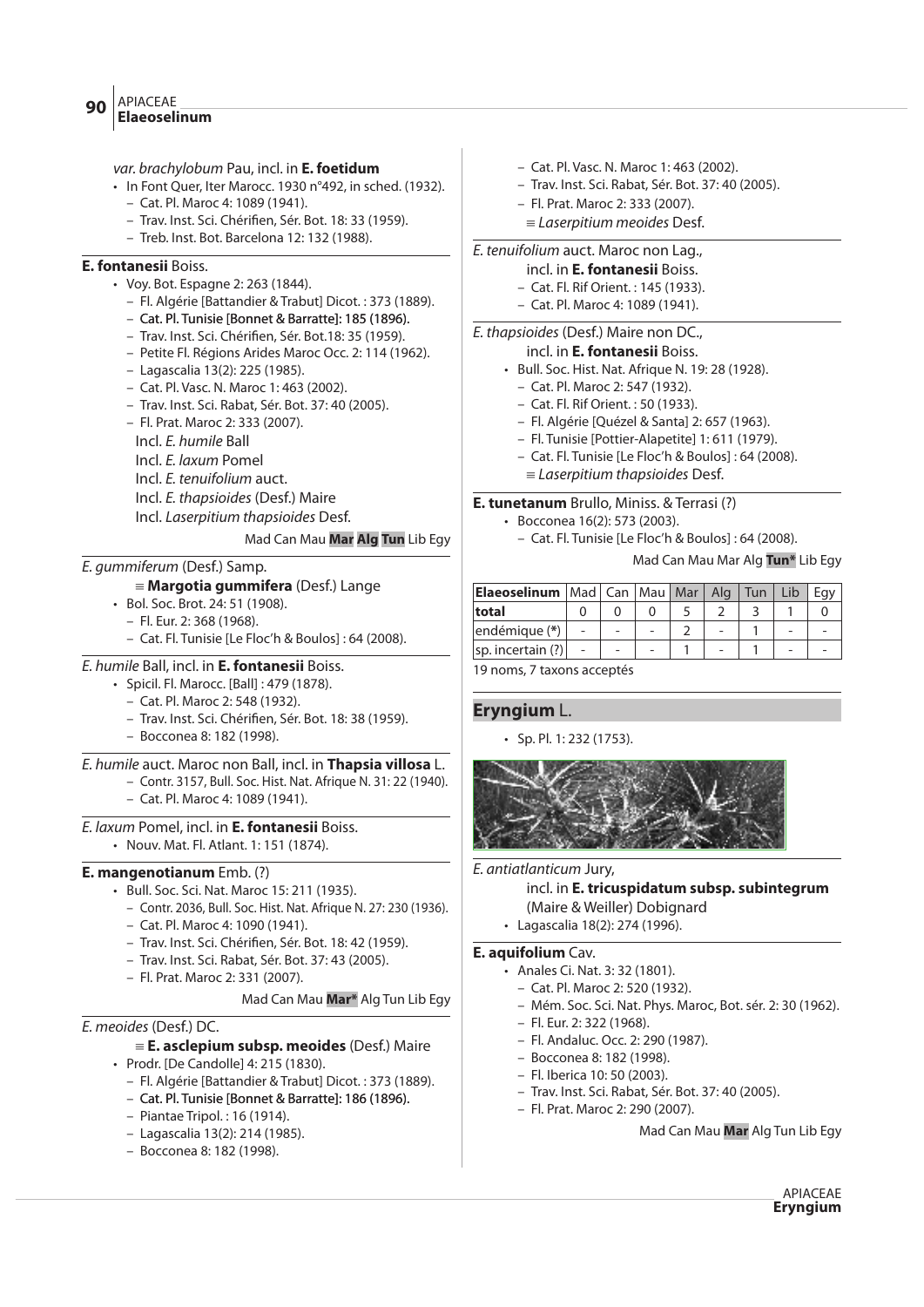*var. brachylobum* Pau, incl. in **E. foetidum**

- In Font Quer, Iter Marocc. 1930 n°492, in sched. (1932).
  - Cat. Pl. Maroc 4: 1089 (1941).
  - Trav. Inst. Sci. Chérifien, Sér. Bot. 18: 33 (1959).
  - Treb. Inst. Bot. Barcelona 12: 132 (1988).

**E. fontanesii** Boiss.

- Voy. Bot. Espagne 2: 263 (1844).
  - Fl. Algérie [Battandier & Trabut] Dicot. : 373 (1889).
  - Cat. Pl. Tunisie [Bonnet & Barratte]: 185 (1896).
  - Trav. Inst. Sci. Chérifien, Sér. Bot.18: 35 (1959).
  - Petite Fl. Régions Arides Maroc Occ. 2: 114 (1962).
  - Lagascalia 13(2): 225 (1985).
  - Cat. Pl. Vasc. N. Maroc 1: 463 (2002).
  - Trav. Inst. Sci. Rabat, Sér. Bot. 37: 40 (2005).
  - Fl. Prat. Maroc 2: 333 (2007).

  Incl. *E. humile* Ball
  Incl. *E. laxum* Pomel
  Incl. *E. tenuifolium* auct.
  Incl. *E. thapsioides* (Desf.) Maire
  Incl. *Laserpitium thapsioides* Desf.

Mad Can Mau **Mar** **Alg** **Tun** Lib Egy

*E. gummiferum* (Desf.) Samp.

≡ **Margotia gummifera** (Desf.) Lange

- Bol. Soc. Brot. 24: 51 (1908).
  - Fl. Eur. 2: 368 (1968).
  - Cat. Fl. Tunisie [Le Floc'h & Boulos] : 64 (2008).

*E. humile* Ball, incl. in **E. fontanesii** Boiss.

- Spicil. Fl. Marocc. [Ball] : 479 (1878).
  - Cat. Pl. Maroc 2: 548 (1932).
  - Trav. Inst. Sci. Chérifien, Sér. Bot. 18: 38 (1959).
  - Bocconea 8: 182 (1998).

*E. humile* auct. Maroc non Ball, incl. in **Thapsia villosa** L.

- Contr. 3157, Bull. Soc. Hist. Nat. Afrique N. 31: 22 (1940).
- Cat. Pl. Maroc 4: 1089 (1941).

*E. laxum* Pomel, incl. in **E. fontanesii** Boiss.

- Nouv. Mat. Fl. Atlant. 1: 151 (1874).

**E. mangenotianum** Emb. (?)

- Bull. Soc. Sci. Nat. Maroc 15: 211 (1935).
  - Contr. 2036, Bull. Soc. Hist. Nat. Afrique N. 27: 230 (1936).
  - Cat. Pl. Maroc 4: 1090 (1941).
  - Trav. Inst. Sci. Chérifien, Sér. Bot. 18: 42 (1959).
  - Trav. Inst. Sci. Rabat, Sér. Bot. 37: 43 (2005).
  - Fl. Prat. Maroc 2: 331 (2007).

Mad Can Mau **Mar*** Alg Tun Lib Egy

*E. meoides* (Desf.) DC.

≡ **E. asclepium subsp. meoides** (Desf.) Maire

- Prodr. [De Candolle] 4: 215 (1830).
  - Fl. Algérie [Battandier & Trabut] Dicot. : 373 (1889).
  - Cat. Pl. Tunisie [Bonnet & Barratte]: 186 (1896).
  - Piantae Tripol. : 16 (1914).
  - Lagascalia 13(2): 214 (1985).
  - Bocconea 8: 182 (1998).
  - Cat. Pl. Vasc. N. Maroc 1: 463 (2002).
  - Trav. Inst. Sci. Rabat, Sér. Bot. 37: 40 (2005).
  - Fl. Prat. Maroc 2: 333 (2007).

  ≡ *Laserpitium meoides* Desf.

*E. tenuifolium* auct. Maroc non Lag., incl. in **E. fontanesii** Boiss.

- Cat. Fl. Rif Orient. : 145 (1933).
- Cat. Pl. Maroc 4: 1089 (1941).

*E. thapsioides* (Desf.) Maire non DC., incl. in **E. fontanesii** Boiss.

- Bull. Soc. Hist. Nat. Afrique N. 19: 28 (1928).
  - Cat. Pl. Maroc 2: 547 (1932).
  - Cat. Fl. Rif Orient. : 50 (1933).
  - Fl. Algérie [Quézel & Santa] 2: 657 (1963).
  - Fl. Tunisie [Pottier-Alapetite] 1: 611 (1979).
  - Cat. Fl. Tunisie [Le Floc'h & Boulos] : 64 (2008).

  ≡ *Laserpitium thapsioides* Desf.

**E. tunetanum** Brullo, Miniss. & Terrasi (?)

- Bocconea 16(2): 573 (2003).
  - Cat. Fl. Tunisie [Le Floc'h & Boulos] : 64 (2008).

Mad Can Mau Mar Alg **Tun*** Lib Egy

| Elaeoselinum | Mad | Can | Mau | Mar | Alg | Tun | Lib | Egy |
|---|---|---|---|---|---|---|---|---|
| total | 0 | 0 | 0 | 5 | 2 | 3 | 1 | 0 |
| endémique (*) | - | - | - | 2 | - | 1 | - | - |
| sp. incertain (?) | - | - | - | 1 | - | 1 | - | - |

19 noms, 7 taxons acceptés

## Eryngium L.

- Sp. Pl. 1: 232 (1753).

*E. antiatlanticum* Jury, incl. in **E. tricuspidatum subsp. subintegrum** (Maire & Weiller) Dobignard

- Lagascalia 18(2): 274 (1996).

**E. aquifolium** Cav.

- Anales Ci. Nat. 3: 32 (1801).
  - Cat. Pl. Maroc 2: 520 (1932).
  - Mém. Soc. Sci. Nat. Phys. Maroc, Bot. sér. 2: 30 (1962).
  - Fl. Eur. 2: 322 (1968).
  - Fl. Andaluc. Occ. 2: 290 (1987).
  - Bocconea 8: 182 (1998).
  - Fl. Iberica 10: 50 (2003).
  - Trav. Inst. Sci. Rabat, Sér. Bot. 37: 40 (2005).
  - Fl. Prat. Maroc 2: 290 (2007).

Mad Can Mau **Mar** Alg Tun Lib Egy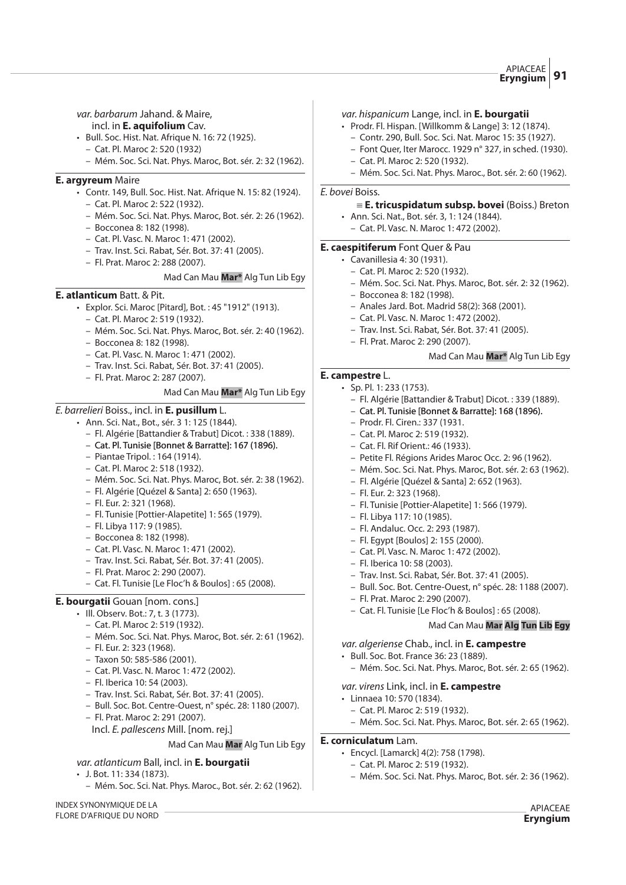*var. barbarum* Jahand. & Maire,
incl. in **E. aquifolium** Cav.

- Bull. Soc. Hist. Nat. Afrique N. 16: 72 (1925).
  - Cat. Pl. Maroc 2: 520 (1932)
  - Mém. Soc. Sci. Nat. Phys. Maroc, Bot. sér. 2: 32 (1962).

**E. argyreum** Maire

- Contr. 149, Bull. Soc. Hist. Nat. Afrique N. 15: 82 (1924).
  - Cat. Pl. Maroc 2: 522 (1932).
  - Mém. Soc. Sci. Nat. Phys. Maroc, Bot. sér. 2: 26 (1962).
  - Bocconea 8: 182 (1998).
  - Cat. Pl. Vasc. N. Maroc 1: 471 (2002).
  - Trav. Inst. Sci. Rabat, Sér. Bot. 37: 41 (2005).
  - Fl. Prat. Maroc 2: 288 (2007).

Mad Can Mau **Mar*** Alg Tun Lib Egy

**E. atlanticum** Batt. & Pit.

- Explor. Sci. Maroc [Pitard], Bot. : 45 "1912" (1913).
  - Cat. Pl. Maroc 2: 519 (1932).
  - Mém. Soc. Sci. Nat. Phys. Maroc, Bot. sér. 2: 40 (1962).
  - Bocconea 8: 182 (1998).
  - Cat. Pl. Vasc. N. Maroc 1: 471 (2002).
  - Trav. Inst. Sci. Rabat, Sér. Bot. 37: 41 (2005).
  - Fl. Prat. Maroc 2: 287 (2007).

Mad Can Mau **Mar*** Alg Tun Lib Egy

*E. barrelieri* Boiss., incl. in **E. pusillum** L.

- Ann. Sci. Nat., Bot., sér. 3 1: 125 (1844).
  - Fl. Algérie [Battandier & Trabut] Dicot. : 338 (1889).
  - Cat. Pl. Tunisie [Bonnet & Barratte]: 167 (1896).
  - Piantae Tripol. : 164 (1914).
  - Cat. Pl. Maroc 2: 518 (1932).
  - Mém. Soc. Sci. Nat. Phys. Maroc, Bot. sér. 2: 38 (1962).
  - Fl. Algérie [Quézel & Santa] 2: 650 (1963).
  - Fl. Eur. 2: 321 (1968).
  - Fl. Tunisie [Pottier-Alapetite] 1: 565 (1979).
  - Fl. Libya 117: 9 (1985).
  - Bocconea 8: 182 (1998).
  - Cat. Pl. Vasc. N. Maroc 1: 471 (2002).
  - Trav. Inst. Sci. Rabat, Sér. Bot. 37: 41 (2005).
  - Fl. Prat. Maroc 2: 290 (2007).
  - Cat. Fl. Tunisie [Le Floc'h & Boulos] : 65 (2008).

**E. bourgatii** Gouan [nom. cons.]

- Ill. Observ. Bot.: 7, t. 3 (1773).
  - Cat. Pl. Maroc 2: 519 (1932).
  - Mém. Soc. Sci. Nat. Phys. Maroc, Bot. sér. 2: 61 (1962).
  - Fl. Eur. 2: 323 (1968).
  - Taxon 50: 585-586 (2001).
  - Cat. Pl. Vasc. N. Maroc 1: 472 (2002).
  - Fl. Iberica 10: 54 (2003).
  - Trav. Inst. Sci. Rabat, Sér. Bot. 37: 41 (2005).
  - Bull. Soc. Bot. Centre-Ouest, n° spéc. 28: 1180 (2007).
  - Fl. Prat. Maroc 2: 291 (2007).

  Incl. *E. pallescens* Mill. [nom. rej.]

Mad Can Mau **Mar** Alg Tun Lib Egy

*var. atlanticum* Ball, incl. in **E. bourgatii**

- J. Bot. 11: 334 (1873).
  - Mém. Soc. Sci. Nat. Phys. Maroc., Bot. sér. 2: 62 (1962).

*var. hispanicum* Lange, incl. in **E. bourgatii**

- Prodr. Fl. Hispan. [Willkomm & Lange] 3: 12 (1874).
  - Contr. 290, Bull. Soc. Sci. Nat. Maroc 15: 35 (1927).
  - Font Quer, Iter Marocc. 1929 n° 327, in sched. (1930).
  - Cat. Pl. Maroc 2: 520 (1932).
  - Mém. Soc. Sci. Nat. Phys. Maroc., Bot. sér. 2: 60 (1962).

*E. bovei* Boiss.

≡ **E. tricuspidatum subsp. bovei** (Boiss.) Breton

- Ann. Sci. Nat., Bot. sér. 3, 1: 124 (1844).
  - Cat. Pl. Vasc. N. Maroc 1: 472 (2002).

**E. caespitiferum** Font Quer & Pau

- Cavanillesia 4: 30 (1931).
  - Cat. Pl. Maroc 2: 520 (1932).
  - Mém. Soc. Sci. Nat. Phys. Maroc, Bot. sér. 2: 32 (1962).
  - Bocconea 8: 182 (1998).
  - Anales Jard. Bot. Madrid 58(2): 368 (2001).
  - Cat. Pl. Vasc. N. Maroc 1: 472 (2002).
  - Trav. Inst. Sci. Rabat, Sér. Bot. 37: 41 (2005).
  - Fl. Prat. Maroc 2: 290 (2007).

Mad Can Mau **Mar*** Alg Tun Lib Egy

**E. campestre** L.

- Sp. Pl. 1: 233 (1753).
  - Fl. Algérie [Battandier & Trabut] Dicot. : 339 (1889).
  - Cat. Pl. Tunisie [Bonnet & Barratte]: 168 (1896).
  - Prodr. Fl. Ciren.: 337 (1931.
  - Cat. Pl. Maroc 2: 519 (1932).
  - Cat. Fl. Rif Orient.: 46 (1933).
  - Petite Fl. Régions Arides Maroc Occ. 2: 96 (1962).
  - Mém. Soc. Sci. Nat. Phys. Maroc, Bot. sér. 2: 63 (1962).
  - Fl. Algérie [Quézel & Santa] 2: 652 (1963).
  - Fl. Eur. 2: 323 (1968).
  - Fl. Tunisie [Pottier-Alapetite] 1: 566 (1979).
  - Fl. Libya 117: 10 (1985).
  - Fl. Andaluc. Occ. 2: 293 (1987).
  - Fl. Egypt [Boulos] 2: 155 (2000).
  - Cat. Pl. Vasc. N. Maroc 1: 472 (2002).
  - Fl. Iberica 10: 58 (2003).
  - Trav. Inst. Sci. Rabat, Sér. Bot. 37: 41 (2005).
  - Bull. Soc. Bot. Centre-Ouest, n° spéc. 28: 1188 (2007).
  - Fl. Prat. Maroc 2: 290 (2007).
  - Cat. Fl. Tunisie [Le Floc'h & Boulos] : 65 (2008).

Mad Can Mau **Mar** **Alg** **Tun** **Lib** **Egy**

*var. algeriense* Chab., incl. in **E. campestre**

- Bull. Soc. Bot. France 36: 23 (1889).
  - Mém. Soc. Sci. Nat. Phys. Maroc, Bot. sér. 2: 65 (1962).

*var. virens* Link, incl. in **E. campestre**

- Linnaea 10: 570 (1834).
  - Cat. Pl. Maroc 2: 519 (1932).
  - Mém. Soc. Sci. Nat. Phys. Maroc, Bot. sér. 2: 65 (1962).

**E. corniculatum** Lam.

- Encycl. [Lamarck] 4(2): 758 (1798).
  - Cat. Pl. Maroc 2: 519 (1932).
  - Mém. Soc. Sci. Nat. Phys. Maroc, Bot. sér. 2: 36 (1962).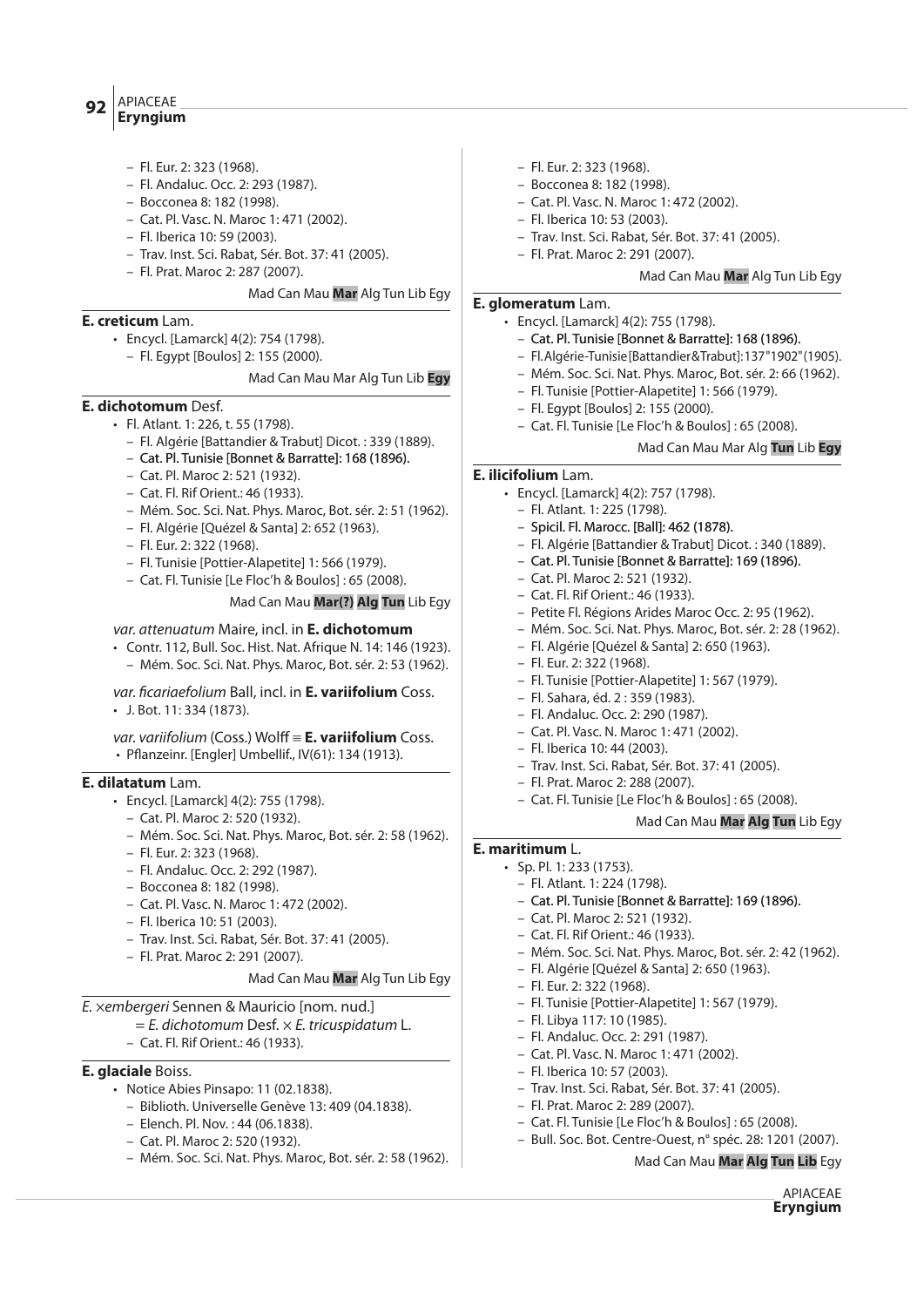- Fl. Eur. 2: 323 (1968).
- Fl. Andaluc. Occ. 2: 293 (1987).
- Bocconea 8: 182 (1998).
- Cat. Pl. Vasc. N. Maroc 1: 471 (2002).
- Fl. Iberica 10: 59 (2003).
- Trav. Inst. Sci. Rabat, Sér. Bot. 37: 41 (2005).
- Fl. Prat. Maroc 2: 287 (2007).

Mad Can Mau **Mar** Alg Tun Lib Egy

**E. creticum** Lam.

- Encycl. [Lamarck] 4(2): 754 (1798).
  - Fl. Egypt [Boulos] 2: 155 (2000).

Mad Can Mau Mar Alg Tun Lib **Egy**

**E. dichotomum** Desf.

- Fl. Atlant. 1: 226, t. 55 (1798).
  - Fl. Algérie [Battandier & Trabut] Dicot. : 339 (1889).
  - Cat. Pl. Tunisie [Bonnet & Barratte]: 168 (1896).
  - Cat. Pl. Maroc 2: 521 (1932).
  - Cat. Fl. Rif Orient.: 46 (1933).
  - Mém. Soc. Sci. Nat. Phys. Maroc, Bot. sér. 2: 51 (1962).
  - Fl. Algérie [Quézel & Santa] 2: 652 (1963).
  - Fl. Eur. 2: 322 (1968).
  - Fl. Tunisie [Pottier-Alapetite] 1: 566 (1979).
  - Cat. Fl. Tunisie [Le Floc'h & Boulos] : 65 (2008).

Mad Can Mau **Mar(?)** **Alg** **Tun** Lib Egy

*var. attenuatum* Maire, incl. in **E. dichotomum**

- Contr. 112, Bull. Soc. Hist. Nat. Afrique N. 14: 146 (1923).
  - Mém. Soc. Sci. Nat. Phys. Maroc, Bot. sér. 2: 53 (1962).

*var. ficariaefolium* Ball, incl. in **E. variifolium** Coss.

- J. Bot. 11: 334 (1873).

*var. variifolium* (Coss.) Wolff ≡ **E. variifolium** Coss.

- Pflanzeinr. [Engler] Umbellif., IV(61): 134 (1913).

**E. dilatatum** Lam.

- Encycl. [Lamarck] 4(2): 755 (1798).
  - Cat. Pl. Maroc 2: 520 (1932).
  - Mém. Soc. Sci. Nat. Phys. Maroc, Bot. sér. 2: 58 (1962).
  - Fl. Eur. 2: 323 (1968).
  - Fl. Andaluc. Occ. 2: 292 (1987).
  - Bocconea 8: 182 (1998).
  - Cat. Pl. Vasc. N. Maroc 1: 472 (2002).
  - Fl. Iberica 10: 51 (2003).
  - Trav. Inst. Sci. Rabat, Sér. Bot. 37: 41 (2005).
  - Fl. Prat. Maroc 2: 291 (2007).

Mad Can Mau **Mar** Alg Tun Lib Egy

*E. ×embergeri* Sennen & Mauricio [nom. nud.]

= *E. dichotomum* Desf. × *E. tricuspidatum* L.

- Cat. Fl. Rif Orient.: 46 (1933).

**E. glaciale** Boiss.

- Notice Abies Pinsapo: 11 (02.1838).
  - Biblioth. Universelle Genève 13: 409 (04.1838).
  - Elench. Pl. Nov. : 44 (06.1838).
  - Cat. Pl. Maroc 2: 520 (1932).
  - Mém. Soc. Sci. Nat. Phys. Maroc, Bot. sér. 2: 58 (1962).
  - Fl. Eur. 2: 323 (1968).
  - Bocconea 8: 182 (1998).
  - Cat. Pl. Vasc. N. Maroc 1: 472 (2002).
  - Fl. Iberica 10: 53 (2003).
  - Trav. Inst. Sci. Rabat, Sér. Bot. 37: 41 (2005).
  - Fl. Prat. Maroc 2: 291 (2007).

Mad Can Mau **Mar** Alg Tun Lib Egy

**E. glomeratum** Lam.

- Encycl. [Lamarck] 4(2): 755 (1798).
  - Cat. Pl. Tunisie [Bonnet & Barratte]: 168 (1896).
  - Fl. Algérie-Tunisie [Battandier & Trabut]: 137 "1902" (1905).
  - Mém. Soc. Sci. Nat. Phys. Maroc, Bot. sér. 2: 66 (1962).
  - Fl. Tunisie [Pottier-Alapetite] 1: 566 (1979).
  - Fl. Egypt [Boulos] 2: 155 (2000).
  - Cat. Fl. Tunisie [Le Floc'h & Boulos] : 65 (2008).

Mad Can Mau Mar Alg **Tun** Lib **Egy**

**E. ilicifolium** Lam.

- Encycl. [Lamarck] 4(2): 757 (1798).
  - Fl. Atlant. 1: 225 (1798).
  - Spicil. Fl. Marocc. [Ball]: 462 (1878).
  - Fl. Algérie [Battandier & Trabut] Dicot. : 340 (1889).
  - Cat. Pl. Tunisie [Bonnet & Barratte]: 169 (1896).
  - Cat. Pl. Maroc 2: 521 (1932).
  - Cat. Fl. Rif Orient.: 46 (1933).
  - Petite Fl. Régions Arides Maroc Occ. 2: 95 (1962).
  - Mém. Soc. Sci. Nat. Phys. Maroc, Bot. sér. 2: 28 (1962).
  - Fl. Algérie [Quézel & Santa] 2: 650 (1963).
  - Fl. Eur. 2: 322 (1968).
  - Fl. Tunisie [Pottier-Alapetite] 1: 567 (1979).
  - Fl. Sahara, éd. 2 : 359 (1983).
  - Fl. Andaluc. Occ. 2: 290 (1987).
  - Cat. Pl. Vasc. N. Maroc 1: 471 (2002).
  - Fl. Iberica 10: 44 (2003).
  - Trav. Inst. Sci. Rabat, Sér. Bot. 37: 41 (2005).
  - Fl. Prat. Maroc 2: 288 (2007).
  - Cat. Fl. Tunisie [Le Floc'h & Boulos] : 65 (2008).

Mad Can Mau **Mar** **Alg** **Tun** Lib Egy

**E. maritimum** L.

- Sp. Pl. 1: 233 (1753).
  - Fl. Atlant. 1: 224 (1798).
  - Cat. Pl. Tunisie [Bonnet & Barratte]: 169 (1896).
  - Cat. Pl. Maroc 2: 521 (1932).
  - Cat. Fl. Rif Orient.: 46 (1933).
  - Mém. Soc. Sci. Nat. Phys. Maroc, Bot. sér. 2: 42 (1962).
  - Fl. Algérie [Quézel & Santa] 2: 650 (1963).
  - Fl. Eur. 2: 322 (1968).
  - Fl. Tunisie [Pottier-Alapetite] 1: 567 (1979).
  - Fl. Libya 117: 10 (1985).
  - Fl. Andaluc. Occ. 2: 291 (1987).
  - Cat. Pl. Vasc. N. Maroc 1: 471 (2002).
  - Fl. Iberica 10: 57 (2003).
  - Trav. Inst. Sci. Rabat, Sér. Bot. 37: 41 (2005).
  - Fl. Prat. Maroc 2: 289 (2007).
  - Cat. Fl. Tunisie [Le Floc'h & Boulos] : 65 (2008).
  - Bull. Soc. Bot. Centre-Ouest, n° spéc. 28: 1201 (2007).

Mad Can Mau **Mar** **Alg** **Tun** **Lib** Egy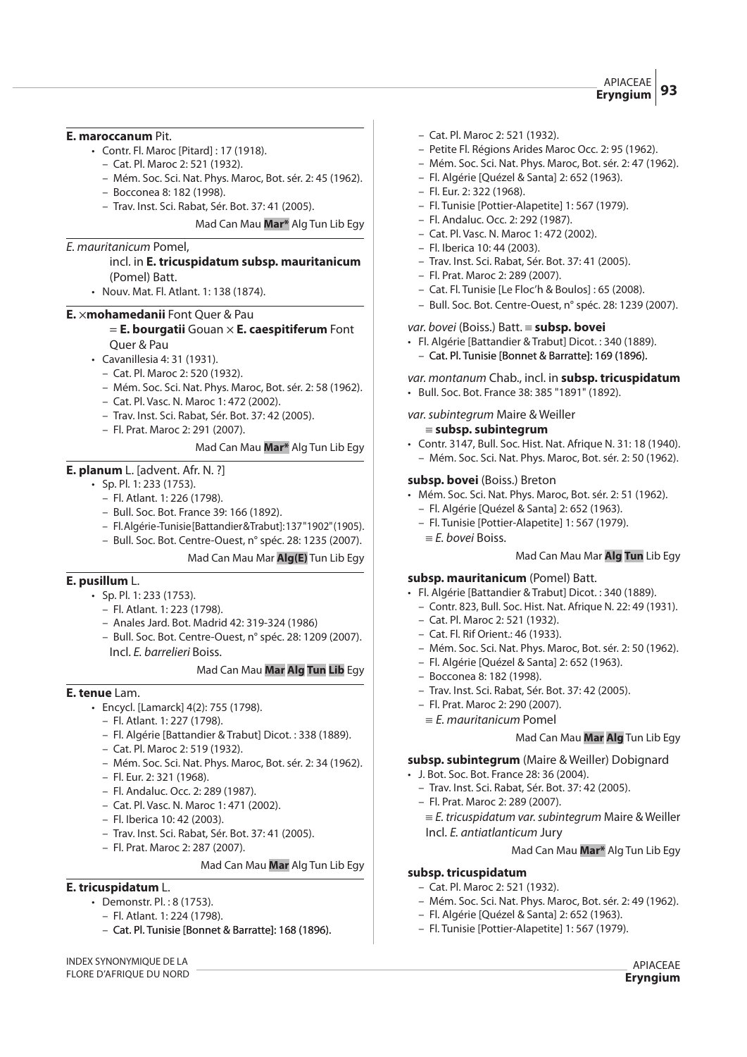**E. maroccanum** Pit.

- Contr. Fl. Maroc [Pitard] : 17 (1918).
  - Cat. Pl. Maroc 2: 521 (1932).
  - Mém. Soc. Sci. Nat. Phys. Maroc, Bot. sér. 2: 45 (1962).
  - Bocconea 8: 182 (1998).
  - Trav. Inst. Sci. Rabat, Sér. Bot. 37: 41 (2005).

Mad Can Mau **Mar*** Alg Tun Lib Egy

*E. mauritanicum* Pomel,
incl. in **E. tricuspidatum subsp. mauritanicum** (Pomel) Batt.

- Nouv. Mat. Fl. Atlant. 1: 138 (1874).

**E. ×mohamedanii** Font Quer & Pau
= **E. bourgatii** Gouan × **E. caespitiferum** Font Quer & Pau

- Cavanillesia 4: 31 (1931).
  - Cat. Pl. Maroc 2: 520 (1932).
  - Mém. Soc. Sci. Nat. Phys. Maroc, Bot. sér. 2: 58 (1962).
  - Cat. Pl. Vasc. N. Maroc 1: 472 (2002).
  - Trav. Inst. Sci. Rabat, Sér. Bot. 37: 42 (2005).
  - Fl. Prat. Maroc 2: 291 (2007).

Mad Can Mau **Mar*** Alg Tun Lib Egy

**E. planum** L. [advent. Afr. N. ?]

- Sp. Pl. 1: 233 (1753).
  - Fl. Atlant. 1: 226 (1798).
  - Bull. Soc. Bot. France 39: 166 (1892).
  - Fl. Algérie-Tunisie [Battandier & Trabut]: 137 "1902" (1905).
  - Bull. Soc. Bot. Centre-Ouest, n° spéc. 28: 1235 (2007).

Mad Can Mau Mar **Alg(E)** Tun Lib Egy

**E. pusillum** L.

- Sp. Pl. 1: 233 (1753).
  - Fl. Atlant. 1: 223 (1798).
  - Anales Jard. Bot. Madrid 42: 319-324 (1986)
  - Bull. Soc. Bot. Centre-Ouest, n° spéc. 28: 1209 (2007).
  - Incl. *E. barrelieri* Boiss.

Mad Can Mau **Mar Alg Tun Lib** Egy

**E. tenue** Lam.

- Encycl. [Lamarck] 4(2): 755 (1798).
  - Fl. Atlant. 1: 227 (1798).
  - Fl. Algérie [Battandier & Trabut] Dicot. : 338 (1889).
  - Cat. Pl. Maroc 2: 519 (1932).
  - Mém. Soc. Sci. Nat. Phys. Maroc, Bot. sér. 2: 34 (1962).
  - Fl. Eur. 2: 321 (1968).
  - Fl. Andaluc. Occ. 2: 289 (1987).
  - Cat. Pl. Vasc. N. Maroc 1: 471 (2002).
  - Fl. Iberica 10: 42 (2003).
  - Trav. Inst. Sci. Rabat, Sér. Bot. 37: 41 (2005).
  - Fl. Prat. Maroc 2: 287 (2007).

Mad Can Mau **Mar** Alg Tun Lib Egy

**E. tricuspidatum** L.

- Demonstr. Pl. : 8 (1753).
  - Fl. Atlant. 1: 224 (1798).
  - Cat. Pl. Tunisie [Bonnet & Barratte]: 168 (1896).
  - Cat. Pl. Maroc 2: 521 (1932).
  - Petite Fl. Régions Arides Maroc Occ. 2: 95 (1962).
  - Mém. Soc. Sci. Nat. Phys. Maroc, Bot. sér. 2: 47 (1962).
  - Fl. Algérie [Quézel & Santa] 2: 652 (1963).
  - Fl. Eur. 2: 322 (1968).
  - Fl. Tunisie [Pottier-Alapetite] 1: 567 (1979).
  - Fl. Andaluc. Occ. 2: 292 (1987).
  - Cat. Pl. Vasc. N. Maroc 1: 472 (2002).
  - Fl. Iberica 10: 44 (2003).
  - Trav. Inst. Sci. Rabat, Sér. Bot. 37: 41 (2005).
  - Fl. Prat. Maroc 2: 289 (2007).
  - Cat. Fl. Tunisie [Le Floc'h & Boulos] : 65 (2008).
  - Bull. Soc. Bot. Centre-Ouest, n° spéc. 28: 1239 (2007).

*var. bovei* (Boiss.) Batt. ≡ **subsp. bovei**

- Fl. Algérie [Battandier & Trabut] Dicot. : 340 (1889).
  - Cat. Pl. Tunisie [Bonnet & Barratte]: 169 (1896).

*var. montanum* Chab., incl. in **subsp. tricuspidatum**

- Bull. Soc. Bot. France 38: 385 "1891" (1892).

*var. subintegrum* Maire & Weiller
≡ **subsp. subintegrum**

- Contr. 3147, Bull. Soc. Hist. Nat. Afrique N. 31: 18 (1940).
  - Mém. Soc. Sci. Nat. Phys. Maroc, Bot. sér. 2: 50 (1962).

**subsp. bovei** (Boiss.) Breton

- Mém. Soc. Sci. Nat. Phys. Maroc, Bot. sér. 2: 51 (1962).
  - Fl. Algérie [Quézel & Santa] 2: 652 (1963).
  - Fl. Tunisie [Pottier-Alapetite] 1: 567 (1979).
  - ≡ *E. bovei* Boiss.

Mad Can Mau Mar **Alg Tun** Lib Egy

**subsp. mauritanicum** (Pomel) Batt.

- Fl. Algérie [Battandier & Trabut] Dicot. : 340 (1889).
  - Contr. 823, Bull. Soc. Hist. Nat. Afrique N. 22: 49 (1931).
  - Cat. Pl. Maroc 2: 521 (1932).
  - Cat. Fl. Rif Orient.: 46 (1933).
  - Mém. Soc. Sci. Nat. Phys. Maroc, Bot. sér. 2: 50 (1962).
  - Fl. Algérie [Quézel & Santa] 2: 652 (1963).
  - Bocconea 8: 182 (1998).
  - Trav. Inst. Sci. Rabat, Sér. Bot. 37: 42 (2005).
  - Fl. Prat. Maroc 2: 290 (2007).
  - ≡ *E. mauritanicum* Pomel

Mad Can Mau **Mar Alg** Tun Lib Egy

**subsp. subintegrum** (Maire & Weiller) Dobignard

- J. Bot. Soc. Bot. France 28: 36 (2004).
  - Trav. Inst. Sci. Rabat, Sér. Bot. 37: 42 (2005).
  - Fl. Prat. Maroc 2: 289 (2007).
  - ≡ *E. tricuspidatum var. subintegrum* Maire & Weiller
  - Incl. *E. antiatlanticum* Jury

Mad Can Mau **Mar*** Alg Tun Lib Egy

**subsp. tricuspidatum**

- Cat. Pl. Maroc 2: 521 (1932).
- Mém. Soc. Sci. Nat. Phys. Maroc, Bot. sér. 2: 49 (1962).
- Fl. Algérie [Quézel & Santa] 2: 652 (1963).
- Fl. Tunisie [Pottier-Alapetite] 1: 567 (1979).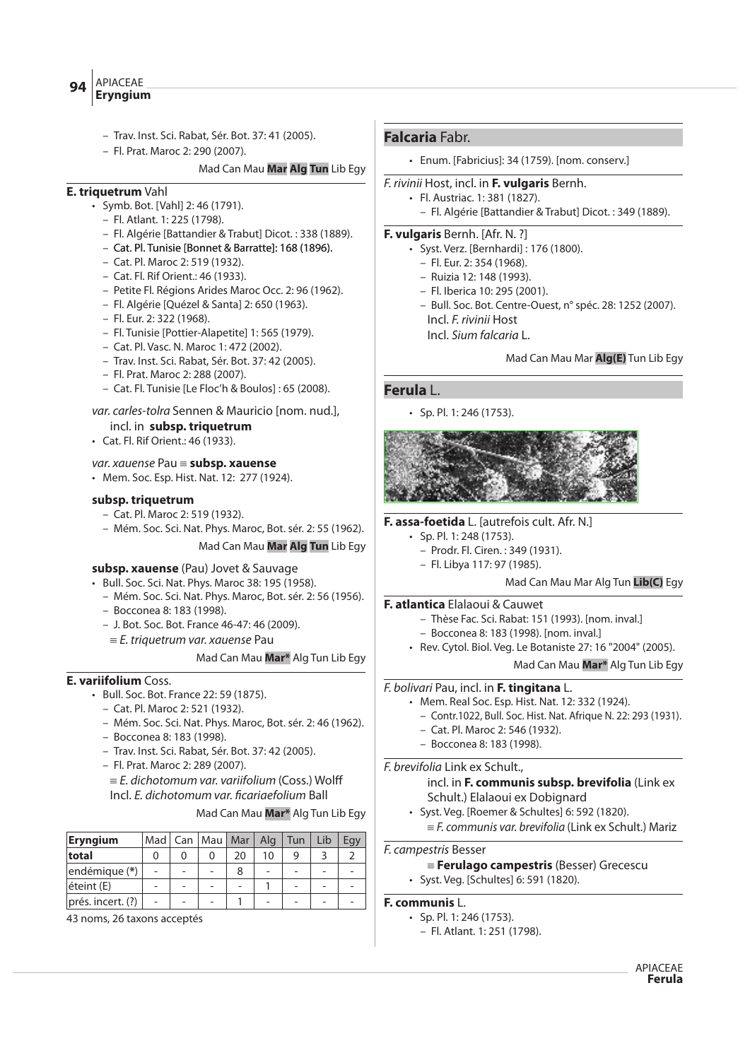- Trav. Inst. Sci. Rabat, Sér. Bot. 37: 41 (2005).
- Fl. Prat. Maroc 2: 290 (2007).

Mad Can Mau **Mar** **Alg** **Tun** Lib Egy

**E. triquetrum** Vahl

- Symb. Bot. [Vahl] 2: 46 (1791).
  - Fl. Atlant. 1: 225 (1798).
  - Fl. Algérie [Battandier & Trabut] Dicot. : 338 (1889).
  - Cat. Pl. Tunisie [Bonnet & Barratte]: 168 (1896).
  - Cat. Pl. Maroc 2: 519 (1932).
  - Cat. Fl. Rif Orient.: 46 (1933).
  - Petite Fl. Régions Arides Maroc Occ. 2: 96 (1962).
  - Fl. Algérie [Quézel & Santa] 2: 650 (1963).
  - Fl. Eur. 2: 322 (1968).
  - Fl. Tunisie [Pottier-Alapetite] 1: 565 (1979).
  - Cat. Pl. Vasc. N. Maroc 1: 472 (2002).
  - Trav. Inst. Sci. Rabat, Sér. Bot. 37: 42 (2005).
  - Fl. Prat. Maroc 2: 288 (2007).
  - Cat. Fl. Tunisie [Le Floc'h & Boulos] : 65 (2008).

*var. carles-tolra* Sennen & Mauricio [nom. nud.], incl. in **subsp. triquetrum**

- Cat. Fl. Rif Orient.: 46 (1933).

*var. xauense* Pau ≡ **subsp. xauense**

- Mem. Soc. Esp. Hist. Nat. 12: 277 (1924).

**subsp. triquetrum**

- Cat. Pl. Maroc 2: 519 (1932).
- Mém. Soc. Sci. Nat. Phys. Maroc, Bot. sér. 2: 55 (1962).

Mad Can Mau **Mar** **Alg** **Tun** Lib Egy

**subsp. xauense** (Pau) Jovet & Sauvage

- Bull. Soc. Sci. Nat. Phys. Maroc 38: 195 (1958).
  - Mém. Soc. Sci. Nat. Phys. Maroc, Bot. sér. 2: 56 (1956).
  - Bocconea 8: 183 (1998).
  - J. Bot. Soc. Bot. France 46-47: 46 (2009).
  - ≡ *E. triquetrum var. xauense* Pau

Mad Can Mau **Mar*** Alg Tun Lib Egy

**E. variifolium** Coss.

- Bull. Soc. Bot. France 22: 59 (1875).
  - Cat. Pl. Maroc 2: 521 (1932).
  - Mém. Soc. Sci. Nat. Phys. Maroc, Bot. sér. 2: 46 (1962).
  - Bocconea 8: 183 (1998).
  - Trav. Inst. Sci. Rabat, Sér. Bot. 37: 42 (2005).
  - Fl. Prat. Maroc 2: 289 (2007).
  - ≡ *E. dichotomum var. variifolium* (Coss.) Wolff
  - Incl. *E. dichotomum var. ficariaefolium* Ball

Mad Can Mau **Mar*** Alg Tun Lib Egy

| Eryngium | Mad | Can | Mau | Mar | Alg | Tun | Lib | Egy |
|---|---|---|---|---|---|---|---|---|
| total | 0 | 0 | 0 | 20 | 10 | 9 | 3 | 2 |
| endémique (*) | - | - | - | 8 | - | - | - | - |
| éteint (E) | - | - | - | - | 1 | - | - | - |
| prés. incert. (?) | - | - | - | 1 | - | - | - | - |

43 noms, 26 taxons acceptés

## Falcaria Fabr.

- Enum. [Fabricius]: 34 (1759). [nom. conserv.]

*F. rivinii* Host, incl. in **F. vulgaris** Bernh.

- Fl. Austriac. 1: 381 (1827).
  - Fl. Algérie [Battandier & Trabut] Dicot. : 349 (1889).

**F. vulgaris** Bernh. [Afr. N. ?]

- Syst. Verz. [Bernhardi] : 176 (1800).
  - Fl. Eur. 2: 354 (1968).
  - Ruizia 12: 148 (1993).
  - Fl. Iberica 10: 295 (2001).
  - Bull. Soc. Bot. Centre-Ouest, n° spéc. 28: 1252 (2007).
  - Incl. *F. rivinii* Host
  - Incl. *Sium falcaria* L.

Mad Can Mau Mar **Alg(E)** Tun Lib Egy

## Ferula L.

- Sp. Pl. 1: 246 (1753).

**F. assa-foetida** L. [autrefois cult. Afr. N.]

- Sp. Pl. 1: 248 (1753).
  - Prodr. Fl. Ciren. : 349 (1931).
  - Fl. Libya 117: 97 (1985).

Mad Can Mau Mar Alg Tun **Lib(C)** Egy

**F. atlantica** Elalaoui & Cauwet

- Thèse Fac. Sci. Rabat: 151 (1993). [nom. inval.]
- Bocconea 8: 183 (1998). [nom. inval.]
- Rev. Cytol. Biol. Veg. Le Botaniste 27: 16 "2004" (2005).

Mad Can Mau **Mar*** Alg Tun Lib Egy

*F. bolivari* Pau, incl. in **F. tingitana** L.

- Mem. Real Soc. Esp. Hist. Nat. 12: 332 (1924).
  - Contr.1022, Bull. Soc. Hist. Nat. Afrique N. 22: 293 (1931).
  - Cat. Pl. Maroc 2: 546 (1932).
  - Bocconea 8: 183 (1998).

*F. brevifolia* Link ex Schult., incl. in **F. communis subsp. brevifolia** (Link ex Schult.) Elalaoui ex Dobignard

- Syst. Veg. [Roemer & Schultes] 6: 592 (1820).
  - ≡ *F. communis var. brevifolia* (Link ex Schult.) Mariz

*F. campestris* Besser

- ≡ **Ferulago campestris** (Besser) Grecescu
- Syst. Veg. [Schultes] 6: 591 (1820).

**F. communis** L.

- Sp. Pl. 1: 246 (1753).
  - Fl. Atlant. 1: 251 (1798).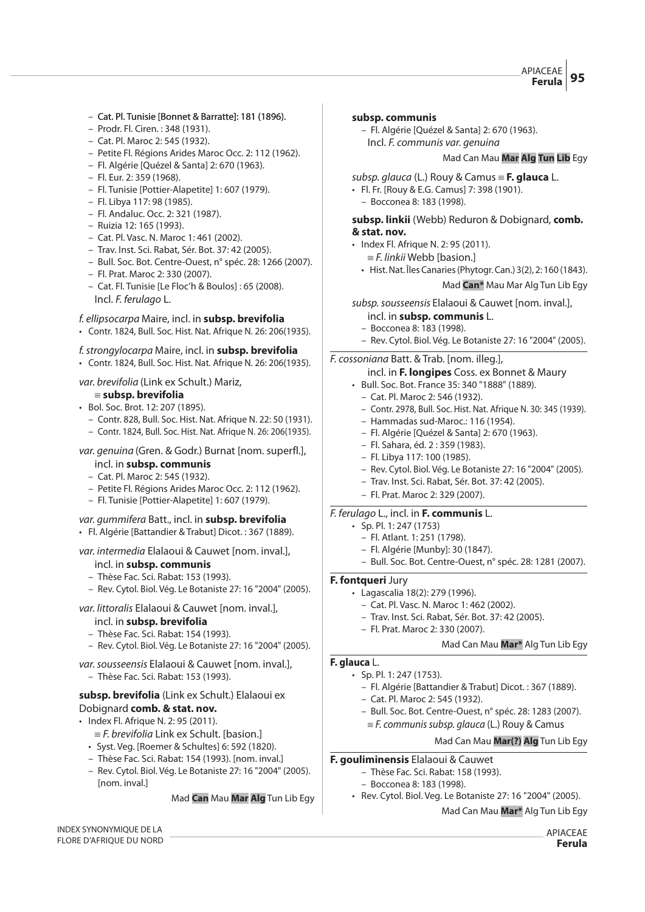- Cat. Pl. Tunisie [Bonnet & Barratte]: 181 (1896).
- Prodr. Fl. Ciren. : 348 (1931).
- Cat. Pl. Maroc 2: 545 (1932).
- Petite Fl. Régions Arides Maroc Occ. 2: 112 (1962).
- Fl. Algérie [Quézel & Santa] 2: 670 (1963).
- Fl. Eur. 2: 359 (1968).
- Fl. Tunisie [Pottier-Alapetite] 1: 607 (1979).
- Fl. Libya 117: 98 (1985).
- Fl. Andaluc. Occ. 2: 321 (1987).
- Ruizia 12: 165 (1993).
- Cat. Pl. Vasc. N. Maroc 1: 461 (2002).
- Trav. Inst. Sci. Rabat, Sér. Bot. 37: 42 (2005).
- Bull. Soc. Bot. Centre-Ouest, n° spéc. 28: 1266 (2007).
- Fl. Prat. Maroc 2: 330 (2007).
- Cat. Fl. Tunisie [Le Floc'h & Boulos] : 65 (2008).

Incl. *F. ferulago* L.

*f. ellipsocarpa* Maire, incl. in **subsp. brevifolia**
- Contr. 1824, Bull. Soc. Hist. Nat. Afrique N. 26: 206(1935).

*f. strongylocarpa* Maire, incl. in **subsp. brevifolia**
- Contr. 1824, Bull. Soc. Hist. Nat. Afrique N. 26: 206(1935).

*var. brevifolia* (Link ex Schult.) Mariz, ≡ **subsp. brevifolia**
- Bol. Soc. Brot. 12: 207 (1895).
  - Contr. 828, Bull. Soc. Hist. Nat. Afrique N. 22: 50 (1931).
  - Contr. 1824, Bull. Soc. Hist. Nat. Afrique N. 26: 206(1935).

*var. genuina* (Gren. & Godr.) Burnat [nom. superfl.], incl. in **subsp. communis**
- Cat. Pl. Maroc 2: 545 (1932).
- Petite Fl. Régions Arides Maroc Occ. 2: 112 (1962).
- Fl. Tunisie [Pottier-Alapetite] 1: 607 (1979).

*var. gummifera* Batt., incl. in **subsp. brevifolia**
- Fl. Algérie [Battandier & Trabut] Dicot. : 367 (1889).

*var. intermedia* Elalaoui & Cauwet [nom. inval.], incl. in **subsp. communis**
- Thèse Fac. Sci. Rabat: 153 (1993).
- Rev. Cytol. Biol. Vég. Le Botaniste 27: 16 "2004" (2005).

*var. littoralis* Elalaoui & Cauwet [nom. inval.], incl. in **subsp. brevifolia**
- Thèse Fac. Sci. Rabat: 154 (1993).
- Rev. Cytol. Biol. Vég. Le Botaniste 27: 16 "2004" (2005).

*var. sousseensis* Elalaoui & Cauwet [nom. inval.],
- Thèse Fac. Sci. Rabat: 153 (1993).

**subsp. brevifolia** (Link ex Schult.) Elalaoui ex Dobignard **comb. & stat. nov.**
- Index Fl. Afrique N. 2: 95 (2011).
  - ≡ *F. brevifolia* Link ex Schult. [basion.]
  - Syst. Veg. [Roemer & Schultes] 6: 592 (1820).
  - Thèse Fac. Sci. Rabat: 154 (1993). [nom. inval.]
  - Rev. Cytol. Biol. Vég. Le Botaniste 27: 16 "2004" (2005). [nom. inval.]

Mad **Can** Mau **Mar** **Alg** Tun Lib Egy

**subsp. communis**
- Fl. Algérie [Quézel & Santa] 2: 670 (1963).

Incl. *F. communis var. genuina*

Mad Can Mau **Mar** **Alg** **Tun** **Lib** Egy

*subsp. glauca* (L.) Rouy & Camus ≡ **F. glauca** L.
- Fl. Fr. [Rouy & E.G. Camus] 7: 398 (1901).
  - Bocconea 8: 183 (1998).

**subsp. linkii** (Webb) Reduron & Dobignard, **comb. & stat. nov.**
- Index Fl. Afrique N. 2: 95 (2011).
  - ≡ *F. linkii* Webb [basion.]
  - Hist. Nat. Îles Canaries (Phytogr. Can.) 3(2), 2: 160 (1843).

Mad **Can*** Mau Mar Alg Tun Lib Egy

*subsp. sousseensis* Elalaoui & Cauwet [nom. inval.], incl. in **subsp. communis** L.
- Bocconea 8: 183 (1998).
- Rev. Cytol. Biol. Vég. Le Botaniste 27: 16 "2004" (2005).

---

*F. cossoniana* Batt. & Trab. [nom. illeg.], incl. in **F. longipes** Coss. ex Bonnet & Maury
- Bull. Soc. Bot. France 35: 340 "1888" (1889).
  - Cat. Pl. Maroc 2: 546 (1932).
  - Contr. 2978, Bull. Soc. Hist. Nat. Afrique N. 30: 345 (1939).
  - Hammadas sud-Maroc.: 116 (1954).
  - Fl. Algérie [Quézel & Santa] 2: 670 (1963).
  - Fl. Sahara, éd. 2 : 359 (1983).
  - Fl. Libya 117: 100 (1985).
  - Rev. Cytol. Biol. Vég. Le Botaniste 27: 16 "2004" (2005).
  - Trav. Inst. Sci. Rabat, Sér. Bot. 37: 42 (2005).
  - Fl. Prat. Maroc 2: 329 (2007).

---

*F. ferulago* L., incl. in **F. communis** L.
- Sp. Pl. 1: 247 (1753)
  - Fl. Atlant. 1: 251 (1798).
  - Fl. Algérie [Munby]: 30 (1847).
  - Bull. Soc. Bot. Centre-Ouest, n° spéc. 28: 1281 (2007).

---

**F. fontqueri** Jury
- Lagascalia 18(2): 279 (1996).
  - Cat. Pl. Vasc. N. Maroc 1: 462 (2002).
  - Trav. Inst. Sci. Rabat, Sér. Bot. 37: 42 (2005).
  - Fl. Prat. Maroc 2: 330 (2007).

Mad Can Mau **Mar*** Alg Tun Lib Egy

---

**F. glauca** L.
- Sp. Pl. 1: 247 (1753).
  - Fl. Algérie [Battandier & Trabut] Dicot. : 367 (1889).
  - Cat. Pl. Maroc 2: 545 (1932).
  - Bull. Soc. Bot. Centre-Ouest, n° spéc. 28: 1283 (2007).
  - ≡ *F. communis subsp. glauca* (L.) Rouy & Camus

Mad Can Mau **Mar(?)** **Alg** Tun Lib Egy

---

**F. gouliminensis** Elalaoui & Cauwet
- Thèse Fac. Sci. Rabat: 158 (1993).
- Bocconea 8: 183 (1998).
- Rev. Cytol. Biol. Veg. Le Botaniste 27: 16 "2004" (2005).

Mad Can Mau **Mar*** Alg Tun Lib Egy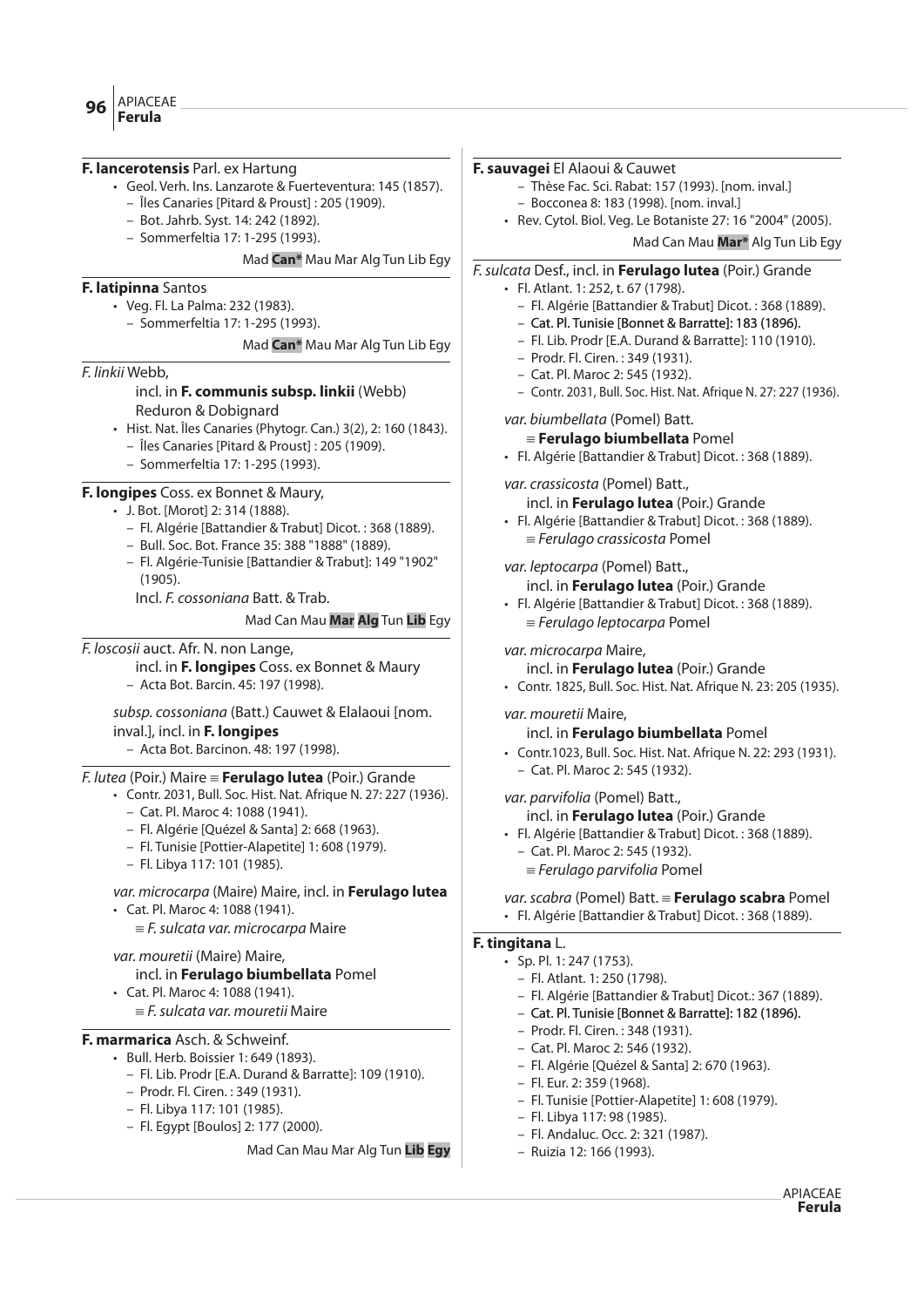**F. lancerotensis** Parl. ex Hartung

- Geol. Verh. Ins. Lanzarote & Fuerteventura: 145 (1857).
  - Îles Canaries [Pitard & Proust] : 205 (1909).
  - Bot. Jahrb. Syst. 14: 242 (1892).
  - Sommerfeltia 17: 1-295 (1993).

Mad **Can*** Mau Mar Alg Tun Lib Egy

**F. latipinna** Santos

- Veg. Fl. La Palma: 232 (1983).
  - Sommerfeltia 17: 1-295 (1993).

Mad **Can*** Mau Mar Alg Tun Lib Egy

*F. linkii* Webb,
incl. in **F. communis subsp. linkii** (Webb) Reduron & Dobignard

- Hist. Nat. Îles Canaries (Phytogr. Can.) 3(2), 2: 160 (1843).
  - Îles Canaries [Pitard & Proust] : 205 (1909).
  - Sommerfeltia 17: 1-295 (1993).

**F. longipes** Coss. ex Bonnet & Maury,

- J. Bot. [Morot] 2: 314 (1888).
  - Fl. Algérie [Battandier & Trabut] Dicot. : 368 (1889).
  - Bull. Soc. Bot. France 35: 388 "1888" (1889).
  - Fl. Algérie-Tunisie [Battandier & Trabut]: 149 "1902" (1905).

Incl. *F. cossoniana* Batt. & Trab.

Mad Can Mau **Mar** **Alg** Tun **Lib** Egy

*F. loscosii* auct. Afr. N. non Lange,
incl. in **F. longipes** Coss. ex Bonnet & Maury
- Acta Bot. Barcin. 45: 197 (1998).

*subsp. cossoniana* (Batt.) Cauwet & Elalaoui [nom. inval.], incl. in **F. longipes**
- Acta Bot. Barcinon. 48: 197 (1998).

*F. lutea* (Poir.) Maire ≡ **Ferulago lutea** (Poir.) Grande

- Contr. 2031, Bull. Soc. Hist. Nat. Afrique N. 27: 227 (1936).
  - Cat. Pl. Maroc 4: 1088 (1941).
  - Fl. Algérie [Quézel & Santa] 2: 668 (1963).
  - Fl. Tunisie [Pottier-Alapetite] 1: 608 (1979).
  - Fl. Libya 117: 101 (1985).

*var. microcarpa* (Maire) Maire, incl. in **Ferulago lutea**
- Cat. Pl. Maroc 4: 1088 (1941).

≡ *F. sulcata var. microcarpa* Maire

*var. mouretii* (Maire) Maire,
incl. in **Ferulago biumbellata** Pomel
- Cat. Pl. Maroc 4: 1088 (1941).

≡ *F. sulcata var. mouretii* Maire

**F. marmarica** Asch. & Schweinf.

- Bull. Herb. Boissier 1: 649 (1893).
  - Fl. Lib. Prodr [E.A. Durand & Barratte]: 109 (1910).
  - Prodr. Fl. Ciren. : 349 (1931).
  - Fl. Libya 117: 101 (1985).
  - Fl. Egypt [Boulos] 2: 177 (2000).

Mad Can Mau Mar Alg Tun **Lib** **Egy**

**F. sauvagei** El Alaoui & Cauwet

- Thèse Fac. Sci. Rabat: 157 (1993). [nom. inval.]
- Bocconea 8: 183 (1998). [nom. inval.]
- Rev. Cytol. Biol. Veg. Le Botaniste 27: 16 "2004" (2005).

Mad Can Mau **Mar*** Alg Tun Lib Egy

*F. sulcata* Desf., incl. in **Ferulago lutea** (Poir.) Grande

- Fl. Atlant. 1: 252, t. 67 (1798).
  - Fl. Algérie [Battandier & Trabut] Dicot. : 368 (1889).
  - Cat. Pl. Tunisie [Bonnet & Barratte]: 183 (1896).
  - Fl. Lib. Prodr [E.A. Durand & Barratte]: 110 (1910).
  - Prodr. Fl. Ciren. : 349 (1931).
  - Cat. Pl. Maroc 2: 545 (1932).
  - Contr. 2031, Bull. Soc. Hist. Nat. Afrique N. 27: 227 (1936).

*var. biumbellata* (Pomel) Batt.
≡ **Ferulago biumbellata** Pomel
- Fl. Algérie [Battandier & Trabut] Dicot. : 368 (1889).

*var. crassicosta* (Pomel) Batt.,
incl. in **Ferulago lutea** (Poir.) Grande
- Fl. Algérie [Battandier & Trabut] Dicot. : 368 (1889).

≡ *Ferulago crassicosta* Pomel

*var. leptocarpa* (Pomel) Batt.,
incl. in **Ferulago lutea** (Poir.) Grande
- Fl. Algérie [Battandier & Trabut] Dicot. : 368 (1889).

≡ *Ferulago leptocarpa* Pomel

*var. microcarpa* Maire,
incl. in **Ferulago lutea** (Poir.) Grande
- Contr. 1825, Bull. Soc. Hist. Nat. Afrique N. 23: 205 (1935).

*var. mouretii* Maire,
incl. in **Ferulago biumbellata** Pomel
- Contr.1023, Bull. Soc. Hist. Nat. Afrique N. 22: 293 (1931).
  - Cat. Pl. Maroc 2: 545 (1932).

*var. parvifolia* (Pomel) Batt.,
incl. in **Ferulago lutea** (Poir.) Grande
- Fl. Algérie [Battandier & Trabut] Dicot. : 368 (1889).
  - Cat. Pl. Maroc 2: 545 (1932).

≡ *Ferulago parvifolia* Pomel

*var. scabra* (Pomel) Batt. ≡ **Ferulago scabra** Pomel
- Fl. Algérie [Battandier & Trabut] Dicot. : 368 (1889).

**F. tingitana** L.

- Sp. Pl. 1: 247 (1753).
  - Fl. Atlant. 1: 250 (1798).
  - Fl. Algérie [Battandier & Trabut] Dicot.: 367 (1889).
  - Cat. Pl. Tunisie [Bonnet & Barratte]: 182 (1896).
  - Prodr. Fl. Ciren. : 348 (1931).
  - Cat. Pl. Maroc 2: 546 (1932).
  - Fl. Algérie [Quézel & Santa] 2: 670 (1963).
  - Fl. Eur. 2: 359 (1968).
  - Fl. Tunisie [Pottier-Alapetite] 1: 608 (1979).
  - Fl. Libya 117: 98 (1985).
  - Fl. Andaluc. Occ. 2: 321 (1987).
  - Ruizia 12: 166 (1993).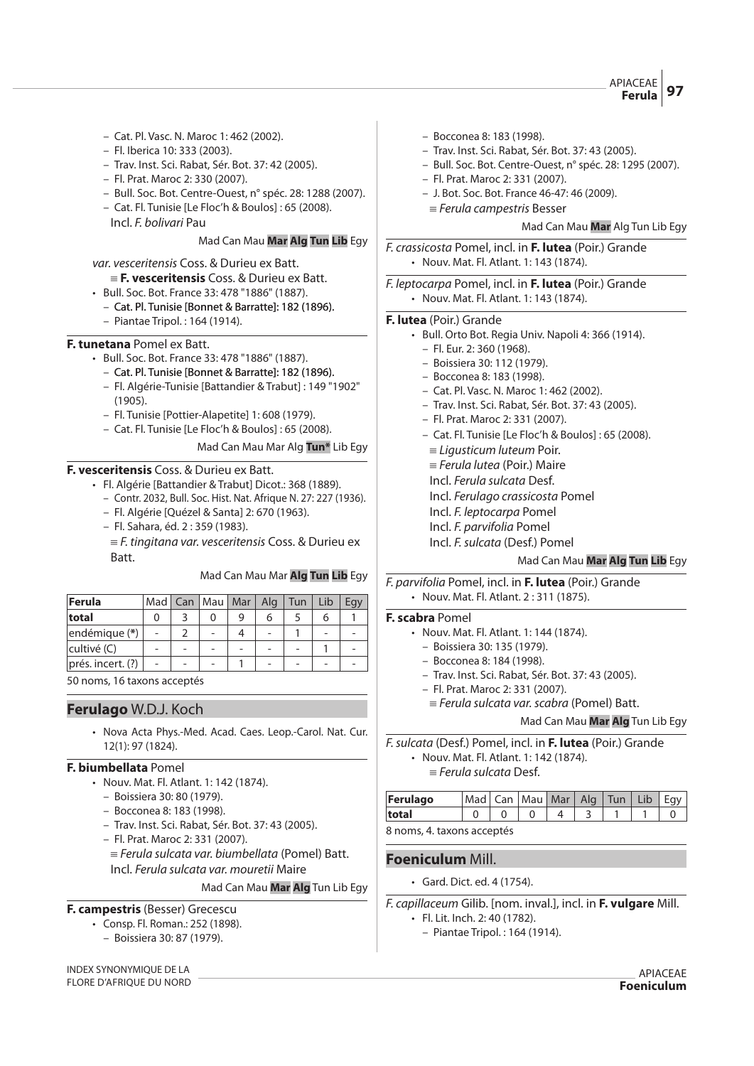- Cat. Pl. Vasc. N. Maroc 1: 462 (2002).
- Fl. Iberica 10: 333 (2003).
- Trav. Inst. Sci. Rabat, Sér. Bot. 37: 42 (2005).
- Fl. Prat. Maroc 2: 330 (2007).
- Bull. Soc. Bot. Centre-Ouest, n° spéc. 28: 1288 (2007).
- Cat. Fl. Tunisie [Le Floc'h & Boulos] : 65 (2008).

Incl. *F. bolivari* Pau

Mad Can Mau **Mar** **Alg** **Tun** **Lib** Egy

*var. vesceritensis* Coss. & Durieu ex Batt.

≡ **F. vesceritensis** Coss. & Durieu ex Batt.

- Bull. Soc. Bot. France 33: 478 "1886" (1887).
  - Cat. Pl. Tunisie [Bonnet & Barratte]: 182 (1896).
  - Piantae Tripol. : 164 (1914).

**F. tunetana** Pomel ex Batt.

- Bull. Soc. Bot. France 33: 478 "1886" (1887).
  - Cat. Pl. Tunisie [Bonnet & Barratte]: 182 (1896).
  - Fl. Algérie-Tunisie [Battandier & Trabut] : 149 "1902" (1905).
  - Fl. Tunisie [Pottier-Alapetite] 1: 608 (1979).
  - Cat. Fl. Tunisie [Le Floc'h & Boulos] : 65 (2008).

Mad Can Mau Mar Alg **Tun*** Lib Egy

**F. vesceritensis** Coss. & Durieu ex Batt.

- Fl. Algérie [Battandier & Trabut] Dicot.: 368 (1889).
  - Contr. 2032, Bull. Soc. Hist. Nat. Afrique N. 27: 227 (1936).
  - Fl. Algérie [Quézel & Santa] 2: 670 (1963).
  - Fl. Sahara, éd. 2 : 359 (1983).

≡ *F. tingitana var. vesceritensis* Coss. & Durieu ex Batt.

Mad Can Mau Mar **Alg** **Tun** **Lib** Egy

| Ferula | Mad | Can | Mau | Mar | Alg | Tun | Lib | Egy |
|---|---|---|---|---|---|---|---|---|
| total | 0 | 3 | 0 | 9 | 6 | 5 | 6 | 1 |
| endémique (*) | - | 2 | - | 4 | - | 1 | - | - |
| cultivé (C) | - | - | - | - | - | - | 1 | - |
| prés. incert. (?) | - | - | - | 1 | - | - | - | - |

50 noms, 16 taxons acceptés

## Ferulago W.D.J. Koch

- Nova Acta Phys.-Med. Acad. Caes. Leop.-Carol. Nat. Cur. 12(1): 97 (1824).

**F. biumbellata** Pomel

- Nouv. Mat. Fl. Atlant. 1: 142 (1874).
  - Boissiera 30: 80 (1979).
  - Bocconea 8: 183 (1998).
  - Trav. Inst. Sci. Rabat, Sér. Bot. 37: 43 (2005).
  - Fl. Prat. Maroc 2: 331 (2007).

≡ *Ferula sulcata var. biumbellata* (Pomel) Batt.

Incl. *Ferula sulcata var. mouretii* Maire

Mad Can Mau **Mar** **Alg** Tun Lib Egy

**F. campestris** (Besser) Grecescu

- Consp. Fl. Roman.: 252 (1898).
  - Boissiera 30: 87 (1979).
  - Bocconea 8: 183 (1998).
  - Trav. Inst. Sci. Rabat, Sér. Bot. 37: 43 (2005).
  - Bull. Soc. Bot. Centre-Ouest, n° spéc. 28: 1295 (2007).
  - Fl. Prat. Maroc 2: 331 (2007).
  - J. Bot. Soc. Bot. France 46-47: 46 (2009).

≡ *Ferula campestris* Besser

Mad Can Mau **Mar** Alg Tun Lib Egy

*F. crassicosta* Pomel, incl. in **F. lutea** (Poir.) Grande

- Nouv. Mat. Fl. Atlant. 1: 143 (1874).

*F. leptocarpa* Pomel, incl. in **F. lutea** (Poir.) Grande

- Nouv. Mat. Fl. Atlant. 1: 143 (1874).

**F. lutea** (Poir.) Grande

- Bull. Orto Bot. Regia Univ. Napoli 4: 366 (1914).
  - Fl. Eur. 2: 360 (1968).
  - Boissiera 30: 112 (1979).
  - Bocconea 8: 183 (1998).
  - Cat. Pl. Vasc. N. Maroc 1: 462 (2002).
  - Trav. Inst. Sci. Rabat, Sér. Bot. 37: 43 (2005).
  - Fl. Prat. Maroc 2: 331 (2007).
  - Cat. Fl. Tunisie [Le Floc'h & Boulos] : 65 (2008).

≡ *Ligusticum luteum* Poir.

≡ *Ferula lutea* (Poir.) Maire

Incl. *Ferula sulcata* Desf.

Incl. *Ferulago crassicosta* Pomel

Incl. *F. leptocarpa* Pomel

Incl. *F. parvifolia* Pomel

Incl. *F. sulcata* (Desf.) Pomel

Mad Can Mau **Mar** **Alg** **Tun** **Lib** Egy

*F. parvifolia* Pomel, incl. in **F. lutea** (Poir.) Grande

- Nouv. Mat. Fl. Atlant. 2 : 311 (1875).

**F. scabra** Pomel

- Nouv. Mat. Fl. Atlant. 1: 144 (1874).
  - Boissiera 30: 135 (1979).
  - Bocconea 8: 184 (1998).
  - Trav. Inst. Sci. Rabat, Sér. Bot. 37: 43 (2005).
  - Fl. Prat. Maroc 2: 331 (2007).

≡ *Ferula sulcata var. scabra* (Pomel) Batt.

Mad Can Mau **Mar** **Alg** Tun Lib Egy

*F. sulcata* (Desf.) Pomel, incl. in **F. lutea** (Poir.) Grande

- Nouv. Mat. Fl. Atlant. 1: 142 (1874).

≡ *Ferula sulcata* Desf.

| Ferulago | Mad | Can | Mau | Mar | Alg | Tun | Lib | Egy |
|---|---|---|---|---|---|---|---|---|
| total | 0 | 0 | 0 | 4 | 3 | 1 | 1 | 0 |

8 noms, 4. taxons acceptés

## Foeniculum Mill.

- Gard. Dict. ed. 4 (1754).

*F. capillaceum* Gilib. [nom. inval.], incl. in **F. vulgare** Mill.

- Fl. Lit. Inch. 2: 40 (1782).
  - Piantae Tripol. : 164 (1914).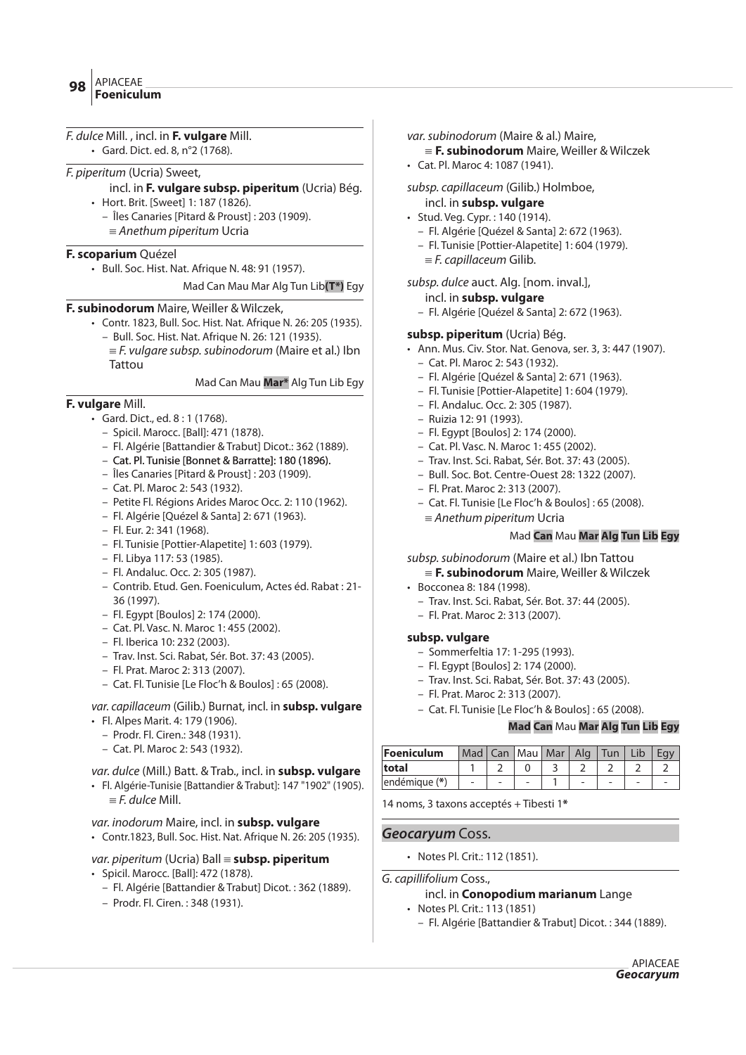*F. dulce* Mill. , incl. in **F. vulgare** Mill.

- Gard. Dict. ed. 8, n°2 (1768).

*F. piperitum* (Ucria) Sweet,
incl. in **F. vulgare subsp. piperitum** (Ucria) Bég.

- Hort. Brit. [Sweet] 1: 187 (1826).
  - Îles Canaries [Pitard & Proust] : 203 (1909).
  - ≡ *Anethum piperitum* Ucria

**F. scoparium** Quézel

- Bull. Soc. Hist. Nat. Afrique N. 48: 91 (1957).

Mad Can Mau Mar Alg Tun Lib**(T*)** Egy

**F. subinodorum** Maire, Weiller & Wilczek,

- Contr. 1823, Bull. Soc. Hist. Nat. Afrique N. 26: 205 (1935).
  - Bull. Soc. Hist. Nat. Afrique N. 26: 121 (1935).
  - ≡ *F. vulgare subsp. subinodorum* (Maire et al.) Ibn Tattou

Mad Can Mau **Mar*** Alg Tun Lib Egy

**F. vulgare** Mill.

- Gard. Dict., ed. 8 : 1 (1768).
  - Spicil. Marocc. [Ball]: 471 (1878).
  - Fl. Algérie [Battandier & Trabut] Dicot.: 362 (1889).
  - Cat. Pl. Tunisie [Bonnet & Barratte]: 180 (1896).
  - Îles Canaries [Pitard & Proust] : 203 (1909).
  - Cat. Pl. Maroc 2: 543 (1932).
  - Petite Fl. Régions Arides Maroc Occ. 2: 110 (1962).
  - Fl. Algérie [Quézel & Santa] 2: 671 (1963).
  - Fl. Eur. 2: 341 (1968).
  - Fl. Tunisie [Pottier-Alapetite] 1: 603 (1979).
  - Fl. Libya 117: 53 (1985).
  - Fl. Andaluc. Occ. 2: 305 (1987).
  - Contrib. Etud. Gen. Foeniculum, Actes éd. Rabat : 21-36 (1997).
  - Fl. Egypt [Boulos] 2: 174 (2000).
  - Cat. Pl. Vasc. N. Maroc 1: 455 (2002).
  - Fl. Iberica 10: 232 (2003).
  - Trav. Inst. Sci. Rabat, Sér. Bot. 37: 43 (2005).
  - Fl. Prat. Maroc 2: 313 (2007).
  - Cat. Fl. Tunisie [Le Floc'h & Boulos] : 65 (2008).

*var. capillaceum* (Gilib.) Burnat, incl. in **subsp. vulgare**

- Fl. Alpes Marit. 4: 179 (1906).
  - Prodr. Fl. Ciren.: 348 (1931).
  - Cat. Pl. Maroc 2: 543 (1932).

*var. dulce* (Mill.) Batt. & Trab., incl. in **subsp. vulgare**

- Fl. Algérie-Tunisie [Battandier & Trabut]: 147 "1902" (1905).
  - ≡ *F. dulce* Mill.

*var. inodorum* Maire, incl. in **subsp. vulgare**

- Contr.1823, Bull. Soc. Hist. Nat. Afrique N. 26: 205 (1935).

*var. piperitum* (Ucria) Ball ≡ **subsp. piperitum**

- Spicil. Marocc. [Ball]: 472 (1878).
  - Fl. Algérie [Battandier & Trabut] Dicot. : 362 (1889).
  - Prodr. Fl. Ciren. : 348 (1931).

*var. subinodorum* (Maire & al.) Maire,
≡ **F. subinodorum** Maire, Weiller & Wilczek

- Cat. Pl. Maroc 4: 1087 (1941).

*subsp. capillaceum* (Gilib.) Holmboe,
incl. in **subsp. vulgare**

- Stud. Veg. Cypr. : 140 (1914).
  - Fl. Algérie [Quézel & Santa] 2: 672 (1963).
  - Fl. Tunisie [Pottier-Alapetite] 1: 604 (1979).
  - ≡ *F. capillaceum* Gilib.

*subsp. dulce* auct. Alg. [nom. inval.],
incl. in **subsp. vulgare**

- Fl. Algérie [Quézel & Santa] 2: 672 (1963).

**subsp. piperitum** (Ucria) Bég.

- Ann. Mus. Civ. Stor. Nat. Genova, ser. 3, 3: 447 (1907).
  - Cat. Pl. Maroc 2: 543 (1932).
  - Fl. Algérie [Quézel & Santa] 2: 671 (1963).
  - Fl. Tunisie [Pottier-Alapetite] 1: 604 (1979).
  - Fl. Andaluc. Occ. 2: 305 (1987).
  - Ruizia 12: 91 (1993).
  - Fl. Egypt [Boulos] 2: 174 (2000).
  - Cat. Pl. Vasc. N. Maroc 1: 455 (2002).
  - Trav. Inst. Sci. Rabat, Sér. Bot. 37: 43 (2005).
  - Bull. Soc. Bot. Centre-Ouest 28: 1322 (2007).
  - Fl. Prat. Maroc 2: 313 (2007).
  - Cat. Fl. Tunisie [Le Floc'h & Boulos] : 65 (2008).
  - ≡ *Anethum piperitum* Ucria

Mad **Can** Mau **Mar** **Alg** **Tun** **Lib** **Egy**

*subsp. subinodorum* (Maire et al.) Ibn Tattou
≡ **F. subinodorum** Maire, Weiller & Wilczek

- Bocconea 8: 184 (1998).
  - Trav. Inst. Sci. Rabat, Sér. Bot. 37: 44 (2005).
  - Fl. Prat. Maroc 2: 313 (2007).

**subsp. vulgare**

- Sommerfeltia 17: 1-295 (1993).
- Fl. Egypt [Boulos] 2: 174 (2000).
- Trav. Inst. Sci. Rabat, Sér. Bot. 37: 43 (2005).
- Fl. Prat. Maroc 2: 313 (2007).
- Cat. Fl. Tunisie [Le Floc'h & Boulos] : 65 (2008).

**Mad** **Can** Mau **Mar** **Alg** **Tun** **Lib** **Egy**

| **Foeniculum** | Mad | Can | Mau | Mar | Alg | Tun | Lib | Egy |
|---|---|---|---|---|---|---|---|---|
| **total** | 1 | 2 | 0 | 3 | 2 | 2 | 2 | 2 |
| endémique (*) | - | - | - | 1 | - | - | - | - |

14 noms, 3 taxons acceptés + Tibesti 1*

## *Geocaryum* Coss.

- Notes Pl. Crit.: 112 (1851).

*G. capillifolium* Coss.,
incl. in **Conopodium marianum** Lange

- Notes Pl. Crit.: 113 (1851)
  - Fl. Algérie [Battandier & Trabut] Dicot. : 344 (1889).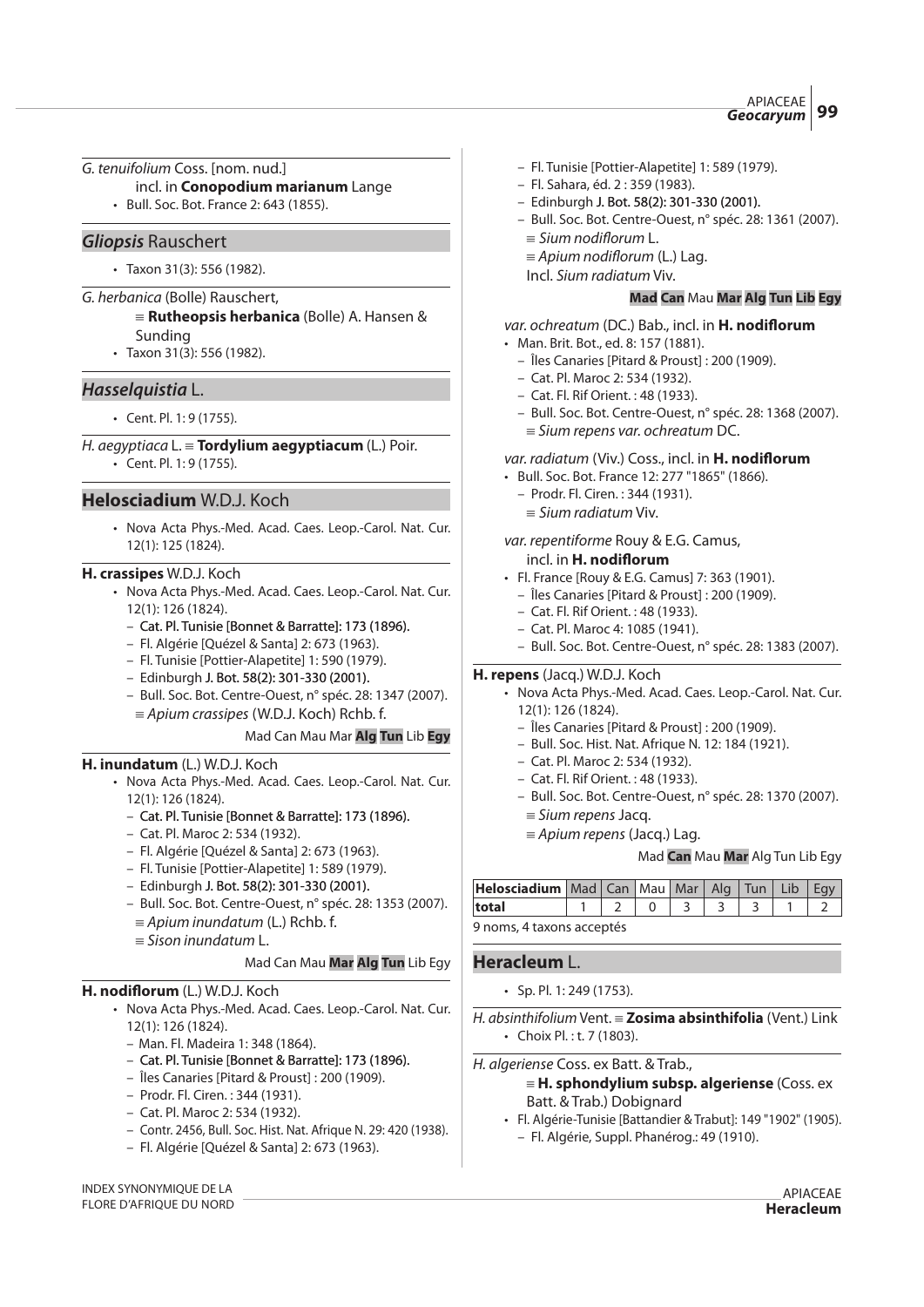*G. tenuifolium* Coss. [nom. nud.]

incl. in **Conopodium marianum** Lange

- Bull. Soc. Bot. France 2: 643 (1855).

## *Gliopsis* Rauschert

- Taxon 31(3): 556 (1982).

*G. herbanica* (Bolle) Rauschert,

≡ **Rutheopsis herbanica** (Bolle) A. Hansen & Sunding

- Taxon 31(3): 556 (1982).

## *Hasselquistia* L.

- Cent. Pl. 1: 9 (1755).

*H. aegyptiaca* L. ≡ **Tordylium aegyptiacum** (L.) Poir.

- Cent. Pl. 1: 9 (1755).

## **Helosciadium** W.D.J. Koch

- Nova Acta Phys.-Med. Acad. Caes. Leop.-Carol. Nat. Cur. 12(1): 125 (1824).

**H. crassipes** W.D.J. Koch

- Nova Acta Phys.-Med. Acad. Caes. Leop.-Carol. Nat. Cur. 12(1): 126 (1824).
  - Cat. Pl. Tunisie [Bonnet & Barratte]: 173 (1896).
  - Fl. Algérie [Quézel & Santa] 2: 673 (1963).
  - Fl. Tunisie [Pottier-Alapetite] 1: 590 (1979).
  - Edinburgh J. Bot. 58(2): 301-330 (2001).
  - Bull. Soc. Bot. Centre-Ouest, n° spéc. 28: 1347 (2007).

  ≡ *Apium crassipes* (W.D.J. Koch) Rchb. f.

Mad Can Mau Mar **Alg** **Tun** Lib **Egy**

**H. inundatum** (L.) W.D.J. Koch

- Nova Acta Phys.-Med. Acad. Caes. Leop.-Carol. Nat. Cur. 12(1): 126 (1824).
  - Cat. Pl. Tunisie [Bonnet & Barratte]: 173 (1896).
  - Cat. Pl. Maroc 2: 534 (1932).
  - Fl. Algérie [Quézel & Santa] 2: 673 (1963).
  - Fl. Tunisie [Pottier-Alapetite] 1: 589 (1979).
  - Edinburgh J. Bot. 58(2): 301-330 (2001).
  - Bull. Soc. Bot. Centre-Ouest, n° spéc. 28: 1353 (2007).

  ≡ *Apium inundatum* (L.) Rchb. f.

  ≡ *Sison inundatum* L.

Mad Can Mau **Mar** **Alg** **Tun** Lib Egy

**H. nodiflorum** (L.) W.D.J. Koch

- Nova Acta Phys.-Med. Acad. Caes. Leop.-Carol. Nat. Cur. 12(1): 126 (1824).
  - Man. Fl. Madeira 1: 348 (1864).
  - Cat. Pl. Tunisie [Bonnet & Barratte]: 173 (1896).
  - Îles Canaries [Pitard & Proust] : 200 (1909).
  - Prodr. Fl. Ciren. : 344 (1931).
  - Cat. Pl. Maroc 2: 534 (1932).
  - Contr. 2456, Bull. Soc. Hist. Nat. Afrique N. 29: 420 (1938).
  - Fl. Algérie [Quézel & Santa] 2: 673 (1963).
  - Fl. Tunisie [Pottier-Alapetite] 1: 589 (1979).
  - Fl. Sahara, éd. 2 : 359 (1983).
  - Edinburgh J. Bot. 58(2): 301-330 (2001).
  - Bull. Soc. Bot. Centre-Ouest, n° spéc. 28: 1361 (2007).

  ≡ *Sium nodiflorum* L.

  ≡ *Apium nodiflorum* (L.) Lag.

  Incl. *Sium radiatum* Viv.

**Mad** **Can** Mau **Mar** **Alg** **Tun** **Lib** **Egy**

*var. ochreatum* (DC.) Bab., incl. in **H. nodiflorum**

- Man. Brit. Bot., ed. 8: 157 (1881).
  - Îles Canaries [Pitard & Proust] : 200 (1909).
  - Cat. Pl. Maroc 2: 534 (1932).
  - Cat. Fl. Rif Orient. : 48 (1933).
  - Bull. Soc. Bot. Centre-Ouest, n° spéc. 28: 1368 (2007).

  ≡ *Sium repens var. ochreatum* DC.

*var. radiatum* (Viv.) Coss., incl. in **H. nodiflorum**

- Bull. Soc. Bot. France 12: 277 "1865" (1866).
  - Prodr. Fl. Ciren. : 344 (1931).

  ≡ *Sium radiatum* Viv.

*var. repentiforme* Rouy & E.G. Camus,

incl. in **H. nodiflorum**

- Fl. France [Rouy & E.G. Camus] 7: 363 (1901).
  - Îles Canaries [Pitard & Proust] : 200 (1909).
  - Cat. Fl. Rif Orient. : 48 (1933).
  - Cat. Pl. Maroc 4: 1085 (1941).
  - Bull. Soc. Bot. Centre-Ouest, n° spéc. 28: 1383 (2007).

**H. repens** (Jacq.) W.D.J. Koch

- Nova Acta Phys.-Med. Acad. Caes. Leop.-Carol. Nat. Cur. 12(1): 126 (1824).
  - Îles Canaries [Pitard & Proust] : 200 (1909).
  - Bull. Soc. Hist. Nat. Afrique N. 12: 184 (1921).
  - Cat. Pl. Maroc 2: 534 (1932).
  - Cat. Fl. Rif Orient. : 48 (1933).
  - Bull. Soc. Bot. Centre-Ouest, n° spéc. 28: 1370 (2007).

  ≡ *Sium repens* Jacq.

  ≡ *Apium repens* (Jacq.) Lag.

Mad **Can** Mau **Mar** Alg Tun Lib Egy

| Helosciadium | Mad | Can | Mau | Mar | Alg | Tun | Lib | Egy |
|---|---|---|---|---|---|---|---|---|
| total | 1 | 2 | 0 | 3 | 3 | 3 | 1 | 2 |

9 noms, 4 taxons acceptés

## **Heracleum** L.

- Sp. Pl. 1: 249 (1753).

*H. absinthifolium* Vent. ≡ **Zosima absinthifolia** (Vent.) Link

- Choix Pl. : t. 7 (1803).

*H. algeriense* Coss. ex Batt. & Trab.,

≡ **H. sphondylium subsp. algeriense** (Coss. ex Batt. & Trab.) Dobignard

- Fl. Algérie-Tunisie [Battandier & Trabut]: 149 "1902" (1905).
  - Fl. Algérie, Suppl. Phanérog.: 49 (1910).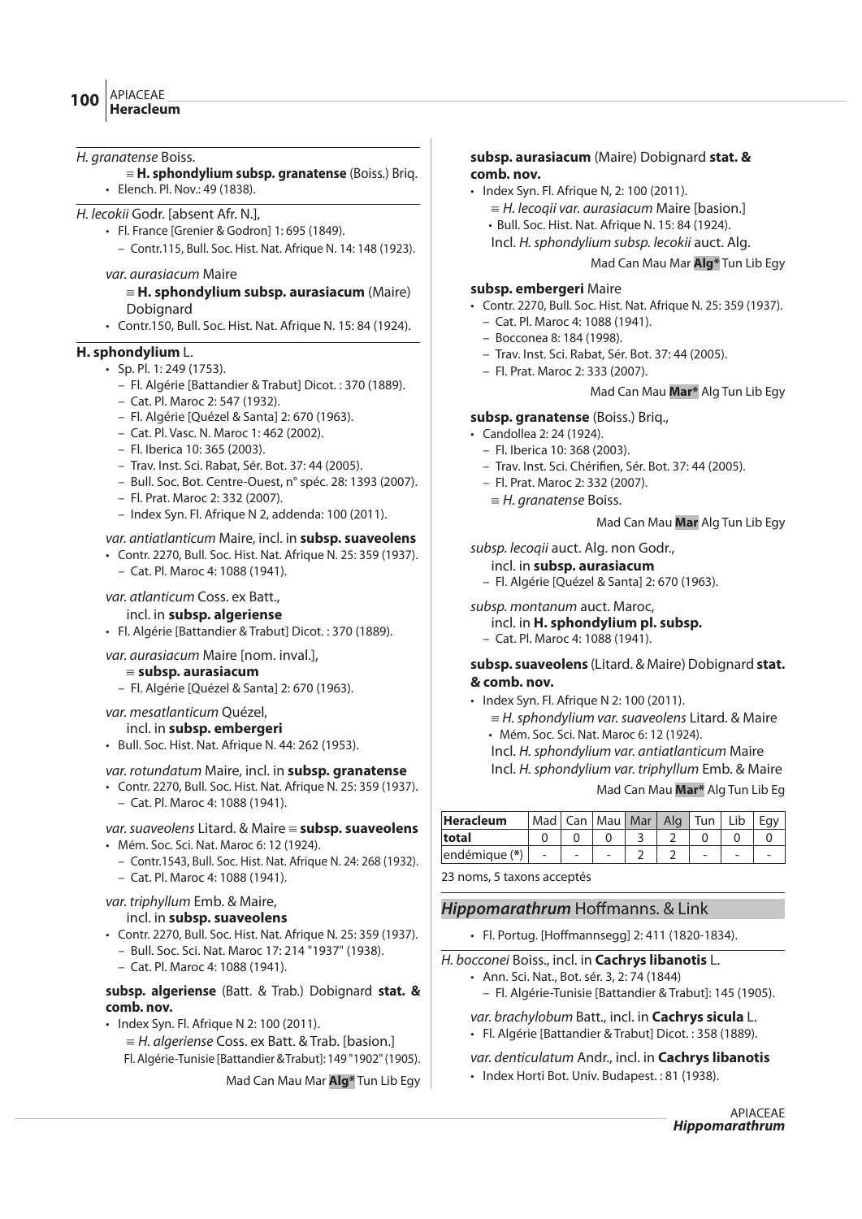*H. granatense* Boiss.

≡ **H. sphondylium subsp. granatense** (Boiss.) Briq.

- Elench. Pl. Nov.: 49 (1838).

*H. lecokii* Godr. [absent Afr. N.],

- Fl. France [Grenier & Godron] 1: 695 (1849).
  - – Contr.115, Bull. Soc. Hist. Nat. Afrique N. 14: 148 (1923).

*var. aurasiacum* Maire

≡ **H. sphondylium subsp. aurasiacum** (Maire) Dobignard

- Contr.150, Bull. Soc. Hist. Nat. Afrique N. 15: 84 (1924).

**H. sphondylium** L.

- Sp. Pl. 1: 249 (1753).
  - – Fl. Algérie [Battandier & Trabut] Dicot. : 370 (1889).
  - – Cat. Pl. Maroc 2: 547 (1932).
  - – Fl. Algérie [Quézel & Santa] 2: 670 (1963).
  - – Cat. Pl. Vasc. N. Maroc 1: 462 (2002).
  - – Fl. Iberica 10: 365 (2003).
  - – Trav. Inst. Sci. Rabat, Sér. Bot. 37: 44 (2005).
  - – Bull. Soc. Bot. Centre-Ouest, n° spéc. 28: 1393 (2007).
  - – Fl. Prat. Maroc 2: 332 (2007).
  - – Index Syn. Fl. Afrique N 2, addenda: 100 (2011).

*var. antiatlanticum* Maire, incl. in **subsp. suaveolens**

- Contr. 2270, Bull. Soc. Hist. Nat. Afrique N. 25: 359 (1937).
  - – Cat. Pl. Maroc 4: 1088 (1941).

*var. atlanticum* Coss. ex Batt.,

incl. in **subsp. algeriense**

- Fl. Algérie [Battandier & Trabut] Dicot. : 370 (1889).

*var. aurasiacum* Maire [nom. inval.],

≡ **subsp. aurasiacum**

- – Fl. Algérie [Quézel & Santa] 2: 670 (1963).

*var. mesatlanticum* Quézel,

incl. in **subsp. embergeri**

- Bull. Soc. Hist. Nat. Afrique N. 44: 262 (1953).

*var. rotundatum* Maire, incl. in **subsp. granatense**

- Contr. 2270, Bull. Soc. Hist. Nat. Afrique N. 25: 359 (1937).
  - – Cat. Pl. Maroc 4: 1088 (1941).

*var. suaveolens* Litard. & Maire ≡ **subsp. suaveolens**

- Mém. Soc. Sci. Nat. Maroc 6: 12 (1924).
  - – Contr.1543, Bull. Soc. Hist. Nat. Afrique N. 24: 268 (1932).
  - – Cat. Pl. Maroc 4: 1088 (1941).

*var. triphyllum* Emb. & Maire,

incl. in **subsp. suaveolens**

- Contr. 2270, Bull. Soc. Hist. Nat. Afrique N. 25: 359 (1937).
  - – Bull. Soc. Sci. Nat. Maroc 17: 214 "1937" (1938).
  - – Cat. Pl. Maroc 4: 1088 (1941).

**subsp. algeriense** (Batt. & Trab.) Dobignard **stat. & comb. nov.**

- Index Syn. Fl. Afrique N 2: 100 (2011).

≡ *H. algeriense* Coss. ex Batt. & Trab. [basion.]

Fl. Algérie-Tunisie [Battandier & Trabut]: 149 "1902" (1905).

Mad Can Mau Mar **Alg*** Tun Lib Egy

**subsp. aurasiacum** (Maire) Dobignard **stat. & comb. nov.**

- Index Syn. Fl. Afrique N, 2: 100 (2011).

≡ *H. lecoqii var. aurasiacum* Maire [basion.]

- Bull. Soc. Hist. Nat. Afrique N. 15: 84 (1924).

Incl. *H. sphondylium subsp. lecokii* auct. Alg.

Mad Can Mau Mar **Alg*** Tun Lib Egy

**subsp. embergeri** Maire

- Contr. 2270, Bull. Soc. Hist. Nat. Afrique N. 25: 359 (1937).
  - – Cat. Pl. Maroc 4: 1088 (1941).
  - – Bocconea 8: 184 (1998).
  - – Trav. Inst. Sci. Rabat, Sér. Bot. 37: 44 (2005).
  - – Fl. Prat. Maroc 2: 333 (2007).

Mad Can Mau **Mar*** Alg Tun Lib Egy

**subsp. granatense** (Boiss.) Briq.,

- Candollea 2: 24 (1924).
  - – Fl. Iberica 10: 368 (2003).
  - – Trav. Inst. Sci. Chérifien, Sér. Bot. 37: 44 (2005).
  - – Fl. Prat. Maroc 2: 332 (2007).

≡ *H. granatense* Boiss.

Mad Can Mau **Mar** Alg Tun Lib Egy

*subsp. lecoqii* auct. Alg. non Godr.,

incl. in **subsp. aurasiacum**

- – Fl. Algérie [Quézel & Santa] 2: 670 (1963).

*subsp. montanum* auct. Maroc,

incl. in **H. sphondylium pl. subsp.**

- – Cat. Pl. Maroc 4: 1088 (1941).

**subsp. suaveolens** (Litard. & Maire) Dobignard **stat. & comb. nov.**

- Index Syn. Fl. Afrique N 2: 100 (2011).

≡ *H. sphondylium var. suaveolens* Litard. & Maire

- Mém. Soc. Sci. Nat. Maroc 6: 12 (1924).

Incl. *H. sphondylium var. antiatlanticum* Maire

Incl. *H. sphondylium var. triphyllum* Emb. & Maire

Mad Can Mau **Mar*** Alg Tun Lib Eg

| Heracleum | Mad | Can | Mau | Mar | Alg | Tun | Lib | Egy |
|---|---|---|---|---|---|---|---|---|
| total | 0 | 0 | 0 | 3 | 2 | 0 | 0 | 0 |
| endémique (*) | - | - | - | 2 | 2 | - | - | - |

23 noms, 5 taxons acceptés

## *Hippomarathrum* Hoffmanns. & Link

- Fl. Portug. [Hoffmannsegg] 2: 411 (1820-1834).

*H. bocconei* Boiss., incl. in **Cachrys libanotis** L.

- Ann. Sci. Nat., Bot. sér. 3, 2: 74 (1844)
  - – Fl. Algérie-Tunisie [Battandier & Trabut]: 145 (1905).

*var. brachylobum* Batt., incl. in **Cachrys sicula** L.

- Fl. Algérie [Battandier & Trabut] Dicot. : 358 (1889).

*var. denticulatum* Andr., incl. in **Cachrys libanotis**

- Index Horti Bot. Univ. Budapest. : 81 (1938).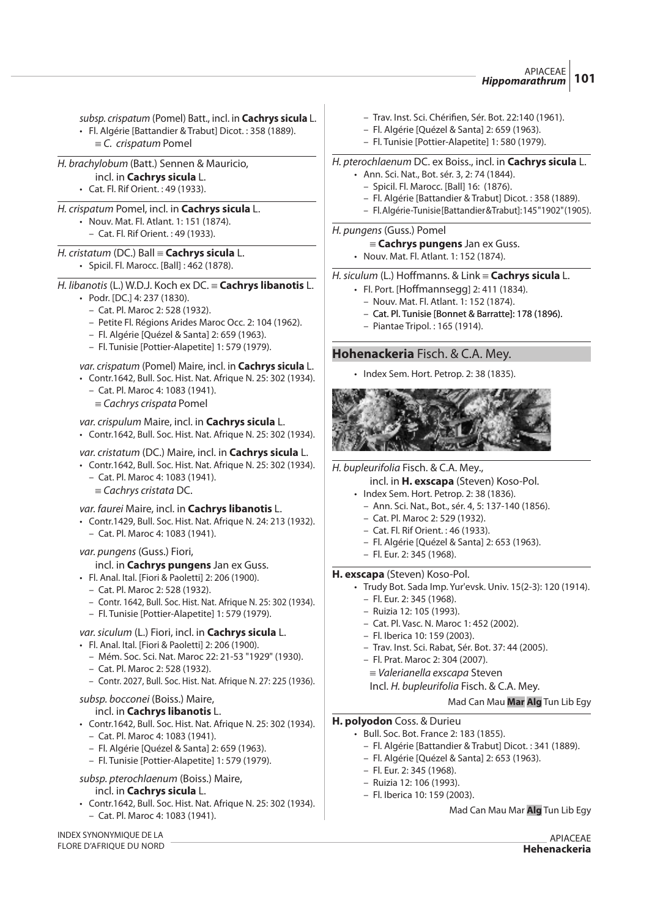*subsp. crispatum* (Pomel) Batt., incl. in **Cachrys sicula** L.
- Fl. Algérie [Battandier & Trabut] Dicot. : 358 (1889).
  ≡ *C. crispatum* Pomel

*H. brachylobum* (Batt.) Sennen & Mauricio,
incl. in **Cachrys sicula** L.
- Cat. Fl. Rif Orient. : 49 (1933).

*H. crispatum* Pomel, incl. in **Cachrys sicula** L.
- Nouv. Mat. Fl. Atlant. 1: 151 (1874).
  – Cat. Fl. Rif Orient. : 49 (1933).

*H. cristatum* (DC.) Ball ≡ **Cachrys sicula** L.
- Spicil. Fl. Marocc. [Ball] : 462 (1878).

*H. libanotis* (L.) W.D.J. Koch ex DC. ≡ **Cachrys libanotis** L.
- Podr. [DC.] 4: 237 (1830).
  – Cat. Pl. Maroc 2: 528 (1932).
  – Petite Fl. Régions Arides Maroc Occ. 2: 104 (1962).
  – Fl. Algérie [Quézel & Santa] 2: 659 (1963).
  – Fl. Tunisie [Pottier-Alapetite] 1: 579 (1979).

*var. crispatum* (Pomel) Maire, incl. in **Cachrys sicula** L.
- Contr.1642, Bull. Soc. Hist. Nat. Afrique N. 25: 302 (1934).
  – Cat. Pl. Maroc 4: 1083 (1941).
  ≡ *Cachrys crispata* Pomel

*var. crispulum* Maire, incl. in **Cachrys sicula** L.
- Contr.1642, Bull. Soc. Hist. Nat. Afrique N. 25: 302 (1934).

*var. cristatum* (DC.) Maire, incl. in **Cachrys sicula** L.
- Contr.1642, Bull. Soc. Hist. Nat. Afrique N. 25: 302 (1934).
  – Cat. Pl. Maroc 4: 1083 (1941).
  ≡ *Cachrys cristata* DC.

*var. faurei* Maire, incl. in **Cachrys libanotis** L.
- Contr.1429, Bull. Soc. Hist. Nat. Afrique N. 24: 213 (1932).
  – Cat. Pl. Maroc 4: 1083 (1941).

*var. pungens* (Guss.) Fiori,
incl. in **Cachrys pungens** Jan ex Guss.
- Fl. Anal. Ital. [Fiori & Paoletti] 2: 206 (1900).
  – Cat. Pl. Maroc 2: 528 (1932).
  – Contr. 1642, Bull. Soc. Hist. Nat. Afrique N. 25: 302 (1934).
  – Fl. Tunisie [Pottier-Alapetite] 1: 579 (1979).

*var. siculum* (L.) Fiori, incl. in **Cachrys sicula** L.
- Fl. Anal. Ital. [Fiori & Paoletti] 2: 206 (1900).
  – Mém. Soc. Sci. Nat. Maroc 22: 21-53 "1929" (1930).
  – Cat. Pl. Maroc 2: 528 (1932).
  – Contr. 2027, Bull. Soc. Hist. Nat. Afrique N. 27: 225 (1936).

*subsp. bocconei* (Boiss.) Maire,
incl. in **Cachrys libanotis** L.
- Contr.1642, Bull. Soc. Hist. Nat. Afrique N. 25: 302 (1934).
  – Cat. Pl. Maroc 4: 1083 (1941).
  – Fl. Algérie [Quézel & Santa] 2: 659 (1963).
  – Fl. Tunisie [Pottier-Alapetite] 1: 579 (1979).

*subsp. pterochlaenum* (Boiss.) Maire,
incl. in **Cachrys sicula** L.
- Contr.1642, Bull. Soc. Hist. Nat. Afrique N. 25: 302 (1934).
  – Cat. Pl. Maroc 4: 1083 (1941).
  – Trav. Inst. Sci. Chérifien, Sér. Bot. 22:140 (1961).
  – Fl. Algérie [Quézel & Santa] 2: 659 (1963).
  – Fl. Tunisie [Pottier-Alapetite] 1: 580 (1979).

*H. pterochlaenum* DC. ex Boiss., incl. in **Cachrys sicula** L.
- Ann. Sci. Nat., Bot. sér. 3, 2: 74 (1844).
  – Spicil. Fl. Marocc. [Ball] 16: (1876).
  – Fl. Algérie [Battandier & Trabut] Dicot. : 358 (1889).
  – Fl. Algérie-Tunisie [Battandier & Trabut]: 145 "1902" (1905).

*H. pungens* (Guss.) Pomel
≡ **Cachrys pungens** Jan ex Guss.
- Nouv. Mat. Fl. Atlant. 1: 152 (1874).

*H. siculum* (L.) Hoffmanns. & Link ≡ **Cachrys sicula** L.
- Fl. Port. [Hoffmannsegg] 2: 411 (1834).
  – Nouv. Mat. Fl. Atlant. 1: 152 (1874).
  – Cat. Pl. Tunisie [Bonnet & Barratte]: 178 (1896).
  – Piantae Tripol. : 165 (1914).

## Hohenackeria Fisch. & C.A. Mey.

- Index Sem. Hort. Petrop. 2: 38 (1835).

*H. bupleurifolia* Fisch. & C.A. Mey.,
incl. in **H. exscapa** (Steven) Koso-Pol.
- Index Sem. Hort. Petrop. 2: 38 (1836).
  – Ann. Sci. Nat., Bot., sér. 4, 5: 137-140 (1856).
  – Cat. Pl. Maroc 2: 529 (1932).
  – Cat. Fl. Rif Orient. : 46 (1933).
  – Fl. Algérie [Quézel & Santa] 2: 653 (1963).
  – Fl. Eur. 2: 345 (1968).

**H. exscapa** (Steven) Koso-Pol.
- Trudy Bot. Sada Imp. Yur'evsk. Univ. 15(2-3): 120 (1914).
  – Fl. Eur. 2: 345 (1968).
  – Ruizia 12: 105 (1993).
  – Cat. Pl. Vasc. N. Maroc 1: 452 (2002).
  – Fl. Iberica 10: 159 (2003).
  – Trav. Inst. Sci. Rabat, Sér. Bot. 37: 44 (2005).
  – Fl. Prat. Maroc 2: 304 (2007).
  ≡ *Valerianella exscapa* Steven
  Incl. *H. bupleurifolia* Fisch. & C.A. Mey.

Mad Can Mau **Mar** **Alg** Tun Lib Egy

**H. polyodon** Coss. & Durieu
- Bull. Soc. Bot. France 2: 183 (1855).
  – Fl. Algérie [Battandier & Trabut] Dicot. : 341 (1889).
  – Fl. Algérie [Quézel & Santa] 2: 653 (1963).
  – Fl. Eur. 2: 345 (1968).
  – Ruizia 12: 106 (1993).
  – Fl. Iberica 10: 159 (2003).

Mad Can Mau Mar **Alg** Tun Lib Egy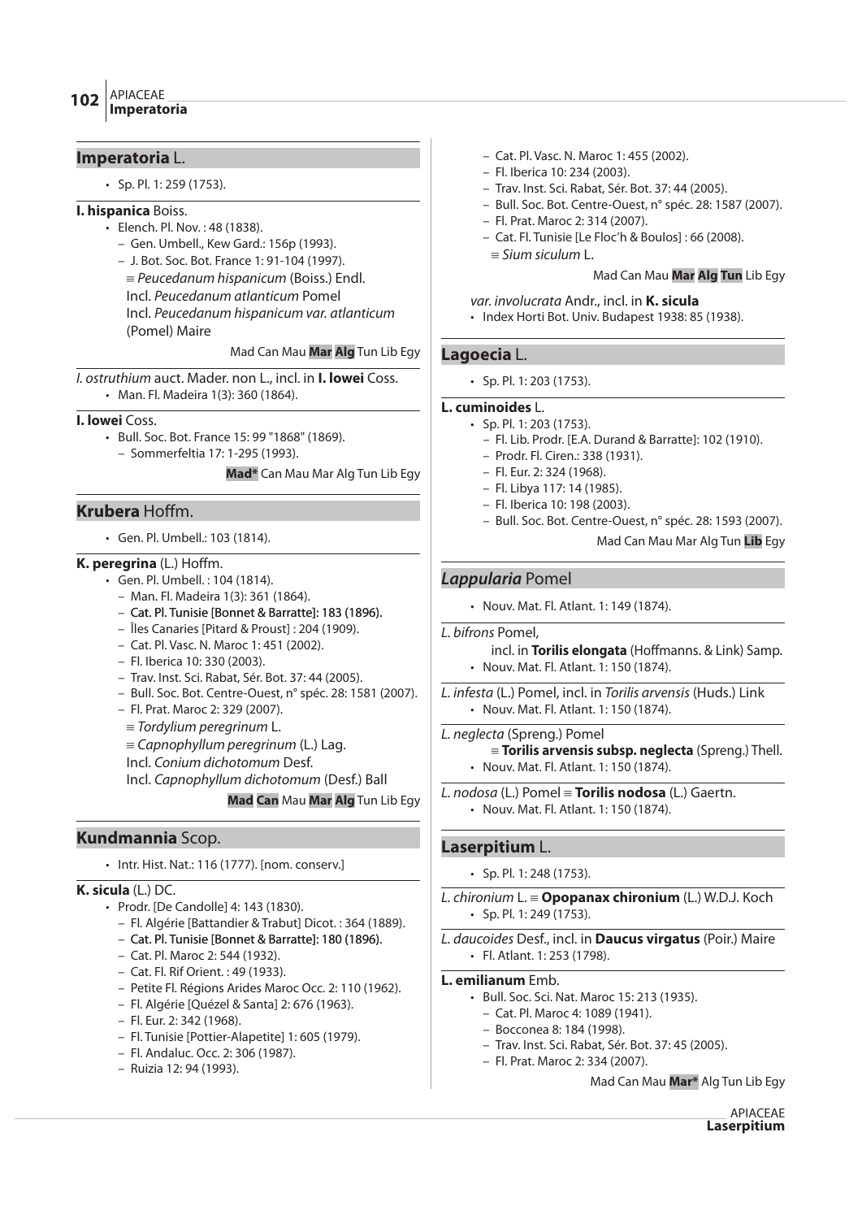## **Imperatoria** L.

- Sp. Pl. 1: 259 (1753).

**I. hispanica** Boiss.

- Elench. Pl. Nov. : 48 (1838).
  - Gen. Umbell., Kew Gard.: 156p (1993).
  - J. Bot. Soc. Bot. France 1: 91-104 (1997).

  ≡ *Peucedanum hispanicum* (Boiss.) Endl.
  Incl. *Peucedanum atlanticum* Pomel
  Incl. *Peucedanum hispanicum var. atlanticum* (Pomel) Maire

Mad Can Mau **Mar** **Alg** Tun Lib Egy

*I. ostruthium* auct. Mader. non L., incl. in **I. lowei** Coss.

- Man. Fl. Madeira 1(3): 360 (1864).

**I. lowei** Coss.

- Bull. Soc. Bot. France 15: 99 "1868" (1869).
  - Sommerfeltia 17: 1-295 (1993).

**Mad*** Can Mau Mar Alg Tun Lib Egy

## **Krubera** Hoffm.

- Gen. Pl. Umbell.: 103 (1814).

**K. peregrina** (L.) Hoffm.

- Gen. Pl. Umbell. : 104 (1814).
  - Man. Fl. Madeira 1(3): 361 (1864).
  - Cat. Pl. Tunisie [Bonnet & Barratte]: 183 (1896).
  - Îles Canaries [Pitard & Proust] : 204 (1909).
  - Cat. Pl. Vasc. N. Maroc 1: 451 (2002).
  - Fl. Iberica 10: 330 (2003).
  - Trav. Inst. Sci. Rabat, Sér. Bot. 37: 44 (2005).
  - Bull. Soc. Bot. Centre-Ouest, n° spéc. 28: 1581 (2007).
  - Fl. Prat. Maroc 2: 329 (2007).

  ≡ *Tordylium peregrinum* L.
  ≡ *Capnophyllum peregrinum* (L.) Lag.
  Incl. *Conium dichotomum* Desf.
  Incl. *Capnophyllum dichotomum* (Desf.) Ball

**Mad** **Can** Mau **Mar** **Alg** Tun Lib Egy

## **Kundmannia** Scop.

- Intr. Hist. Nat.: 116 (1777). [nom. conserv.]

**K. sicula** (L.) DC.

- Prodr. [De Candolle] 4: 143 (1830).
  - Fl. Algérie [Battandier & Trabut] Dicot. : 364 (1889).
  - Cat. Pl. Tunisie [Bonnet & Barratte]: 180 (1896).
  - Cat. Pl. Maroc 2: 544 (1932).
  - Cat. Fl. Rif Orient. : 49 (1933).
  - Petite Fl. Régions Arides Maroc Occ. 2: 110 (1962).
  - Fl. Algérie [Quézel & Santa] 2: 676 (1963).
  - Fl. Eur. 2: 342 (1968).
  - Fl. Tunisie [Pottier-Alapetite] 1: 605 (1979).
  - Fl. Andaluc. Occ. 2: 306 (1987).
  - Ruizia 12: 94 (1993).
  - Cat. Pl. Vasc. N. Maroc 1: 455 (2002).
  - Fl. Iberica 10: 234 (2003).
  - Trav. Inst. Sci. Rabat, Sér. Bot. 37: 44 (2005).
  - Bull. Soc. Bot. Centre-Ouest, n° spéc. 28: 1587 (2007).
  - Fl. Prat. Maroc 2: 314 (2007).
  - Cat. Fl. Tunisie [Le Floc'h & Boulos] : 66 (2008).

  ≡ *Sium siculum* L.

Mad Can Mau **Mar** **Alg** **Tun** Lib Egy

*var. involucrata* Andr., incl. in **K. sicula**

- Index Horti Bot. Univ. Budapest 1938: 85 (1938).

## **Lagoecia** L.

- Sp. Pl. 1: 203 (1753).

**L. cuminoides** L.

- Sp. Pl. 1: 203 (1753).
  - Fl. Lib. Prodr. [E.A. Durand & Barratte]: 102 (1910).
  - Prodr. Fl. Ciren.: 338 (1931).
  - Fl. Eur. 2: 324 (1968).
  - Fl. Libya 117: 14 (1985).
  - Fl. Iberica 10: 198 (2003).
  - Bull. Soc. Bot. Centre-Ouest, n° spéc. 28: 1593 (2007).

Mad Can Mau Mar Alg Tun **Lib** Egy

## ***Lappularia*** Pomel

- Nouv. Mat. Fl. Atlant. 1: 149 (1874).

*L. bifrons* Pomel,
incl. in **Torilis elongata** (Hoffmanns. & Link) Samp.

- Nouv. Mat. Fl. Atlant. 1: 150 (1874).

*L. infesta* (L.) Pomel, incl. in *Torilis arvensis* (Huds.) Link

- Nouv. Mat. Fl. Atlant. 1: 150 (1874).

*L. neglecta* (Spreng.) Pomel
≡ **Torilis arvensis subsp. neglecta** (Spreng.) Thell.

- Nouv. Mat. Fl. Atlant. 1: 150 (1874).

*L. nodosa* (L.) Pomel ≡ **Torilis nodosa** (L.) Gaertn.

- Nouv. Mat. Fl. Atlant. 1: 150 (1874).

## **Laserpitium** L.

- Sp. Pl. 1: 248 (1753).

*L. chironium* L. ≡ **Opopanax chironium** (L.) W.D.J. Koch

- Sp. Pl. 1: 249 (1753).

*L. daucoides* Desf., incl. in **Daucus virgatus** (Poir.) Maire

- Fl. Atlant. 1: 253 (1798).

**L. emilianum** Emb.

- Bull. Soc. Sci. Nat. Maroc 15: 213 (1935).
  - Cat. Pl. Maroc 4: 1089 (1941).
  - Bocconea 8: 184 (1998).
  - Trav. Inst. Sci. Rabat, Sér. Bot. 37: 45 (2005).
  - Fl. Prat. Maroc 2: 334 (2007).

Mad Can Mau **Mar*** Alg Tun Lib Egy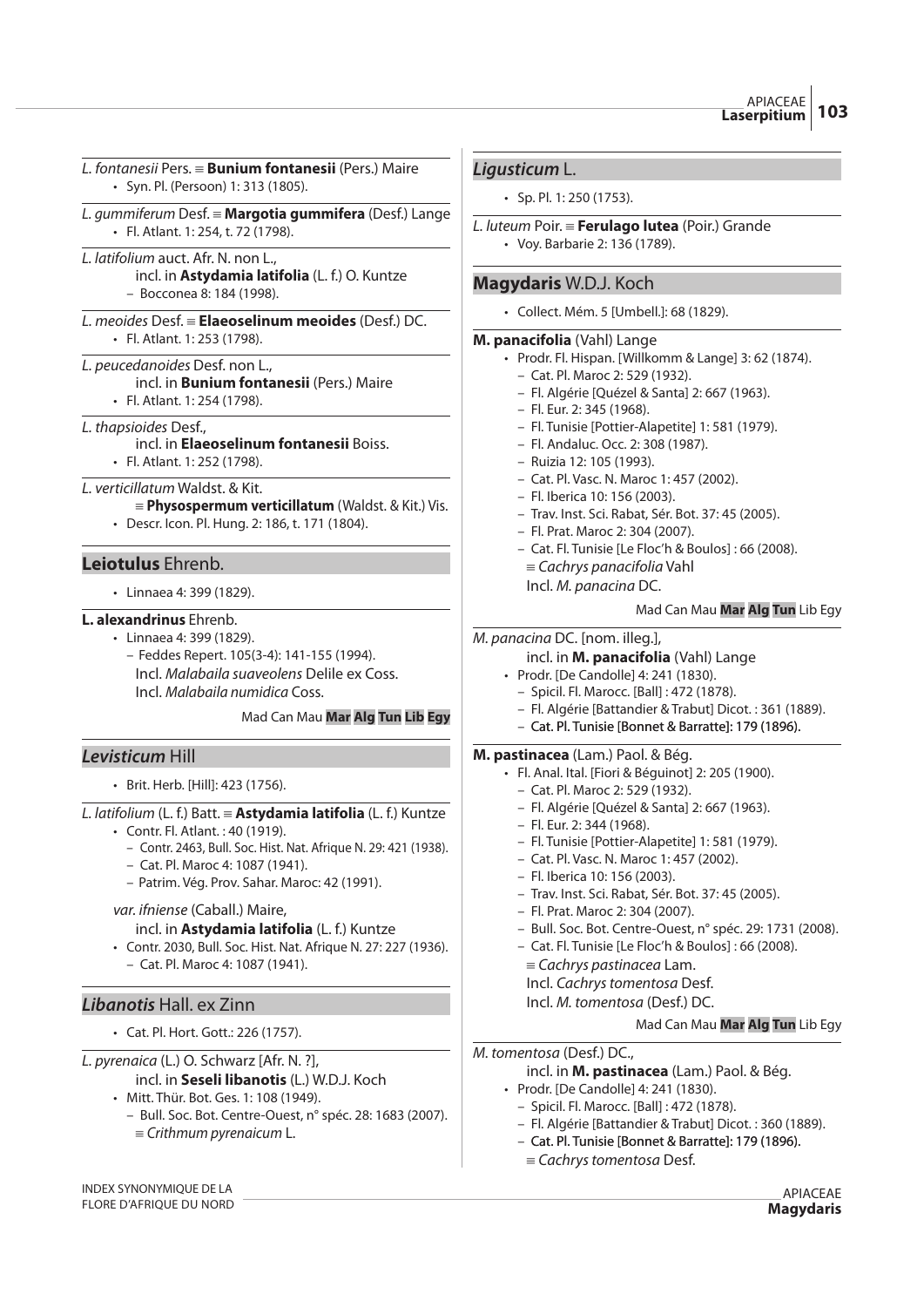*L. fontanesii* Pers. ≡ **Bunium fontanesii** (Pers.) Maire
- Syn. Pl. (Persoon) 1: 313 (1805).

*L. gummiferum* Desf. ≡ **Margotia gummifera** (Desf.) Lange
- Fl. Atlant. 1: 254, t. 72 (1798).

*L. latifolium* auct. Afr. N. non L.,
incl. in **Astydamia latifolia** (L. f.) O. Kuntze
  - Bocconea 8: 184 (1998).

*L. meoides* Desf. ≡ **Elaeoselinum meoides** (Desf.) DC.
- Fl. Atlant. 1: 253 (1798).

*L. peucedanoides* Desf. non L.,
incl. in **Bunium fontanesii** (Pers.) Maire
- Fl. Atlant. 1: 254 (1798).

*L. thapsioides* Desf.,
incl. in **Elaeoselinum fontanesii** Boiss.
- Fl. Atlant. 1: 252 (1798).

*L. verticillatum* Waldst. & Kit.
≡ **Physospermum verticillatum** (Waldst. & Kit.) Vis.
- Descr. Icon. Pl. Hung. 2: 186, t. 171 (1804).

## **Leiotulus** Ehrenb.

- Linnaea 4: 399 (1829).

**L. alexandrinus** Ehrenb.
- Linnaea 4: 399 (1829).
  - Feddes Repert. 105(3-4): 141-155 (1994).

Incl. *Malabaila suaveolens* Delile ex Coss.
Incl. *Malabaila numidica* Coss.

Mad Can Mau **Mar** **Alg** **Tun** **Lib** **Egy**

## ***Levisticum*** Hill

- Brit. Herb. [Hill]: 423 (1756).

*L. latifolium* (L. f.) Batt. ≡ **Astydamia latifolia** (L. f.) Kuntze
- Contr. Fl. Atlant. : 40 (1919).
  - Contr. 2463, Bull. Soc. Hist. Nat. Afrique N. 29: 421 (1938).
  - Cat. Pl. Maroc 4: 1087 (1941).
  - Patrim. Vég. Prov. Sahar. Maroc: 42 (1991).

*var. ifniense* (Caball.) Maire,
incl. in **Astydamia latifolia** (L. f.) Kuntze
- Contr. 2030, Bull. Soc. Hist. Nat. Afrique N. 27: 227 (1936).
  - Cat. Pl. Maroc 4: 1087 (1941).

## ***Libanotis*** Hall. ex Zinn

- Cat. Pl. Hort. Gott.: 226 (1757).

*L. pyrenaica* (L.) O. Schwarz [Afr. N. ?],
incl. in **Seseli libanotis** (L.) W.D.J. Koch
- Mitt. Thür. Bot. Ges. 1: 108 (1949).
  - Bull. Soc. Bot. Centre-Ouest, n° spéc. 28: 1683 (2007).

≡ *Crithmum pyrenaicum* L.

## ***Ligusticum*** L.

- Sp. Pl. 1: 250 (1753).

*L. luteum* Poir. ≡ **Ferulago lutea** (Poir.) Grande
- Voy. Barbarie 2: 136 (1789).

## **Magydaris** W.D.J. Koch

- Collect. Mém. 5 [Umbell.]: 68 (1829).

**M. panacifolia** (Vahl) Lange
- Prodr. Fl. Hispan. [Willkomm & Lange] 3: 62 (1874).
  - Cat. Pl. Maroc 2: 529 (1932).
  - Fl. Algérie [Quézel & Santa] 2: 667 (1963).
  - Fl. Eur. 2: 345 (1968).
  - Fl. Tunisie [Pottier-Alapetite] 1: 581 (1979).
  - Fl. Andaluc. Occ. 2: 308 (1987).
  - Ruizia 12: 105 (1993).
  - Cat. Pl. Vasc. N. Maroc 1: 457 (2002).
  - Fl. Iberica 10: 156 (2003).
  - Trav. Inst. Sci. Rabat, Sér. Bot. 37: 45 (2005).
  - Fl. Prat. Maroc 2: 304 (2007).
  - Cat. Fl. Tunisie [Le Floc'h & Boulos] : 66 (2008).

≡ *Cachrys panacifolia* Vahl
Incl. *M. panacina* DC.

Mad Can Mau **Mar** **Alg** **Tun** Lib Egy

*M. panacina* DC. [nom. illeg.],
incl. in **M. panacifolia** (Vahl) Lange
- Prodr. [De Candolle] 4: 241 (1830).
  - Spicil. Fl. Marocc. [Ball] : 472 (1878).
  - Fl. Algérie [Battandier & Trabut] Dicot. : 361 (1889).
  - Cat. Pl. Tunisie [Bonnet & Barratte]: 179 (1896).

**M. pastinacea** (Lam.) Paol. & Bég.
- Fl. Anal. Ital. [Fiori & Béguinot] 2: 205 (1900).
  - Cat. Pl. Maroc 2: 529 (1932).
  - Fl. Algérie [Quézel & Santa] 2: 667 (1963).
  - Fl. Eur. 2: 344 (1968).
  - Fl. Tunisie [Pottier-Alapetite] 1: 581 (1979).
  - Cat. Pl. Vasc. N. Maroc 1: 457 (2002).
  - Fl. Iberica 10: 156 (2003).
  - Trav. Inst. Sci. Rabat, Sér. Bot. 37: 45 (2005).
  - Fl. Prat. Maroc 2: 304 (2007).
  - Bull. Soc. Bot. Centre-Ouest, n° spéc. 29: 1731 (2008).
  - Cat. Fl. Tunisie [Le Floc'h & Boulos] : 66 (2008).

≡ *Cachrys pastinacea* Lam.
Incl. *Cachrys tomentosa* Desf.
Incl. *M. tomentosa* (Desf.) DC.

Mad Can Mau **Mar** **Alg** **Tun** Lib Egy

*M. tomentosa* (Desf.) DC.,
incl. in **M. pastinacea** (Lam.) Paol. & Bég.
- Prodr. [De Candolle] 4: 241 (1830).
  - Spicil. Fl. Marocc. [Ball] : 472 (1878).
  - Fl. Algérie [Battandier & Trabut] Dicot. : 360 (1889).
  - Cat. Pl. Tunisie [Bonnet & Barratte]: 179 (1896).

≡ *Cachrys tomentosa* Desf.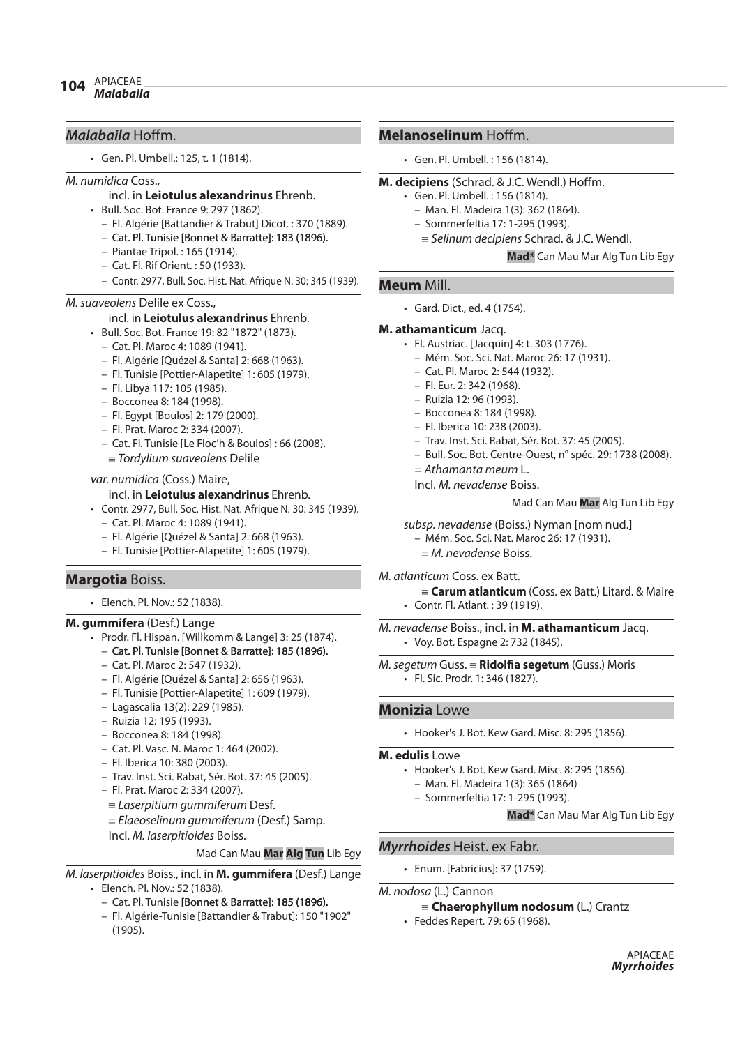## *Malabaila* Hoffm.

- Gen. Pl. Umbell.: 125, t. 1 (1814).

*M. numidica* Coss.,
incl. in **Leiotulus alexandrinus** Ehrenb.

- Bull. Soc. Bot. France 9: 297 (1862).
  - Fl. Algérie [Battandier & Trabut] Dicot. : 370 (1889).
  - Cat. Pl. Tunisie [Bonnet & Barratte]: 183 (1896).
  - Piantae Tripol. : 165 (1914).
  - Cat. Fl. Rif Orient. : 50 (1933).
  - Contr. 2977, Bull. Soc. Hist. Nat. Afrique N. 30: 345 (1939).

*M. suaveolens* Delile ex Coss.,
incl. in **Leiotulus alexandrinus** Ehrenb.

- Bull. Soc. Bot. France 19: 82 "1872" (1873).
  - Cat. Pl. Maroc 4: 1089 (1941).
  - Fl. Algérie [Quézel & Santa] 2: 668 (1963).
  - Fl. Tunisie [Pottier-Alapetite] 1: 605 (1979).
  - Fl. Libya 117: 105 (1985).
  - Bocconea 8: 184 (1998).
  - Fl. Egypt [Boulos] 2: 179 (2000).
  - Fl. Prat. Maroc 2: 334 (2007).
  - Cat. Fl. Tunisie [Le Floc'h & Boulos] : 66 (2008).

≡ *Tordylium suaveolens* Delile

*var. numidica* (Coss.) Maire,
incl. in **Leiotulus alexandrinus** Ehrenb.

- Contr. 2977, Bull. Soc. Hist. Nat. Afrique N. 30: 345 (1939).
  - Cat. Pl. Maroc 4: 1089 (1941).
  - Fl. Algérie [Quézel & Santa] 2: 668 (1963).
  - Fl. Tunisie [Pottier-Alapetite] 1: 605 (1979).

## **Margotia** Boiss.

- Elench. Pl. Nov.: 52 (1838).

**M. gummifera** (Desf.) Lange

- Prodr. Fl. Hispan. [Willkomm & Lange] 3: 25 (1874).
  - Cat. Pl. Tunisie [Bonnet & Barratte]: 185 (1896).
  - Cat. Pl. Maroc 2: 547 (1932).
  - Fl. Algérie [Quézel & Santa] 2: 656 (1963).
  - Fl. Tunisie [Pottier-Alapetite] 1: 609 (1979).
  - Lagascalia 13(2): 229 (1985).
  - Ruizia 12: 195 (1993).
  - Bocconea 8: 184 (1998).
  - Cat. Pl. Vasc. N. Maroc 1: 464 (2002).
  - Fl. Iberica 10: 380 (2003).
  - Trav. Inst. Sci. Rabat, Sér. Bot. 37: 45 (2005).
  - Fl. Prat. Maroc 2: 334 (2007).

≡ *Laserpitium gummiferum* Desf.
≡ *Elaeoselinum gummiferum* (Desf.) Samp.
Incl. *M. laserpitioides* Boiss.

Mad Can Mau **Mar** **Alg** **Tun** Lib Egy

*M. laserpitioides* Boiss., incl. in **M. gummifera** (Desf.) Lange

- Elench. Pl. Nov.: 52 (1838).
  - Cat. Pl. Tunisie [Bonnet & Barratte]: 185 (1896).
  - Fl. Algérie-Tunisie [Battandier & Trabut]: 150 "1902" (1905).

## **Melanoselinum** Hoffm.

- Gen. Pl. Umbell. : 156 (1814).

**M. decipiens** (Schrad. & J.C. Wendl.) Hoffm.

- Gen. Pl. Umbell. : 156 (1814).
  - Man. Fl. Madeira 1(3): 362 (1864).
  - Sommerfeltia 17: 1-295 (1993).

≡ *Selinum decipiens* Schrad. & J.C. Wendl.

**Mad*** Can Mau Mar Alg Tun Lib Egy

## **Meum** Mill.

- Gard. Dict., ed. 4 (1754).

**M. athamanticum** Jacq.

- Fl. Austriac. [Jacquin] 4: t. 303 (1776).
  - Mém. Soc. Sci. Nat. Maroc 26: 17 (1931).
  - Cat. Pl. Maroc 2: 544 (1932).
  - Fl. Eur. 2: 342 (1968).
  - Ruizia 12: 96 (1993).
  - Bocconea 8: 184 (1998).
  - Fl. Iberica 10: 238 (2003).
  - Trav. Inst. Sci. Rabat, Sér. Bot. 37: 45 (2005).
  - Bull. Soc. Bot. Centre-Ouest, n° spéc. 29: 1738 (2008).

= *Athamanta meum* L.
Incl. *M. nevadense* Boiss.

Mad Can Mau **Mar** Alg Tun Lib Egy

*subsp. nevadense* (Boiss.) Nyman [nom nud.]

- Mém. Soc. Sci. Nat. Maroc 26: 17 (1931).

≡ *M. nevadense* Boiss.

*M. atlanticum* Coss. ex Batt.
≡ **Carum atlanticum** (Coss. ex Batt.) Litard. & Maire

- Contr. Fl. Atlant. : 39 (1919).

*M. nevadense* Boiss., incl. in **M. athamanticum** Jacq.

- Voy. Bot. Espagne 2: 732 (1845).

*M. segetum* Guss. ≡ **Ridolfia segetum** (Guss.) Moris

- Fl. Sic. Prodr. 1: 346 (1827).

## **Monizia** Lowe

- Hooker's J. Bot. Kew Gard. Misc. 8: 295 (1856).

**M. edulis** Lowe

- Hooker's J. Bot. Kew Gard. Misc. 8: 295 (1856).
  - Man. Fl. Madeira 1(3): 365 (1864)
  - Sommerfeltia 17: 1-295 (1993).

**Mad*** Can Mau Mar Alg Tun Lib Egy

## *Myrrhoides* Heist. ex Fabr.

- Enum. [Fabricius]: 37 (1759).

*M. nodosa* (L.) Cannon
≡ **Chaerophyllum nodosum** (L.) Crantz

- Feddes Repert. 79: 65 (1968).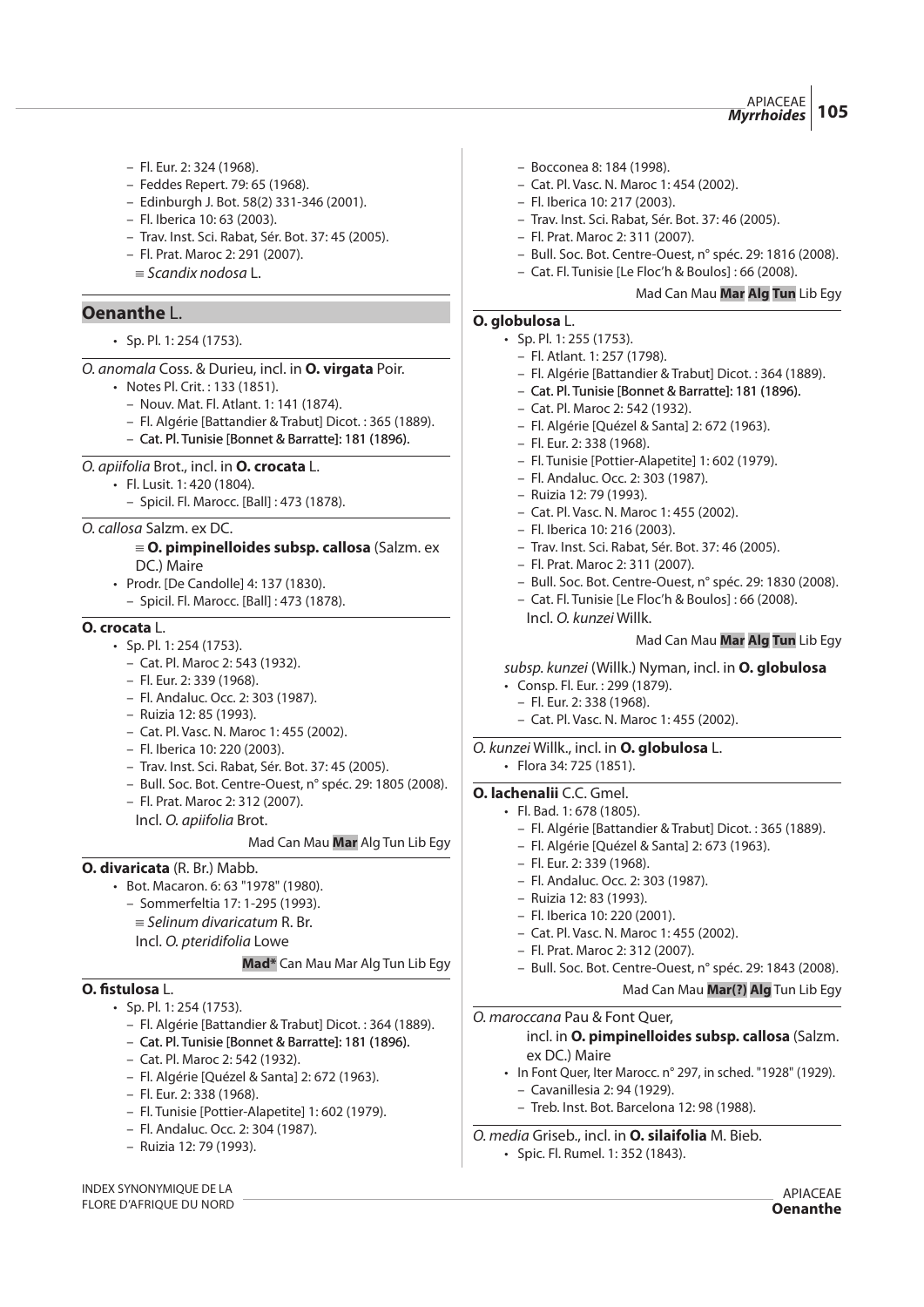- Fl. Eur. 2: 324 (1968).
- Feddes Repert. 79: 65 (1968).
- Edinburgh J. Bot. 58(2) 331-346 (2001).
- Fl. Iberica 10: 63 (2003).
- Trav. Inst. Sci. Rabat, Sér. Bot. 37: 45 (2005).
- Fl. Prat. Maroc 2: 291 (2007).

≡ *Scandix nodosa* L.

## Oenanthe L.

- Sp. Pl. 1: 254 (1753).

*O. anomala* Coss. & Durieu, incl. in **O. virgata** Poir.

- Notes Pl. Crit. : 133 (1851).
  - Nouv. Mat. Fl. Atlant. 1: 141 (1874).
  - Fl. Algérie [Battandier & Trabut] Dicot. : 365 (1889).
  - Cat. Pl. Tunisie [Bonnet & Barratte]: 181 (1896).

*O. apiifolia* Brot., incl. in **O. crocata** L.

- Fl. Lusit. 1: 420 (1804).
  - Spicil. Fl. Marocc. [Ball] : 473 (1878).

*O. callosa* Salzm. ex DC.

≡ **O. pimpinelloides subsp. callosa** (Salzm. ex DC.) Maire

- Prodr. [De Candolle] 4: 137 (1830).
  - Spicil. Fl. Marocc. [Ball] : 473 (1878).

**O. crocata** L.

- Sp. Pl. 1: 254 (1753).
  - Cat. Pl. Maroc 2: 543 (1932).
  - Fl. Eur. 2: 339 (1968).
  - Fl. Andaluc. Occ. 2: 303 (1987).
  - Ruizia 12: 85 (1993).
  - Cat. Pl. Vasc. N. Maroc 1: 455 (2002).
  - Fl. Iberica 10: 220 (2003).
  - Trav. Inst. Sci. Rabat, Sér. Bot. 37: 45 (2005).
  - Bull. Soc. Bot. Centre-Ouest, n° spéc. 29: 1805 (2008).
  - Fl. Prat. Maroc 2: 312 (2007).

Incl. *O. apiifolia* Brot.

Mad Can Mau **Mar** Alg Tun Lib Egy

**O. divaricata** (R. Br.) Mabb.

- Bot. Macaron. 6: 63 "1978" (1980).
  - Sommerfeltia 17: 1-295 (1993).

≡ *Selinum divaricatum* R. Br.

Incl. *O. pteridifolia* Lowe

**Mad\*** Can Mau Mar Alg Tun Lib Egy

**O. fistulosa** L.

- Sp. Pl. 1: 254 (1753).
  - Fl. Algérie [Battandier & Trabut] Dicot. : 364 (1889).
  - Cat. Pl. Tunisie [Bonnet & Barratte]: 181 (1896).
  - Cat. Pl. Maroc 2: 542 (1932).
  - Fl. Algérie [Quézel & Santa] 2: 672 (1963).
  - Fl. Eur. 2: 338 (1968).
  - Fl. Tunisie [Pottier-Alapetite] 1: 602 (1979).
  - Fl. Andaluc. Occ. 2: 304 (1987).
  - Ruizia 12: 79 (1993).
  - Bocconea 8: 184 (1998).
  - Cat. Pl. Vasc. N. Maroc 1: 454 (2002).
  - Fl. Iberica 10: 217 (2003).
  - Trav. Inst. Sci. Rabat, Sér. Bot. 37: 46 (2005).
  - Fl. Prat. Maroc 2: 311 (2007).
  - Bull. Soc. Bot. Centre-Ouest, n° spéc. 29: 1816 (2008).
  - Cat. Fl. Tunisie [Le Floc'h & Boulos] : 66 (2008).

Mad Can Mau **Mar** **Alg** **Tun** Lib Egy

**O. globulosa** L.

- Sp. Pl. 1: 255 (1753).
  - Fl. Atlant. 1: 257 (1798).
  - Fl. Algérie [Battandier & Trabut] Dicot. : 364 (1889).
  - Cat. Pl. Tunisie [Bonnet & Barratte]: 181 (1896).
  - Cat. Pl. Maroc 2: 542 (1932).
  - Fl. Algérie [Quézel & Santa] 2: 672 (1963).
  - Fl. Eur. 2: 338 (1968).
  - Fl. Tunisie [Pottier-Alapetite] 1: 602 (1979).
  - Fl. Andaluc. Occ. 2: 303 (1987).
  - Ruizia 12: 79 (1993).
  - Cat. Pl. Vasc. N. Maroc 1: 455 (2002).
  - Fl. Iberica 10: 216 (2003).
  - Trav. Inst. Sci. Rabat, Sér. Bot. 37: 46 (2005).
  - Fl. Prat. Maroc 2: 311 (2007).
  - Bull. Soc. Bot. Centre-Ouest, n° spéc. 29: 1830 (2008).
  - Cat. Fl. Tunisie [Le Floc'h & Boulos] : 66 (2008).

Incl. *O. kunzei* Willk.

Mad Can Mau **Mar** **Alg** **Tun** Lib Egy

*subsp. kunzei* (Willk.) Nyman, incl. in **O. globulosa**

- Consp. Fl. Eur. : 299 (1879).
  - Fl. Eur. 2: 338 (1968).
  - Cat. Pl. Vasc. N. Maroc 1: 455 (2002).

*O. kunzei* Willk., incl. in **O. globulosa** L.

- Flora 34: 725 (1851).

**O. lachenalii** C.C. Gmel.

- Fl. Bad. 1: 678 (1805).
  - Fl. Algérie [Battandier & Trabut] Dicot. : 365 (1889).
  - Fl. Algérie [Quézel & Santa] 2: 673 (1963).
  - Fl. Eur. 2: 339 (1968).
  - Fl. Andaluc. Occ. 2: 303 (1987).
  - Ruizia 12: 83 (1993).
  - Fl. Iberica 10: 220 (2001).
  - Cat. Pl. Vasc. N. Maroc 1: 455 (2002).
  - Fl. Prat. Maroc 2: 312 (2007).
  - Bull. Soc. Bot. Centre-Ouest, n° spéc. 29: 1843 (2008).

Mad Can Mau **Mar(?)** **Alg** Tun Lib Egy

*O. maroccana* Pau & Font Quer, incl. in **O. pimpinelloides subsp. callosa** (Salzm. ex DC.) Maire

- In Font Quer, Iter Marocc. n° 297, in sched. "1928" (1929).
  - Cavanillesia 2: 94 (1929).
  - Treb. Inst. Bot. Barcelona 12: 98 (1988).

*O. media* Griseb., incl. in **O. silaifolia** M. Bieb.

- Spic. Fl. Rumel. 1: 352 (1843).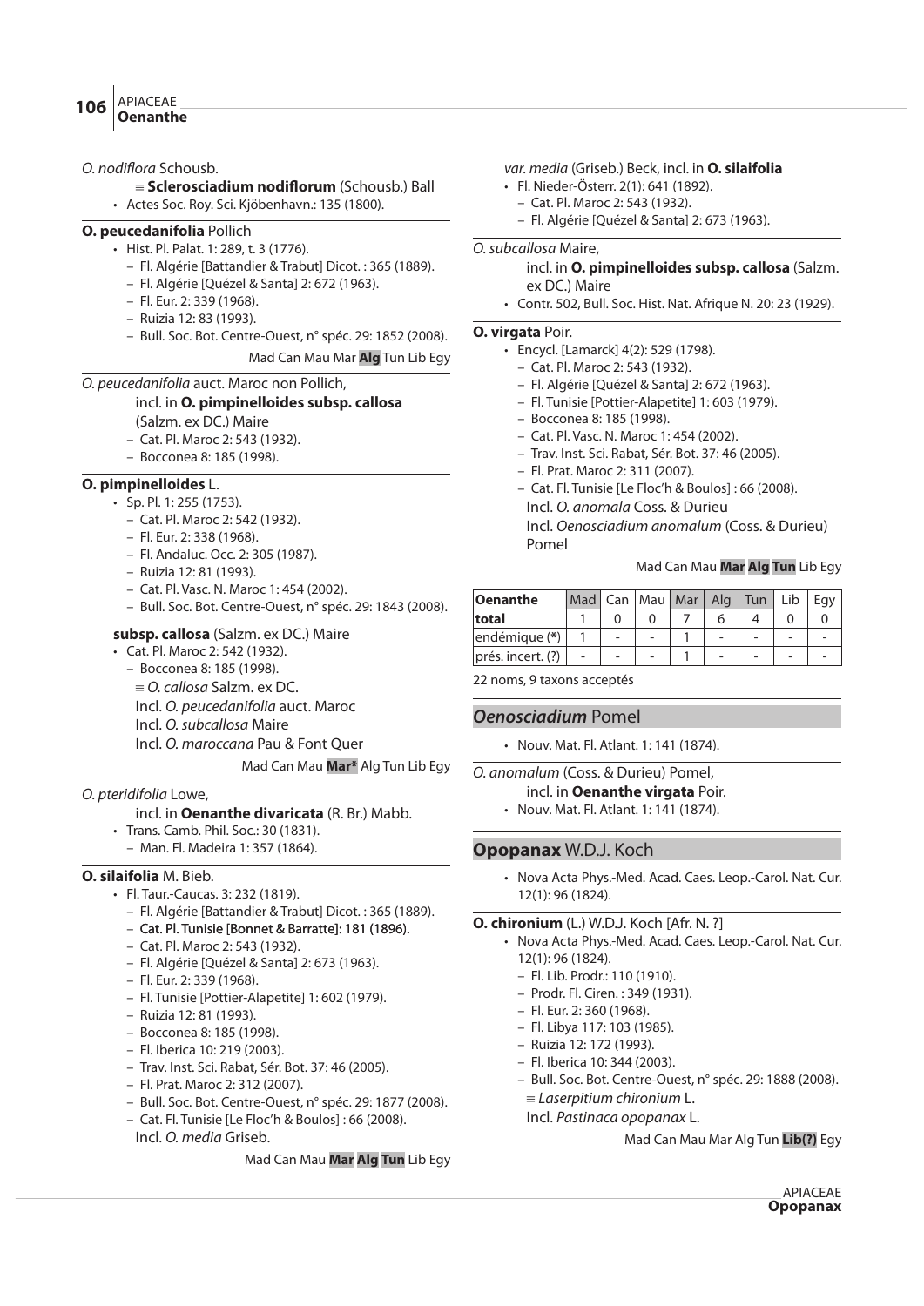*O. nodiflora* Schousb.

≡ **Sclerosciadium nodiflorum** (Schousb.) Ball

- Actes Soc. Roy. Sci. Kjöbenhavn.: 135 (1800).

**O. peucedanifolia** Pollich

- Hist. Pl. Palat. 1: 289, t. 3 (1776).
  - Fl. Algérie [Battandier & Trabut] Dicot. : 365 (1889).
  - Fl. Algérie [Quézel & Santa] 2: 672 (1963).
  - Fl. Eur. 2: 339 (1968).
  - Ruizia 12: 83 (1993).
  - Bull. Soc. Bot. Centre-Ouest, n° spéc. 29: 1852 (2008).

Mad Can Mau Mar **Alg** Tun Lib Egy

*O. peucedanifolia* auct. Maroc non Pollich,

incl. in **O. pimpinelloides subsp. callosa** (Salzm. ex DC.) Maire

- Cat. Pl. Maroc 2: 543 (1932).
- Bocconea 8: 185 (1998).

**O. pimpinelloides** L.

- Sp. Pl. 1: 255 (1753).
  - Cat. Pl. Maroc 2: 542 (1932).
  - Fl. Eur. 2: 338 (1968).
  - Fl. Andaluc. Occ. 2: 305 (1987).
  - Ruizia 12: 81 (1993).
  - Cat. Pl. Vasc. N. Maroc 1: 454 (2002).
  - Bull. Soc. Bot. Centre-Ouest, n° spéc. 29: 1843 (2008).

**subsp. callosa** (Salzm. ex DC.) Maire

- Cat. Pl. Maroc 2: 542 (1932).
  - Bocconea 8: 185 (1998).

≡ *O. callosa* Salzm. ex DC.

Incl. *O. peucedanifolia* auct. Maroc

Incl. *O. subcallosa* Maire

Incl. *O. maroccana* Pau & Font Quer

Mad Can Mau **Mar*** Alg Tun Lib Egy

*O. pteridifolia* Lowe,

incl. in **Oenanthe divaricata** (R. Br.) Mabb.

- Trans. Camb. Phil. Soc.: 30 (1831).
  - Man. Fl. Madeira 1: 357 (1864).

**O. silaifolia** M. Bieb.

- Fl. Taur.-Caucas. 3: 232 (1819).
  - Fl. Algérie [Battandier & Trabut] Dicot. : 365 (1889).
  - Cat. Pl. Tunisie [Bonnet & Barratte]: 181 (1896).
  - Cat. Pl. Maroc 2: 543 (1932).
  - Fl. Algérie [Quézel & Santa] 2: 673 (1963).
  - Fl. Eur. 2: 339 (1968).
  - Fl. Tunisie [Pottier-Alapetite] 1: 602 (1979).
  - Ruizia 12: 81 (1993).
  - Bocconea 8: 185 (1998).
  - Fl. Iberica 10: 219 (2003).
  - Trav. Inst. Sci. Rabat, Sér. Bot. 37: 46 (2005).
  - Fl. Prat. Maroc 2: 312 (2007).
  - Bull. Soc. Bot. Centre-Ouest, n° spéc. 29: 1877 (2008).
  - Cat. Fl. Tunisie [Le Floc'h & Boulos] : 66 (2008).

Incl. *O. media* Griseb.

Mad Can Mau **Mar** **Alg** **Tun** Lib Egy

*var. media* (Griseb.) Beck, incl. in **O. silaifolia**

- Fl. Nieder-Österr. 2(1): 641 (1892).
  - Cat. Pl. Maroc 2: 543 (1932).
  - Fl. Algérie [Quézel & Santa] 2: 673 (1963).

*O. subcallosa* Maire,

incl. in **O. pimpinelloides subsp. callosa** (Salzm. ex DC.) Maire

- Contr. 502, Bull. Soc. Hist. Nat. Afrique N. 20: 23 (1929).

**O. virgata** Poir.

- Encycl. [Lamarck] 4(2): 529 (1798).
  - Cat. Pl. Maroc 2: 543 (1932).
  - Fl. Algérie [Quézel & Santa] 2: 672 (1963).
  - Fl. Tunisie [Pottier-Alapetite] 1: 603 (1979).
  - Bocconea 8: 185 (1998).
  - Cat. Pl. Vasc. N. Maroc 1: 454 (2002).
  - Trav. Inst. Sci. Rabat, Sér. Bot. 37: 46 (2005).
  - Fl. Prat. Maroc 2: 311 (2007).
  - Cat. Fl. Tunisie [Le Floc'h & Boulos] : 66 (2008).

Incl. *O. anomala* Coss. & Durieu

Incl. *Oenosciadium anomalum* (Coss. & Durieu) Pomel

Mad Can Mau **Mar** **Alg** **Tun** Lib Egy

| **Oenanthe** | Mad | Can | Mau | Mar | Alg | Tun | Lib | Egy |
|---|---|---|---|---|---|---|---|---|
| **total** | 1 | 0 | 0 | 7 | 6 | 4 | 0 | 0 |
| endémique (*) | 1 | - | - | 1 | - | - | - | - |
| prés. incert. (?) | - | - | - | 1 | - | - | - | - |

22 noms, 9 taxons acceptés

## *Oenosciadium* Pomel

- Nouv. Mat. Fl. Atlant. 1: 141 (1874).

*O. anomalum* (Coss. & Durieu) Pomel,

incl. in **Oenanthe virgata** Poir.

- Nouv. Mat. Fl. Atlant. 1: 141 (1874).

## Opopanax W.D.J. Koch

- Nova Acta Phys.-Med. Acad. Caes. Leop.-Carol. Nat. Cur. 12(1): 96 (1824).

**O. chironium** (L.) W.D.J. Koch [Afr. N. ?]

- Nova Acta Phys.-Med. Acad. Caes. Leop.-Carol. Nat. Cur. 12(1): 96 (1824).
  - Fl. Lib. Prodr.: 110 (1910).
  - Prodr. Fl. Ciren. : 349 (1931).
  - Fl. Eur. 2: 360 (1968).
  - Fl. Libya 117: 103 (1985).
  - Ruizia 12: 172 (1993).
  - Fl. Iberica 10: 344 (2003).
  - Bull. Soc. Bot. Centre-Ouest, n° spéc. 29: 1888 (2008).

≡ *Laserpitium chironium* L.

Incl. *Pastinaca opopanax* L.

Mad Can Mau Mar Alg Tun **Lib(?)** Egy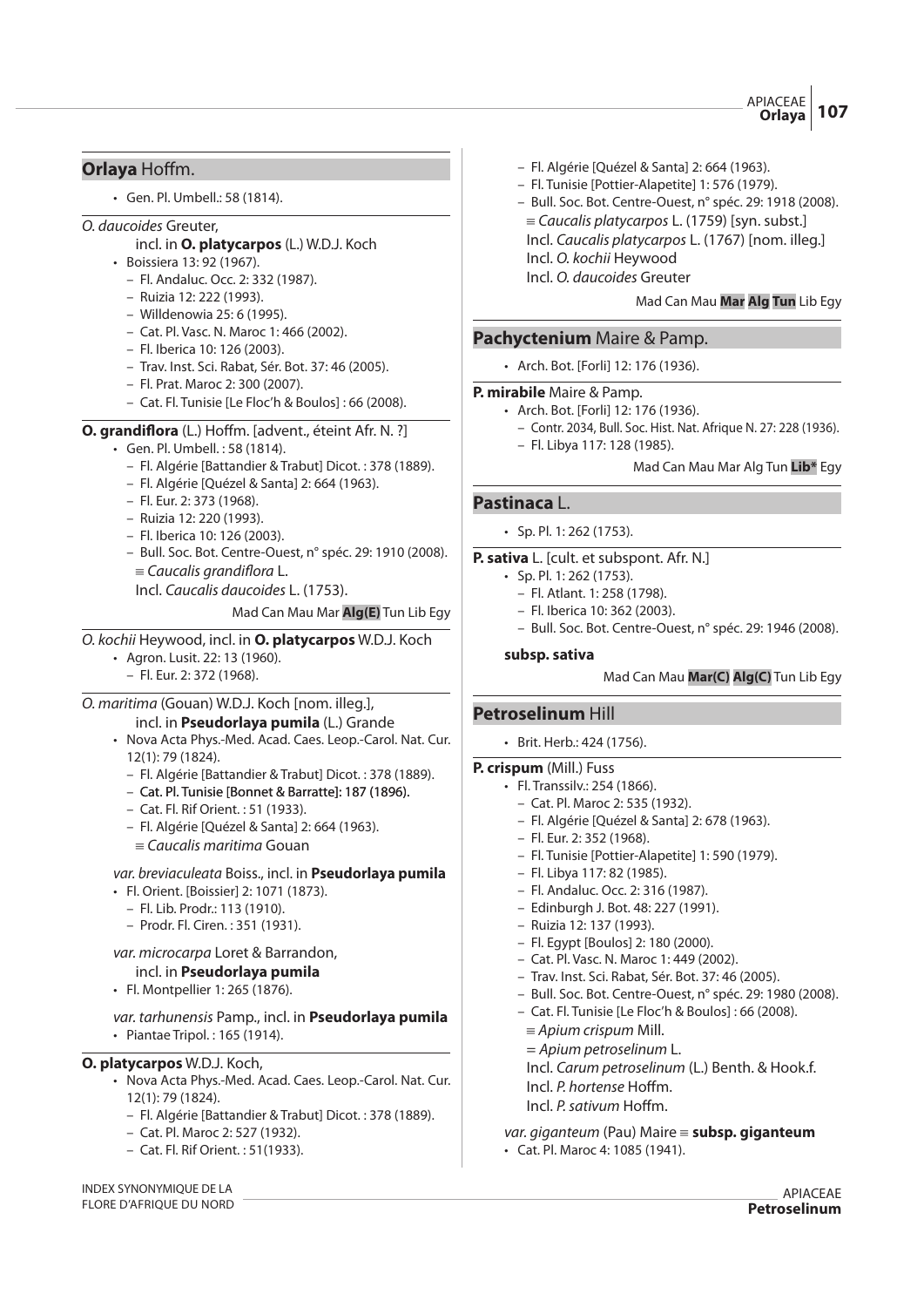## Orlaya Hoffm.

- Gen. Pl. Umbell.: 58 (1814).

*O. daucoides* Greuter,
incl. in **O. platycarpos** (L.) W.D.J. Koch

- Boissiera 13: 92 (1967).
  - Fl. Andaluc. Occ. 2: 332 (1987).
  - Ruizia 12: 222 (1993).
  - Willdenowia 25: 6 (1995).
  - Cat. Pl. Vasc. N. Maroc 1: 466 (2002).
  - Fl. Iberica 10: 126 (2003).
  - Trav. Inst. Sci. Rabat, Sér. Bot. 37: 46 (2005).
  - Fl. Prat. Maroc 2: 300 (2007).
  - Cat. Fl. Tunisie [Le Floc'h & Boulos] : 66 (2008).

**O. grandiflora** (L.) Hoffm. [advent., éteint Afr. N. ?]

- Gen. Pl. Umbell. : 58 (1814).
  - Fl. Algérie [Battandier & Trabut] Dicot. : 378 (1889).
  - Fl. Algérie [Quézel & Santa] 2: 664 (1963).
  - Fl. Eur. 2: 373 (1968).
  - Ruizia 12: 220 (1993).
  - Fl. Iberica 10: 126 (2003).
  - Bull. Soc. Bot. Centre-Ouest, n° spéc. 29: 1910 (2008).

  ≡ *Caucalis grandiflora* L.
  Incl. *Caucalis daucoides* L. (1753).

Mad Can Mau Mar **Alg(E)** Tun Lib Egy

*O. kochii* Heywood, incl. in **O. platycarpos** W.D.J. Koch

- Agron. Lusit. 22: 13 (1960).
  - Fl. Eur. 2: 372 (1968).

*O. maritima* (Gouan) W.D.J. Koch [nom. illeg.],
incl. in **Pseudorlaya pumila** (L.) Grande

- Nova Acta Phys.-Med. Acad. Caes. Leop.-Carol. Nat. Cur. 12(1): 79 (1824).
  - Fl. Algérie [Battandier & Trabut] Dicot. : 378 (1889).
  - Cat. Pl. Tunisie [Bonnet & Barratte]: 187 (1896).
  - Cat. Fl. Rif Orient. : 51 (1933).
  - Fl. Algérie [Quézel & Santa] 2: 664 (1963).

  ≡ *Caucalis maritima* Gouan

*var. breviaculeata* Boiss., incl. in **Pseudorlaya pumila**

- Fl. Orient. [Boissier] 2: 1071 (1873).
  - Fl. Lib. Prodr.: 113 (1910).
  - Prodr. Fl. Ciren. : 351 (1931).

*var. microcarpa* Loret & Barrandon,
incl. in **Pseudorlaya pumila**

- Fl. Montpellier 1: 265 (1876).

*var. tarhunensis* Pamp., incl. in **Pseudorlaya pumila**

- Piantae Tripol. : 165 (1914).

**O. platycarpos** W.D.J. Koch,

- Nova Acta Phys.-Med. Acad. Caes. Leop.-Carol. Nat. Cur. 12(1): 79 (1824).
  - Fl. Algérie [Battandier & Trabut] Dicot. : 378 (1889).
  - Cat. Pl. Maroc 2: 527 (1932).
  - Cat. Fl. Rif Orient. : 51(1933).
  - Fl. Algérie [Quézel & Santa] 2: 664 (1963).
  - Fl. Tunisie [Pottier-Alapetite] 1: 576 (1979).
  - Bull. Soc. Bot. Centre-Ouest, n° spéc. 29: 1918 (2008).

  ≡ *Caucalis platycarpos* L. (1759) [syn. subst.]
  Incl. *Caucalis platycarpos* L. (1767) [nom. illeg.]
  Incl. *O. kochii* Heywood
  Incl. *O. daucoides* Greuter

Mad Can Mau **Mar** **Alg** **Tun** Lib Egy

## Pachyctenium Maire & Pamp.

- Arch. Bot. [Forli] 12: 176 (1936).

**P. mirabile** Maire & Pamp.

- Arch. Bot. [Forli] 12: 176 (1936).
  - Contr. 2034, Bull. Soc. Hist. Nat. Afrique N. 27: 228 (1936).
  - Fl. Libya 117: 128 (1985).

Mad Can Mau Mar Alg Tun **Lib*** Egy

## Pastinaca L.

- Sp. Pl. 1: 262 (1753).

**P. sativa** L. [cult. et subspont. Afr. N.]

- Sp. Pl. 1: 262 (1753).
  - Fl. Atlant. 1: 258 (1798).
  - Fl. Iberica 10: 362 (2003).
  - Bull. Soc. Bot. Centre-Ouest, n° spéc. 29: 1946 (2008).

**subsp. sativa**

Mad Can Mau **Mar(C)** **Alg(C)** Tun Lib Egy

## Petroselinum Hill

- Brit. Herb.: 424 (1756).

**P. crispum** (Mill.) Fuss

- Fl. Transsilv.: 254 (1866).
  - Cat. Pl. Maroc 2: 535 (1932).
  - Fl. Algérie [Quézel & Santa] 2: 678 (1963).
  - Fl. Eur. 2: 352 (1968).
  - Fl. Tunisie [Pottier-Alapetite] 1: 590 (1979).
  - Fl. Libya 117: 82 (1985).
  - Fl. Andaluc. Occ. 2: 316 (1987).
  - Edinburgh J. Bot. 48: 227 (1991).
  - Ruizia 12: 137 (1993).
  - Fl. Egypt [Boulos] 2: 180 (2000).
  - Cat. Pl. Vasc. N. Maroc 1: 449 (2002).
  - Trav. Inst. Sci. Rabat, Sér. Bot. 37: 46 (2005).
  - Bull. Soc. Bot. Centre-Ouest, n° spéc. 29: 1980 (2008).
  - Cat. Fl. Tunisie [Le Floc'h & Boulos] : 66 (2008).

  ≡ *Apium crispum* Mill.
  = *Apium petroselinum* L.
  Incl. *Carum petroselinum* (L.) Benth. & Hook.f.
  Incl. *P. hortense* Hoffm.
  Incl. *P. sativum* Hoffm.

*var. giganteum* (Pau) Maire ≡ **subsp. giganteum**

- Cat. Pl. Maroc 4: 1085 (1941).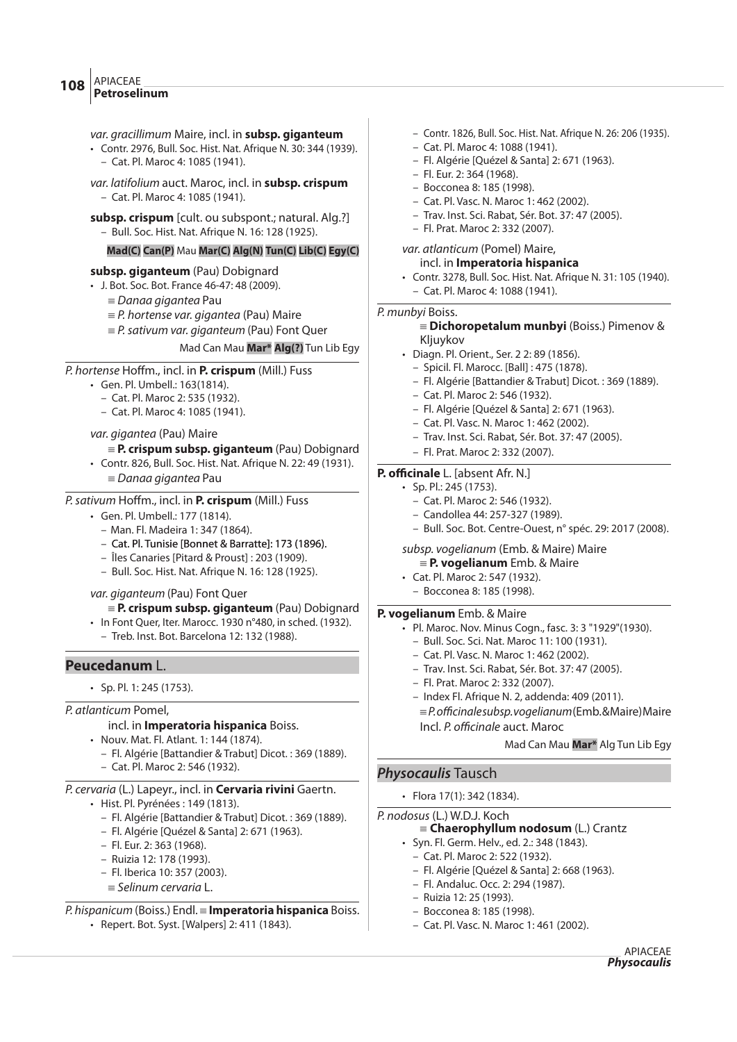*var. gracillimum* Maire, incl. in **subsp. giganteum**

- Contr. 2976, Bull. Soc. Hist. Nat. Afrique N. 30: 344 (1939).
  - Cat. Pl. Maroc 4: 1085 (1941).

*var. latifolium* auct. Maroc, incl. in **subsp. crispum**

- Cat. Pl. Maroc 4: 1085 (1941).

**subsp. crispum** [cult. ou subspont.; natural. Alg.?]

- Bull. Soc. Hist. Nat. Afrique N. 16: 128 (1925).

**Mad(C)** **Can(P)** Mau **Mar(C)** **Alg(N)** **Tun(C)** **Lib(C)** **Egy(C)**

**subsp. giganteum** (Pau) Dobignard

- J. Bot. Soc. Bot. France 46-47: 48 (2009).
  - ≡ *Danaa gigantea* Pau
  - ≡ *P. hortense var. gigantea* (Pau) Maire
  - ≡ *P. sativum var. giganteum* (Pau) Font Quer

Mad Can Mau **Mar*** **Alg(?)** Tun Lib Egy

---

*P. hortense* Hoffm., incl. in **P. crispum** (Mill.) Fuss

- Gen. Pl. Umbell.: 163(1814).
  - Cat. Pl. Maroc 2: 535 (1932).
  - Cat. Pl. Maroc 4: 1085 (1941).

*var. gigantea* (Pau) Maire

≡ **P. crispum subsp. giganteum** (Pau) Dobignard

- Contr. 826, Bull. Soc. Hist. Nat. Afrique N. 22: 49 (1931).
  - ≡ *Danaa gigantea* Pau

---

*P. sativum* Hoffm., incl. in **P. crispum** (Mill.) Fuss

- Gen. Pl. Umbell.: 177 (1814).
  - Man. Fl. Madeira 1: 347 (1864).
  - Cat. Pl. Tunisie [Bonnet & Barratte]: 173 (1896).
  - Îles Canaries [Pitard & Proust] : 203 (1909).
  - Bull. Soc. Hist. Nat. Afrique N. 16: 128 (1925).

*var. giganteum* (Pau) Font Quer

≡ **P. crispum subsp. giganteum** (Pau) Dobignard

- In Font Quer, Iter. Marocc. 1930 n°480, in sched. (1932).
  - Treb. Inst. Bot. Barcelona 12: 132 (1988).

## Peucedanum L.

- Sp. Pl. 1: 245 (1753).

---

*P. atlanticum* Pomel,

incl. in **Imperatoria hispanica** Boiss.

- Nouv. Mat. Fl. Atlant. 1: 144 (1874).
  - Fl. Algérie [Battandier & Trabut] Dicot. : 369 (1889).
  - Cat. Pl. Maroc 2: 546 (1932).

---

*P. cervaria* (L.) Lapeyr., incl. in **Cervaria rivini** Gaertn.

- Hist. Pl. Pyrénées : 149 (1813).
  - Fl. Algérie [Battandier & Trabut] Dicot. : 369 (1889).
  - Fl. Algérie [Quézel & Santa] 2: 671 (1963).
  - Fl. Eur. 2: 363 (1968).
  - Ruizia 12: 178 (1993).
  - Fl. Iberica 10: 357 (2003).
  - ≡ *Selinum cervaria* L.

---

*P. hispanicum* (Boiss.) Endl. ≡ **Imperatoria hispanica** Boiss.

- Repert. Bot. Syst. [Walpers] 2: 411 (1843).
  - Contr. 1826, Bull. Soc. Hist. Nat. Afrique N. 26: 206 (1935).
  - Cat. Pl. Maroc 4: 1088 (1941).
  - Fl. Algérie [Quézel & Santa] 2: 671 (1963).
  - Fl. Eur. 2: 364 (1968).
  - Bocconea 8: 185 (1998).
  - Cat. Pl. Vasc. N. Maroc 1: 462 (2002).
  - Trav. Inst. Sci. Rabat, Sér. Bot. 37: 47 (2005).
  - Fl. Prat. Maroc 2: 332 (2007).

*var. atlanticum* (Pomel) Maire,

incl. in **Imperatoria hispanica**

- Contr. 3278, Bull. Soc. Hist. Nat. Afrique N. 31: 105 (1940).
  - Cat. Pl. Maroc 4: 1088 (1941).

---

*P. munbyi* Boiss.

≡ **Dichoropetalum munbyi** (Boiss.) Pimenov & Kljuykov

- Diagn. Pl. Orient., Ser. 2 2: 89 (1856).
  - Spicil. Fl. Marocc. [Ball] : 475 (1878).
  - Fl. Algérie [Battandier & Trabut] Dicot. : 369 (1889).
  - Cat. Pl. Maroc 2: 546 (1932).
  - Fl. Algérie [Quézel & Santa] 2: 671 (1963).
  - Cat. Pl. Vasc. N. Maroc 1: 462 (2002).
  - Trav. Inst. Sci. Rabat, Sér. Bot. 37: 47 (2005).
  - Fl. Prat. Maroc 2: 332 (2007).

---

**P. officinale** L. [absent Afr. N.]

- Sp. Pl.: 245 (1753).
  - Cat. Pl. Maroc 2: 546 (1932).
  - Candollea 44: 257-327 (1989).
  - Bull. Soc. Bot. Centre-Ouest, n° spéc. 29: 2017 (2008).

*subsp. vogelianum* (Emb. & Maire) Maire

≡ **P. vogelianum** Emb. & Maire

- Cat. Pl. Maroc 2: 547 (1932).
  - Bocconea 8: 185 (1998).

---

**P. vogelianum** Emb. & Maire

- Pl. Maroc. Nov. Minus Cogn., fasc. 3: 3 "1929"(1930).
  - Bull. Soc. Sci. Nat. Maroc 11: 100 (1931).
  - Cat. Pl. Vasc. N. Maroc 1: 462 (2002).
  - Trav. Inst. Sci. Rabat, Sér. Bot. 37: 47 (2005).
  - Fl. Prat. Maroc 2: 332 (2007).
  - Index Fl. Afrique N. 2, addenda: 409 (2011).
  - ≡ *P. officinale subsp. vogelianum* (Emb.&Maire) Maire
  - Incl. *P. officinale* auct. Maroc

Mad Can Mau **Mar*** Alg Tun Lib Egy

## *Physocaulis* Tausch

- Flora 17(1): 342 (1834).

---

*P. nodosus* (L.) W.D.J. Koch

≡ **Chaerophyllum nodosum** (L.) Crantz

- Syn. Fl. Germ. Helv., ed. 2.: 348 (1843).
  - Cat. Pl. Maroc 2: 522 (1932).
  - Fl. Algérie [Quézel & Santa] 2: 668 (1963).
  - Fl. Andaluc. Occ. 2: 294 (1987).
  - Ruizia 12: 25 (1993).
  - Bocconea 8: 185 (1998).
  - Cat. Pl. Vasc. N. Maroc 1: 461 (2002).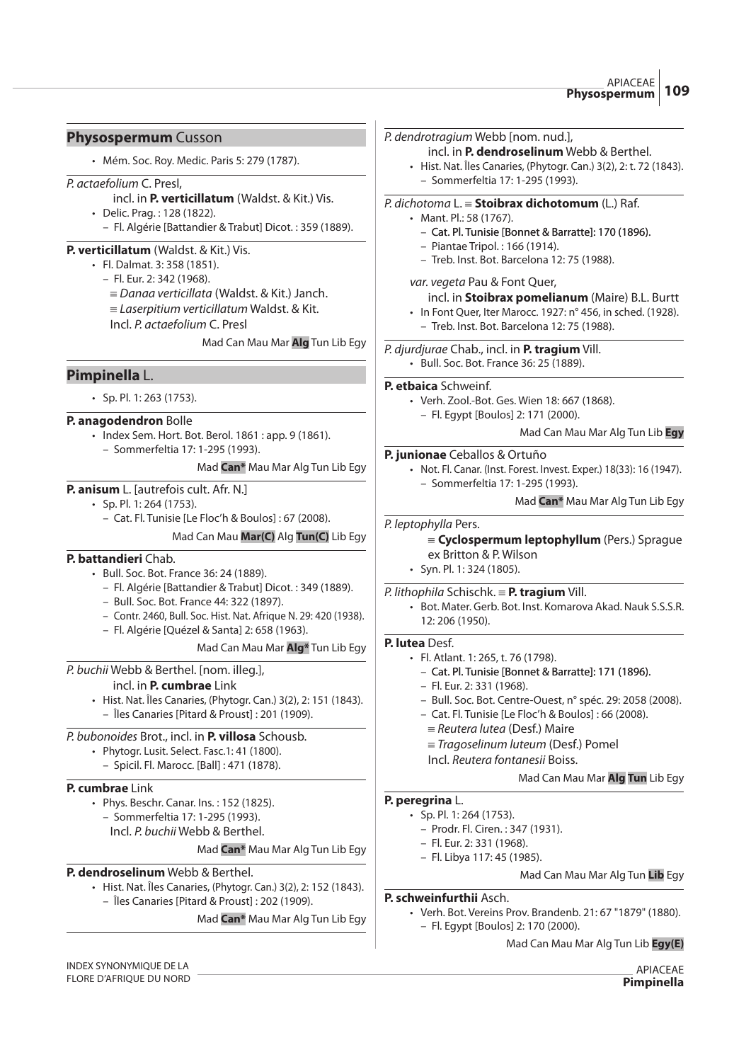## **Physospermum** Cusson

- Mém. Soc. Roy. Medic. Paris 5: 279 (1787).

*P. actaefolium* C. Presl,
incl. in **P. verticillatum** (Waldst. & Kit.) Vis.
- Delic. Prag. : 128 (1822).
  - Fl. Algérie [Battandier & Trabut] Dicot. : 359 (1889).

**P. verticillatum** (Waldst. & Kit.) Vis.
- Fl. Dalmat. 3: 358 (1851).
  - Fl. Eur. 2: 342 (1968).
  - ≡ *Danaa verticillata* (Waldst. & Kit.) Janch.
  - ≡ *Laserpitium verticillatum* Waldst. & Kit.
  - Incl. *P. actaefolium* C. Presl

Mad Can Mau Mar **Alg** Tun Lib Egy

## **Pimpinella** L.

- Sp. Pl. 1: 263 (1753).

**P. anagodendron** Bolle
- Index Sem. Hort. Bot. Berol. 1861 : app. 9 (1861).
  - Sommerfeltia 17: 1-295 (1993).

Mad **Can*** Mau Mar Alg Tun Lib Egy

**P. anisum** L. [autrefois cult. Afr. N.]
- Sp. Pl. 1: 264 (1753).
  - Cat. Fl. Tunisie [Le Floc'h & Boulos] : 67 (2008).

Mad Can Mau **Mar(C)** Alg **Tun(C)** Lib Egy

**P. battandieri** Chab.
- Bull. Soc. Bot. France 36: 24 (1889).
  - Fl. Algérie [Battandier & Trabut] Dicot. : 349 (1889).
  - Bull. Soc. Bot. France 44: 322 (1897).
  - Contr. 2460, Bull. Soc. Hist. Nat. Afrique N. 29: 420 (1938).
  - Fl. Algérie [Quézel & Santa] 2: 658 (1963).

Mad Can Mau Mar **Alg*** Tun Lib Egy

*P. buchii* Webb & Berthel. [nom. illeg.],
incl. in **P. cumbrae** Link
- Hist. Nat. Îles Canaries, (Phytogr. Can.) 3(2), 2: 151 (1843).
  - Îles Canaries [Pitard & Proust] : 201 (1909).

*P. bubonoides* Brot., incl. in **P. villosa** Schousb.
- Phytogr. Lusit. Select. Fasc.1: 41 (1800).
  - Spicil. Fl. Marocc. [Ball] : 471 (1878).

**P. cumbrae** Link
- Phys. Beschr. Canar. Ins. : 152 (1825).
  - Sommerfeltia 17: 1-295 (1993).
  - Incl. *P. buchii* Webb & Berthel.

Mad **Can*** Mau Mar Alg Tun Lib Egy

**P. dendroselinum** Webb & Berthel.
- Hist. Nat. Îles Canaries, (Phytogr. Can.) 3(2), 2: 152 (1843).
  - Îles Canaries [Pitard & Proust] : 202 (1909).

Mad **Can*** Mau Mar Alg Tun Lib Egy

*P. dendrotragium* Webb [nom. nud.],
incl. in **P. dendroselinum** Webb & Berthel.
- Hist. Nat. Îles Canaries, (Phytogr. Can.) 3(2), 2: t. 72 (1843).
  - Sommerfeltia 17: 1-295 (1993).

*P. dichotoma* L. ≡ **Stoibrax dichotomum** (L.) Raf.
- Mant. Pl.: 58 (1767).
  - Cat. Pl. Tunisie [Bonnet & Barratte]: 170 (1896).
  - Piantae Tripol. : 166 (1914).
  - Treb. Inst. Bot. Barcelona 12: 75 (1988).

*var. vegeta* Pau & Font Quer,
incl. in **Stoibrax pomelianum** (Maire) B.L. Burtt
- In Font Quer, Iter Marocc. 1927: n° 456, in sched. (1928).
  - Treb. Inst. Bot. Barcelona 12: 75 (1988).

*P. djurdjurae* Chab., incl. in **P. tragium** Vill.
- Bull. Soc. Bot. France 36: 25 (1889).

**P. etbaica** Schweinf.
- Verh. Zool.-Bot. Ges. Wien 18: 667 (1868).
  - Fl. Egypt [Boulos] 2: 171 (2000).

Mad Can Mau Mar Alg Tun Lib **Egy**

**P. junionae** Ceballos & Ortuño
- Not. Fl. Canar. (Inst. Forest. Invest. Exper.) 18(33): 16 (1947).
  - Sommerfeltia 17: 1-295 (1993).

Mad **Can*** Mau Mar Alg Tun Lib Egy

*P. leptophylla* Pers.
≡ **Cyclospermum leptophyllum** (Pers.) Sprague ex Britton & P. Wilson
- Syn. Pl. 1: 324 (1805).

*P. lithophila* Schischk. ≡ **P. tragium** Vill.
- Bot. Mater. Gerb. Bot. Inst. Komarova Akad. Nauk S.S.S.R. 12: 206 (1950).

**P. lutea** Desf.
- Fl. Atlant. 1: 265, t. 76 (1798).
  - Cat. Pl. Tunisie [Bonnet & Barratte]: 171 (1896).
  - Fl. Eur. 2: 331 (1968).
  - Bull. Soc. Bot. Centre-Ouest, n° spéc. 29: 2058 (2008).
  - Cat. Fl. Tunisie [Le Floc'h & Boulos] : 66 (2008).
  - ≡ *Reutera lutea* (Desf.) Maire
  - ≡ *Tragoselinum luteum* (Desf.) Pomel
  - Incl. *Reutera fontanesii* Boiss.

Mad Can Mau Mar **Alg** **Tun** Lib Egy

**P. peregrina** L.
- Sp. Pl. 1: 264 (1753).
  - Prodr. Fl. Ciren. : 347 (1931).
  - Fl. Eur. 2: 331 (1968).
  - Fl. Libya 117: 45 (1985).

Mad Can Mau Mar Alg Tun **Lib** Egy

**P. schweinfurthii** Asch.
- Verh. Bot. Vereins Prov. Brandenb. 21: 67 "1879" (1880).
  - Fl. Egypt [Boulos] 2: 170 (2000).

Mad Can Mau Mar Alg Tun Lib **Egy(E)**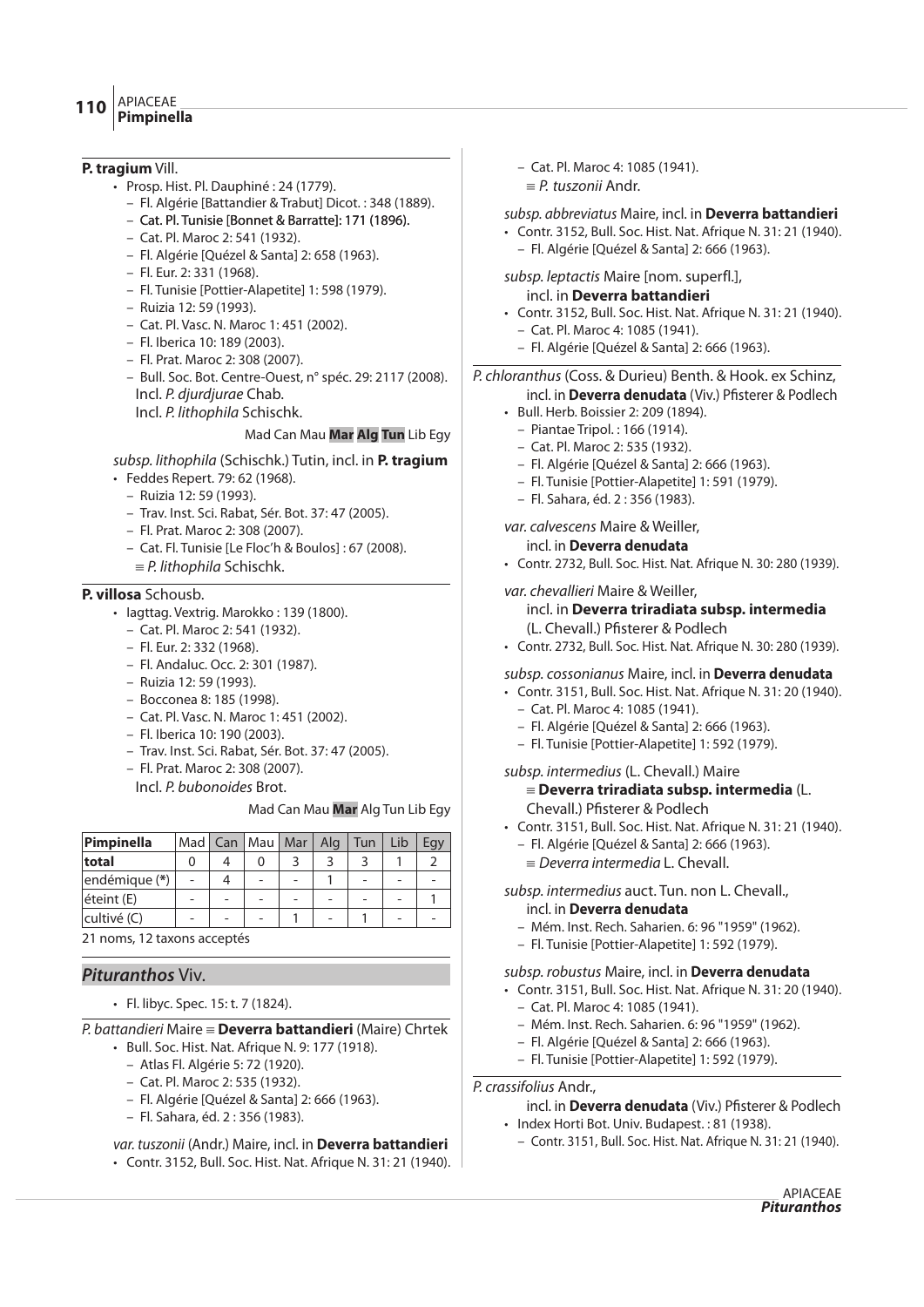**P. tragium** Vill.

- Prosp. Hist. Pl. Dauphiné : 24 (1779).
  - Fl. Algérie [Battandier & Trabut] Dicot. : 348 (1889).
  - Cat. Pl. Tunisie [Bonnet & Barratte]: 171 (1896).
  - Cat. Pl. Maroc 2: 541 (1932).
  - Fl. Algérie [Quézel & Santa] 2: 658 (1963).
  - Fl. Eur. 2: 331 (1968).
  - Fl. Tunisie [Pottier-Alapetite] 1: 598 (1979).
  - Ruizia 12: 59 (1993).
  - Cat. Pl. Vasc. N. Maroc 1: 451 (2002).
  - Fl. Iberica 10: 189 (2003).
  - Fl. Prat. Maroc 2: 308 (2007).
  - Bull. Soc. Bot. Centre-Ouest, n° spéc. 29: 2117 (2008).

  Incl. *P. djurdjurae* Chab.
  Incl. *P. lithophila* Schischk.

Mad Can Mau **Mar** **Alg** **Tun** Lib Egy

*subsp. lithophila* (Schischk.) Tutin, incl. in **P. tragium**

- Feddes Repert. 79: 62 (1968).
  - Ruizia 12: 59 (1993).
  - Trav. Inst. Sci. Rabat, Sér. Bot. 37: 47 (2005).
  - Fl. Prat. Maroc 2: 308 (2007).
  - Cat. Fl. Tunisie [Le Floc'h & Boulos] : 67 (2008).

  ≡ *P. lithophila* Schischk.

**P. villosa** Schousb.

- Iagttag. Vextrig. Marokko : 139 (1800).
  - Cat. Pl. Maroc 2: 541 (1932).
  - Fl. Eur. 2: 332 (1968).
  - Fl. Andaluc. Occ. 2: 301 (1987).
  - Ruizia 12: 59 (1993).
  - Bocconea 8: 185 (1998).
  - Cat. Pl. Vasc. N. Maroc 1: 451 (2002).
  - Fl. Iberica 10: 190 (2003).
  - Trav. Inst. Sci. Rabat, Sér. Bot. 37: 47 (2005).
  - Fl. Prat. Maroc 2: 308 (2007).

  Incl. *P. bubonoides* Brot.

Mad Can Mau **Mar** Alg Tun Lib Egy

| Pimpinella | Mad | Can | Mau | Mar | Alg | Tun | Lib | Egy |
|---|---|---|---|---|---|---|---|---|
| total | 0 | 4 | 0 | 3 | 3 | 3 | 1 | 2 |
| endémique (*) | - | 4 | - | - | - | - | - | - |
| éteint (E) | - | - | - | - | 1 | - | - | 1 |
| cultivé (C) | - | - | - | 1 | - | 1 | - | - |

21 noms, 12 taxons acceptés

## *Pituranthos* Viv.

- Fl. libyc. Spec. 15: t. 7 (1824).

*P. battandieri* Maire ≡ **Deverra battandieri** (Maire) Chrtek

- Bull. Soc. Hist. Nat. Afrique N. 9: 177 (1918).
  - Atlas Fl. Algérie 5: 72 (1920).
  - Cat. Pl. Maroc 2: 535 (1932).
  - Fl. Algérie [Quézel & Santa] 2: 666 (1963).
  - Fl. Sahara, éd. 2 : 356 (1983).

*var. tuszonii* (Andr.) Maire, incl. in **Deverra battandieri**

- Contr. 3152, Bull. Soc. Hist. Nat. Afrique N. 31: 21 (1940).
  - Cat. Pl. Maroc 4: 1085 (1941).

  ≡ *P. tuszonii* Andr.

*subsp. abbreviatus* Maire, incl. in **Deverra battandieri**

- Contr. 3152, Bull. Soc. Hist. Nat. Afrique N. 31: 21 (1940).
  - Fl. Algérie [Quézel & Santa] 2: 666 (1963).

*subsp. leptactis* Maire [nom. superfl.], incl. in **Deverra battandieri**

- Contr. 3152, Bull. Soc. Hist. Nat. Afrique N. 31: 21 (1940).
  - Cat. Pl. Maroc 4: 1085 (1941).
  - Fl. Algérie [Quézel & Santa] 2: 666 (1963).

*P. chloranthus* (Coss. & Durieu) Benth. & Hook. ex Schinz, incl. in **Deverra denudata** (Viv.) Pfisterer & Podlech

- Bull. Herb. Boissier 2: 209 (1894).
  - Piantae Tripol. : 166 (1914).
  - Cat. Pl. Maroc 2: 535 (1932).
  - Fl. Algérie [Quézel & Santa] 2: 666 (1963).
  - Fl. Tunisie [Pottier-Alapetite] 1: 591 (1979).
  - Fl. Sahara, éd. 2 : 356 (1983).

*var. calvescens* Maire & Weiller, incl. in **Deverra denudata**

- Contr. 2732, Bull. Soc. Hist. Nat. Afrique N. 30: 280 (1939).

*var. chevallieri* Maire & Weiller, incl. in **Deverra triradiata subsp. intermedia** (L. Chevall.) Pfisterer & Podlech

- Contr. 2732, Bull. Soc. Hist. Nat. Afrique N. 30: 280 (1939).

*subsp. cossonianus* Maire, incl. in **Deverra denudata**

- Contr. 3151, Bull. Soc. Hist. Nat. Afrique N. 31: 20 (1940).
  - Cat. Pl. Maroc 4: 1085 (1941).
  - Fl. Algérie [Quézel & Santa] 2: 666 (1963).
  - Fl. Tunisie [Pottier-Alapetite] 1: 592 (1979).

*subsp. intermedius* (L. Chevall.) Maire ≡ **Deverra triradiata subsp. intermedia** (L. Chevall.) Pfisterer & Podlech

- Contr. 3151, Bull. Soc. Hist. Nat. Afrique N. 31: 21 (1940).
  - Fl. Algérie [Quézel & Santa] 2: 666 (1963).

  ≡ *Deverra intermedia* L. Chevall.

*subsp. intermedius* auct. Tun. non L. Chevall., incl. in **Deverra denudata**

- Mém. Inst. Rech. Saharien. 6: 96 "1959" (1962).
- Fl. Tunisie [Pottier-Alapetite] 1: 592 (1979).

*subsp. robustus* Maire, incl. in **Deverra denudata**

- Contr. 3151, Bull. Soc. Hist. Nat. Afrique N. 31: 20 (1940).
  - Cat. Pl. Maroc 4: 1085 (1941).
  - Mém. Inst. Rech. Saharien. 6: 96 "1959" (1962).
  - Fl. Algérie [Quézel & Santa] 2: 666 (1963).
  - Fl. Tunisie [Pottier-Alapetite] 1: 592 (1979).

*P. crassifolius* Andr., incl. in **Deverra denudata** (Viv.) Pfisterer & Podlech

- Index Horti Bot. Univ. Budapest. : 81 (1938).
  - Contr. 3151, Bull. Soc. Hist. Nat. Afrique N. 31: 21 (1940).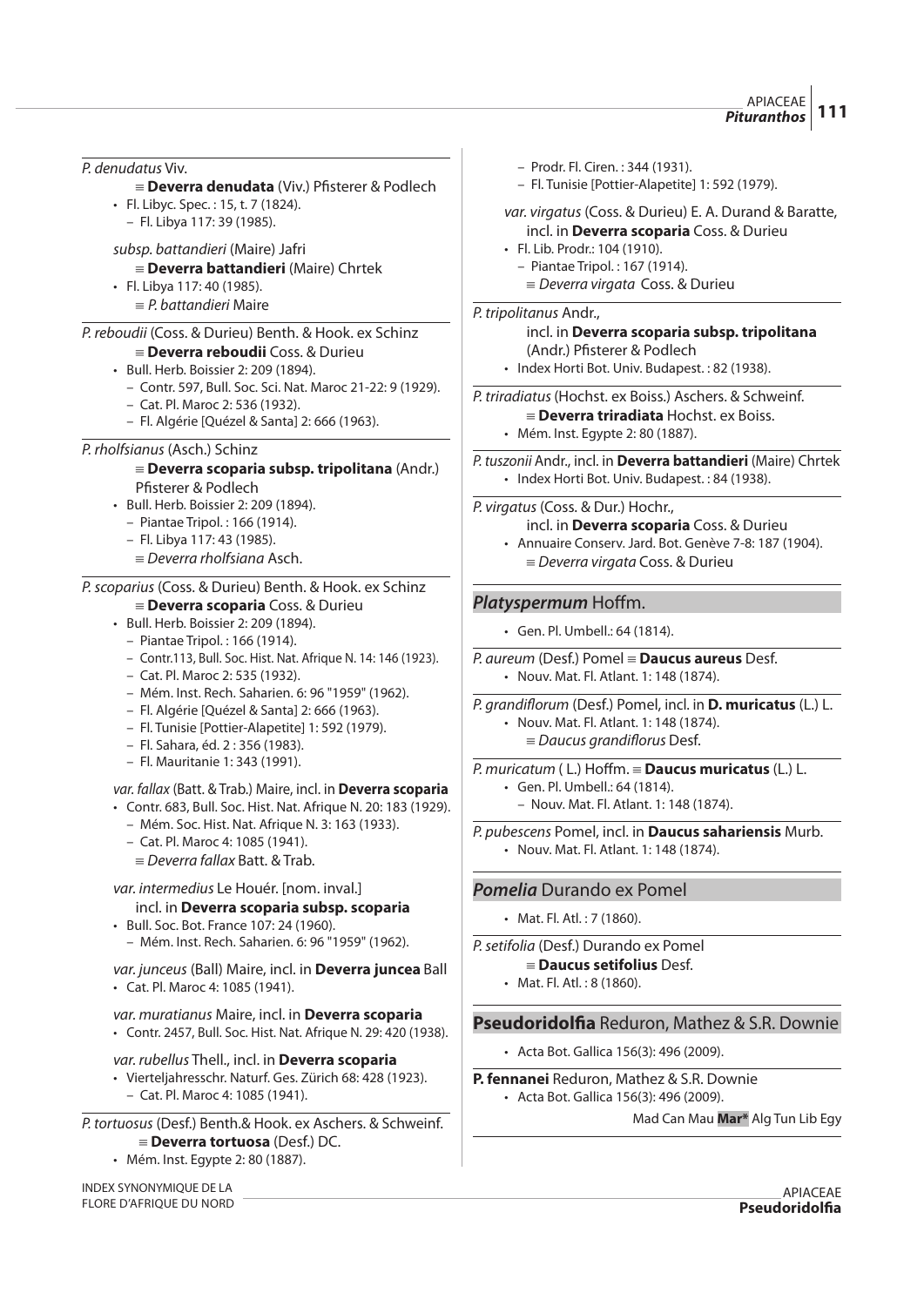*P. denudatus* Viv.

≡ **Deverra denudata** (Viv.) Pfisterer & Podlech

- Fl. Libyc. Spec. : 15, t. 7 (1824).
  - Fl. Libya 117: 39 (1985).

*subsp. battandieri* (Maire) Jafri

≡ **Deverra battandieri** (Maire) Chrtek

- Fl. Libya 117: 40 (1985).
  - ≡ *P. battandieri* Maire

*P. reboudii* (Coss. & Durieu) Benth. & Hook. ex Schinz

≡ **Deverra reboudii** Coss. & Durieu

- Bull. Herb. Boissier 2: 209 (1894).
  - Contr. 597, Bull. Soc. Sci. Nat. Maroc 21-22: 9 (1929).
  - Cat. Pl. Maroc 2: 536 (1932).
  - Fl. Algérie [Quézel & Santa] 2: 666 (1963).

*P. rholfsianus* (Asch.) Schinz

≡ **Deverra scoparia subsp. tripolitana** (Andr.) Pfisterer & Podlech

- Bull. Herb. Boissier 2: 209 (1894).
  - Piantae Tripol. : 166 (1914).
  - Fl. Libya 117: 43 (1985).
  - ≡ *Deverra rholfsiana* Asch.

*P. scoparius* (Coss. & Durieu) Benth. & Hook. ex Schinz

≡ **Deverra scoparia** Coss. & Durieu

- Bull. Herb. Boissier 2: 209 (1894).
  - Piantae Tripol. : 166 (1914).
  - Contr.113, Bull. Soc. Hist. Nat. Afrique N. 14: 146 (1923).
  - Cat. Pl. Maroc 2: 535 (1932).
  - Mém. Inst. Rech. Saharien. 6: 96 "1959" (1962).
  - Fl. Algérie [Quézel & Santa] 2: 666 (1963).
  - Fl. Tunisie [Pottier-Alapetite] 1: 592 (1979).
  - Fl. Sahara, éd. 2 : 356 (1983).
  - Fl. Mauritanie 1: 343 (1991).

*var. fallax* (Batt. & Trab.) Maire, incl. in **Deverra scoparia**

- Contr. 683, Bull. Soc. Hist. Nat. Afrique N. 20: 183 (1929).
  - Mém. Soc. Hist. Nat. Afrique N. 3: 163 (1933).
  - Cat. Pl. Maroc 4: 1085 (1941).
  - ≡ *Deverra fallax* Batt. & Trab.

*var. intermedius* Le Houér. [nom. inval.]
incl. in **Deverra scoparia subsp. scoparia**

- Bull. Soc. Bot. France 107: 24 (1960).
  - Mém. Inst. Rech. Saharien. 6: 96 "1959" (1962).

*var. junceus* (Ball) Maire, incl. in **Deverra juncea** Ball

- Cat. Pl. Maroc 4: 1085 (1941).

*var. muratianus* Maire, incl. in **Deverra scoparia**

- Contr. 2457, Bull. Soc. Hist. Nat. Afrique N. 29: 420 (1938).

*var. rubellus* Thell., incl. in **Deverra scoparia**

- Vierteljahresschr. Naturf. Ges. Zürich 68: 428 (1923).
  - Cat. Pl. Maroc 4: 1085 (1941).

*P. tortuosus* (Desf.) Benth.& Hook. ex Aschers. & Schweinf.

≡ **Deverra tortuosa** (Desf.) DC.

- Mém. Inst. Egypte 2: 80 (1887).
  - Prodr. Fl. Ciren. : 344 (1931).
  - Fl. Tunisie [Pottier-Alapetite] 1: 592 (1979).

*var. virgatus* (Coss. & Durieu) E. A. Durand & Baratte,
incl. in **Deverra scoparia** Coss. & Durieu

- Fl. Lib. Prodr.: 104 (1910).
  - Piantae Tripol. : 167 (1914).
  - ≡ *Deverra virgata* Coss. & Durieu

*P. tripolitanus* Andr.,
incl. in **Deverra scoparia subsp. tripolitana** (Andr.) Pfisterer & Podlech

- Index Horti Bot. Univ. Budapest. : 82 (1938).

*P. triradiatus* (Hochst. ex Boiss.) Aschers. & Schweinf.

≡ **Deverra triradiata** Hochst. ex Boiss.

- Mém. Inst. Egypte 2: 80 (1887).

*P. tuszonii* Andr., incl. in **Deverra battandieri** (Maire) Chrtek

- Index Horti Bot. Univ. Budapest. : 84 (1938).

*P. virgatus* (Coss. & Dur.) Hochr.,
incl. in **Deverra scoparia** Coss. & Durieu

- Annuaire Conserv. Jard. Bot. Genève 7-8: 187 (1904).
  - ≡ *Deverra virgata* Coss. & Durieu

## *Platyspermum* Hoffm.

- Gen. Pl. Umbell.: 64 (1814).

*P. aureum* (Desf.) Pomel ≡ **Daucus aureus** Desf.

- Nouv. Mat. Fl. Atlant. 1: 148 (1874).

*P. grandiflorum* (Desf.) Pomel, incl. in **D. muricatus** (L.) L.

- Nouv. Mat. Fl. Atlant. 1: 148 (1874).
  - ≡ *Daucus grandiflorus* Desf.

*P. muricatum* ( L.) Hoffm. ≡ **Daucus muricatus** (L.) L.

- Gen. Pl. Umbell.: 64 (1814).
  - Nouv. Mat. Fl. Atlant. 1: 148 (1874).

*P. pubescens* Pomel, incl. in **Daucus sahariensis** Murb.

- Nouv. Mat. Fl. Atlant. 1: 148 (1874).

## *Pomelia* Durando ex Pomel

- Mat. Fl. Atl. : 7 (1860).

*P. setifolia* (Desf.) Durando ex Pomel

≡ **Daucus setifolius** Desf.

- Mat. Fl. Atl. : 8 (1860).

## **Pseudoridolfia** Reduron, Mathez & S.R. Downie

- Acta Bot. Gallica 156(3): 496 (2009).

**P. fennanei** Reduron, Mathez & S.R. Downie

- Acta Bot. Gallica 156(3): 496 (2009).

Mad Can Mau **Mar*** Alg Tun Lib Egy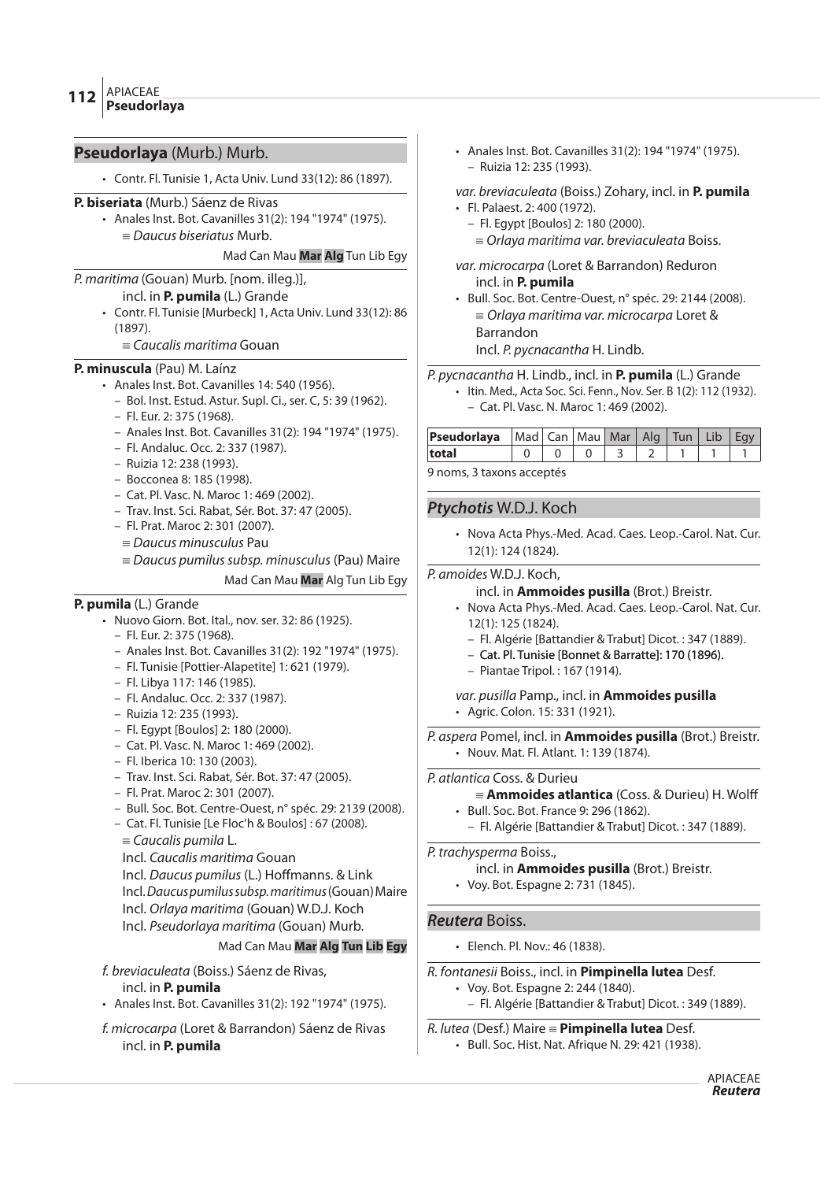## **Pseudorlaya** (Murb.) Murb.

- Contr. Fl. Tunisie 1, Acta Univ. Lund 33(12): 86 (1897).

**P. biseriata** (Murb.) Sáenz de Rivas

- Anales Inst. Bot. Cavanilles 31(2): 194 "1974" (1975).
  ≡ *Daucus biseriatus* Murb.

Mad Can Mau **Mar** **Alg** Tun Lib Egy

*P. maritima* (Gouan) Murb. [nom. illeg.)],
incl. in **P. pumila** (L.) Grande

- Contr. Fl. Tunisie [Murbeck] 1, Acta Univ. Lund 33(12): 86 (1897).
  ≡ *Caucalis maritima* Gouan

**P. minuscula** (Pau) M. Laínz

- Anales Inst. Bot. Cavanilles 14: 540 (1956).
  - Bol. Inst. Estud. Astur. Supl. Ci., ser. C, 5: 39 (1962).
  - Fl. Eur. 2: 375 (1968).
  - Anales Inst. Bot. Cavanilles 31(2): 194 "1974" (1975).
  - Fl. Andaluc. Occ. 2: 337 (1987).
  - Ruizia 12: 238 (1993).
  - Bocconea 8: 185 (1998).
  - Cat. Pl. Vasc. N. Maroc 1: 469 (2002).
  - Trav. Inst. Sci. Rabat, Sér. Bot. 37: 47 (2005).
  - Fl. Prat. Maroc 2: 301 (2007).

  ≡ *Daucus minusculus* Pau
  ≡ *Daucus pumilus subsp. minusculus* (Pau) Maire

Mad Can Mau **Mar** Alg Tun Lib Egy

**P. pumila** (L.) Grande

- Nuovo Giorn. Bot. Ital., nov. ser. 32: 86 (1925).
  - Fl. Eur. 2: 375 (1968).
  - Anales Inst. Bot. Cavanilles 31(2): 192 "1974" (1975).
  - Fl. Tunisie [Pottier-Alapetite] 1: 621 (1979).
  - Fl. Libya 117: 146 (1985).
  - Fl. Andaluc. Occ. 2: 337 (1987).
  - Ruizia 12: 235 (1993).
  - Fl. Egypt [Boulos] 2: 180 (2000).
  - Cat. Pl. Vasc. N. Maroc 1: 469 (2002).
  - Fl. Iberica 10: 130 (2003).
  - Trav. Inst. Sci. Rabat, Sér. Bot. 37: 47 (2005).
  - Fl. Prat. Maroc 2: 301 (2007).
  - Bull. Soc. Bot. Centre-Ouest, n° spéc. 29: 2139 (2008).
  - Cat. Fl. Tunisie [Le Floc'h & Boulos] : 67 (2008).

  ≡ *Caucalis pumila* L.
  Incl. *Caucalis maritima* Gouan
  Incl. *Daucus pumilus* (L.) Hoffmanns. & Link
  Incl. *Daucus pumilus subsp. maritimus* (Gouan) Maire
  Incl. *Orlaya maritima* (Gouan) W.D.J. Koch
  Incl. *Pseudorlaya maritima* (Gouan) Murb.

Mad Can Mau **Mar** **Alg** **Tun** **Lib** **Egy**

*f. breviaculeata* (Boiss.) Sáenz de Rivas,
incl. in **P. pumila**

- Anales Inst. Bot. Cavanilles 31(2): 192 "1974" (1975).

*f. microcarpa* (Loret & Barrandon) Sáenz de Rivas
incl. in **P. pumila**

- Anales Inst. Bot. Cavanilles 31(2): 194 "1974" (1975).
  - Ruizia 12: 235 (1993).

*var. breviaculeata* (Boiss.) Zohary, incl. in **P. pumila**

- Fl. Palaest. 2: 400 (1972).
  - Fl. Egypt [Boulos] 2: 180 (2000).

  ≡ *Orlaya maritima var. breviaculeata* Boiss.

*var. microcarpa* (Loret & Barrandon) Reduron
incl. in **P. pumila**

- Bull. Soc. Bot. Centre-Ouest, n° spéc. 29: 2144 (2008).
  ≡ *Orlaya maritima var. microcarpa* Loret & Barrandon
  Incl. *P. pycnacantha* H. Lindb.

*P. pycnacantha* H. Lindb., incl. in **P. pumila** (L.) Grande

- Itin. Med., Acta Soc. Sci. Fenn., Nov. Ser. B 1(2): 112 (1932).
  - Cat. Pl. Vasc. N. Maroc 1: 469 (2002).

| Pseudorlaya | Mad | Can | Mau | Mar | Alg | Tun | Lib | Egy |
|---|---|---|---|---|---|---|---|---|
| total | 0 | 0 | 0 | 3 | 2 | 1 | 1 | 1 |

9 noms, 3 taxons acceptés

## ***Ptychotis*** W.D.J. Koch

- Nova Acta Phys.-Med. Acad. Caes. Leop.-Carol. Nat. Cur. 12(1): 124 (1824).

*P. amoides* W.D.J. Koch,
incl. in **Ammoides pusilla** (Brot.) Breistr.

- Nova Acta Phys.-Med. Acad. Caes. Leop.-Carol. Nat. Cur. 12(1): 125 (1824).
  - Fl. Algérie [Battandier & Trabut] Dicot. : 347 (1889).
  - Cat. Pl. Tunisie [Bonnet & Barratte]: 170 (1896).
  - Piantae Tripol. : 167 (1914).

*var. pusilla* Pamp., incl. in **Ammoides pusilla**

- Agric. Colon. 15: 331 (1921).

*P. aspera* Pomel, incl. in **Ammoides pusilla** (Brot.) Breistr.

- Nouv. Mat. Fl. Atlant. 1: 139 (1874).

*P. atlantica* Coss. & Durieu
≡ **Ammoides atlantica** (Coss. & Durieu) H. Wolff

- Bull. Soc. Bot. France 9: 296 (1862).
  - Fl. Algérie [Battandier & Trabut] Dicot. : 347 (1889).

*P. trachysperma* Boiss.,
incl. in **Ammoides pusilla** (Brot.) Breistr.

- Voy. Bot. Espagne 2: 731 (1845).

## ***Reutera*** Boiss.

- Elench. Pl. Nov.: 46 (1838).

*R. fontanesii* Boiss., incl. in **Pimpinella lutea** Desf.

- Voy. Bot. Espagne 2: 244 (1840).
  - Fl. Algérie [Battandier & Trabut] Dicot. : 349 (1889).

*R. lutea* (Desf.) Maire ≡ **Pimpinella lutea** Desf.

- Bull. Soc. Hist. Nat. Afrique N. 29: 421 (1938).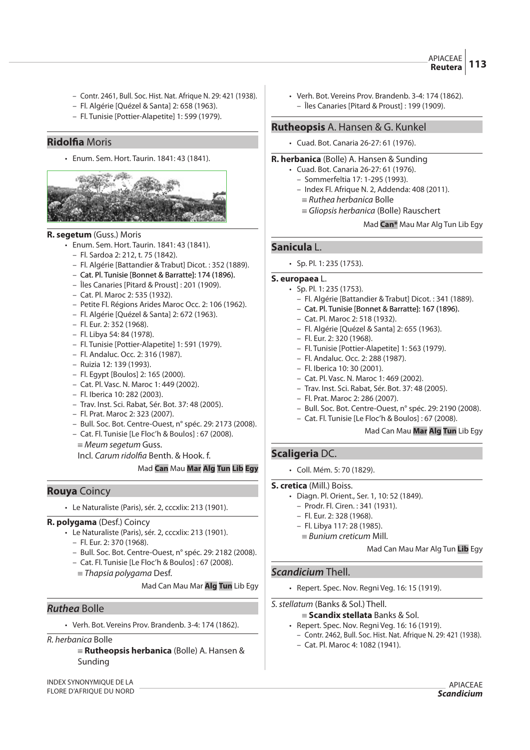- Contr. 2461, Bull. Soc. Hist. Nat. Afrique N. 29: 421 (1938).
- Fl. Algérie [Quézel & Santa] 2: 658 (1963).
- Fl. Tunisie [Pottier-Alapetite] 1: 599 (1979).

## **Ridolfia** Moris

- Enum. Sem. Hort. Taurin. 1841: 43 (1841).

**R. segetum** (Guss.) Moris

- Enum. Sem. Hort. Taurin. 1841: 43 (1841).
  - Fl. Sardoa 2: 212, t. 75 (1842).
  - Fl. Algérie [Battandier & Trabut] Dicot. : 352 (1889).
  - Cat. Pl. Tunisie [Bonnet & Barratte]: 174 (1896).
  - Îles Canaries [Pitard & Proust] : 201 (1909).
  - Cat. Pl. Maroc 2: 535 (1932).
  - Petite Fl. Régions Arides Maroc Occ. 2: 106 (1962).
  - Fl. Algérie [Quézel & Santa] 2: 672 (1963).
  - Fl. Eur. 2: 352 (1968).
  - Fl. Libya 54: 84 (1978).
  - Fl. Tunisie [Pottier-Alapetite] 1: 591 (1979).
  - Fl. Andaluc. Occ. 2: 316 (1987).
  - Ruizia 12: 139 (1993).
  - Fl. Egypt [Boulos] 2: 165 (2000).
  - Cat. Pl. Vasc. N. Maroc 1: 449 (2002).
  - Fl. Iberica 10: 282 (2003).
  - Trav. Inst. Sci. Rabat, Sér. Bot. 37: 48 (2005).
  - Fl. Prat. Maroc 2: 323 (2007).
  - Bull. Soc. Bot. Centre-Ouest, n° spéc. 29: 2173 (2008).
  - Cat. Fl. Tunisie [Le Floc'h & Boulos] : 67 (2008).

  ≡ *Meum segetum* Guss.

  Incl. *Carum ridolfia* Benth. & Hook. f.

Mad **Can** Mau **Mar** **Alg** **Tun** **Lib** **Egy**

## **Rouya** Coincy

- Le Naturaliste (Paris), sér. 2, cccxlix: 213 (1901).

**R. polygama** (Desf.) Coincy

- Le Naturaliste (Paris), sér. 2, cccxlix: 213 (1901).
  - Fl. Eur. 2: 370 (1968).
  - Bull. Soc. Bot. Centre-Ouest, n° spéc. 29: 2182 (2008).
  - Cat. Fl. Tunisie [Le Floc'h & Boulos] : 67 (2008).

  ≡ *Thapsia polygama* Desf.

Mad Can Mau Mar **Alg** **Tun** Lib Egy

## ***Ruthea*** Bolle

- Verh. Bot. Vereins Prov. Brandenb. 3-4: 174 (1862).

*R. herbanica* Bolle

≡ **Rutheopsis herbanica** (Bolle) A. Hansen & Sunding

- Verh. Bot. Vereins Prov. Brandenb. 3-4: 174 (1862).
  - Îles Canaries [Pitard & Proust] : 199 (1909).

## **Rutheopsis** A. Hansen & G. Kunkel

- Cuad. Bot. Canaria 26-27: 61 (1976).

**R. herbanica** (Bolle) A. Hansen & Sunding

- Cuad. Bot. Canaria 26-27: 61 (1976).
  - Sommerfeltia 17: 1-295 (1993).
  - Index Fl. Afrique N. 2, Addenda: 408 (2011).

  ≡ *Ruthea herbanica* Bolle

  ≡ *Gliopsis herbanica* (Bolle) Rauschert

Mad **Can*** Mau Mar Alg Tun Lib Egy

## **Sanicula** L.

- Sp. Pl. 1: 235 (1753).

**S. europaea** L.

- Sp. Pl. 1: 235 (1753).
  - Fl. Algérie [Battandier & Trabut] Dicot. : 341 (1889).
  - Cat. Pl. Tunisie [Bonnet & Barratte]: 167 (1896).
  - Cat. Pl. Maroc 2: 518 (1932).
  - Fl. Algérie [Quézel & Santa] 2: 655 (1963).
  - Fl. Eur. 2: 320 (1968).
  - Fl. Tunisie [Pottier-Alapetite] 1: 563 (1979).
  - Fl. Andaluc. Occ. 2: 288 (1987).
  - Fl. Iberica 10: 30 (2001).
  - Cat. Pl. Vasc. N. Maroc 1: 469 (2002).
  - Trav. Inst. Sci. Rabat, Sér. Bot. 37: 48 (2005).
  - Fl. Prat. Maroc 2: 286 (2007).
  - Bull. Soc. Bot. Centre-Ouest, n° spéc. 29: 2190 (2008).
  - Cat. Fl. Tunisie [Le Floc'h & Boulos] : 67 (2008).

Mad Can Mau **Mar** **Alg** **Tun** Lib Egy

## **Scaligeria** DC.

- Coll. Mém. 5: 70 (1829).

**S. cretica** (Mill.) Boiss.

- Diagn. Pl. Orient., Ser. 1, 10: 52 (1849).
  - Prodr. Fl. Ciren. : 341 (1931).
  - Fl. Eur. 2: 328 (1968).
  - Fl. Libya 117: 28 (1985).

  ≡ *Bunium creticum* Mill.

Mad Can Mau Mar Alg Tun **Lib** Egy

## ***Scandicium*** Thell.

- Repert. Spec. Nov. Regni Veg. 16: 15 (1919).

*S. stellatum* (Banks & Sol.) Thell.

≡ **Scandix stellata** Banks & Sol.

- Repert. Spec. Nov. Regni Veg. 16: 16 (1919).
  - Contr. 2462, Bull. Soc. Hist. Nat. Afrique N. 29: 421 (1938).
  - Cat. Pl. Maroc 4: 1082 (1941).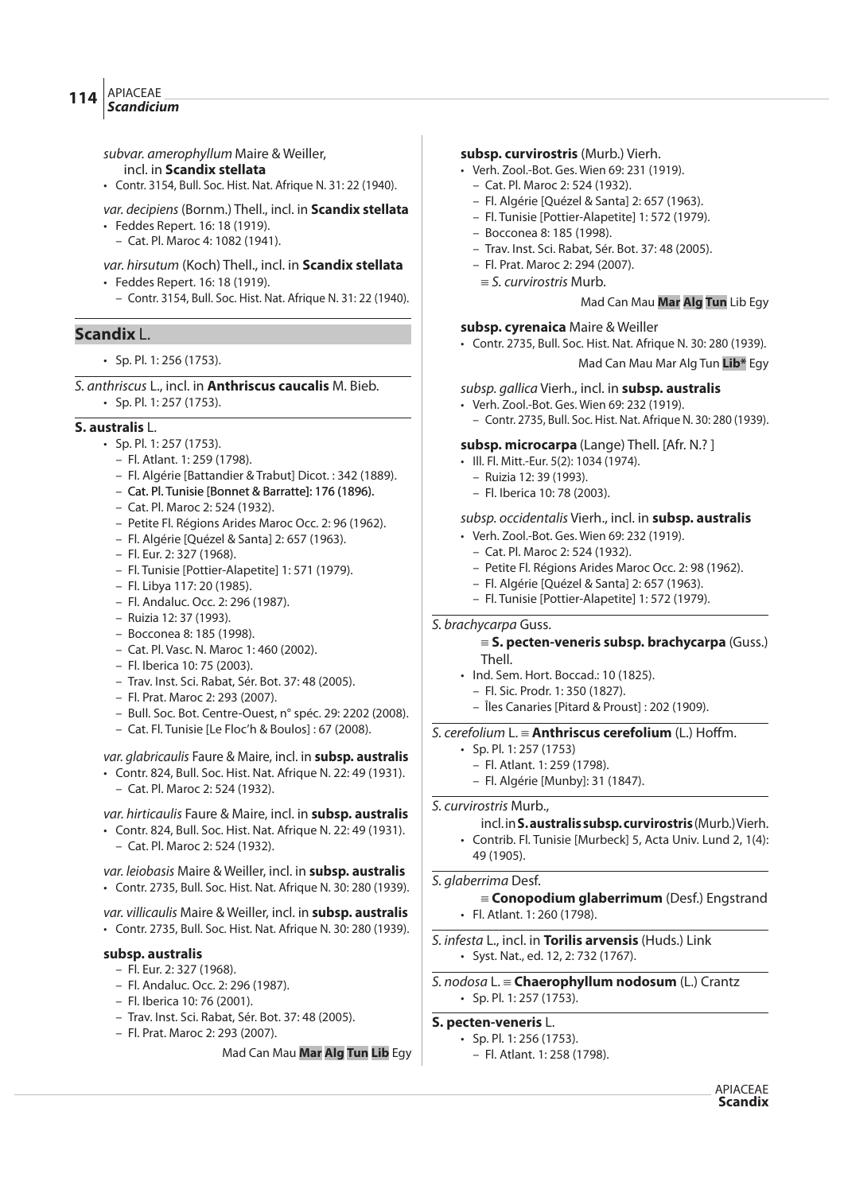*subvar. amerophyllum* Maire & Weiller, incl. in **Scandix stellata**

- Contr. 3154, Bull. Soc. Hist. Nat. Afrique N. 31: 22 (1940).

*var. decipiens* (Bornm.) Thell., incl. in **Scandix stellata**

- Feddes Repert. 16: 18 (1919).
  - Cat. Pl. Maroc 4: 1082 (1941).

*var. hirsutum* (Koch) Thell., incl. in **Scandix stellata**

- Feddes Repert. 16: 18 (1919).
  - Contr. 3154, Bull. Soc. Hist. Nat. Afrique N. 31: 22 (1940).

## Scandix L.

- Sp. Pl. 1: 256 (1753).

*S. anthriscus* L., incl. in **Anthriscus caucalis** M. Bieb.

- Sp. Pl. 1: 257 (1753).

**S. australis** L.

- Sp. Pl. 1: 257 (1753).
  - Fl. Atlant. 1: 259 (1798).
  - Fl. Algérie [Battandier & Trabut] Dicot. : 342 (1889).
  - Cat. Pl. Tunisie [Bonnet & Barratte]: 176 (1896).
  - Cat. Pl. Maroc 2: 524 (1932).
  - Petite Fl. Régions Arides Maroc Occ. 2: 96 (1962).
  - Fl. Algérie [Quézel & Santa] 2: 657 (1963).
  - Fl. Eur. 2: 327 (1968).
  - Fl. Tunisie [Pottier-Alapetite] 1: 571 (1979).
  - Fl. Libya 117: 20 (1985).
  - Fl. Andaluc. Occ. 2: 296 (1987).
  - Ruizia 12: 37 (1993).
  - Bocconea 8: 185 (1998).
  - Cat. Pl. Vasc. N. Maroc 1: 460 (2002).
  - Fl. Iberica 10: 75 (2003).
  - Trav. Inst. Sci. Rabat, Sér. Bot. 37: 48 (2005).
  - Fl. Prat. Maroc 2: 293 (2007).
  - Bull. Soc. Bot. Centre-Ouest, n° spéc. 29: 2202 (2008).
  - Cat. Fl. Tunisie [Le Floc'h & Boulos] : 67 (2008).

*var. glabricaulis* Faure & Maire, incl. in **subsp. australis**

- Contr. 824, Bull. Soc. Hist. Nat. Afrique N. 22: 49 (1931).
  - Cat. Pl. Maroc 2: 524 (1932).

*var. hirticaulis* Faure & Maire, incl. in **subsp. australis**

- Contr. 824, Bull. Soc. Hist. Nat. Afrique N. 22: 49 (1931).
  - Cat. Pl. Maroc 2: 524 (1932).

*var. leiobasis* Maire & Weiller, incl. in **subsp. australis**

- Contr. 2735, Bull. Soc. Hist. Nat. Afrique N. 30: 280 (1939).

*var. villicaulis* Maire & Weiller, incl. in **subsp. australis**

- Contr. 2735, Bull. Soc. Hist. Nat. Afrique N. 30: 280 (1939).

**subsp. australis**

- Fl. Eur. 2: 327 (1968).
- Fl. Andaluc. Occ. 2: 296 (1987).
- Fl. Iberica 10: 76 (2001).
- Trav. Inst. Sci. Rabat, Sér. Bot. 37: 48 (2005).
- Fl. Prat. Maroc 2: 293 (2007).

Mad Can Mau **Mar** **Alg** **Tun** **Lib** Egy

**subsp. curvirostris** (Murb.) Vierh.

- Verh. Zool.-Bot. Ges. Wien 69: 231 (1919).
  - Cat. Pl. Maroc 2: 524 (1932).
  - Fl. Algérie [Quézel & Santa] 2: 657 (1963).
  - Fl. Tunisie [Pottier-Alapetite] 1: 572 (1979).
  - Bocconea 8: 185 (1998).
  - Trav. Inst. Sci. Rabat, Sér. Bot. 37: 48 (2005).
  - Fl. Prat. Maroc 2: 294 (2007).
  - ≡ *S. curvirostris* Murb.

Mad Can Mau **Mar** **Alg** **Tun** Lib Egy

**subsp. cyrenaica** Maire & Weiller

- Contr. 2735, Bull. Soc. Hist. Nat. Afrique N. 30: 280 (1939).

Mad Can Mau Mar Alg Tun **Lib*** Egy

*subsp. gallica* Vierh., incl. in **subsp. australis**

- Verh. Zool.-Bot. Ges. Wien 69: 232 (1919).
  - Contr. 2735, Bull. Soc. Hist. Nat. Afrique N. 30: 280 (1939).

**subsp. microcarpa** (Lange) Thell. [Afr. N.? ]

- Ill. Fl. Mitt.-Eur. 5(2): 1034 (1974).
  - Ruizia 12: 39 (1993).
  - Fl. Iberica 10: 78 (2003).

*subsp. occidentalis* Vierh., incl. in **subsp. australis**

- Verh. Zool.-Bot. Ges. Wien 69: 232 (1919).
  - Cat. Pl. Maroc 2: 524 (1932).
  - Petite Fl. Régions Arides Maroc Occ. 2: 98 (1962).
  - Fl. Algérie [Quézel & Santa] 2: 657 (1963).
  - Fl. Tunisie [Pottier-Alapetite] 1: 572 (1979).

*S. brachycarpa* Guss.

≡ **S. pecten-veneris subsp. brachycarpa** (Guss.) Thell.

- Ind. Sem. Hort. Boccad.: 10 (1825).
  - Fl. Sic. Prodr. 1: 350 (1827).
  - Îles Canaries [Pitard & Proust] : 202 (1909).

*S. cerefolium* L. ≡ **Anthriscus cerefolium** (L.) Hoffm.

- Sp. Pl. 1: 257 (1753)
  - Fl. Atlant. 1: 259 (1798).
  - Fl. Algérie [Munby]: 31 (1847).

*S. curvirostris* Murb.,

incl. in **S. australis subsp. curvirostris** (Murb.) Vierh.

- Contrib. Fl. Tunisie [Murbeck] 5, Acta Univ. Lund 2, 1(4): 49 (1905).

*S. glaberrima* Desf.

≡ **Conopodium glaberrimum** (Desf.) Engstrand

- Fl. Atlant. 1: 260 (1798).

*S. infesta* L., incl. in **Torilis arvensis** (Huds.) Link

- Syst. Nat., ed. 12, 2: 732 (1767).

*S. nodosa* L. ≡ **Chaerophyllum nodosum** (L.) Crantz

- Sp. Pl. 1: 257 (1753).

**S. pecten-veneris** L.

- Sp. Pl. 1: 256 (1753).
  - Fl. Atlant. 1: 258 (1798).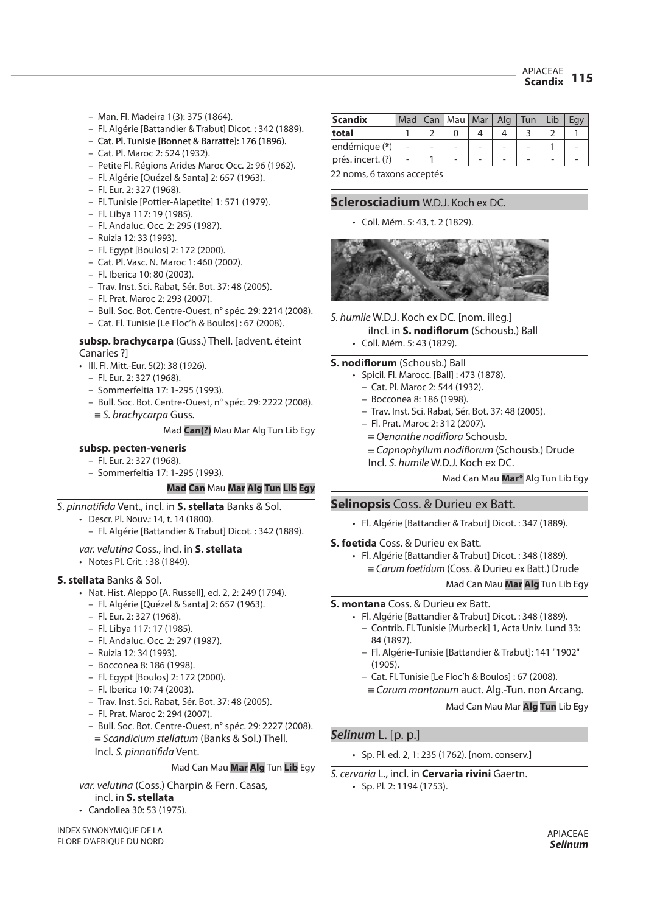– Man. Fl. Madeira 1(3): 375 (1864).
– Fl. Algérie [Battandier & Trabut] Dicot. : 342 (1889).
– Cat. Pl. Tunisie [Bonnet & Barratte]: 176 (1896).
– Cat. Pl. Maroc 2: 524 (1932).
– Petite Fl. Régions Arides Maroc Occ. 2: 96 (1962).
– Fl. Algérie [Quézel & Santa] 2: 657 (1963).
– Fl. Eur. 2: 327 (1968).
– Fl. Tunisie [Pottier-Alapetite] 1: 571 (1979).
– Fl. Libya 117: 19 (1985).
– Fl. Andaluc. Occ. 2: 295 (1987).
– Ruizia 12: 33 (1993).
– Fl. Egypt [Boulos] 2: 172 (2000).
– Cat. Pl. Vasc. N. Maroc 1: 460 (2002).
– Fl. Iberica 10: 80 (2003).
– Trav. Inst. Sci. Rabat, Sér. Bot. 37: 48 (2005).
– Fl. Prat. Maroc 2: 293 (2007).
– Bull. Soc. Bot. Centre-Ouest, n° spéc. 29: 2214 (2008).
– Cat. Fl. Tunisie [Le Floc'h & Boulos] : 67 (2008).

**subsp. brachycarpa** (Guss.) Thell. [advent. éteint Canaries ?]

- Ill. Fl. Mitt.-Eur. 5(2): 38 (1926).
  – Fl. Eur. 2: 327 (1968).
  – Sommerfeltia 17: 1-295 (1993).
  – Bull. Soc. Bot. Centre-Ouest, n° spéc. 29: 2222 (2008).
  ≡ *S. brachycarpa* Guss.

Mad **Can(?)** Mau Mar Alg Tun Lib Egy

**subsp. pecten-veneris**

– Fl. Eur. 2: 327 (1968).
– Sommerfeltia 17: 1-295 (1993).

**Mad Can** Mau **Mar Alg Tun Lib Egy**

*S. pinnatifida* Vent., incl. in **S. stellata** Banks & Sol.

- Descr. Pl. Nouv.: 14, t. 14 (1800).
  – Fl. Algérie [Battandier & Trabut] Dicot. : 342 (1889).

*var. velutina* Coss., incl. in **S. stellata**

- Notes Pl. Crit. : 38 (1849).

**S. stellata** Banks & Sol.

- Nat. Hist. Aleppo [A. Russell], ed. 2, 2: 249 (1794).
  – Fl. Algérie [Quézel & Santa] 2: 657 (1963).
  – Fl. Eur. 2: 327 (1968).
  – Fl. Libya 117: 17 (1985).
  – Fl. Andaluc. Occ. 2: 297 (1987).
  – Ruizia 12: 34 (1993).
  – Bocconea 8: 186 (1998).
  – Fl. Egypt [Boulos] 2: 172 (2000).
  – Fl. Iberica 10: 74 (2003).
  – Trav. Inst. Sci. Rabat, Sér. Bot. 37: 48 (2005).
  – Fl. Prat. Maroc 2: 294 (2007).
  – Bull. Soc. Bot. Centre-Ouest, n° spéc. 29: 2227 (2008).
  ≡ *Scandicium stellatum* (Banks & Sol.) Thell.
  Incl. *S. pinnatifida* Vent.

Mad Can Mau **Mar Alg** Tun **Lib** Egy

*var. velutina* (Coss.) Charpin & Fern. Casas, incl. in **S. stellata**

- Candollea 30: 53 (1975).

| Scandix | Mad | Can | Mau | Mar | Alg | Tun | Lib | Egy |
|---|---|---|---|---|---|---|---|---|
| total | 1 | 2 | 0 | 4 | 4 | 3 | 2 | 1 |
| endémique (*) | - | - | - | - | - | - | 1 | - |
| prés. incert. (?) | - | 1 | - | - | - | - | - | - |

22 noms, 6 taxons acceptés

## Sclerosciadium W.D.J. Koch ex DC.

- Coll. Mém. 5: 43, t. 2 (1829).

*S. humile* W.D.J. Koch ex DC. [nom. illeg.]
iIncl. in **S. nodiflorum** (Schousb.) Ball

- Coll. Mém. 5: 43 (1829).

**S. nodiflorum** (Schousb.) Ball

- Spicil. Fl. Marocc. [Ball] : 473 (1878).
  – Cat. Pl. Maroc 2: 544 (1932).
  – Bocconea 8: 186 (1998).
  – Trav. Inst. Sci. Rabat, Sér. Bot. 37: 48 (2005).
  – Fl. Prat. Maroc 2: 312 (2007).
  ≡ *Oenanthe nodiflora* Schousb.
  ≡ *Capnophyllum nodiflorum* (Schousb.) Drude
  Incl. *S. humile* W.D.J. Koch ex DC.

Mad Can Mau **Mar*** Alg Tun Lib Egy

## Selinopsis Coss. & Durieu ex Batt.

- Fl. Algérie [Battandier & Trabut] Dicot. : 347 (1889).

**S. foetida** Coss. & Durieu ex Batt.

- Fl. Algérie [Battandier & Trabut] Dicot. : 348 (1889).
  ≡ *Carum foetidum* (Coss. & Durieu ex Batt.) Drude

Mad Can Mau **Mar Alg** Tun Lib Egy

**S. montana** Coss. & Durieu ex Batt.

- Fl. Algérie [Battandier & Trabut] Dicot. : 348 (1889).
  – Contrib. Fl. Tunisie [Murbeck] 1, Acta Univ. Lund 33: 84 (1897).
  – Fl. Algérie-Tunisie [Battandier & Trabut]: 141 "1902" (1905).
  – Cat. Fl. Tunisie [Le Floc'h & Boulos] : 67 (2008).
  ≡ *Carum montanum* auct. Alg.-Tun. non Arcang.

Mad Can Mau Mar **Alg Tun** Lib Egy

## *Selinum* L. [p. p.]

- Sp. Pl. ed. 2, 1: 235 (1762). [nom. conserv.]

*S. cervaria* L., incl. in **Cervaria rivini** Gaertn.

- Sp. Pl. 2: 1194 (1753).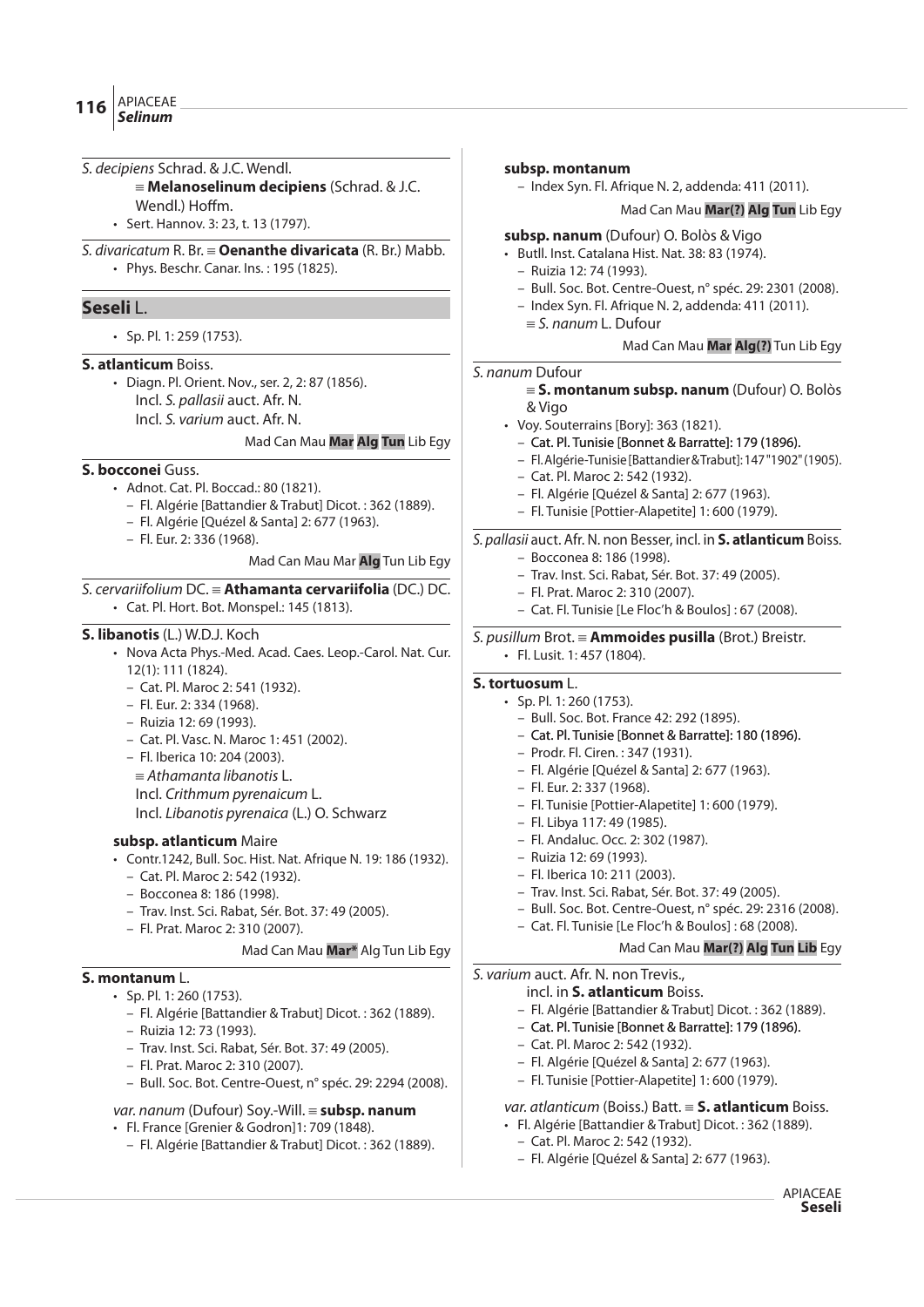*S. decipiens* Schrad. & J.C. Wendl.
≡ **Melanoselinum decipiens** (Schrad. & J.C. Wendl.) Hoffm.
- Sert. Hannov. 3: 23, t. 13 (1797).

*S. divaricatum* R. Br. ≡ **Oenanthe divaricata** (R. Br.) Mabb.
- Phys. Beschr. Canar. Ins. : 195 (1825).

## Seseli L.

- Sp. Pl. 1: 259 (1753).

**S. atlanticum** Boiss.
- Diagn. Pl. Orient. Nov., ser. 2, 2: 87 (1856).
  Incl. *S. pallasii* auct. Afr. N.
  Incl. *S. varium* auct. Afr. N.

Mad Can Mau **Mar** **Alg** **Tun** Lib Egy

**S. bocconei** Guss.
- Adnot. Cat. Pl. Boccad.: 80 (1821).
  - Fl. Algérie [Battandier & Trabut] Dicot. : 362 (1889).
  - Fl. Algérie [Quézel & Santa] 2: 677 (1963).
  - Fl. Eur. 2: 336 (1968).

Mad Can Mau Mar **Alg** Tun Lib Egy

*S. cervariifolium* DC. ≡ **Athamanta cervariifolia** (DC.) DC.
- Cat. Pl. Hort. Bot. Monspel.: 145 (1813).

**S. libanotis** (L.) W.D.J. Koch
- Nova Acta Phys.-Med. Acad. Caes. Leop.-Carol. Nat. Cur. 12(1): 111 (1824).
  - Cat. Pl. Maroc 2: 541 (1932).
  - Fl. Eur. 2: 334 (1968).
  - Ruizia 12: 69 (1993).
  - Cat. Pl. Vasc. N. Maroc 1: 451 (2002).
  - Fl. Iberica 10: 204 (2003).
  ≡ *Athamanta libanotis* L.
  Incl. *Crithmum pyrenaicum* L.
  Incl. *Libanotis pyrenaica* (L.) O. Schwarz

**subsp. atlanticum** Maire
- Contr.1242, Bull. Soc. Hist. Nat. Afrique N. 19: 186 (1932).
  - Cat. Pl. Maroc 2: 542 (1932).
  - Bocconea 8: 186 (1998).
  - Trav. Inst. Sci. Rabat, Sér. Bot. 37: 49 (2005).
  - Fl. Prat. Maroc 2: 310 (2007).

Mad Can Mau **Mar*** Alg Tun Lib Egy

**S. montanum** L.
- Sp. Pl. 1: 260 (1753).
  - Fl. Algérie [Battandier & Trabut] Dicot. : 362 (1889).
  - Ruizia 12: 73 (1993).
  - Trav. Inst. Sci. Rabat, Sér. Bot. 37: 49 (2005).
  - Fl. Prat. Maroc 2: 310 (2007).
  - Bull. Soc. Bot. Centre-Ouest, n° spéc. 29: 2294 (2008).

*var. nanum* (Dufour) Soy.-Will. ≡ **subsp. nanum**
- Fl. France [Grenier & Godron]1: 709 (1848).
  - Fl. Algérie [Battandier & Trabut] Dicot. : 362 (1889).

**subsp. montanum**
  - Index Syn. Fl. Afrique N. 2, addenda: 411 (2011).

Mad Can Mau **Mar(?)** **Alg** **Tun** Lib Egy

**subsp. nanum** (Dufour) O. Bolòs & Vigo
- Butll. Inst. Catalana Hist. Nat. 38: 83 (1974).
  - Ruizia 12: 74 (1993).
  - Bull. Soc. Bot. Centre-Ouest, n° spéc. 29: 2301 (2008).
  - Index Syn. Fl. Afrique N. 2, addenda: 411 (2011).
  ≡ *S. nanum* L. Dufour

Mad Can Mau **Mar** **Alg(?)** Tun Lib Egy

*S. nanum* Dufour
≡ **S. montanum subsp. nanum** (Dufour) O. Bolòs & Vigo
- Voy. Souterrains [Bory]: 363 (1821).
  - Cat. Pl. Tunisie [Bonnet & Barratte]: 179 (1896).
  - Fl. Algérie-Tunisie [Battandier & Trabut]: 147 "1902" (1905).
  - Cat. Pl. Maroc 2: 542 (1932).
  - Fl. Algérie [Quézel & Santa] 2: 677 (1963).
  - Fl. Tunisie [Pottier-Alapetite] 1: 600 (1979).

*S. pallasii* auct. Afr. N. non Besser, incl. in **S. atlanticum** Boiss.
  - Bocconea 8: 186 (1998).
  - Trav. Inst. Sci. Rabat, Sér. Bot. 37: 49 (2005).
  - Fl. Prat. Maroc 2: 310 (2007).
  - Cat. Fl. Tunisie [Le Floc'h & Boulos] : 67 (2008).

*S. pusillum* Brot. ≡ **Ammoides pusilla** (Brot.) Breistr.
- Fl. Lusit. 1: 457 (1804).

**S. tortuosum** L.
- Sp. Pl. 1: 260 (1753).
  - Bull. Soc. Bot. France 42: 292 (1895).
  - Cat. Pl. Tunisie [Bonnet & Barratte]: 180 (1896).
  - Prodr. Fl. Ciren. : 347 (1931).
  - Fl. Algérie [Quézel & Santa] 2: 677 (1963).
  - Fl. Eur. 2: 337 (1968).
  - Fl. Tunisie [Pottier-Alapetite] 1: 600 (1979).
  - Fl. Libya 117: 49 (1985).
  - Fl. Andaluc. Occ. 2: 302 (1987).
  - Ruizia 12: 69 (1993).
  - Fl. Iberica 10: 211 (2003).
  - Trav. Inst. Sci. Rabat, Sér. Bot. 37: 49 (2005).
  - Bull. Soc. Bot. Centre-Ouest, n° spéc. 29: 2316 (2008).
  - Cat. Fl. Tunisie [Le Floc'h & Boulos] : 68 (2008).

Mad Can Mau **Mar(?)** **Alg** **Tun** **Lib** Egy

*S. varium* auct. Afr. N. non Trevis.,
incl. in **S. atlanticum** Boiss.
  - Fl. Algérie [Battandier & Trabut] Dicot. : 362 (1889).
  - Cat. Pl. Tunisie [Bonnet & Barratte]: 179 (1896).
  - Cat. Pl. Maroc 2: 542 (1932).
  - Fl. Algérie [Quézel & Santa] 2: 677 (1963).
  - Fl. Tunisie [Pottier-Alapetite] 1: 600 (1979).

*var. atlanticum* (Boiss.) Batt. ≡ **S. atlanticum** Boiss.
- Fl. Algérie [Battandier & Trabut] Dicot. : 362 (1889).
  - Cat. Pl. Maroc 2: 542 (1932).
  - Fl. Algérie [Quézel & Santa] 2: 677 (1963).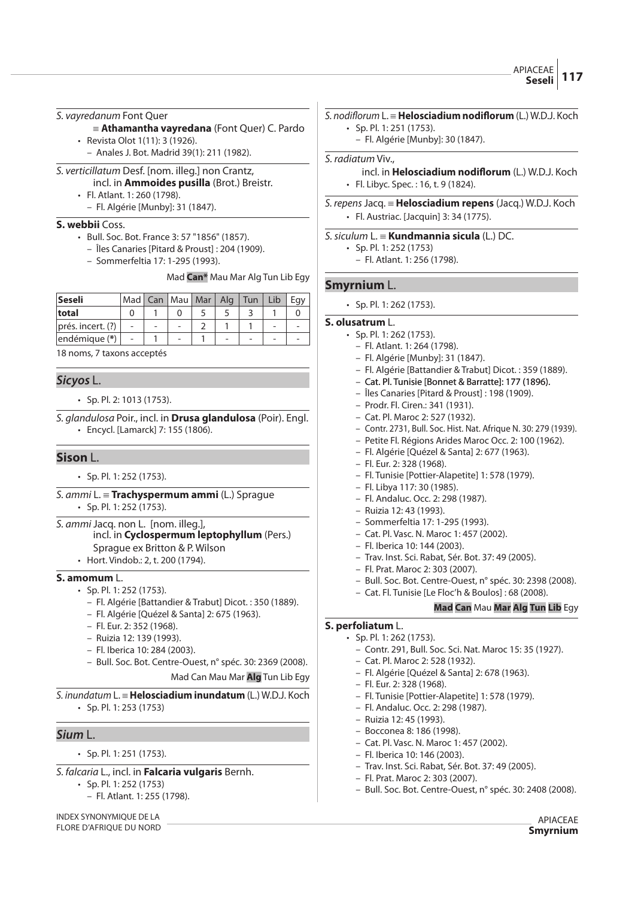*S. vayredanum* Font Quer
≡ **Athamantha vayredana** (Font Quer) C. Pardo
- Revista Olot 1(11): 3 (1926).
  - Anales J. Bot. Madrid 39(1): 211 (1982).

*S. verticillatum* Desf. [nom. illeg.] non Crantz,
incl. in **Ammoides pusilla** (Brot.) Breistr.
- Fl. Atlant. 1: 260 (1798).
  - Fl. Algérie [Munby]: 31 (1847).

**S. webbii** Coss.
- Bull. Soc. Bot. France 3: 57 "1856" (1857).
  - Îles Canaries [Pitard & Proust] : 204 (1909).
  - Sommerfeltia 17: 1-295 (1993).

Mad **Can*** Mau Mar Alg Tun Lib Egy

| Seseli | Mad | Can | Mau | Mar | Alg | Tun | Lib | Egy |
|---|---|---|---|---|---|---|---|---|
| **total** | 0 | 1 | 0 | 5 | 5 | 3 | 1 | 0 |
| prés. incert. (?) | - | - | - | 2 | 1 | 1 | - | - |
| endémique (*) | - | 1 | - | 1 | - | - | - | - |

18 noms, 7 taxons acceptés

## *Sicyos* L.

- Sp. Pl. 2: 1013 (1753).

*S. glandulosa* Poir., incl. in **Drusa glandulosa** (Poir). Engl.
- Encycl. [Lamarck] 7: 155 (1806).

## Sison L.

- Sp. Pl. 1: 252 (1753).

*S. ammi* L. ≡ **Trachyspermum ammi** (L.) Sprague
- Sp. Pl. 1: 252 (1753).

*S. ammi* Jacq. non L. [nom. illeg.],
incl. in **Cyclospermum leptophyllum** (Pers.) Sprague ex Britton & P. Wilson
- Hort. Vindob.: 2, t. 200 (1794).

**S. amomum** L.
- Sp. Pl. 1: 252 (1753).
  - Fl. Algérie [Battandier & Trabut] Dicot. : 350 (1889).
  - Fl. Algérie [Quézel & Santa] 2: 675 (1963).
  - Fl. Eur. 2: 352 (1968).
  - Ruizia 12: 139 (1993).
  - Fl. Iberica 10: 284 (2003).
  - Bull. Soc. Bot. Centre-Ouest, n° spéc. 30: 2369 (2008).

Mad Can Mau Mar **Alg** Tun Lib Egy

*S. inundatum* L. ≡ **Helosciadium inundatum** (L.) W.D.J. Koch
- Sp. Pl. 1: 253 (1753)

## *Sium* L.

- Sp. Pl. 1: 251 (1753).

*S. falcaria* L., incl. in **Falcaria vulgaris** Bernh.
- Sp. Pl. 1: 252 (1753)
  - Fl. Atlant. 1: 255 (1798).

*S. nodiflorum* L. ≡ **Helosciadium nodiflorum** (L.) W.D.J. Koch
- Sp. Pl. 1: 251 (1753).
  - Fl. Algérie [Munby]: 30 (1847).

*S. radiatum* Viv.,
incl. in **Helosciadium nodiflorum** (L.) W.D.J. Koch
- Fl. Libyc. Spec. : 16, t. 9 (1824).

*S. repens* Jacq. ≡ **Helosciadium repens** (Jacq.) W.D.J. Koch
- Fl. Austriac. [Jacquin] 3: 34 (1775).

*S. siculum* L. ≡ **Kundmannia sicula** (L.) DC.
- Sp. Pl. 1: 252 (1753)
  - Fl. Atlant. 1: 256 (1798).

## Smyrnium L.

- Sp. Pl. 1: 262 (1753).

**S. olusatrum** L.
- Sp. Pl. 1: 262 (1753).
  - Fl. Atlant. 1: 264 (1798).
  - Fl. Algérie [Munby]: 31 (1847).
  - Fl. Algérie [Battandier & Trabut] Dicot. : 359 (1889).
  - Cat. Pl. Tunisie [Bonnet & Barratte]: 177 (1896).
  - Îles Canaries [Pitard & Proust] : 198 (1909).
  - Prodr. Fl. Ciren.: 341 (1931).
  - Cat. Pl. Maroc 2: 527 (1932).
  - Contr. 2731, Bull. Soc. Hist. Nat. Afrique N. 30: 279 (1939).
  - Petite Fl. Régions Arides Maroc Occ. 2: 100 (1962).
  - Fl. Algérie [Quézel & Santa] 2: 677 (1963).
  - Fl. Eur. 2: 328 (1968).
  - Fl. Tunisie [Pottier-Alapetite] 1: 578 (1979).
  - Fl. Libya 117: 30 (1985).
  - Fl. Andaluc. Occ. 2: 298 (1987).
  - Ruizia 12: 43 (1993).
  - Sommerfeltia 17: 1-295 (1993).
  - Cat. Pl. Vasc. N. Maroc 1: 457 (2002).
  - Fl. Iberica 10: 144 (2003).
  - Trav. Inst. Sci. Rabat, Sér. Bot. 37: 49 (2005).
  - Fl. Prat. Maroc 2: 303 (2007).
  - Bull. Soc. Bot. Centre-Ouest, n° spéc. 30: 2398 (2008).
  - Cat. Fl. Tunisie [Le Floc'h & Boulos] : 68 (2008).

**Mad** **Can** Mau **Mar** **Alg** **Tun** **Lib** Egy

**S. perfoliatum** L.
- Sp. Pl. 1: 262 (1753).
  - Contr. 291, Bull. Soc. Sci. Nat. Maroc 15: 35 (1927).
  - Cat. Pl. Maroc 2: 528 (1932).
  - Fl. Algérie [Quézel & Santa] 2: 678 (1963).
  - Fl. Eur. 2: 328 (1968).
  - Fl. Tunisie [Pottier-Alapetite] 1: 578 (1979).
  - Fl. Andaluc. Occ. 2: 298 (1987).
  - Ruizia 12: 45 (1993).
  - Bocconea 8: 186 (1998).
  - Cat. Pl. Vasc. N. Maroc 1: 457 (2002).
  - Fl. Iberica 10: 146 (2003).
  - Trav. Inst. Sci. Rabat, Sér. Bot. 37: 49 (2005).
  - Fl. Prat. Maroc 2: 303 (2007).
  - Bull. Soc. Bot. Centre-Ouest, n° spéc. 30: 2408 (2008).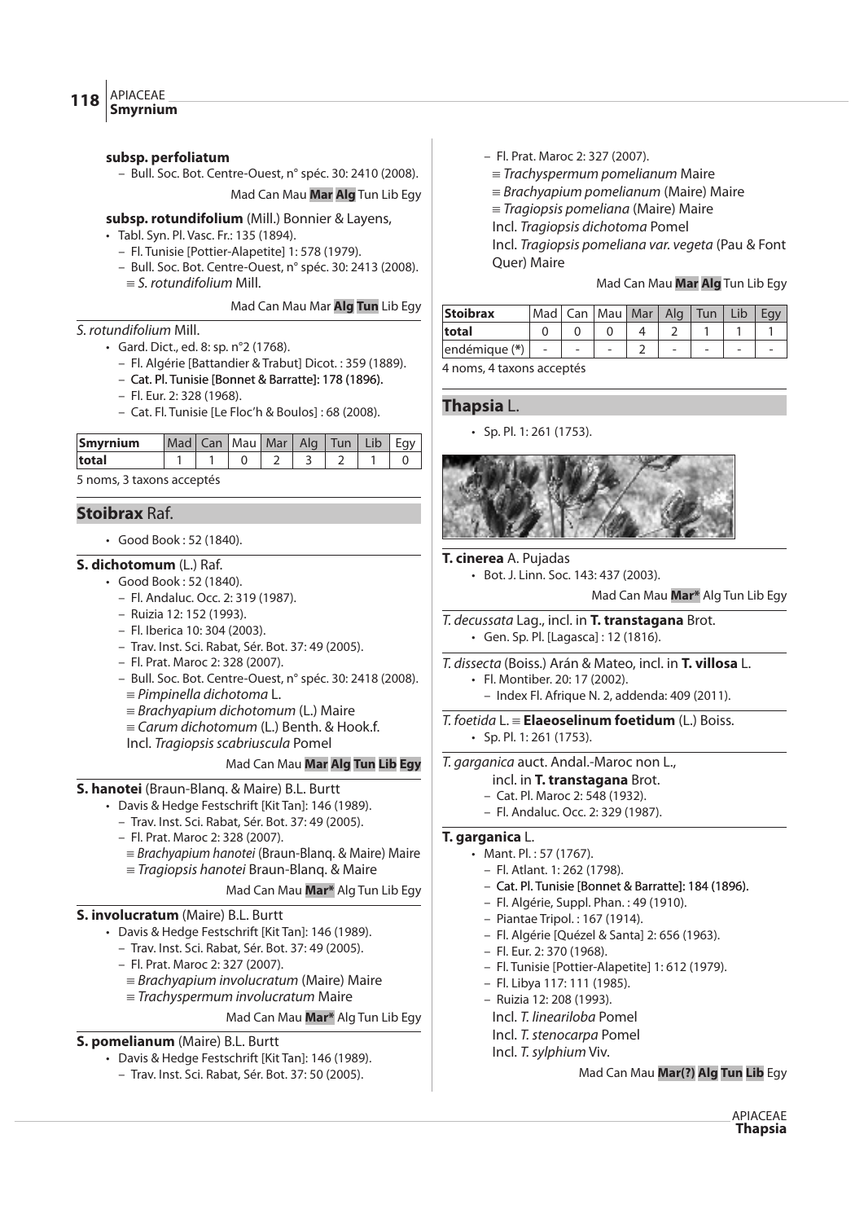**subsp. perfoliatum**

– Bull. Soc. Bot. Centre-Ouest, n° spéc. 30: 2410 (2008).

Mad Can Mau **Mar** **Alg** Tun Lib Egy

**subsp. rotundifolium** (Mill.) Bonnier & Layens,

- Tabl. Syn. Pl. Vasc. Fr.: 135 (1894).
  - Fl. Tunisie [Pottier-Alapetite] 1: 578 (1979).
  - Bull. Soc. Bot. Centre-Ouest, n° spéc. 30: 2413 (2008).
  
  ≡ *S. rotundifolium* Mill.

Mad Can Mau Mar **Alg** **Tun** Lib Egy

*S. rotundifolium* Mill.

- Gard. Dict., ed. 8: sp. n°2 (1768).
  - Fl. Algérie [Battandier & Trabut] Dicot. : 359 (1889).
  - Cat. Pl. Tunisie [Bonnet & Barratte]: 178 (1896).
  - Fl. Eur. 2: 328 (1968).
  - Cat. Fl. Tunisie [Le Floc'h & Boulos] : 68 (2008).

| Smyrnium | Mad | Can | Mau | Mar | Alg | Tun | Lib | Egy |
|---|---|---|---|---|---|---|---|---|
| total | 1 | 1 | 0 | 2 | 3 | 2 | 1 | 0 |

5 noms, 3 taxons acceptés

## Stoibrax Raf.

- Good Book : 52 (1840).

**S. dichotomum** (L.) Raf.

- Good Book : 52 (1840).
  - Fl. Andaluc. Occ. 2: 319 (1987).
  - Ruizia 12: 152 (1993).
  - Fl. Iberica 10: 304 (2003).
  - Trav. Inst. Sci. Rabat, Sér. Bot. 37: 49 (2005).
  - Fl. Prat. Maroc 2: 328 (2007).
  - Bull. Soc. Bot. Centre-Ouest, n° spéc. 30: 2418 (2008).
  
  ≡ *Pimpinella dichotoma* L.
  
  ≡ *Brachyapium dichotomum* (L.) Maire
  
  ≡ *Carum dichotomum* (L.) Benth. & Hook.f.
  
  Incl. *Tragiopsis scabriuscula* Pomel

Mad Can Mau **Mar** **Alg** **Tun** **Lib** **Egy**

**S. hanotei** (Braun-Blanq. & Maire) B.L. Burtt

- Davis & Hedge Festschrift [Kit Tan]: 146 (1989).
  - Trav. Inst. Sci. Rabat, Sér. Bot. 37: 49 (2005).
  - Fl. Prat. Maroc 2: 328 (2007).
  
  ≡ *Brachyapium hanotei* (Braun-Blanq. & Maire) Maire
  
  ≡ *Tragiopsis hanotei* Braun-Blanq. & Maire

Mad Can Mau **Mar*** Alg Tun Lib Egy

**S. involucratum** (Maire) B.L. Burtt

- Davis & Hedge Festschrift [Kit Tan]: 146 (1989).
  - Trav. Inst. Sci. Rabat, Sér. Bot. 37: 49 (2005).
  - Fl. Prat. Maroc 2: 327 (2007).
  
  ≡ *Brachyapium involucratum* (Maire) Maire
  
  ≡ *Trachyspermum involucratum* Maire

Mad Can Mau **Mar*** Alg Tun Lib Egy

**S. pomelianum** (Maire) B.L. Burtt

- Davis & Hedge Festschrift [Kit Tan]: 146 (1989).
  - Trav. Inst. Sci. Rabat, Sér. Bot. 37: 50 (2005).
  - Fl. Prat. Maroc 2: 327 (2007).
  
  ≡ *Trachyspermum pomelianum* Maire
  
  ≡ *Brachyapium pomelianum* (Maire) Maire
  
  ≡ *Tragiopsis pomeliana* (Maire) Maire
  
  Incl. *Tragiopsis dichotoma* Pomel
  
  Incl. *Tragiopsis pomeliana var. vegeta* (Pau & Font Quer) Maire

Mad Can Mau **Mar** **Alg** Tun Lib Egy

| Stoibrax | Mad | Can | Mau | Mar | Alg | Tun | Lib | Egy |
|---|---|---|---|---|---|---|---|---|
| total | 0 | 0 | 0 | 4 | 2 | 1 | 1 | 1 |
| endémique (*) | - | - | - | 2 | - | - | - | - |

4 noms, 4 taxons acceptés

## Thapsia L.

- Sp. Pl. 1: 261 (1753).

**T. cinerea** A. Pujadas

- Bot. J. Linn. Soc. 143: 437 (2003).

Mad Can Mau **Mar*** Alg Tun Lib Egy

*T. decussata* Lag., incl. in **T. transtagana** Brot.

- Gen. Sp. Pl. [Lagasca] : 12 (1816).

*T. dissecta* (Boiss.) Arán & Mateo, incl. in **T. villosa** L.

- Fl. Montiber. 20: 17 (2002).
  - Index Fl. Afrique N. 2, addenda: 409 (2011).

*T. foetida* L. ≡ **Elaeoselinum foetidum** (L.) Boiss.

- Sp. Pl. 1: 261 (1753).

*T. garganica* auct. Andal.-Maroc non L., incl. in **T. transtagana** Brot.

- Cat. Pl. Maroc 2: 548 (1932).
- Fl. Andaluc. Occ. 2: 329 (1987).

**T. garganica** L.

- Mant. Pl. : 57 (1767).
  - Fl. Atlant. 1: 262 (1798).
  - Cat. Pl. Tunisie [Bonnet & Barratte]: 184 (1896).
  - Fl. Algérie, Suppl. Phan. : 49 (1910).
  - Piantae Tripol. : 167 (1914).
  - Fl. Algérie [Quézel & Santa] 2: 656 (1963).
  - Fl. Eur. 2: 370 (1968).
  - Fl. Tunisie [Pottier-Alapetite] 1: 612 (1979).
  - Fl. Libya 117: 111 (1985).
  - Ruizia 12: 208 (1993).
  
  Incl. *T.leariloba* Pomel
  
  Incl. *T. stenocarpa* Pomel
  
  Incl. *T. sylphium* Viv.

Mad Can Mau **Mar(?)** **Alg** **Tun** **Lib** Egy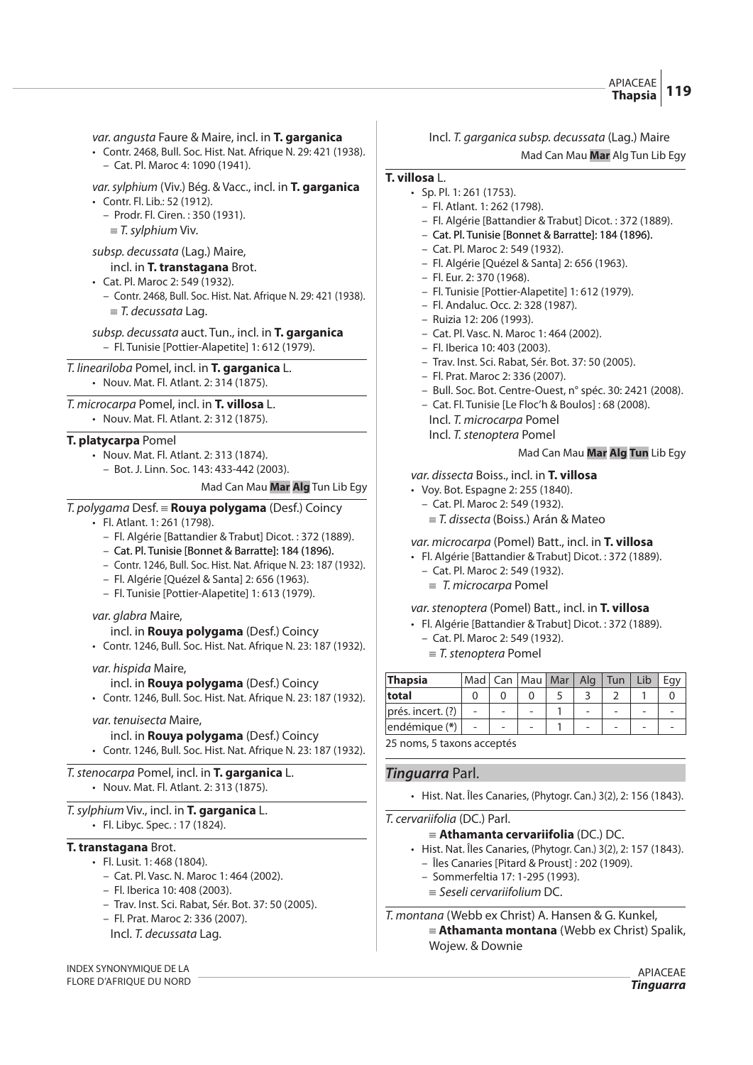*var. angusta* Faure & Maire, incl. in **T. garganica**
- Contr. 2468, Bull. Soc. Hist. Nat. Afrique N. 29: 421 (1938).
  - Cat. Pl. Maroc 4: 1090 (1941).

*var. sylphium* (Viv.) Bég. & Vacc., incl. in **T. garganica**
- Contr. Fl. Lib.: 52 (1912).
  - Prodr. Fl. Ciren. : 350 (1931).
  - ≡ *T. sylphium* Viv.

*subsp. decussata* (Lag.) Maire, incl. in **T. transtagana** Brot.
- Cat. Pl. Maroc 2: 549 (1932).
  - Contr. 2468, Bull. Soc. Hist. Nat. Afrique N. 29: 421 (1938).
  - ≡ *T. decussata* Lag.

*subsp. decussata* auct. Tun., incl. in **T. garganica**
  - Fl. Tunisie [Pottier-Alapetite] 1: 612 (1979).

---

*T. lineariloba* Pomel, incl. in **T. garganica** L.
- Nouv. Mat. Fl. Atlant. 2: 314 (1875).

---

*T. microcarpa* Pomel, incl. in **T. villosa** L.
- Nouv. Mat. Fl. Atlant. 2: 312 (1875).

---

**T. platycarpa** Pomel
- Nouv. Mat. Fl. Atlant. 2: 313 (1874).
  - Bot. J. Linn. Soc. 143: 433-442 (2003).

Mad Can Mau **Mar** **Alg** Tun Lib Egy

---

*T. polygama* Desf. ≡ **Rouya polygama** (Desf.) Coincy
- Fl. Atlant. 1: 261 (1798).
  - Fl. Algérie [Battandier & Trabut] Dicot. : 372 (1889).
  - Cat. Pl. Tunisie [Bonnet & Barratte]: 184 (1896).
  - Contr. 1246, Bull. Soc. Hist. Nat. Afrique N. 23: 187 (1932).
  - Fl. Algérie [Quézel & Santa] 2: 656 (1963).
  - Fl. Tunisie [Pottier-Alapetite] 1: 613 (1979).

*var. glabra* Maire, incl. in **Rouya polygama** (Desf.) Coincy
- Contr. 1246, Bull. Soc. Hist. Nat. Afrique N. 23: 187 (1932).

*var. hispida* Maire, incl. in **Rouya polygama** (Desf.) Coincy
- Contr. 1246, Bull. Soc. Hist. Nat. Afrique N. 23: 187 (1932).

*var. tenuisecta* Maire, incl. in **Rouya polygama** (Desf.) Coincy
- Contr. 1246, Bull. Soc. Hist. Nat. Afrique N. 23: 187 (1932).

---

*T. stenocarpa* Pomel, incl. in **T. garganica** L.
- Nouv. Mat. Fl. Atlant. 2: 313 (1875).

---

*T. sylphium* Viv., incl. in **T. garganica** L.
- Fl. Libyc. Spec. : 17 (1824).

---

**T. transtagana** Brot.
- Fl. Lusit. 1: 468 (1804).
  - Cat. Pl. Vasc. N. Maroc 1: 464 (2002).
  - Fl. Iberica 10: 408 (2003).
  - Trav. Inst. Sci. Rabat, Sér. Bot. 37: 50 (2005).
  - Fl. Prat. Maroc 2: 336 (2007).

  Incl. *T. decussata* Lag.

  Incl. *T. garganica subsp. decussata* (Lag.) Maire

Mad Can Mau **Mar** Alg Tun Lib Egy

---

**T. villosa** L.
- Sp. Pl. 1: 261 (1753).
  - Fl. Atlant. 1: 262 (1798).
  - Fl. Algérie [Battandier & Trabut] Dicot. : 372 (1889).
  - Cat. Pl. Tunisie [Bonnet & Barratte]: 184 (1896).
  - Cat. Pl. Maroc 2: 549 (1932).
  - Fl. Algérie [Quézel & Santa] 2: 656 (1963).
  - Fl. Eur. 2: 370 (1968).
  - Fl. Tunisie [Pottier-Alapetite] 1: 612 (1979).
  - Fl. Andaluc. Occ. 2: 328 (1987).
  - Ruizia 12: 206 (1993).
  - Cat. Pl. Vasc. N. Maroc 1: 464 (2002).
  - Fl. Iberica 10: 403 (2003).
  - Trav. Inst. Sci. Rabat, Sér. Bot. 37: 50 (2005).
  - Fl. Prat. Maroc 2: 336 (2007).
  - Bull. Soc. Bot. Centre-Ouest, n° spéc. 30: 2421 (2008).
  - Cat. Fl. Tunisie [Le Floc'h & Boulos] : 68 (2008).

  Incl. *T. microcarpa* Pomel

  Incl. *T. stenoptera* Pomel

Mad Can Mau **Mar** **Alg** **Tun** Lib Egy

*var. dissecta* Boiss., incl. in **T. villosa**
- Voy. Bot. Espagne 2: 255 (1840).
  - Cat. Pl. Maroc 2: 549 (1932).
  - ≡ *T. dissecta* (Boiss.) Arán & Mateo

*var. microcarpa* (Pomel) Batt., incl. in **T. villosa**
- Fl. Algérie [Battandier & Trabut] Dicot. : 372 (1889).
  - Cat. Pl. Maroc 2: 549 (1932).
  - ≡ *T. microcarpa* Pomel

*var. stenoptera* (Pomel) Batt., incl. in **T. villosa**
- Fl. Algérie [Battandier & Trabut] Dicot. : 372 (1889).
  - Cat. Pl. Maroc 2: 549 (1932).
  - ≡ *T. stenoptera* Pomel

| **Thapsia** | Mad | Can | Mau | Mar | Alg | Tun | Lib | Egy |
|---|---|---|---|---|---|---|---|---|
| **total** | 0 | 0 | 0 | 5 | 3 | 2 | 1 | 0 |
| prés. incert. (?) | - | - | - | 1 | - | - | - | - |
| endémique (*) | - | - | - | 1 | - | - | - | - |

25 noms, 5 taxons acceptés

---

## *Tinguarra* Parl.

- Hist. Nat. Îles Canaries, (Phytogr. Can.) 3(2), 2: 156 (1843).

---

*T. cervariifolia* (DC.) Parl.
≡ **Athamanta cervariifolia** (DC.) DC.
- Hist. Nat. Îles Canaries, (Phytogr. Can.) 3(2), 2: 157 (1843).
  - Îles Canaries [Pitard & Proust] : 202 (1909).
  - Sommerfeltia 17: 1-295 (1993).
  - ≡ *Seseli cervariifolium* DC.

---

*T. montana* (Webb ex Christ) A. Hansen & G. Kunkel,
≡ **Athamanta montana** (Webb ex Christ) Spalik, Wojew. & Downie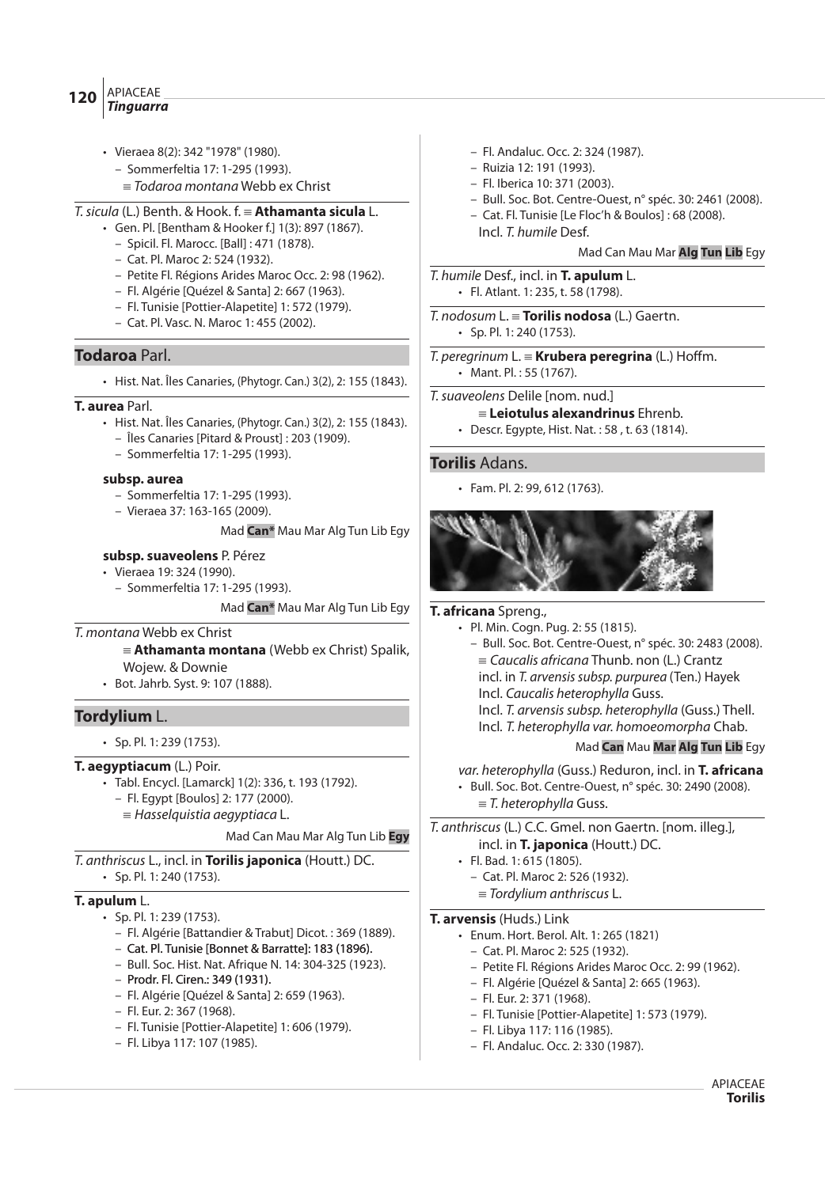- Vieraea 8(2): 342 "1978" (1980).
  - Sommerfeltia 17: 1-295 (1993).
    ≡ *Todaroa montana* Webb ex Christ

*T. sicula* (L.) Benth. & Hook. f. ≡ **Athamanta sicula** L.

- Gen. Pl. [Bentham & Hooker f.] 1(3): 897 (1867).
  - Spicil. Fl. Marocc. [Ball] : 471 (1878).
  - Cat. Pl. Maroc 2: 524 (1932).
  - Petite Fl. Régions Arides Maroc Occ. 2: 98 (1962).
  - Fl. Algérie [Quézel & Santa] 2: 667 (1963).
  - Fl. Tunisie [Pottier-Alapetite] 1: 572 (1979).
  - Cat. Pl. Vasc. N. Maroc 1: 455 (2002).

## Todaroa Parl.

- Hist. Nat. Îles Canaries, (Phytogr. Can.) 3(2), 2: 155 (1843).

**T. aurea** Parl.

- Hist. Nat. Îles Canaries, (Phytogr. Can.) 3(2), 2: 155 (1843).
  - Îles Canaries [Pitard & Proust] : 203 (1909).
  - Sommerfeltia 17: 1-295 (1993).

**subsp. aurea**

- Sommerfeltia 17: 1-295 (1993).
- Vieraea 37: 163-165 (2009).

Mad **Can\*** Mau Mar Alg Tun Lib Egy

**subsp. suaveolens** P. Pérez

- Vieraea 19: 324 (1990).
  - Sommerfeltia 17: 1-295 (1993).

Mad **Can\*** Mau Mar Alg Tun Lib Egy

*T. montana* Webb ex Christ
≡ **Athamanta montana** (Webb ex Christ) Spalik, Wojew. & Downie

- Bot. Jahrb. Syst. 9: 107 (1888).

## Tordylium L.

- Sp. Pl. 1: 239 (1753).

**T. aegyptiacum** (L.) Poir.

- Tabl. Encycl. [Lamarck] 1(2): 336, t. 193 (1792).
  - Fl. Egypt [Boulos] 2: 177 (2000).
    ≡ *Hasselquistia aegyptiaca* L.

Mad Can Mau Mar Alg Tun Lib **Egy**

*T. anthriscus* L., incl. in **Torilis japonica** (Houtt.) DC.

- Sp. Pl. 1: 240 (1753).

**T. apulum** L.

- Sp. Pl. 1: 239 (1753).
  - Fl. Algérie [Battandier & Trabut] Dicot. : 369 (1889).
  - Cat. Pl. Tunisie [Bonnet & Barratte]: 183 (1896).
  - Bull. Soc. Hist. Nat. Afrique N. 14: 304-325 (1923).
  - Prodr. Fl. Ciren.: 349 (1931).
  - Fl. Algérie [Quézel & Santa] 2: 659 (1963).
  - Fl. Eur. 2: 367 (1968).
  - Fl. Tunisie [Pottier-Alapetite] 1: 606 (1979).
  - Fl. Libya 117: 107 (1985).
  - Fl. Andaluc. Occ. 2: 324 (1987).
  - Ruizia 12: 191 (1993).
  - Fl. Iberica 10: 371 (2003).
  - Bull. Soc. Bot. Centre-Ouest, n° spéc. 30: 2461 (2008).
  - Cat. Fl. Tunisie [Le Floc'h & Boulos] : 68 (2008).
    Incl. *T. humile* Desf.

Mad Can Mau Mar **Alg** **Tun** **Lib** Egy

*T. humile* Desf., incl. in **T. apulum** L.

- Fl. Atlant. 1: 235, t. 58 (1798).

*T. nodosum* L. ≡ **Torilis nodosa** (L.) Gaertn.

- Sp. Pl. 1: 240 (1753).

*T. peregrinum* L. ≡ **Krubera peregrina** (L.) Hoffm.

- Mant. Pl. : 55 (1767).

*T. suaveolens* Delile [nom. nud.]
≡ **Leiotulus alexandrinus** Ehrenb.

- Descr. Egypte, Hist. Nat. : 58 , t. 63 (1814).

## Torilis Adans.

- Fam. Pl. 2: 99, 612 (1763).

**T. africana** Spreng.,

- Pl. Min. Cogn. Pug. 2: 55 (1815).
  - Bull. Soc. Bot. Centre-Ouest, n° spéc. 30: 2483 (2008).
    ≡ *Caucalis africana* Thunb. non (L.) Crantz
    incl. in *T. arvensis subsp. purpurea* (Ten.) Hayek
    Incl. *Caucalis heterophylla* Guss.
    Incl. *T. arvensis subsp. heterophylla* (Guss.) Thell.
    Incl. *T. heterophylla var. homoeomorpha* Chab.

Mad **Can** Mau **Mar** **Alg** **Tun** **Lib** Egy

*var. heterophylla* (Guss.) Reduron, incl. in **T. africana**

- Bull. Soc. Bot. Centre-Ouest, n° spéc. 30: 2490 (2008).
  ≡ *T. heterophylla* Guss.

*T. anthriscus* (L.) C.C. Gmel. non Gaertn. [nom. illeg.], incl. in **T. japonica** (Houtt.) DC.

- Fl. Bad. 1: 615 (1805).
  - Cat. Pl. Maroc 2: 526 (1932).
    ≡ *Tordylium anthriscus* L.

**T. arvensis** (Huds.) Link

- Enum. Hort. Berol. Alt. 1: 265 (1821)
  - Cat. Pl. Maroc 2: 525 (1932).
  - Petite Fl. Régions Arides Maroc Occ. 2: 99 (1962).
  - Fl. Algérie [Quézel & Santa] 2: 665 (1963).
  - Fl. Eur. 2: 371 (1968).
  - Fl. Tunisie [Pottier-Alapetite] 1: 573 (1979).
  - Fl. Libya 117: 116 (1985).
  - Fl. Andaluc. Occ. 2: 330 (1987).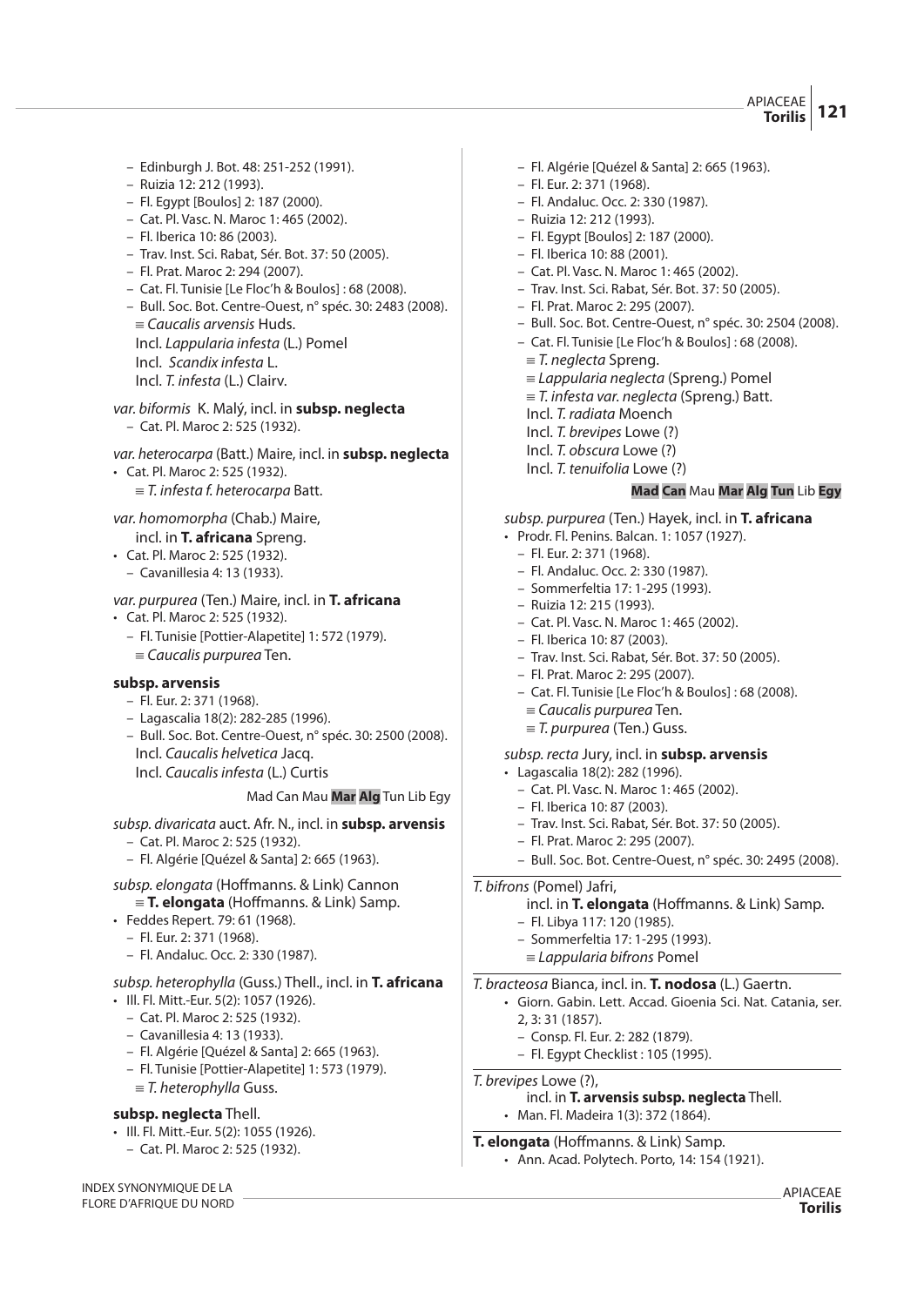- Edinburgh J. Bot. 48: 251-252 (1991).
- Ruizia 12: 212 (1993).
- Fl. Egypt [Boulos] 2: 187 (2000).
- Cat. Pl. Vasc. N. Maroc 1: 465 (2002).
- Fl. Iberica 10: 86 (2003).
- Trav. Inst. Sci. Rabat, Sér. Bot. 37: 50 (2005).
- Fl. Prat. Maroc 2: 294 (2007).
- Cat. Fl. Tunisie [Le Floc'h & Boulos] : 68 (2008).
- Bull. Soc. Bot. Centre-Ouest, n° spéc. 30: 2483 (2008).

≡ *Caucalis arvensis* Huds.
Incl. *Lappularia infesta* (L.) Pomel
Incl. *Scandix infesta* L.
Incl. *T. infesta* (L.) Clairv.

*var. biformis* K. Malý, incl. in **subsp. neglecta**
- Cat. Pl. Maroc 2: 525 (1932).

*var. heterocarpa* (Batt.) Maire, incl. in **subsp. neglecta**
- • Cat. Pl. Maroc 2: 525 (1932).

≡ *T. infesta f. heterocarpa* Batt.

*var. homomorpha* (Chab.) Maire, incl. in **T. africana** Spreng.
- • Cat. Pl. Maroc 2: 525 (1932).
- Cavanillesia 4: 13 (1933).

*var. purpurea* (Ten.) Maire, incl. in **T. africana**
- • Cat. Pl. Maroc 2: 525 (1932).
- Fl. Tunisie [Pottier-Alapetite] 1: 572 (1979).

≡ *Caucalis purpurea* Ten.

**subsp. arvensis**
- Fl. Eur. 2: 371 (1968).
- Lagascalia 18(2): 282-285 (1996).
- Bull. Soc. Bot. Centre-Ouest, n° spéc. 30: 2500 (2008).

Incl. *Caucalis helvetica* Jacq.
Incl. *Caucalis infesta* (L.) Curtis

Mad Can Mau **Mar** **Alg** Tun Lib Egy

*subsp. divaricata* auct. Afr. N., incl. in **subsp. arvensis**
- Cat. Pl. Maroc 2: 525 (1932).
- Fl. Algérie [Quézel & Santa] 2: 665 (1963).

*subsp. elongata* (Hoffmanns. & Link) Cannon
≡ **T. elongata** (Hoffmanns. & Link) Samp.
- • Feddes Repert. 79: 61 (1968).
- Fl. Eur. 2: 371 (1968).
- Fl. Andaluc. Occ. 2: 330 (1987).

*subsp. heterophylla* (Guss.) Thell., incl. in **T. africana**
- • Ill. Fl. Mitt.-Eur. 5(2): 1057 (1926).
- Cat. Pl. Maroc 2: 525 (1932).
- Cavanillesia 4: 13 (1933).
- Fl. Algérie [Quézel & Santa] 2: 665 (1963).
- Fl. Tunisie [Pottier-Alapetite] 1: 573 (1979).

≡ *T. heterophylla* Guss.

**subsp. neglecta** Thell.
- • Ill. Fl. Mitt.-Eur. 5(2): 1055 (1926).
- Cat. Pl. Maroc 2: 525 (1932).
- Fl. Algérie [Quézel & Santa] 2: 665 (1963).
- Fl. Eur. 2: 371 (1968).
- Fl. Andaluc. Occ. 2: 330 (1987).
- Ruizia 12: 212 (1993).
- Fl. Egypt [Boulos] 2: 187 (2000).
- Fl. Iberica 10: 88 (2001).
- Cat. Pl. Vasc. N. Maroc 1: 465 (2002).
- Trav. Inst. Sci. Rabat, Sér. Bot. 37: 50 (2005).
- Fl. Prat. Maroc 2: 295 (2007).
- Bull. Soc. Bot. Centre-Ouest, n° spéc. 30: 2504 (2008).
- Cat. Fl. Tunisie [Le Floc'h & Boulos] : 68 (2008).

≡ *T. neglecta* Spreng.
≡ *Lappularia neglecta* (Spreng.) Pomel
≡ *T. infesta var. neglecta* (Spreng.) Batt.
Incl. *T. radiata* Moench
Incl. *T. brevipes* Lowe (?)
Incl. *T. obscura* Lowe (?)
Incl. *T. tenuifolia* Lowe (?)

**Mad** **Can** Mau **Mar** **Alg** **Tun** Lib **Egy**

*subsp. purpurea* (Ten.) Hayek, incl. in **T. africana**
- • Prodr. Fl. Penins. Balcan. 1: 1057 (1927).
- Fl. Eur. 2: 371 (1968).
- Fl. Andaluc. Occ. 2: 330 (1987).
- Sommerfeltia 17: 1-295 (1993).
- Ruizia 12: 215 (1993).
- Cat. Pl. Vasc. N. Maroc 1: 465 (2002).
- Fl. Iberica 10: 87 (2003).
- Trav. Inst. Sci. Rabat, Sér. Bot. 37: 50 (2005).
- Fl. Prat. Maroc 2: 295 (2007).
- Cat. Fl. Tunisie [Le Floc'h & Boulos] : 68 (2008).

≡ *Caucalis purpurea* Ten.
≡ *T. purpurea* (Ten.) Guss.

*subsp. recta* Jury, incl. in **subsp. arvensis**
- • Lagascalia 18(2): 282 (1996).
- Cat. Pl. Vasc. N. Maroc 1: 465 (2002).
- Fl. Iberica 10: 87 (2003).
- Trav. Inst. Sci. Rabat, Sér. Bot. 37: 50 (2005).
- Fl. Prat. Maroc 2: 295 (2007).
- Bull. Soc. Bot. Centre-Ouest, n° spéc. 30: 2495 (2008).

---

*T. bifrons* (Pomel) Jafri, incl. in **T. elongata** (Hoffmanns. & Link) Samp.
- Fl. Libya 117: 120 (1985).
- Sommerfeltia 17: 1-295 (1993).

≡ *Lappularia bifrons* Pomel

---

*T. bracteosa* Bianca, incl. in. **T. nodosa** (L.) Gaertn.
- • Giorn. Gabin. Lett. Accad. Gioenia Sci. Nat. Catania, ser. 2, 3: 31 (1857).
- Consp. Fl. Eur. 2: 282 (1879).
- Fl. Egypt Checklist : 105 (1995).

---

*T. brevipes* Lowe (?), incl. in **T. arvensis subsp. neglecta** Thell.
- • Man. Fl. Madeira 1(3): 372 (1864).

---

**T. elongata** (Hoffmanns. & Link) Samp.
- • Ann. Acad. Polytech. Porto, 14: 154 (1921).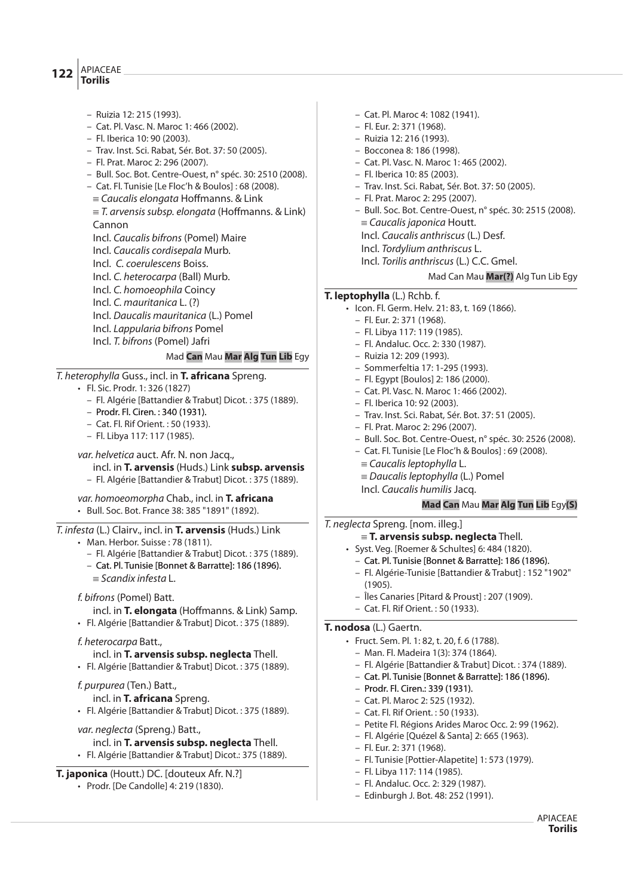– Ruizia 12: 215 (1993).
– Cat. Pl. Vasc. N. Maroc 1: 466 (2002).
– Fl. Iberica 10: 90 (2003).
– Trav. Inst. Sci. Rabat, Sér. Bot. 37: 50 (2005).
– Fl. Prat. Maroc 2: 296 (2007).
– Bull. Soc. Bot. Centre-Ouest, n° spéc. 30: 2510 (2008).
– Cat. Fl. Tunisie [Le Floc'h & Boulos] : 68 (2008).

≡ *Caucalis elongata* Hoffmanns. & Link
≡ *T. arvensis subsp. elongata* (Hoffmanns. & Link) Cannon
Incl. *Caucalis bifrons* (Pomel) Maire
Incl. *Caucalis cordisepala* Murb.
Incl. *C. coerulescens* Boiss.
Incl. *C. heterocarpa* (Ball) Murb.
Incl. *C. homoeophila* Coincy
Incl. *C. mauritanica* L. (?)
Incl. *Daucalis mauritanica* (L.) Pomel
Incl. *Lappularia bifrons* Pomel
Incl. *T. bifrons* (Pomel) Jafri

Mad **Can** Mau **Mar** **Alg** **Tun** **Lib** Egy

---

*T. heterophylla* Guss., incl. in **T. africana** Spreng.
- Fl. Sic. Prodr. 1: 326 (1827)
  – Fl. Algérie [Battandier & Trabut] Dicot. : 375 (1889).
  – Prodr. Fl. Ciren. : 340 (1931).
  – Cat. Fl. Rif Orient. : 50 (1933).
  – Fl. Libya 117: 117 (1985).

*var. helvetica* auct. Afr. N. non Jacq.,
incl. in **T. arvensis** (Huds.) Link **subsp. arvensis**
  – Fl. Algérie [Battandier & Trabut] Dicot. : 375 (1889).

*var. homoeomorpha* Chab., incl. in **T. africana**
- Bull. Soc. Bot. France 38: 385 "1891" (1892).

---

*T. infesta* (L.) Clairv., incl. in **T. arvensis** (Huds.) Link
- Man. Herbor. Suisse : 78 (1811).
  – Fl. Algérie [Battandier & Trabut] Dicot. : 375 (1889).
  – Cat. Pl. Tunisie [Bonnet & Barratte]: 186 (1896).

≡ *Scandix infesta* L.

*f. bifrons* (Pomel) Batt.
incl. in **T. elongata** (Hoffmanns. & Link) Samp.
- Fl. Algérie [Battandier & Trabut] Dicot. : 375 (1889).

*f. heterocarpa* Batt.,
incl. in **T. arvensis subsp. neglecta** Thell.
- Fl. Algérie [Battandier & Trabut] Dicot. : 375 (1889).

*f. purpurea* (Ten.) Batt.,
incl. in **T. africana** Spreng.
- Fl. Algérie [Battandier & Trabut] Dicot. : 375 (1889).

*var. neglecta* (Spreng.) Batt.,
incl. in **T. arvensis subsp. neglecta** Thell.
- Fl. Algérie [Battandier & Trabut] Dicot.: 375 (1889).

---

**T. japonica** (Houtt.) DC. [douteux Afr. N.?]
- Prodr. [De Candolle] 4: 219 (1830).
  – Cat. Pl. Maroc 4: 1082 (1941).
  – Fl. Eur. 2: 371 (1968).
  – Ruizia 12: 216 (1993).
  – Bocconea 8: 186 (1998).
  – Cat. Pl. Vasc. N. Maroc 1: 465 (2002).
  – Fl. Iberica 10: 85 (2003).
  – Trav. Inst. Sci. Rabat, Sér. Bot. 37: 50 (2005).
  – Fl. Prat. Maroc 2: 295 (2007).
  – Bull. Soc. Bot. Centre-Ouest, n° spéc. 30: 2515 (2008).

≡ *Caucalis japonica* Houtt.
Incl. *Caucalis anthriscus* (L.) Desf.
Incl. *Tordylium anthriscus* L.
Incl. *Torilis anthriscus* (L.) C.C. Gmel.

Mad Can Mau **Mar(?)** Alg Tun Lib Egy

---

**T. leptophylla** (L.) Rchb. f.
- Icon. Fl. Germ. Helv. 21: 83, t. 169 (1866).
  – Fl. Eur. 2: 371 (1968).
  – Fl. Libya 117: 119 (1985).
  – Fl. Andaluc. Occ. 2: 330 (1987).
  – Ruizia 12: 209 (1993).
  – Sommerfeltia 17: 1-295 (1993).
  – Fl. Egypt [Boulos] 2: 186 (2000).
  – Cat. Pl. Vasc. N. Maroc 1: 466 (2002).
  – Fl. Iberica 10: 92 (2003).
  – Trav. Inst. Sci. Rabat, Sér. Bot. 37: 51 (2005).
  – Fl. Prat. Maroc 2: 296 (2007).
  – Bull. Soc. Bot. Centre-Ouest, n° spéc. 30: 2526 (2008).
  – Cat. Fl. Tunisie [Le Floc'h & Boulos] : 69 (2008).

≡ *Caucalis leptophylla* L.
≡ *Daucalis leptophylla* (L.) Pomel
Incl. *Caucalis humilis* Jacq.

**Mad** **Can** Mau **Mar** **Alg** **Tun** **Lib** Egy**(S)**

---

*T. neglecta* Spreng. [nom. illeg.]
≡ **T. arvensis subsp. neglecta** Thell.
- Syst. Veg. [Roemer & Schultes] 6: 484 (1820).
  – Cat. Pl. Tunisie [Bonnet & Barratte]: 186 (1896).
  – Fl. Algérie-Tunisie [Battandier & Trabut] : 152 "1902" (1905).
  – Îles Canaries [Pitard & Proust] : 207 (1909).
  – Cat. Fl. Rif Orient. : 50 (1933).

---

**T. nodosa** (L.) Gaertn.
- Fruct. Sem. Pl. 1: 82, t. 20, f. 6 (1788).
  – Man. Fl. Madeira 1(3): 374 (1864).
  – Fl. Algérie [Battandier & Trabut] Dicot. : 374 (1889).
  – Cat. Pl. Tunisie [Bonnet & Barratte]: 186 (1896).
  – Prodr. Fl. Ciren.: 339 (1931).
  – Cat. Pl. Maroc 2: 525 (1932).
  – Cat. Fl. Rif Orient. : 50 (1933).
  – Petite Fl. Régions Arides Maroc Occ. 2: 99 (1962).
  – Fl. Algérie [Quézel & Santa] 2: 665 (1963).
  – Fl. Eur. 2: 371 (1968).
  – Fl. Tunisie [Pottier-Alapetite] 1: 573 (1979).
  – Fl. Libya 117: 114 (1985).
  – Fl. Andaluc. Occ. 2: 329 (1987).
  – Edinburgh J. Bot. 48: 252 (1991).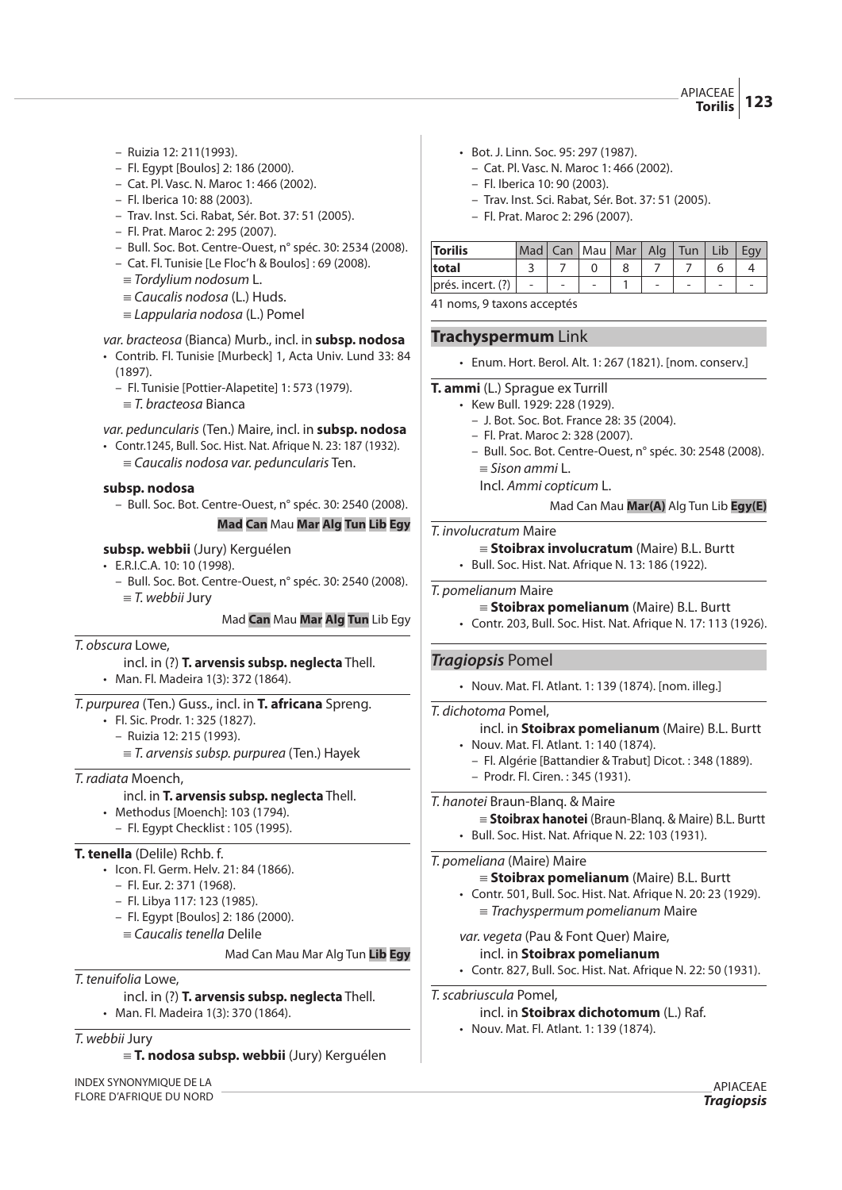– Ruizia 12: 211(1993).
– Fl. Egypt [Boulos] 2: 186 (2000).
– Cat. Pl. Vasc. N. Maroc 1: 466 (2002).
– Fl. Iberica 10: 88 (2003).
– Trav. Inst. Sci. Rabat, Sér. Bot. 37: 51 (2005).
– Fl. Prat. Maroc 2: 295 (2007).
– Bull. Soc. Bot. Centre-Ouest, n° spéc. 30: 2534 (2008).
– Cat. Fl. Tunisie [Le Floc'h & Boulos] : 69 (2008).
≡ *Tordylium nodosum* L.
≡ *Caucalis nodosa* (L.) Huds.
≡ *Lappularia nodosa* (L.) Pomel

*var. bracteosa* (Bianca) Murb., incl. in **subsp. nodosa**
• Contrib. Fl. Tunisie [Murbeck] 1, Acta Univ. Lund 33: 84 (1897).
– Fl. Tunisie [Pottier-Alapetite] 1: 573 (1979).
≡ *T. bracteosa* Bianca

*var. peduncularis* (Ten.) Maire, incl. in **subsp. nodosa**
• Contr.1245, Bull. Soc. Hist. Nat. Afrique N. 23: 187 (1932).
≡ *Caucalis nodosa var. peduncularis* Ten.

**subsp. nodosa**
– Bull. Soc. Bot. Centre-Ouest, n° spéc. 30: 2540 (2008).

**Mad** **Can** Mau **Mar** **Alg** **Tun** **Lib** **Egy**

**subsp. webbii** (Jury) Kerguélen
• E.R.I.C.A. 10: 10 (1998).
– Bull. Soc. Bot. Centre-Ouest, n° spéc. 30: 2540 (2008).
≡ *T. webbii* Jury

Mad **Can** Mau **Mar** **Alg** **Tun** Lib Egy

*T. obscura* Lowe,
incl. in (?) **T. arvensis subsp. neglecta** Thell.
• Man. Fl. Madeira 1(3): 372 (1864).

*T. purpurea* (Ten.) Guss., incl. in **T. africana** Spreng.
• Fl. Sic. Prodr. 1: 325 (1827).
– Ruizia 12: 215 (1993).
≡ *T. arvensis subsp. purpurea* (Ten.) Hayek

*T. radiata* Moench,
incl. in **T. arvensis subsp. neglecta** Thell.
• Methodus [Moench]: 103 (1794).
– Fl. Egypt Checklist : 105 (1995).

**T. tenella** (Delile) Rchb. f.
• Icon. Fl. Germ. Helv. 21: 84 (1866).
– Fl. Eur. 2: 371 (1968).
– Fl. Libya 117: 123 (1985).
– Fl. Egypt [Boulos] 2: 186 (2000).
≡ *Caucalis tenella* Delile

Mad Can Mau Mar Alg Tun **Lib** **Egy**

*T. tenuifolia* Lowe,
incl. in (?) **T. arvensis subsp. neglecta** Thell.
• Man. Fl. Madeira 1(3): 370 (1864).

*T. webbii* Jury
≡ **T. nodosa subsp. webbii** (Jury) Kerguélen

• Bot. J. Linn. Soc. 95: 297 (1987).
– Cat. Pl. Vasc. N. Maroc 1: 466 (2002).
– Fl. Iberica 10: 90 (2003).
– Trav. Inst. Sci. Rabat, Sér. Bot. 37: 51 (2005).
– Fl. Prat. Maroc 2: 296 (2007).

| **Torilis** | Mad | Can | Mau | Mar | Alg | Tun | Lib | Egy |
|---|---|---|---|---|---|---|---|---|
| **total** | 3 | 7 | 0 | 8 | 7 | 7 | 6 | 4 |
| prés. incert. (?) | - | - | - | 1 | - | - | - | - |

41 noms, 9 taxons acceptés

## **Trachyspermum** Link

• Enum. Hort. Berol. Alt. 1: 267 (1821). [nom. conserv.]

**T. ammi** (L.) Sprague ex Turrill
• Kew Bull. 1929: 228 (1929).
– J. Bot. Soc. Bot. France 28: 35 (2004).
– Fl. Prat. Maroc 2: 328 (2007).
– Bull. Soc. Bot. Centre-Ouest, n° spéc. 30: 2548 (2008).
≡ *Sison ammi* L.
Incl. *Ammi copticum* L.

Mad Can Mau **Mar(A)** Alg Tun Lib **Egy(E)**

*T. involucratum* Maire
≡ **Stoibrax involucratum** (Maire) B.L. Burtt
• Bull. Soc. Hist. Nat. Afrique N. 13: 186 (1922).

*T. pomelianum* Maire
≡ **Stoibrax pomelianum** (Maire) B.L. Burtt
• Contr. 203, Bull. Soc. Hist. Nat. Afrique N. 17: 113 (1926).

## ***Tragiopsis*** Pomel

• Nouv. Mat. Fl. Atlant. 1: 139 (1874). [nom. illeg.]

*T. dichotoma* Pomel,
incl. in **Stoibrax pomelianum** (Maire) B.L. Burtt
• Nouv. Mat. Fl. Atlant. 1: 140 (1874).
– Fl. Algérie [Battandier & Trabut] Dicot. : 348 (1889).
– Prodr. Fl. Ciren. : 345 (1931).

*T. hanotei* Braun-Blanq. & Maire
≡ **Stoibrax hanotei** (Braun-Blanq. & Maire) B.L. Burtt
• Bull. Soc. Hist. Nat. Afrique N. 22: 103 (1931).

*T. pomeliana* (Maire) Maire
≡ **Stoibrax pomelianum** (Maire) B.L. Burtt
• Contr. 501, Bull. Soc. Hist. Nat. Afrique N. 20: 23 (1929).
≡ *Trachyspermum pomelianum* Maire

*var. vegeta* (Pau & Font Quer) Maire,
incl. in **Stoibrax pomelianum**
• Contr. 827, Bull. Soc. Hist. Nat. Afrique N. 22: 50 (1931).

*T. scabriuscula* Pomel,
incl. in **Stoibrax dichotomum** (L.) Raf.
• Nouv. Mat. Fl. Atlant. 1: 139 (1874).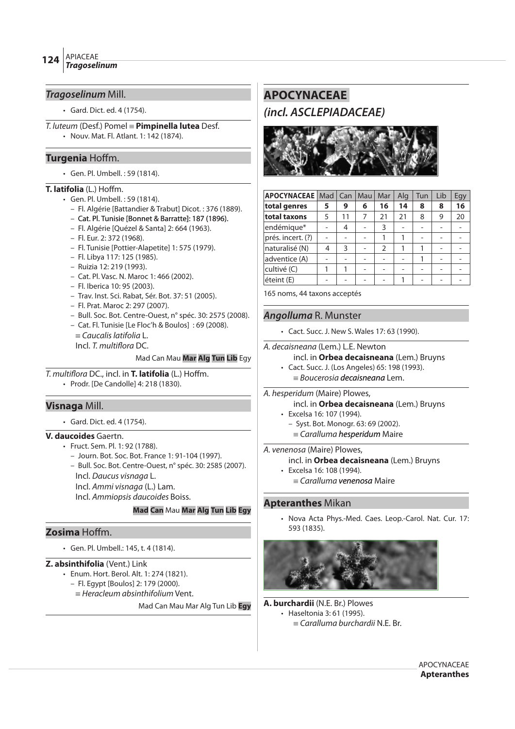## *Tragoselinum* Mill.

- Gard. Dict. ed. 4 (1754).

*T. luteum* (Desf.) Pomel ≡ **Pimpinella lutea** Desf.
- Nouv. Mat. Fl. Atlant. 1: 142 (1874).

## **Turgenia** Hoffm.

- Gen. Pl. Umbell. : 59 (1814).

**T. latifolia** (L.) Hoffm.
- Gen. Pl. Umbell. : 59 (1814).
  - Fl. Algérie [Battandier & Trabut] Dicot. : 376 (1889).
  - Cat. Pl. Tunisie [Bonnet & Barratte]: 187 (1896).
  - Fl. Algérie [Quézel & Santa] 2: 664 (1963).
  - Fl. Eur. 2: 372 (1968).
  - Fl. Tunisie [Pottier-Alapetite] 1: 575 (1979).
  - Fl. Libya 117: 125 (1985).
  - Ruizia 12: 219 (1993).
  - Cat. Pl. Vasc. N. Maroc 1: 466 (2002).
  - Fl. Iberica 10: 95 (2003).
  - Trav. Inst. Sci. Rabat, Sér. Bot. 37: 51 (2005).
  - Fl. Prat. Maroc 2: 297 (2007).
  - Bull. Soc. Bot. Centre-Ouest, n° spéc. 30: 2575 (2008).
  - Cat. Fl. Tunisie [Le Floc'h & Boulos] : 69 (2008).

  ≡ *Caucalis latifolia* L.

  Incl. *T. multiflora* DC.

Mad Can Mau **Mar** **Alg** **Tun** **Lib** Egy

*T. multiflora* DC., incl. in **T. latifolia** (L.) Hoffm.
- Prodr. [De Candolle] 4: 218 (1830).

## **Visnaga** Mill.

- Gard. Dict. ed. 4 (1754).

**V. daucoides** Gaertn.
- Fruct. Sem. Pl. 1: 92 (1788).
  - Journ. Bot. Soc. Bot. France 1: 91-104 (1997).
  - Bull. Soc. Bot. Centre-Ouest, n° spéc. 30: 2585 (2007).

  Incl. *Daucus visnaga* L.

  Incl. *Ammi visnaga* (L.) Lam.

  Incl. *Ammiopsis daucoides* Boiss.

**Mad** **Can** Mau **Mar** **Alg** **Tun** **Lib** **Egy**

## **Zosima** Hoffm.

- Gen. Pl. Umbell.: 145, t. 4 (1814).

**Z. absinthifolia** (Vent.) Link
- Enum. Hort. Berol. Alt. 1: 274 (1821).
  - Fl. Egypt [Boulos] 2: 179 (2000).

  ≡ *Heracleum absinthifolium* Vent.

Mad Can Mau Mar Alg Tun Lib **Egy**

# APOCYNACEAE
## *(incl. ASCLEPIADACEAE)*

| APOCYNACEAE | Mad | Can | Mau | Mar | Alg | Tun | Lib | Egy |
|---|---|---|---|---|---|---|---|---|
| **total genres** | **5** | **9** | **6** | **16** | **14** | **8** | **8** | **16** |
| **total taxons** | 5 | 11 | 7 | 21 | 21 | 8 | 9 | 20 |
| endémique* | - | 4 | - | 3 | - | - | - | - |
| prés. incert. (?) | - | - | - | 1 | 1 | - | - | - |
| naturalisé (N) | 4 | 3 | - | 2 | 1 | 1 | - | - |
| adventice (A) | - | - | - | - | - | 1 | - | - |
| cultivé (C) | 1 | 1 | - | - | - | - | - | - |
| éteint (E) | - | - | - | - | 1 | - | - | - |

165 noms, 44 taxons acceptés

## *Angolluma* R. Munster

- Cact. Succ. J. New S. Wales 17: 63 (1990).

*A. decaisneana* (Lem.) L.E. Newton
incl. in **Orbea decaisneana** (Lem.) Bruyns
- Cact. Succ. J. (Los Angeles) 65: 198 (1993).

  ≡ *Boucerosia decaisneana* Lem.

*A. hesperidum* (Maire) Plowes,
incl. in **Orbea decaisneana** (Lem.) Bruyns
- Excelsa 16: 107 (1994).
  - Syst. Bot. Monogr. 63: 69 (2002).

  ≡ *Caralluma hesperidum* Maire

*A. venenosa* (Maire) Plowes,
incl. in **Orbea decaisneana** (Lem.) Bruyns
- Excelsa 16: 108 (1994).

  ≡ *Caralluma venenosa* Maire

## **Apteranthes** Mikan

- Nova Acta Phys.-Med. Caes. Leop.-Carol. Nat. Cur. 17: 593 (1835).

**A. burchardii** (N.E. Br.) Plowes
- Haseltonia 3: 61 (1995).

  ≡ *Caralluma burchardii* N.E. Br.